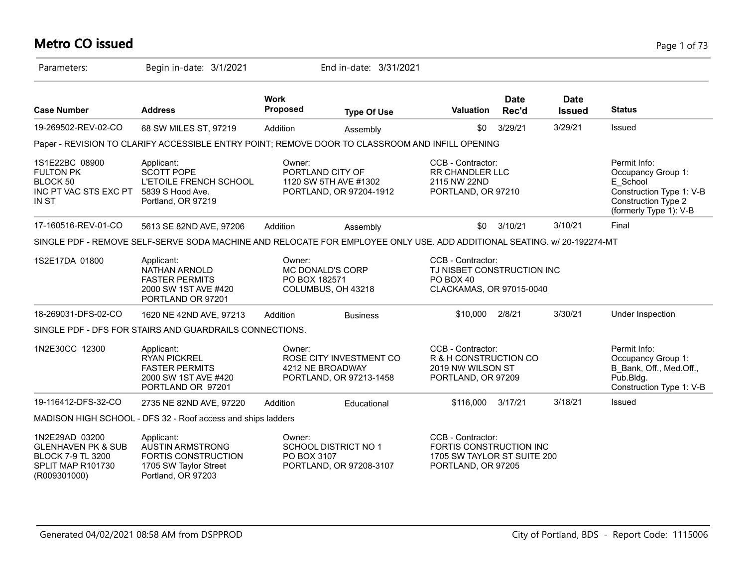# Metro CO issued

Parameters: Begin in-date: 3/1/2021 End in-date: 3/31/2021

| Case Number | Address | Work Proposed | Type Of Use | Valuation | Date Rec'd | Date Issued | Status |
|---|---|---|---|---|---|---|---|
| 19-269502-REV-02-CO | 68 SW MILES ST, 97219 | Addition | Assembly | $0 | 3/29/21 | 3/29/21 | Issued |

Paper - REVISION TO CLARIFY ACCESSIBLE ENTRY POINT; REMOVE DOOR TO CLASSROOM AND INFILL OPENING

| | Applicant | Owner | CCB - Contractor | Permit Info |
|---|---|---|---|---|
| 1S1E22BC 08900 FULTON PK BLOCK 50 INC PT VAC STS EXC PT IN ST | SCOTT POPE L'ETOILE FRENCH SCHOOL 5839 S Hood Ave. Portland, OR 97219 | PORTLAND CITY OF 1120 SW 5TH AVE #1302 PORTLAND, OR 97204-1912 | RR CHANDLER LLC 2115 NW 22ND PORTLAND, OR 97210 | Occupancy Group 1: E_School Construction Type 1: V-B Construction Type 2 (formerly Type 1): V-B |

| Case Number | Address | Work Proposed | Type Of Use | Valuation | Date Rec'd | Date Issued | Status |
|---|---|---|---|---|---|---|---|
| 17-160516-REV-01-CO | 5613 SE 82ND AVE, 97206 | Addition | Assembly | $0 | 3/10/21 | 3/10/21 | Final |

SINGLE PDF - REMOVE SELF-SERVE SODA MACHINE AND RELOCATE FOR EMPLOYEE ONLY USE. ADD ADDITIONAL SEATING. w/ 20-192274-MT

| | Applicant | Owner | CCB - Contractor |
|---|---|---|---|
| 1S2E17DA 01800 | NATHAN ARNOLD FASTER PERMITS 2000 SW 1ST AVE #420 PORTLAND OR 97201 | MC DONALD'S CORP PO BOX 182571 COLUMBUS, OH 43218 | TJ NISBET CONSTRUCTION INC PO BOX 40 CLACKAMAS, OR 97015-0040 |

| Case Number | Address | Work Proposed | Type Of Use | Valuation | Date Rec'd | Date Issued | Status |
|---|---|---|---|---|---|---|---|
| 18-269031-DFS-02-CO | 1620 NE 42ND AVE, 97213 | Addition | Business | $10,000 | 2/8/21 | 3/30/21 | Under Inspection |

SINGLE PDF - DFS FOR STAIRS AND GUARDRAILS CONNECTIONS.

| | Applicant | Owner | CCB - Contractor | Permit Info |
|---|---|---|---|---|
| 1N2E30CC 12300 | RYAN PICKREL FASTER PERMITS 2000 SW 1ST AVE #420 PORTLAND OR 97201 | ROSE CITY INVESTMENT CO 4212 NE BROADWAY PORTLAND, OR 97213-1458 | R & H CONSTRUCTION CO 2019 NW WILSON ST PORTLAND, OR 97209 | Occupancy Group 1: B_Bank, Off., Med.Off., Pub.Bldg. Construction Type 1: V-B |

| Case Number | Address | Work Proposed | Type Of Use | Valuation | Date Rec'd | Date Issued | Status |
|---|---|---|---|---|---|---|---|
| 19-116412-DFS-32-CO | 2735 NE 82ND AVE, 97220 | Addition | Educational | $116,000 | 3/17/21 | 3/18/21 | Issued |

MADISON HIGH SCHOOL - DFS 32 - Roof access and ships ladders

| | Applicant | Owner | CCB - Contractor |
|---|---|---|---|
| 1N2E29AD 03200 GLENHAVEN PK & SUB BLOCK 7-9 TL 3200 SPLIT MAP R101730 (R009301000) | AUSTIN ARMSTRONG FORTIS CONSTRUCTION 1705 SW Taylor Street Portland, OR 97203 | SCHOOL DISTRICT NO 1 PO BOX 3107 PORTLAND, OR 97208-3107 | FORTIS CONSTRUCTION INC 1705 SW TAYLOR ST SUITE 200 PORTLAND, OR 97205 |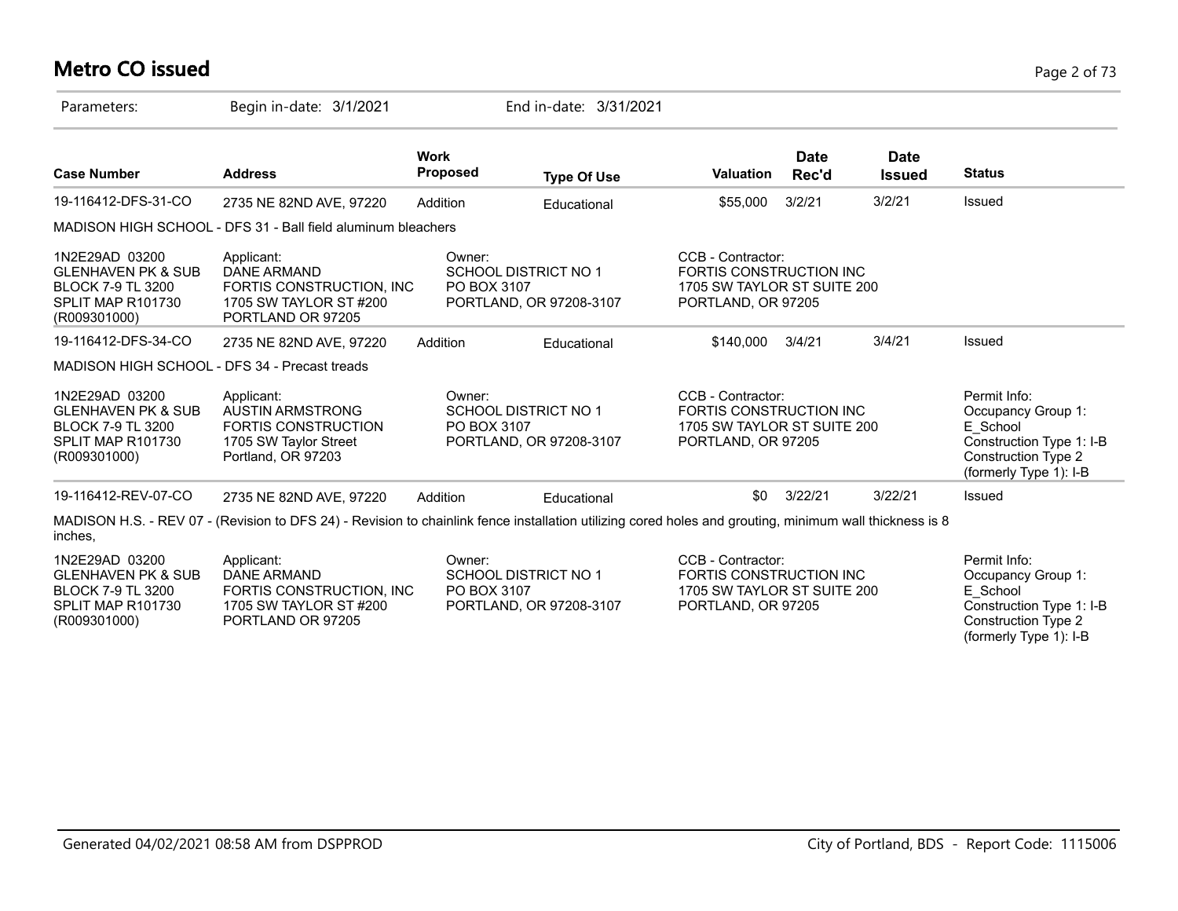# Metro CO issued

Parameters: Begin in-date: 3/1/2021 End in-date: 3/31/2021

| Case Number | Address | Work Proposed | Type Of Use | Valuation | Date Rec'd | Date Issued | Status |
|---|---|---|---|---|---|---|---|
| 19-116412-DFS-31-CO | 2735 NE 82ND AVE, 97220 | Addition | Educational | $55,000 | 3/2/21 | 3/2/21 | Issued |

MADISON HIGH SCHOOL - DFS 31 - Ball field aluminum bleachers

| | | | | |
|---|---|---|---|---|
| 1N2E29AD 03200<br>GLENHAVEN PK & SUB<br>BLOCK 7-9 TL 3200<br>SPLIT MAP R101730<br>(R009301000) | Applicant:<br>DANE ARMAND<br>FORTIS CONSTRUCTION, INC<br>1705 SW TAYLOR ST #200<br>PORTLAND OR 97205 | Owner:<br>SCHOOL DISTRICT NO 1<br>PO BOX 3107<br>PORTLAND, OR 97208-3107 | CCB - Contractor:<br>FORTIS CONSTRUCTION INC<br>1705 SW TAYLOR ST SUITE 200<br>PORTLAND, OR 97205 | |

| Case Number | Address | Work Proposed | Type Of Use | Valuation | Date Rec'd | Date Issued | Status |
|---|---|---|---|---|---|---|---|
| 19-116412-DFS-34-CO | 2735 NE 82ND AVE, 97220 | Addition | Educational | $140,000 | 3/4/21 | 3/4/21 | Issued |

MADISON HIGH SCHOOL - DFS 34 - Precast treads

| | | | | |
|---|---|---|---|---|
| 1N2E29AD 03200<br>GLENHAVEN PK & SUB<br>BLOCK 7-9 TL 3200<br>SPLIT MAP R101730<br>(R009301000) | Applicant:<br>AUSTIN ARMSTRONG<br>FORTIS CONSTRUCTION<br>1705 SW Taylor Street<br>Portland, OR 97203 | Owner:<br>SCHOOL DISTRICT NO 1<br>PO BOX 3107<br>PORTLAND, OR 97208-3107 | CCB - Contractor:<br>FORTIS CONSTRUCTION INC<br>1705 SW TAYLOR ST SUITE 200<br>PORTLAND, OR 97205 | Permit Info:<br>Occupancy Group 1: E_School<br>Construction Type 1: I-B<br>Construction Type 2 (formerly Type 1): I-B |

| Case Number | Address | Work Proposed | Type Of Use | Valuation | Date Rec'd | Date Issued | Status |
|---|---|---|---|---|---|---|---|
| 19-116412-REV-07-CO | 2735 NE 82ND AVE, 97220 | Addition | Educational | $0 | 3/22/21 | 3/22/21 | Issued |

MADISON H.S. - REV 07 - (Revision to DFS 24) - Revision to chainlink fence installation utilizing cored holes and grouting, minimum wall thickness is 8 inches,

| | | | | |
|---|---|---|---|---|
| 1N2E29AD 03200<br>GLENHAVEN PK & SUB<br>BLOCK 7-9 TL 3200<br>SPLIT MAP R101730<br>(R009301000) | Applicant:<br>DANE ARMAND<br>FORTIS CONSTRUCTION, INC<br>1705 SW TAYLOR ST #200<br>PORTLAND OR 97205 | Owner:<br>SCHOOL DISTRICT NO 1<br>PO BOX 3107<br>PORTLAND, OR 97208-3107 | CCB - Contractor:<br>FORTIS CONSTRUCTION INC<br>1705 SW TAYLOR ST SUITE 200<br>PORTLAND, OR 97205 | Permit Info:<br>Occupancy Group 1: E_School<br>Construction Type 1: I-B<br>Construction Type 2 (formerly Type 1): I-B |

Generated 04/02/2021 08:58 AM from DSPPROD — City of Portland, BDS - Report Code: 1115006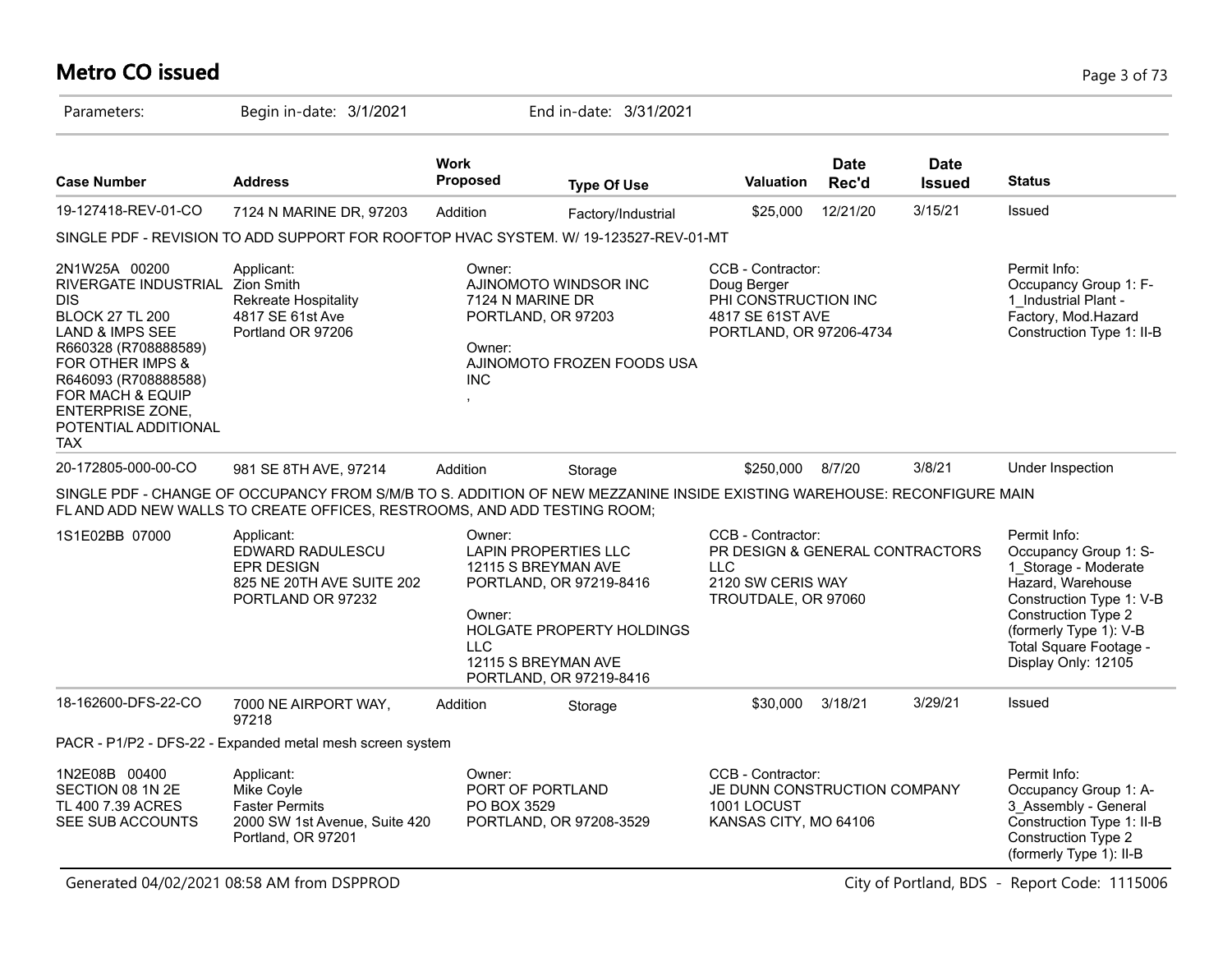# Metro CO issued

Parameters: Begin in-date: 3/1/2021 End in-date: 3/31/2021

| Case Number | Address | Work Proposed | Type Of Use | Valuation | Date Rec'd | Date Issued | Status |
|---|---|---|---|---|---|---|---|
| 19-127418-REV-01-CO | 7124 N MARINE DR, 97203 | Addition | Factory/Industrial | $25,000 | 12/21/20 | 3/15/21 | Issued |

SINGLE PDF - REVISION TO ADD SUPPORT FOR ROOFTOP HVAC SYSTEM. W/ 19-123527-REV-01-MT

| | | | | |
|---|---|---|---|---|
| 2N1W25A 00200 RIVERGATE INDUSTRIAL DIS BLOCK 27 TL 200 LAND & IMPS SEE R660328 (R708888589) FOR OTHER IMPS & R646093 (R708888588) FOR MACH & EQUIP ENTERPRISE ZONE, POTENTIAL ADDITIONAL TAX | Applicant: Zion Smith Rekreate Hospitality 4817 SE 61st Ave Portland OR 97206 | Owner: AJINOMOTO WINDSOR INC 7124 N MARINE DR PORTLAND, OR 97203 Owner: AJINOMOTO FROZEN FOODS USA INC , | CCB - Contractor: Doug Berger PHI CONSTRUCTION INC 4817 SE 61ST AVE PORTLAND, OR 97206-4734 | Permit Info: Occupancy Group 1: F-1_Industrial Plant - Factory, Mod.Hazard Construction Type 1: II-B |

| Case Number | Address | Work Proposed | Type Of Use | Valuation | Date Rec'd | Date Issued | Status |
|---|---|---|---|---|---|---|---|
| 20-172805-000-00-CO | 981 SE 8TH AVE, 97214 | Addition | Storage | $250,000 | 8/7/20 | 3/8/21 | Under Inspection |

SINGLE PDF - CHANGE OF OCCUPANCY FROM S/M/B TO S. ADDITION OF NEW MEZZANINE INSIDE EXISTING WAREHOUSE: RECONFIGURE MAIN FL AND ADD NEW WALLS TO CREATE OFFICES, RESTROOMS, AND ADD TESTING ROOM;

| | | | | |
|---|---|---|---|---|
| 1S1E02BB 07000 | Applicant: EDWARD RADULESCU EPR DESIGN 825 NE 20TH AVE SUITE 202 PORTLAND OR 97232 | Owner: LAPIN PROPERTIES LLC 12115 S BREYMAN AVE PORTLAND, OR 97219-8416 Owner: HOLGATE PROPERTY HOLDINGS LLC 12115 S BREYMAN AVE PORTLAND, OR 97219-8416 | CCB - Contractor: PR DESIGN & GENERAL CONTRACTORS LLC 2120 SW CERIS WAY TROUTDALE, OR 97060 | Permit Info: Occupancy Group 1: S-1_Storage - Moderate Hazard, Warehouse Construction Type 1: V-B Construction Type 2 (formerly Type 1): V-B Total Square Footage - Display Only: 12105 |

| Case Number | Address | Work Proposed | Type Of Use | Valuation | Date Rec'd | Date Issued | Status |
|---|---|---|---|---|---|---|---|
| 18-162600-DFS-22-CO | 7000 NE AIRPORT WAY, 97218 | Addition | Storage | $30,000 | 3/18/21 | 3/29/21 | Issued |

PACR - P1/P2 - DFS-22 - Expanded metal mesh screen system

| | | | | |
|---|---|---|---|---|
| 1N2E08B 00400 SECTION 08 1N 2E TL 400 7.39 ACRES SEE SUB ACCOUNTS | Applicant: Mike Coyle Faster Permits 2000 SW 1st Avenue, Suite 420 Portland, OR 97201 | Owner: PORT OF PORTLAND PO BOX 3529 PORTLAND, OR 97208-3529 | CCB - Contractor: JE DUNN CONSTRUCTION COMPANY 1001 LOCUST KANSAS CITY, MO 64106 | Permit Info: Occupancy Group 1: A-3_Assembly - General Construction Type 1: II-B Construction Type 2 (formerly Type 1): II-B |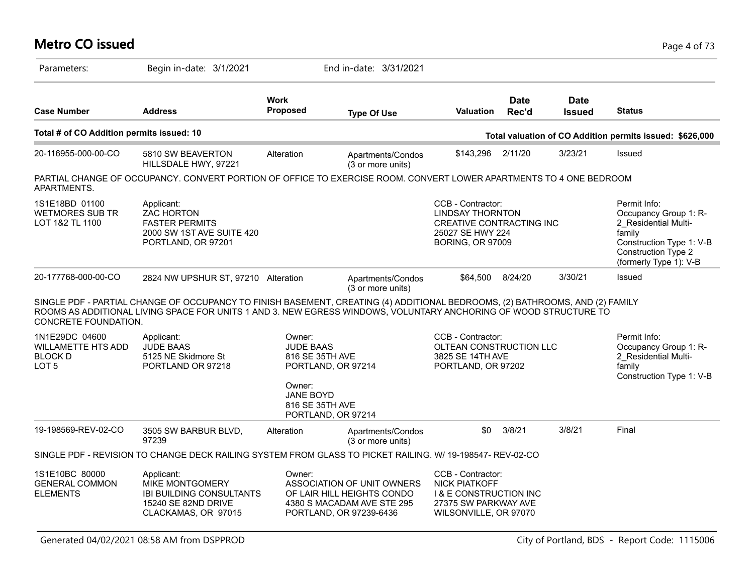# Metro CO issued

Parameters: Begin in-date: 3/1/2021 End in-date: 3/31/2021

| Case Number | Address | Work Proposed | Type Of Use | Valuation | Date Rec'd | Date Issued | Status |
|---|---|---|---|---|---|---|---|

**Total # of CO Addition permits issued: 10** — **Total valuation of CO Addition permits issued: $626,000**

| Case Number | Address | Work Proposed | Type Of Use | Valuation | Date Rec'd | Date Issued | Status |
|---|---|---|---|---|---|---|---|
| 20-116955-000-00-CO | 5810 SW BEAVERTON HILLSDALE HWY, 97221 | Alteration | Apartments/Condos (3 or more units) | $143,296 | 2/11/20 | 3/23/21 | Issued |

PARTIAL CHANGE OF OCCUPANCY. CONVERT PORTION OF OFFICE TO EXERCISE ROOM. CONVERT LOWER APARTMENTS TO 4 ONE BEDROOM APARTMENTS.

1S1E18BD 01100
WETMORES SUB TR
LOT 1&2 TL 1100

Applicant:
ZAC HORTON
FASTER PERMITS
2000 SW 1ST AVE SUITE 420
PORTLAND, OR 97201

CCB - Contractor:
LINDSAY THORNTON
CREATIVE CONTRACTING INC
25027 SE HWY 224
BORING, OR 97009

Permit Info:
Occupancy Group 1: R-2_Residential Multi-family
Construction Type 1: V-B
Construction Type 2 (formerly Type 1): V-B

| Case Number | Address | Work Proposed | Type Of Use | Valuation | Date Rec'd | Date Issued | Status |
|---|---|---|---|---|---|---|---|
| 20-177768-000-00-CO | 2824 NW UPSHUR ST, 97210 | Alteration | Apartments/Condos (3 or more units) | $64,500 | 8/24/20 | 3/30/21 | Issued |

SINGLE PDF - PARTIAL CHANGE OF OCCUPANCY TO FINISH BASEMENT, CREATING (4) ADDITIONAL BEDROOMS, (2) BATHROOMS, AND (2) FAMILY ROOMS AS ADDITIONAL LIVING SPACE FOR UNITS 1 AND 3. NEW EGRESS WINDOWS, VOLUNTARY ANCHORING OF WOOD STRUCTURE TO CONCRETE FOUNDATION.

1N1E29DC 04600
WILLAMETTE HTS ADD
BLOCK D
LOT 5

Applicant:
JUDE BAAS
5125 NE Skidmore St
PORTLAND OR 97218

Owner:
JUDE BAAS
816 SE 35TH AVE
PORTLAND, OR 97214

Owner:
JANE BOYD
816 SE 35TH AVE
PORTLAND, OR 97214

CCB - Contractor:
OLTEAN CONSTRUCTION LLC
3825 SE 14TH AVE
PORTLAND, OR 97202

Permit Info:
Occupancy Group 1: R-2_Residential Multi-family
Construction Type 1: V-B

| Case Number | Address | Work Proposed | Type Of Use | Valuation | Date Rec'd | Date Issued | Status |
|---|---|---|---|---|---|---|---|
| 19-198569-REV-02-CO | 3505 SW BARBUR BLVD, 97239 | Alteration | Apartments/Condos (3 or more units) | $0 | 3/8/21 | 3/8/21 | Final |

SINGLE PDF - REVISION TO CHANGE DECK RAILING SYSTEM FROM GLASS TO PICKET RAILING. W/ 19-198547- REV-02-CO

1S1E10BC 80000
GENERAL COMMON
ELEMENTS

Applicant:
MIKE MONTGOMERY
IBI BUILDING CONSULTANTS
15240 SE 82ND DRIVE
CLACKAMAS, OR 97015

Owner:
ASSOCIATION OF UNIT OWNERS
OF LAIR HILL HEIGHTS CONDO
4380 S MACADAM AVE STE 295
PORTLAND, OR 97239-6436

CCB - Contractor:
NICK PIATKOFF
I & E CONSTRUCTION INC
27375 SW PARKWAY AVE
WILSONVILLE, OR 97070

Generated 04/02/2021 08:58 AM from DSPPROD — City of Portland, BDS - Report Code: 1115006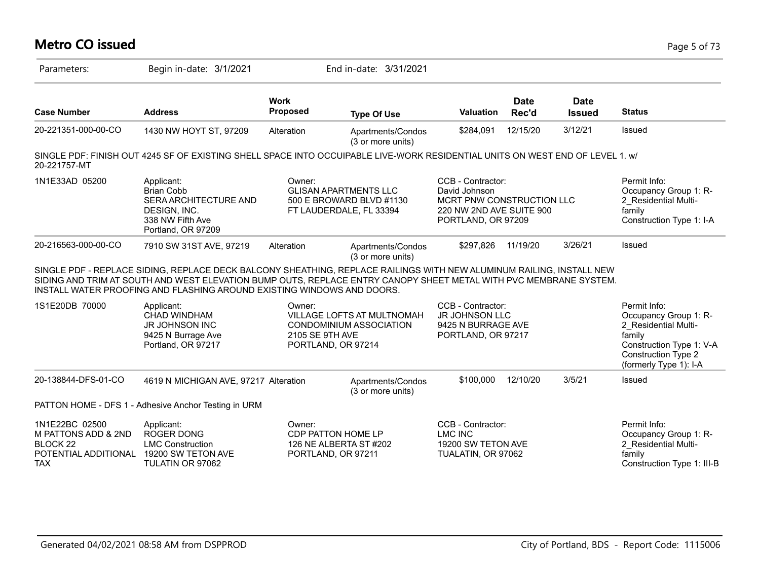# Metro CO issued

Parameters: Begin in-date: 3/1/2021 End in-date: 3/31/2021

| Case Number | Address | Work Proposed | Type Of Use | Valuation | Date Rec'd | Date Issued | Status |
|---|---|---|---|---|---|---|---|
| 20-221351-000-00-CO | 1430 NW HOYT ST, 97209 | Alteration | Apartments/Condos (3 or more units) | $284,091 | 12/15/20 | 3/12/21 | Issued |

SINGLE PDF: FINISH OUT 4245 SF OF EXISTING SHELL SPACE INTO OCCUIPABLE LIVE-WORK RESIDENTIAL UNITS ON WEST END OF LEVEL 1. w/ 20-221757-MT

1N1E33AD 05200

Applicant:
Brian Cobb
SERA ARCHITECTURE AND DESIGN, INC.
338 NW Fifth Ave
Portland, OR 97209

Owner:
GLISAN APARTMENTS LLC
500 E BROWARD BLVD #1130
FT LAUDERDALE, FL 33394

CCB - Contractor:
David Johnson
MCRT PNW CONSTRUCTION LLC
220 NW 2ND AVE SUITE 900
PORTLAND, OR 97209

Permit Info:
Occupancy Group 1: R-2_Residential Multi-family
Construction Type 1: I-A

| Case Number | Address | Work Proposed | Type Of Use | Valuation | Date Rec'd | Date Issued | Status |
|---|---|---|---|---|---|---|---|
| 20-216563-000-00-CO | 7910 SW 31ST AVE, 97219 | Alteration | Apartments/Condos (3 or more units) | $297,826 | 11/19/20 | 3/26/21 | Issued |

SINGLE PDF - REPLACE SIDING, REPLACE DECK BALCONY SHEATHING, REPLACE RAILINGS WITH NEW ALUMINUM RAILING, INSTALL NEW SIDING AND TRIM AT SOUTH AND WEST ELEVATION BUMP OUTS, REPLACE ENTRY CANOPY SHEET METAL WITH PVC MEMBRANE SYSTEM. INSTALL WATER PROOFING AND FLASHING AROUND EXISTING WINDOWS AND DOORS.

1S1E20DB 70000

Applicant:
CHAD WINDHAM
JR JOHNSON INC
9425 N Burrage Ave
Portland, OR 97217

Owner:
VILLAGE LOFTS AT MULTNOMAH CONDOMINIUM ASSOCIATION
2105 SE 9TH AVE
PORTLAND, OR 97214

CCB - Contractor:
JR JOHNSON LLC
9425 N BURRAGE AVE
PORTLAND, OR 97217

Permit Info:
Occupancy Group 1: R-2_Residential Multi-family
Construction Type 1: V-A
Construction Type 2 (formerly Type 1): I-A

| Case Number | Address | Work Proposed | Type Of Use | Valuation | Date Rec'd | Date Issued | Status |
|---|---|---|---|---|---|---|---|
| 20-138844-DFS-01-CO | 4619 N MICHIGAN AVE, 97217 | Alteration | Apartments/Condos (3 or more units) | $100,000 | 12/10/20 | 3/5/21 | Issued |

PATTON HOME - DFS 1 - Adhesive Anchor Testing in URM

1N1E22BC 02500
M PATTONS ADD & 2ND
BLOCK 22
POTENTIAL ADDITIONAL TAX

Applicant:
ROGER DONG
LMC Construction
19200 SW TETON AVE
TULATIN OR 97062

Owner:
CDP PATTON HOME LP
126 NE ALBERTA ST #202
PORTLAND, OR 97211

CCB - Contractor:
LMC INC
19200 SW TETON AVE
TUALATIN, OR 97062

Permit Info:
Occupancy Group 1: R-2_Residential Multi-family
Construction Type 1: III-B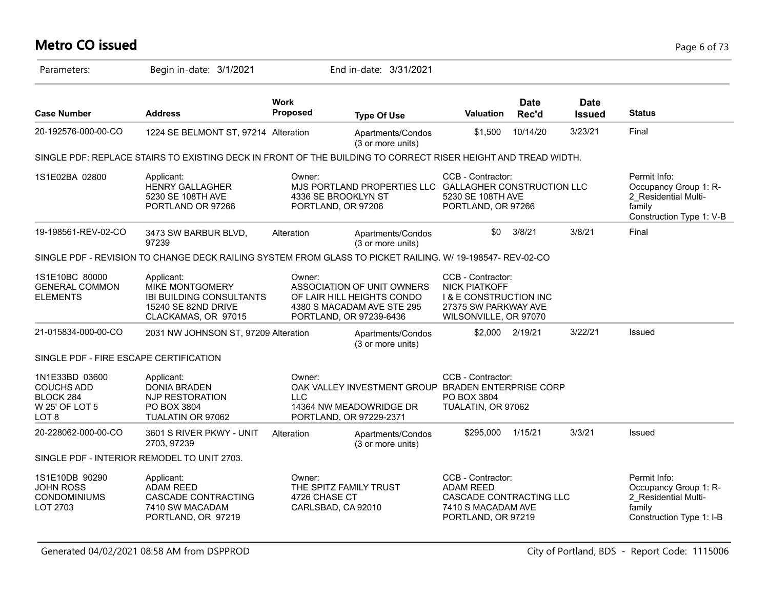# Metro CO issued

Parameters: Begin in-date: 3/1/2021 End in-date: 3/31/2021

| Case Number | Address | Work Proposed | Type Of Use | Valuation | Date Rec'd | Date Issued | Status |
|---|---|---|---|---|---|---|---|
| 20-192576-000-00-CO | 1224 SE BELMONT ST, 97214 | Alteration | Apartments/Condos (3 or more units) | $1,500 | 10/14/20 | 3/23/21 | Final |

SINGLE PDF: REPLACE STAIRS TO EXISTING DECK IN FRONT OF THE BUILDING TO CORRECT RISER HEIGHT AND TREAD WIDTH.

| | Applicant | Owner | CCB - Contractor | Permit Info |
|---|---|---|---|---|
| 1S1E02BA 02800 | HENRY GALLAGHER<br>5230 SE 108TH AVE<br>PORTLAND OR 97266 | MJS PORTLAND PROPERTIES LLC<br>4336 SE BROOKLYN ST<br>PORTLAND, OR 97206 | GALLAGHER CONSTRUCTION LLC<br>5230 SE 108TH AVE<br>PORTLAND, OR 97266 | Occupancy Group 1: R-2_Residential Multi-family<br>Construction Type 1: V-B |

| Case Number | Address | Work Proposed | Type Of Use | Valuation | Date Rec'd | Date Issued | Status |
|---|---|---|---|---|---|---|---|
| 19-198561-REV-02-CO | 3473 SW BARBUR BLVD, 97239 | Alteration | Apartments/Condos (3 or more units) | $0 | 3/8/21 | 3/8/21 | Final |

SINGLE PDF - REVISION TO CHANGE DECK RAILING SYSTEM FROM GLASS TO PICKET RAILING. W/ 19-198547- REV-02-CO

| | Applicant | Owner | CCB - Contractor | Permit Info |
|---|---|---|---|---|
| 1S1E10BC 80000<br>GENERAL COMMON ELEMENTS | MIKE MONTGOMERY<br>IBI BUILDING CONSULTANTS<br>15240 SE 82ND DRIVE<br>CLACKAMAS, OR 97015 | ASSOCIATION OF UNIT OWNERS OF LAIR HILL HEIGHTS CONDO<br>4380 S MACADAM AVE STE 295<br>PORTLAND, OR 97239-6436 | NICK PIATKOFF<br>I & E CONSTRUCTION INC<br>27375 SW PARKWAY AVE<br>WILSONVILLE, OR 97070 | |

| Case Number | Address | Work Proposed | Type Of Use | Valuation | Date Rec'd | Date Issued | Status |
|---|---|---|---|---|---|---|---|
| 21-015834-000-00-CO | 2031 NW JOHNSON ST, 97209 | Alteration | Apartments/Condos (3 or more units) | $2,000 | 2/19/21 | 3/22/21 | Issued |

SINGLE PDF - FIRE ESCAPE CERTIFICATION

| | Applicant | Owner | CCB - Contractor | Permit Info |
|---|---|---|---|---|
| 1N1E33BD 03600<br>COUCHS ADD<br>BLOCK 284<br>W 25' OF LOT 5<br>LOT 8 | DONIA BRADEN<br>NJP RESTORATION<br>PO BOX 3804<br>TUALATIN OR 97062 | OAK VALLEY INVESTMENT GROUP LLC<br>14364 NW MEADOWRIDGE DR<br>PORTLAND, OR 97229-2371 | BRADEN ENTERPRISE CORP<br>PO BOX 3804<br>TUALATIN, OR 97062 | |

| Case Number | Address | Work Proposed | Type Of Use | Valuation | Date Rec'd | Date Issued | Status |
|---|---|---|---|---|---|---|---|
| 20-228062-000-00-CO | 3601 S RIVER PKWY - UNIT 2703, 97239 | Alteration | Apartments/Condos (3 or more units) | $295,000 | 1/15/21 | 3/3/21 | Issued |

SINGLE PDF - INTERIOR REMODEL TO UNIT 2703.

| | Applicant | Owner | CCB - Contractor | Permit Info |
|---|---|---|---|---|
| 1S1E10DB 90290<br>JOHN ROSS CONDOMINIUMS<br>LOT 2703 | ADAM REED<br>CASCADE CONTRACTING<br>7410 SW MACADAM<br>PORTLAND, OR 97219 | THE SPITZ FAMILY TRUST<br>4726 CHASE CT<br>CARLSBAD, CA 92010 | ADAM REED<br>CASCADE CONTRACTING LLC<br>7410 S MACADAM AVE<br>PORTLAND, OR 97219 | Occupancy Group 1: R-2_Residential Multi-family<br>Construction Type 1: I-B |

Generated 04/02/2021 08:58 AM from DSPPROD — City of Portland, BDS - Report Code: 1115006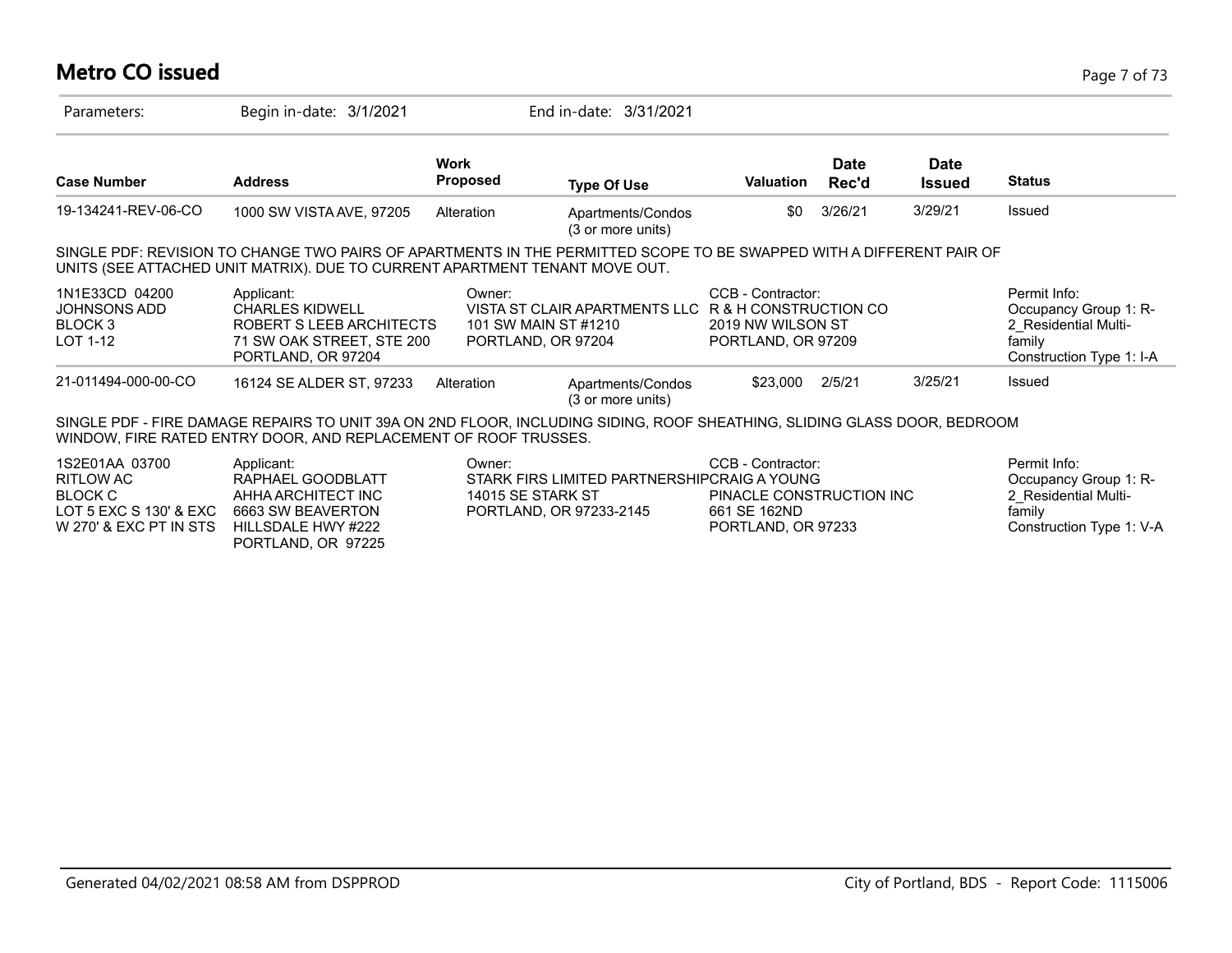# Metro CO issued

Parameters: Begin in-date: 3/1/2021 End in-date: 3/31/2021

| Case Number | Address | Work Proposed | Type Of Use | Valuation | Date Rec'd | Date Issued | Status |
|---|---|---|---|---|---|---|---|
| 19-134241-REV-06-CO | 1000 SW VISTA AVE, 97205 | Alteration | Apartments/Condos (3 or more units) | $0 | 3/26/21 | 3/29/21 | Issued |

SINGLE PDF: REVISION TO CHANGE TWO PAIRS OF APARTMENTS IN THE PERMITTED SCOPE TO BE SWAPPED WITH A DIFFERENT PAIR OF UNITS (SEE ATTACHED UNIT MATRIX). DUE TO CURRENT APARTMENT TENANT MOVE OUT.

| | Applicant: | Owner: | CCB - Contractor: | Permit Info: |
|---|---|---|---|---|
| 1N1E33CD 04200<br>JOHNSONS ADD<br>BLOCK 3<br>LOT 1-12 | CHARLES KIDWELL<br>ROBERT S LEEB ARCHITECTS<br>71 SW OAK STREET, STE 200<br>PORTLAND, OR 97204 | VISTA ST CLAIR APARTMENTS LLC<br>101 SW MAIN ST #1210<br>PORTLAND, OR 97204 | R & H CONSTRUCTION CO<br>2019 NW WILSON ST<br>PORTLAND, OR 97209 | Occupancy Group 1: R-2_Residential Multi-family<br>Construction Type 1: I-A |

| Case Number | Address | Work Proposed | Type Of Use | Valuation | Date Rec'd | Date Issued | Status |
|---|---|---|---|---|---|---|---|
| 21-011494-000-00-CO | 16124 SE ALDER ST, 97233 | Alteration | Apartments/Condos (3 or more units) | $23,000 | 2/5/21 | 3/25/21 | Issued |

SINGLE PDF - FIRE DAMAGE REPAIRS TO UNIT 39A ON 2ND FLOOR, INCLUDING SIDING, ROOF SHEATHING, SLIDING GLASS DOOR, BEDROOM WINDOW, FIRE RATED ENTRY DOOR, AND REPLACEMENT OF ROOF TRUSSES.

| | Applicant: | Owner: | CCB - Contractor: | Permit Info: |
|---|---|---|---|---|
| 1S2E01AA 03700<br>RITLOW AC<br>BLOCK C<br>LOT 5 EXC S 130' & EXC W 270' & EXC PT IN STS | RAPHAEL GOODBLATT<br>AHHA ARCHITECT INC<br>6663 SW BEAVERTON HILLSDALE HWY #222<br>PORTLAND, OR 97225 | STARK FIRS LIMITED PARTNERSHIP<br>14015 SE STARK ST<br>PORTLAND, OR 97233-2145 | CRAIG A YOUNG<br>PINACLE CONSTRUCTION INC<br>661 SE 162ND<br>PORTLAND, OR 97233 | Occupancy Group 1: R-2_Residential Multi-family<br>Construction Type 1: V-A |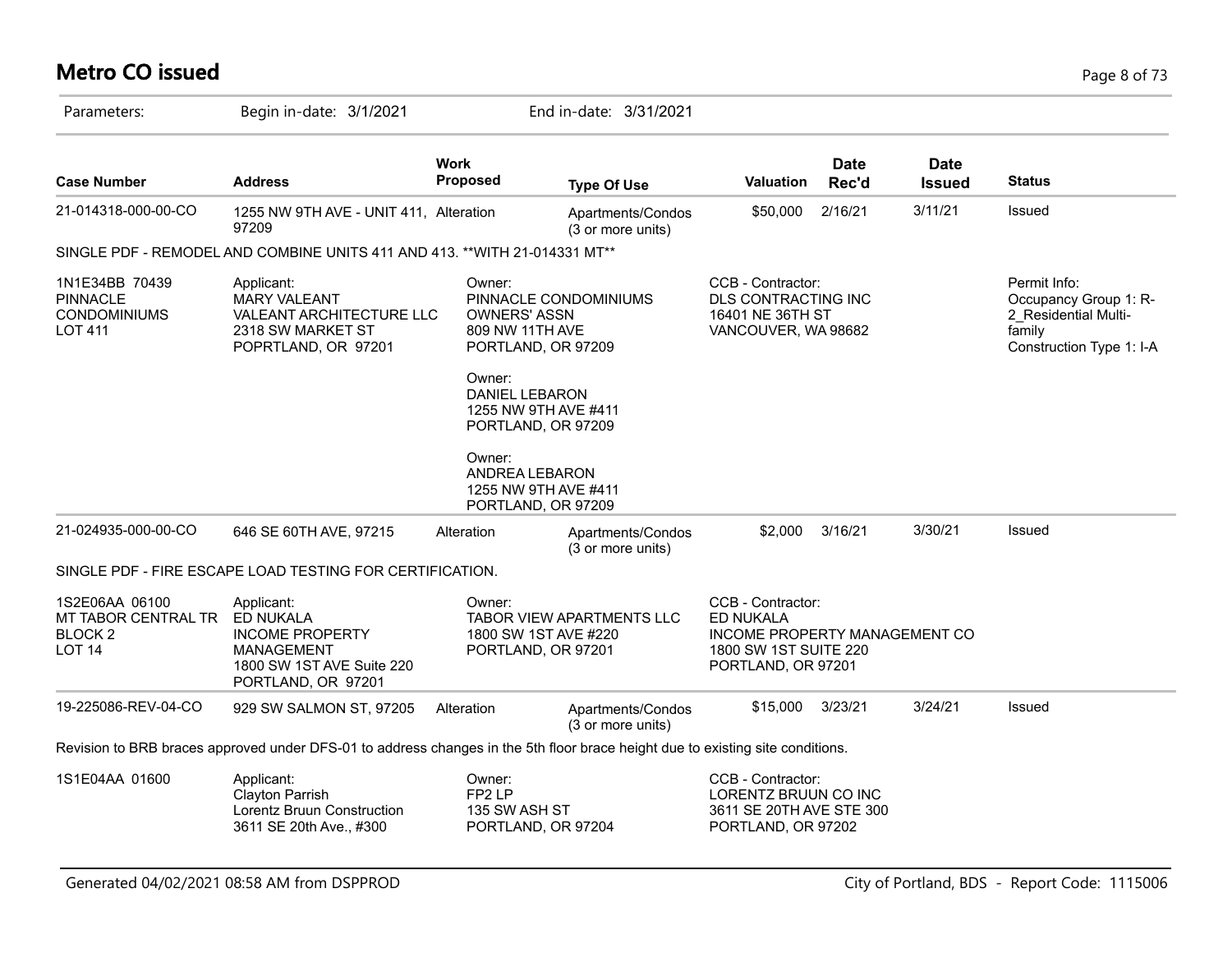# Metro CO issued

Parameters: Begin in-date: 3/1/2021 End in-date: 3/31/2021

| Case Number | Address | Work Proposed | Type Of Use | Valuation | Date Rec'd | Date Issued | Status |
|---|---|---|---|---|---|---|---|
| 21-014318-000-00-CO | 1255 NW 9TH AVE - UNIT 411, 97209 | Alteration | Apartments/Condos (3 or more units) | $50,000 | 2/16/21 | 3/11/21 | Issued |

SINGLE PDF - REMODEL AND COMBINE UNITS 411 AND 413. **WITH 21-014331 MT**

1N1E34BB 70439
PINNACLE CONDOMINIUMS
LOT 411

Applicant:
MARY VALEANT
VALEANT ARCHITECTURE LLC
2318 SW MARKET ST
POPRTLAND, OR 97201

Owner:
PINNACLE CONDOMINIUMS OWNERS' ASSN
809 NW 11TH AVE
PORTLAND, OR 97209

Owner:
DANIEL LEBARON
1255 NW 9TH AVE #411
PORTLAND, OR 97209

Owner:
ANDREA LEBARON
1255 NW 9TH AVE #411
PORTLAND, OR 97209

CCB - Contractor:
DLS CONTRACTING INC
16401 NE 36TH ST
VANCOUVER, WA 98682

Permit Info:
Occupancy Group 1: R-2_Residential Multi-family
Construction Type 1: I-A

| Case Number | Address | Work Proposed | Type Of Use | Valuation | Date Rec'd | Date Issued | Status |
|---|---|---|---|---|---|---|---|
| 21-024935-000-00-CO | 646 SE 60TH AVE, 97215 | Alteration | Apartments/Condos (3 or more units) | $2,000 | 3/16/21 | 3/30/21 | Issued |

SINGLE PDF - FIRE ESCAPE LOAD TESTING FOR CERTIFICATION.

1S2E06AA 06100
MT TABOR CENTRAL TR
BLOCK 2
LOT 14

Applicant:
ED NUKALA
INCOME PROPERTY MANAGEMENT
1800 SW 1ST AVE Suite 220
PORTLAND, OR 97201

Owner:
TABOR VIEW APARTMENTS LLC
1800 SW 1ST AVE #220
PORTLAND, OR 97201

CCB - Contractor:
ED NUKALA
INCOME PROPERTY MANAGEMENT CO
1800 SW 1ST SUITE 220
PORTLAND, OR 97201

| Case Number | Address | Work Proposed | Type Of Use | Valuation | Date Rec'd | Date Issued | Status |
|---|---|---|---|---|---|---|---|
| 19-225086-REV-04-CO | 929 SW SALMON ST, 97205 | Alteration | Apartments/Condos (3 or more units) | $15,000 | 3/23/21 | 3/24/21 | Issued |

Revision to BRB braces approved under DFS-01 to address changes in the 5th floor brace height due to existing site conditions.

1S1E04AA 01600

Applicant:
Clayton Parrish
Lorentz Bruun Construction
3611 SE 20th Ave., #300

Owner:
FP2 LP
135 SW ASH ST
PORTLAND, OR 97204

CCB - Contractor:
LORENTZ BRUUN CO INC
3611 SE 20TH AVE STE 300
PORTLAND, OR 97202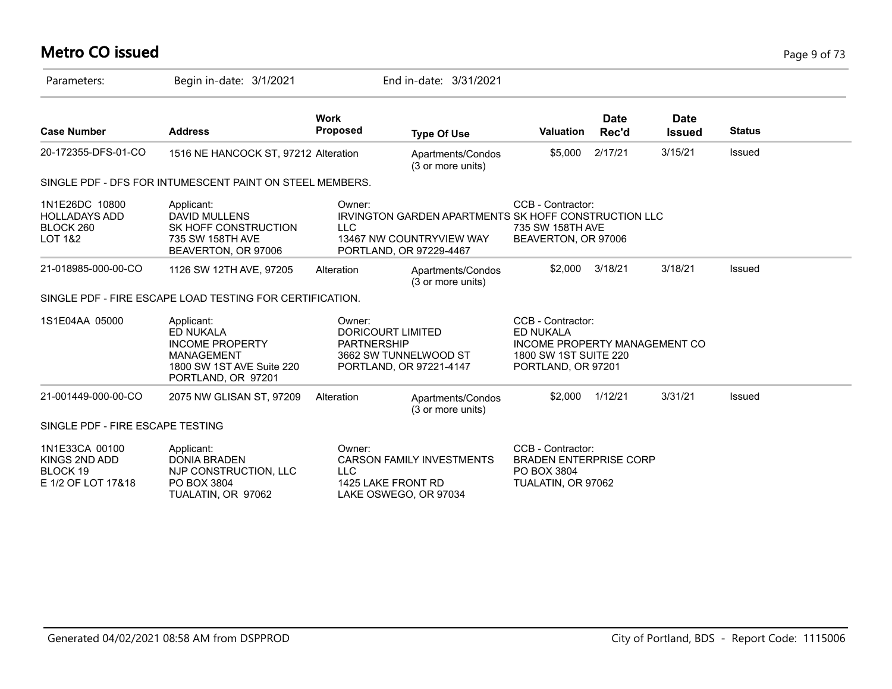# Metro CO issued

Parameters: Begin in-date: 3/1/2021 End in-date: 3/31/2021

| Case Number | Address | Work Proposed | Type Of Use | Valuation | Date Rec'd | Date Issued | Status |
|---|---|---|---|---|---|---|---|
| 20-172355-DFS-01-CO | 1516 NE HANCOCK ST, 97212 | Alteration | Apartments/Condos (3 or more units) | $5,000 | 2/17/21 | 3/15/21 | Issued |

SINGLE PDF - DFS FOR INTUMESCENT PAINT ON STEEL MEMBERS.

| | Applicant: | Owner: | CCB - Contractor: |
|---|---|---|---|
| 1N1E26DC 10800<br>HOLLADAYS ADD<br>BLOCK 260<br>LOT 1&2 | DAVID MULLENS<br>SK HOFF CONSTRUCTION<br>735 SW 158TH AVE<br>BEAVERTON, OR 97006 | IRVINGTON GARDEN APARTMENTS LLC<br>13467 NW COUNTRYVIEW WAY<br>PORTLAND, OR 97229-4467 | SK HOFF CONSTRUCTION LLC<br>735 SW 158TH AVE<br>BEAVERTON, OR 97006 |

| Case Number | Address | Work Proposed | Type Of Use | Valuation | Date Rec'd | Date Issued | Status |
|---|---|---|---|---|---|---|---|
| 21-018985-000-00-CO | 1126 SW 12TH AVE, 97205 | Alteration | Apartments/Condos (3 or more units) | $2,000 | 3/18/21 | 3/18/21 | Issued |

SINGLE PDF - FIRE ESCAPE LOAD TESTING FOR CERTIFICATION.

| | Applicant: | Owner: | CCB - Contractor: |
|---|---|---|---|
| 1S1E04AA 05000 | ED NUKALA<br>INCOME PROPERTY MANAGEMENT<br>1800 SW 1ST AVE Suite 220<br>PORTLAND, OR 97201 | DORICOURT LIMITED PARTNERSHIP<br>3662 SW TUNNELWOOD ST<br>PORTLAND, OR 97221-4147 | ED NUKALA<br>INCOME PROPERTY MANAGEMENT CO<br>1800 SW 1ST SUITE 220<br>PORTLAND, OR 97201 |

| Case Number | Address | Work Proposed | Type Of Use | Valuation | Date Rec'd | Date Issued | Status |
|---|---|---|---|---|---|---|---|
| 21-001449-000-00-CO | 2075 NW GLISAN ST, 97209 | Alteration | Apartments/Condos (3 or more units) | $2,000 | 1/12/21 | 3/31/21 | Issued |

SINGLE PDF - FIRE ESCAPE TESTING

| | Applicant: | Owner: | CCB - Contractor: |
|---|---|---|---|
| 1N1E33CA 00100<br>KINGS 2ND ADD<br>BLOCK 19<br>E 1/2 OF LOT 17&18 | DONIA BRADEN<br>NJP CONSTRUCTION, LLC<br>PO BOX 3804<br>TUALATIN, OR 97062 | CARSON FAMILY INVESTMENTS LLC<br>1425 LAKE FRONT RD<br>LAKE OSWEGO, OR 97034 | BRADEN ENTERPRISE CORP<br>PO BOX 3804<br>TUALATIN, OR 97062 |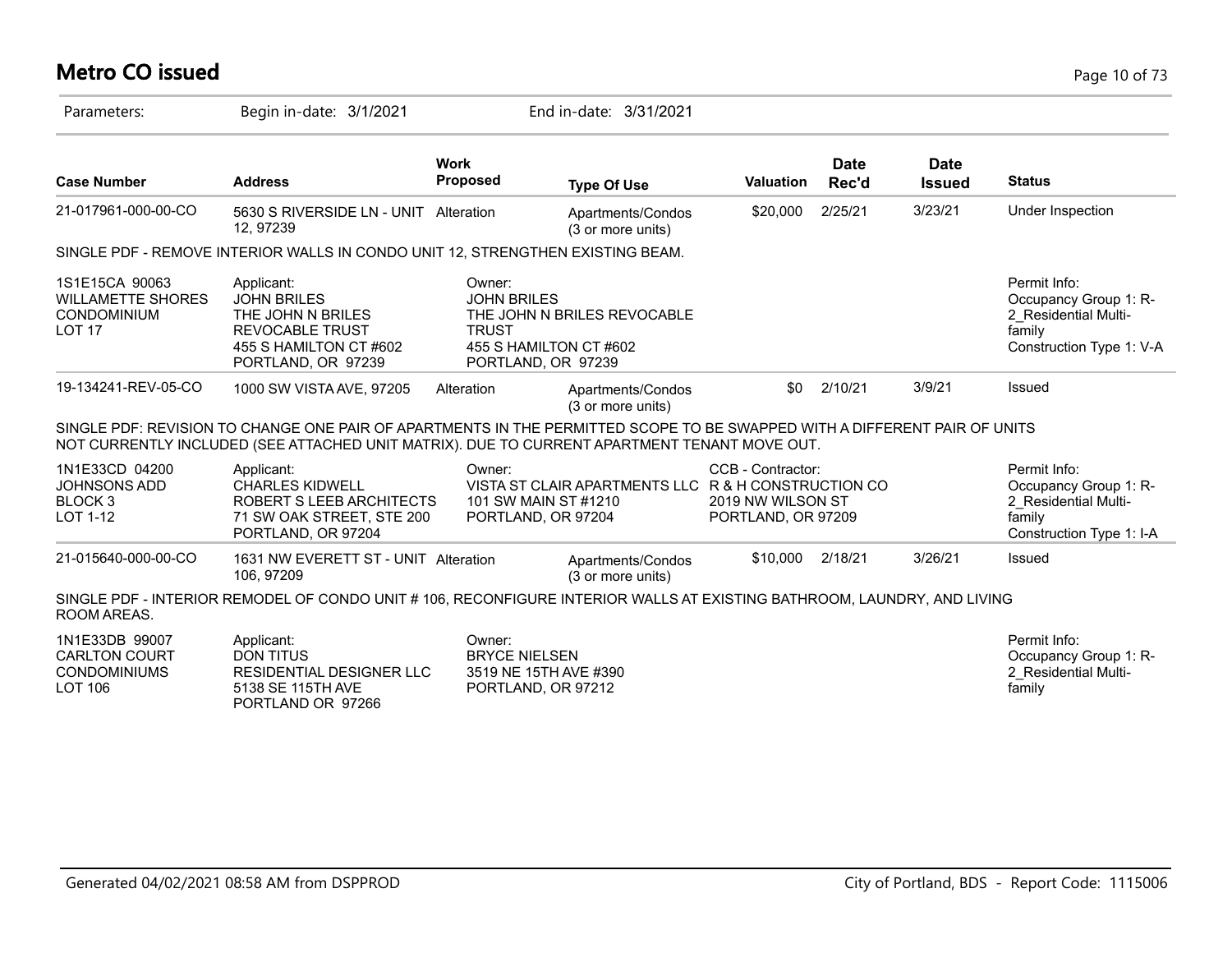# Metro CO issued

Parameters: Begin in-date: 3/1/2021 End in-date: 3/31/2021

| Case Number | Address | Work Proposed | Type Of Use | Valuation | Date Rec'd | Date Issued | Status |
|---|---|---|---|---|---|---|---|
| 21-017961-000-00-CO | 5630 S RIVERSIDE LN - UNIT 12, 97239 | Alteration | Apartments/Condos (3 or more units) | $20,000 | 2/25/21 | 3/23/21 | Under Inspection |

SINGLE PDF - REMOVE INTERIOR WALLS IN CONDO UNIT 12, STRENGTHEN EXISTING BEAM.

| | | | | |
|---|---|---|---|---|
| 1S1E15CA 90063<br>WILLAMETTE SHORES CONDOMINIUM<br>LOT 17 | Applicant:<br>JOHN BRILES<br>THE JOHN N BRILES REVOCABLE TRUST<br>455 S HAMILTON CT #602<br>PORTLAND, OR 97239 | Owner:<br>JOHN BRILES<br>THE JOHN N BRILES REVOCABLE TRUST<br>455 S HAMILTON CT #602<br>PORTLAND, OR 97239 | | Permit Info:<br>Occupancy Group 1: R-2_Residential Multi-family<br>Construction Type 1: V-A |

| Case Number | Address | Work Proposed | Type Of Use | Valuation | Date Rec'd | Date Issued | Status |
|---|---|---|---|---|---|---|---|
| 19-134241-REV-05-CO | 1000 SW VISTA AVE, 97205 | Alteration | Apartments/Condos (3 or more units) | $0 | 2/10/21 | 3/9/21 | Issued |

SINGLE PDF: REVISION TO CHANGE ONE PAIR OF APARTMENTS IN THE PERMITTED SCOPE TO BE SWAPPED WITH A DIFFERENT PAIR OF UNITS NOT CURRENTLY INCLUDED (SEE ATTACHED UNIT MATRIX). DUE TO CURRENT APARTMENT TENANT MOVE OUT.

| | | | | |
|---|---|---|---|---|
| 1N1E33CD 04200<br>JOHNSONS ADD<br>BLOCK 3<br>LOT 1-12 | Applicant:<br>CHARLES KIDWELL<br>ROBERT S LEEB ARCHITECTS<br>71 SW OAK STREET, STE 200<br>PORTLAND, OR 97204 | Owner:<br>VISTA ST CLAIR APARTMENTS LLC<br>101 SW MAIN ST #1210<br>PORTLAND, OR 97204 | CCB - Contractor:<br>R & H CONSTRUCTION CO<br>2019 NW WILSON ST<br>PORTLAND, OR 97209 | Permit Info:<br>Occupancy Group 1: R-2_Residential Multi-family<br>Construction Type 1: I-A |

| Case Number | Address | Work Proposed | Type Of Use | Valuation | Date Rec'd | Date Issued | Status |
|---|---|---|---|---|---|---|---|
| 21-015640-000-00-CO | 1631 NW EVERETT ST - UNIT 106, 97209 | Alteration | Apartments/Condos (3 or more units) | $10,000 | 2/18/21 | 3/26/21 | Issued |

SINGLE PDF - INTERIOR REMODEL OF CONDO UNIT # 106, RECONFIGURE INTERIOR WALLS AT EXISTING BATHROOM, LAUNDRY, AND LIVING ROOM AREAS.

| | | | | |
|---|---|---|---|---|
| 1N1E33DB 99007<br>CARLTON COURT CONDOMINIUMS<br>LOT 106 | Applicant:<br>DON TITUS<br>RESIDENTIAL DESIGNER LLC<br>5138 SE 115TH AVE<br>PORTLAND OR 97266 | Owner:<br>BRYCE NIELSEN<br>3519 NE 15TH AVE #390<br>PORTLAND, OR 97212 | | Permit Info:<br>Occupancy Group 1: R-2_Residential Multi-family |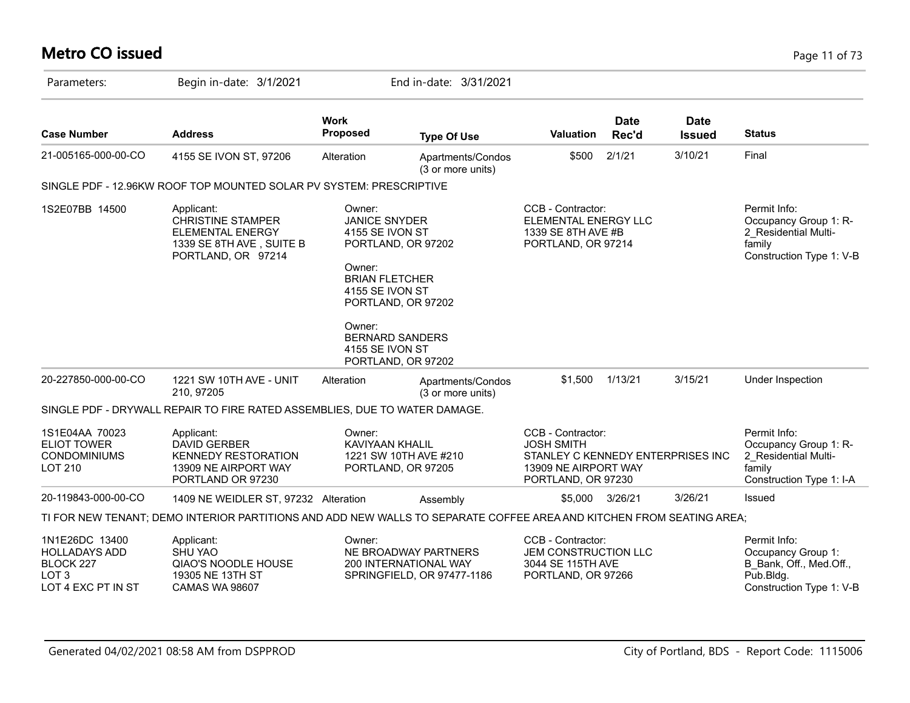# Metro CO issued

Parameters: Begin in-date: 3/1/2021 End in-date: 3/31/2021

| Case Number | Address | Work Proposed | Type Of Use | Valuation | Date Rec'd | Date Issued | Status |
|---|---|---|---|---|---|---|---|
| 21-005165-000-00-CO | 4155 SE IVON ST, 97206 | Alteration | Apartments/Condos (3 or more units) | $500 | 2/1/21 | 3/10/21 | Final |

SINGLE PDF - 12.96KW ROOF TOP MOUNTED SOLAR PV SYSTEM: PRESCRIPTIVE

| | | | | |
|---|---|---|---|---|
| 1S2E07BB 14500 | Applicant:<br>CHRISTINE STAMPER<br>ELEMENTAL ENERGY<br>1339 SE 8TH AVE , SUITE B<br>PORTLAND, OR 97214 | Owner:<br>JANICE SNYDER<br>4155 SE IVON ST<br>PORTLAND, OR 97202<br><br>Owner:<br>BRIAN FLETCHER<br>4155 SE IVON ST<br>PORTLAND, OR 97202<br><br>Owner:<br>BERNARD SANDERS<br>4155 SE IVON ST<br>PORTLAND, OR 97202 | CCB - Contractor:<br>ELEMENTAL ENERGY LLC<br>1339 SE 8TH AVE #B<br>PORTLAND, OR 97214 | Permit Info:<br>Occupancy Group 1: R-2_Residential Multi-family<br>Construction Type 1: V-B |

| Case Number | Address | Work Proposed | Type Of Use | Valuation | Date Rec'd | Date Issued | Status |
|---|---|---|---|---|---|---|---|
| 20-227850-000-00-CO | 1221 SW 10TH AVE - UNIT 210, 97205 | Alteration | Apartments/Condos (3 or more units) | $1,500 | 1/13/21 | 3/15/21 | Under Inspection |

SINGLE PDF - DRYWALL REPAIR TO FIRE RATED ASSEMBLIES, DUE TO WATER DAMAGE.

| | | | | |
|---|---|---|---|---|
| 1S1E04AA 70023<br>ELIOT TOWER<br>CONDOMINIUMS<br>LOT 210 | Applicant:<br>DAVID GERBER<br>KENNEDY RESTORATION<br>13909 NE AIRPORT WAY<br>PORTLAND OR 97230 | Owner:<br>KAVIYAAN KHALIL<br>1221 SW 10TH AVE #210<br>PORTLAND, OR 97205 | CCB - Contractor:<br>JOSH SMITH<br>STANLEY C KENNEDY ENTERPRISES INC<br>13909 NE AIRPORT WAY<br>PORTLAND, OR 97230 | Permit Info:<br>Occupancy Group 1: R-2_Residential Multi-family<br>Construction Type 1: I-A |

| Case Number | Address | Work Proposed | Type Of Use | Valuation | Date Rec'd | Date Issued | Status |
|---|---|---|---|---|---|---|---|
| 20-119843-000-00-CO | 1409 NE WEIDLER ST, 97232 | Alteration | Assembly | $5,000 | 3/26/21 | 3/26/21 | Issued |

TI FOR NEW TENANT; DEMO INTERIOR PARTITIONS AND ADD NEW WALLS TO SEPARATE COFFEE AREA AND KITCHEN FROM SEATING AREA;

| | | | | |
|---|---|---|---|---|
| 1N1E26DC 13400<br>HOLLADAYS ADD<br>BLOCK 227<br>LOT 3<br>LOT 4 EXC PT IN ST | Applicant:<br>SHU YAO<br>QIAO'S NOODLE HOUSE<br>19305 NE 13TH ST<br>CAMAS WA 98607 | Owner:<br>NE BROADWAY PARTNERS<br>200 INTERNATIONAL WAY<br>SPRINGFIELD, OR 97477-1186 | CCB - Contractor:<br>JEM CONSTRUCTION LLC<br>3044 SE 115TH AVE<br>PORTLAND, OR 97266 | Permit Info:<br>Occupancy Group 1: B_Bank, Off., Med.Off., Pub.Bldg.<br>Construction Type 1: V-B |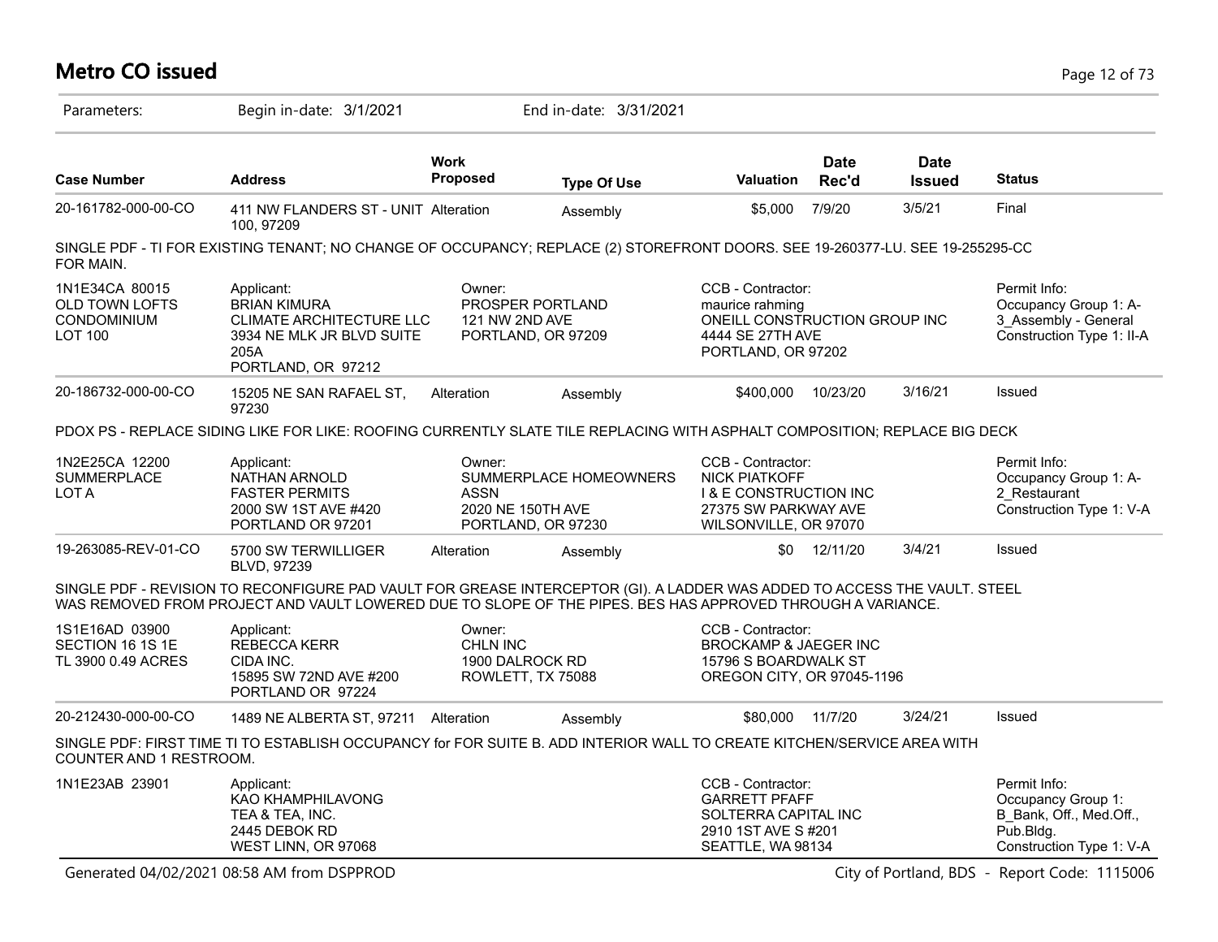# Metro CO issued

Parameters: Begin in-date: 3/1/2021 End in-date: 3/31/2021

| Case Number | Address | Work Proposed | Type Of Use | Valuation | Date Rec'd | Date Issued | Status |
|---|---|---|---|---|---|---|---|
| 20-161782-000-00-CO | 411 NW FLANDERS ST - UNIT 100, 97209 | Alteration | Assembly | $5,000 | 7/9/20 | 3/5/21 | Final |

SINGLE PDF - TI FOR EXISTING TENANT; NO CHANGE OF OCCUPANCY; REPLACE (2) STOREFRONT DOORS. SEE 19-260377-LU. SEE 19-255295-CC FOR MAIN.

| Property | Applicant | Owner | CCB - Contractor | Permit Info |
|---|---|---|---|---|
| 1N1E34CA 80015 OLD TOWN LOFTS CONDOMINIUM LOT 100 | BRIAN KIMURA CLIMATE ARCHITECTURE LLC 3934 NE MLK JR BLVD SUITE 205A PORTLAND, OR 97212 | PROSPER PORTLAND 121 NW 2ND AVE PORTLAND, OR 97209 | maurice rahming ONEILL CONSTRUCTION GROUP INC 4444 SE 27TH AVE PORTLAND, OR 97202 | Occupancy Group 1: A-3_Assembly - General Construction Type 1: II-A |

| Case Number | Address | Work Proposed | Type Of Use | Valuation | Date Rec'd | Date Issued | Status |
|---|---|---|---|---|---|---|---|
| 20-186732-000-00-CO | 15205 NE SAN RAFAEL ST, 97230 | Alteration | Assembly | $400,000 | 10/23/20 | 3/16/21 | Issued |

PDOX PS - REPLACE SIDING LIKE FOR LIKE: ROOFING CURRENTLY SLATE TILE REPLACING WITH ASPHALT COMPOSITION; REPLACE BIG DECK

| Property | Applicant | Owner | CCB - Contractor | Permit Info |
|---|---|---|---|---|
| 1N2E25CA 12200 SUMMERPLACE LOT A | NATHAN ARNOLD FASTER PERMITS 2000 SW 1ST AVE #420 PORTLAND OR 97201 | SUMMERPLACE HOMEOWNERS ASSN 2020 NE 150TH AVE PORTLAND, OR 97230 | NICK PIATKOFF I & E CONSTRUCTION INC 27375 SW PARKWAY AVE WILSONVILLE, OR 97070 | Occupancy Group 1: A-2_Restaurant Construction Type 1: V-A |

| Case Number | Address | Work Proposed | Type Of Use | Valuation | Date Rec'd | Date Issued | Status |
|---|---|---|---|---|---|---|---|
| 19-263085-REV-01-CO | 5700 SW TERWILLIGER BLVD, 97239 | Alteration | Assembly | $0 | 12/11/20 | 3/4/21 | Issued |

SINGLE PDF - REVISION TO RECONFIGURE PAD VAULT FOR GREASE INTERCEPTOR (GI). A LADDER WAS ADDED TO ACCESS THE VAULT. STEEL WAS REMOVED FROM PROJECT AND VAULT LOWERED DUE TO SLOPE OF THE PIPES. BES HAS APPROVED THROUGH A VARIANCE.

| Property | Applicant | Owner | CCB - Contractor | Permit Info |
|---|---|---|---|---|
| 1S1E16AD 03900 SECTION 16 1S 1E TL 3900 0.49 ACRES | REBECCA KERR CIDA INC. 15895 SW 72ND AVE #200 PORTLAND OR 97224 | CHLN INC 1900 DALROCK RD ROWLETT, TX 75088 | BROCKAMP & JAEGER INC 15796 S BOARDWALK ST OREGON CITY, OR 97045-1196 | |

| Case Number | Address | Work Proposed | Type Of Use | Valuation | Date Rec'd | Date Issued | Status |
|---|---|---|---|---|---|---|---|
| 20-212430-000-00-CO | 1489 NE ALBERTA ST, 97211 | Alteration | Assembly | $80,000 | 11/7/20 | 3/24/21 | Issued |

SINGLE PDF: FIRST TIME TI TO ESTABLISH OCCUPANCY for FOR SUITE B. ADD INTERIOR WALL TO CREATE KITCHEN/SERVICE AREA WITH COUNTER AND 1 RESTROOM.

| Property | Applicant | Owner | CCB - Contractor | Permit Info |
|---|---|---|---|---|
| 1N1E23AB 23901 | KAO KHAMPHILAVONG TEA & TEA, INC. 2445 DEBOK RD WEST LINN, OR 97068 | | GARRETT PFAFF SOLTERRA CAPITAL INC 2910 1ST AVE S #201 SEATTLE, WA 98134 | Occupancy Group 1: B_Bank, Off., Med.Off., Pub.Bldg. Construction Type 1: V-A |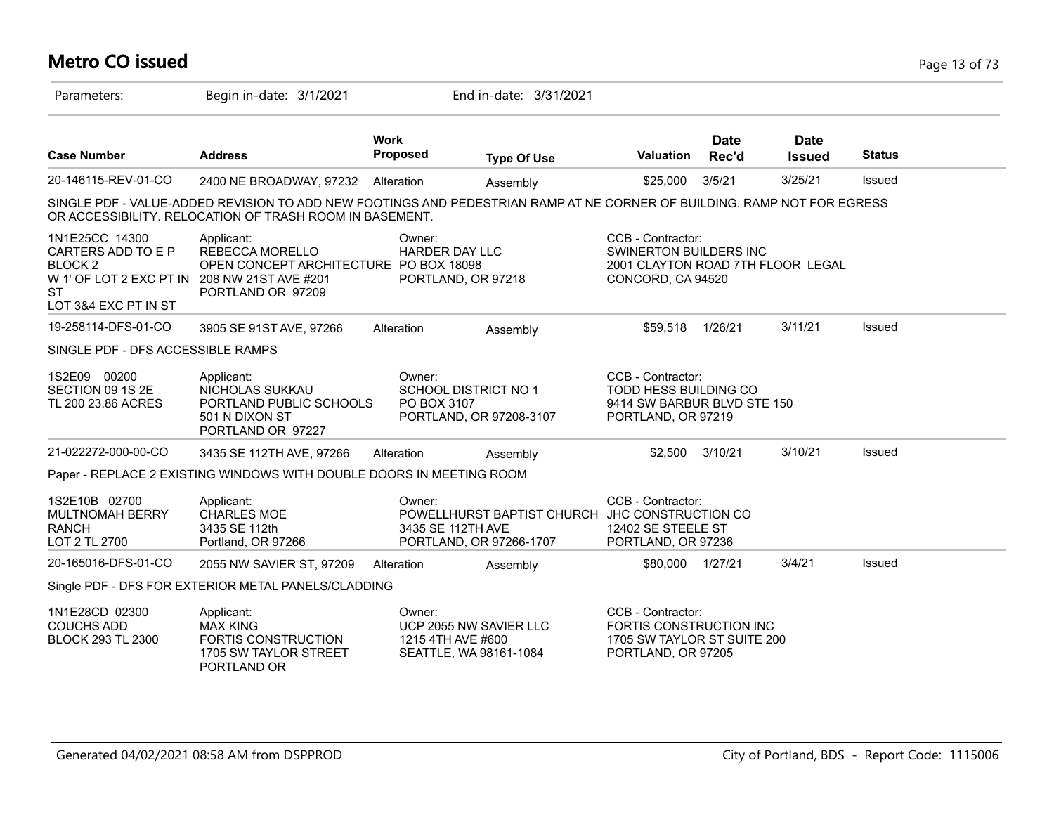# Metro CO issued

Parameters: Begin in-date: 3/1/2021 End in-date: 3/31/2021

| Case Number | Address | Work Proposed | Type Of Use | Valuation | Date Rec'd | Date Issued | Status |
|---|---|---|---|---|---|---|---|
| 20-146115-REV-01-CO | 2400 NE BROADWAY, 97232 | Alteration | Assembly | $25,000 | 3/5/21 | 3/25/21 | Issued |

SINGLE PDF - VALUE-ADDED REVISION TO ADD NEW FOOTINGS AND PEDESTRIAN RAMP AT NE CORNER OF BUILDING. RAMP NOT FOR EGRESS OR ACCESSIBILITY. RELOCATION OF TRASH ROOM IN BASEMENT.

1N1E25CC 14300
CARTERS ADD TO E P
BLOCK 2
W 1' OF LOT 2 EXC PT IN ST
LOT 3&4 EXC PT IN ST

Applicant:
REBECCA MORELLO
OPEN CONCEPT ARCHITECTURE
208 NW 21ST AVE #201
PORTLAND OR 97209

Owner:
HARDER DAY LLC
PO BOX 18098
PORTLAND, OR 97218

CCB - Contractor:
SWINERTON BUILDERS INC
2001 CLAYTON ROAD 7TH FLOOR LEGAL
CONCORD, CA 94520

| Case Number | Address | Work Proposed | Type Of Use | Valuation | Date Rec'd | Date Issued | Status |
|---|---|---|---|---|---|---|---|
| 19-258114-DFS-01-CO | 3905 SE 91ST AVE, 97266 | Alteration | Assembly | $59,518 | 1/26/21 | 3/11/21 | Issued |

SINGLE PDF - DFS ACCESSIBLE RAMPS

1S2E09 00200
SECTION 09 1S 2E
TL 200 23.86 ACRES

Applicant:
NICHOLAS SUKKAU
PORTLAND PUBLIC SCHOOLS
501 N DIXON ST
PORTLAND OR 97227

Owner:
SCHOOL DISTRICT NO 1
PO BOX 3107
PORTLAND, OR 97208-3107

CCB - Contractor:
TODD HESS BUILDING CO
9414 SW BARBUR BLVD STE 150
PORTLAND, OR 97219

| Case Number | Address | Work Proposed | Type Of Use | Valuation | Date Rec'd | Date Issued | Status |
|---|---|---|---|---|---|---|---|
| 21-022272-000-00-CO | 3435 SE 112TH AVE, 97266 | Alteration | Assembly | $2,500 | 3/10/21 | 3/10/21 | Issued |

Paper - REPLACE 2 EXISTING WINDOWS WITH DOUBLE DOORS IN MEETING ROOM

1S2E10B 02700
MULTNOMAH BERRY RANCH
LOT 2 TL 2700

Applicant:
CHARLES MOE
3435 SE 112th
Portland, OR 97266

Owner:
POWELLHURST BAPTIST CHURCH
3435 SE 112TH AVE
PORTLAND, OR 97266-1707

CCB - Contractor:
JHC CONSTRUCTION CO
12402 SE STEELE ST
PORTLAND, OR 97236

| Case Number | Address | Work Proposed | Type Of Use | Valuation | Date Rec'd | Date Issued | Status |
|---|---|---|---|---|---|---|---|
| 20-165016-DFS-01-CO | 2055 NW SAVIER ST, 97209 | Alteration | Assembly | $80,000 | 1/27/21 | 3/4/21 | Issued |

Single PDF - DFS FOR EXTERIOR METAL PANELS/CLADDING

1N1E28CD 02300
COUCHS ADD
BLOCK 293 TL 2300

Applicant:
MAX KING
FORTIS CONSTRUCTION
1705 SW TAYLOR STREET
PORTLAND OR

Owner:
UCP 2055 NW SAVIER LLC
1215 4TH AVE #600
SEATTLE, WA 98161-1084

CCB - Contractor:
FORTIS CONSTRUCTION INC
1705 SW TAYLOR ST SUITE 200
PORTLAND, OR 97205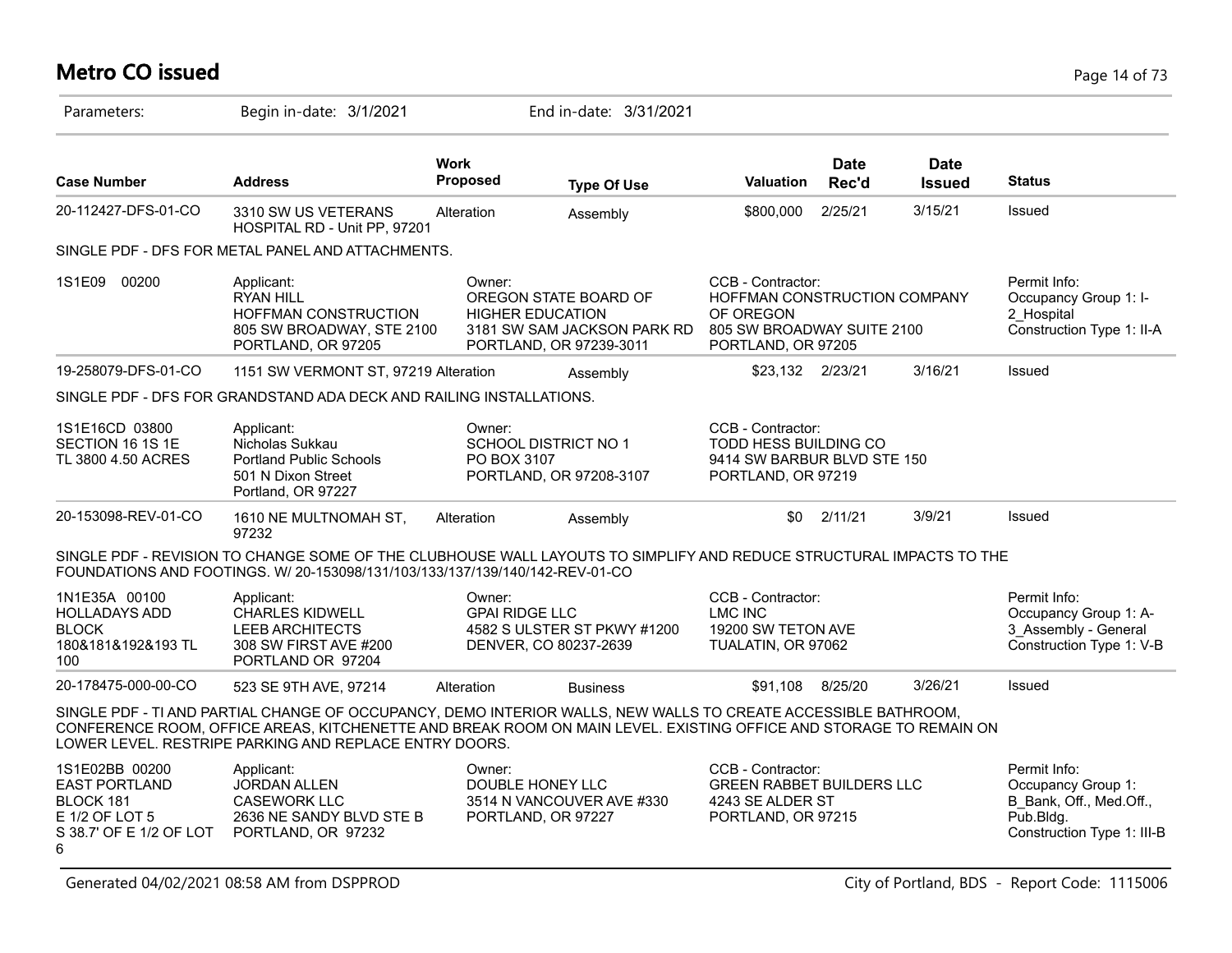# Metro CO issued

Parameters: Begin in-date: 3/1/2021 End in-date: 3/31/2021

| Case Number | Address | Work Proposed | Type Of Use | Valuation | Date Rec'd | Date Issued | Status |
|---|---|---|---|---|---|---|---|
| 20-112427-DFS-01-CO | 3310 SW US VETERANS HOSPITAL RD - Unit PP, 97201 | Alteration | Assembly | $800,000 | 2/25/21 | 3/15/21 | Issued |
| SINGLE PDF - DFS FOR METAL PANEL AND ATTACHMENTS. | | | | | | | |
| 1S1E09 00200 | Applicant: RYAN HILL HOFFMAN CONSTRUCTION 805 SW BROADWAY, STE 2100 PORTLAND, OR 97205 | Owner: OREGON STATE BOARD OF HIGHER EDUCATION 3181 SW SAM JACKSON PARK RD PORTLAND, OR 97239-3011 | | CCB - Contractor: HOFFMAN CONSTRUCTION COMPANY OF OREGON 805 SW BROADWAY SUITE 2100 PORTLAND, OR 97205 | | | Permit Info: Occupancy Group 1: I-2_Hospital Construction Type 1: II-A |
| 19-258079-DFS-01-CO | 1151 SW VERMONT ST, 97219 | Alteration | Assembly | $23,132 | 2/23/21 | 3/16/21 | Issued |
| SINGLE PDF - DFS FOR GRANDSTAND ADA DECK AND RAILING INSTALLATIONS. | | | | | | | |
| 1S1E16CD 03800 SECTION 16 1S 1E TL 3800 4.50 ACRES | Applicant: Nicholas Sukkau Portland Public Schools 501 N Dixon Street Portland, OR 97227 | Owner: SCHOOL DISTRICT NO 1 PO BOX 3107 PORTLAND, OR 97208-3107 | | CCB - Contractor: TODD HESS BUILDING CO 9414 SW BARBUR BLVD STE 150 PORTLAND, OR 97219 | | | |
| 20-153098-REV-01-CO | 1610 NE MULTNOMAH ST, 97232 | Alteration | Assembly | $0 | 2/11/21 | 3/9/21 | Issued |
| SINGLE PDF - REVISION TO CHANGE SOME OF THE CLUBHOUSE WALL LAYOUTS TO SIMPLIFY AND REDUCE STRUCTURAL IMPACTS TO THE FOUNDATIONS AND FOOTINGS. W/ 20-153098/131/103/133/137/139/140/142-REV-01-CO | | | | | | | |
| 1N1E35A 00100 HOLLADAYS ADD BLOCK 180&181&192&193 TL 100 | Applicant: CHARLES KIDWELL LEEB ARCHITECTS 308 SW FIRST AVE #200 PORTLAND OR 97204 | Owner: GPAI RIDGE LLC 4582 S ULSTER ST PKWY #1200 DENVER, CO 80237-2639 | | CCB - Contractor: LMC INC 19200 SW TETON AVE TUALATIN, OR 97062 | | | Permit Info: Occupancy Group 1: A-3_Assembly - General Construction Type 1: V-B |
| 20-178475-000-00-CO | 523 SE 9TH AVE, 97214 | Alteration | Business | $91,108 | 8/25/20 | 3/26/21 | Issued |
| SINGLE PDF - TI AND PARTIAL CHANGE OF OCCUPANCY, DEMO INTERIOR WALLS, NEW WALLS TO CREATE ACCESSIBLE BATHROOM, CONFERENCE ROOM, OFFICE AREAS, KITCHENETTE AND BREAK ROOM ON MAIN LEVEL. EXISTING OFFICE AND STORAGE TO REMAIN ON LOWER LEVEL. RESTRIPE PARKING AND REPLACE ENTRY DOORS. | | | | | | | |
| 1S1E02BB 00200 EAST PORTLAND BLOCK 181 E 1/2 OF LOT 5 S 38.7' OF E 1/2 OF LOT 6 | Applicant: JORDAN ALLEN CASEWORK LLC 2636 NE SANDY BLVD STE B PORTLAND, OR 97232 | Owner: DOUBLE HONEY LLC 3514 N VANCOUVER AVE #330 PORTLAND, OR 97227 | | CCB - Contractor: GREEN RABBET BUILDERS LLC 4243 SE ALDER ST PORTLAND, OR 97215 | | | Permit Info: Occupancy Group 1: B_Bank, Off., Med.Off., Pub.Bldg. Construction Type 1: III-B |

Generated 04/02/2021 08:58 AM from DSPPROD — City of Portland, BDS - Report Code: 1115006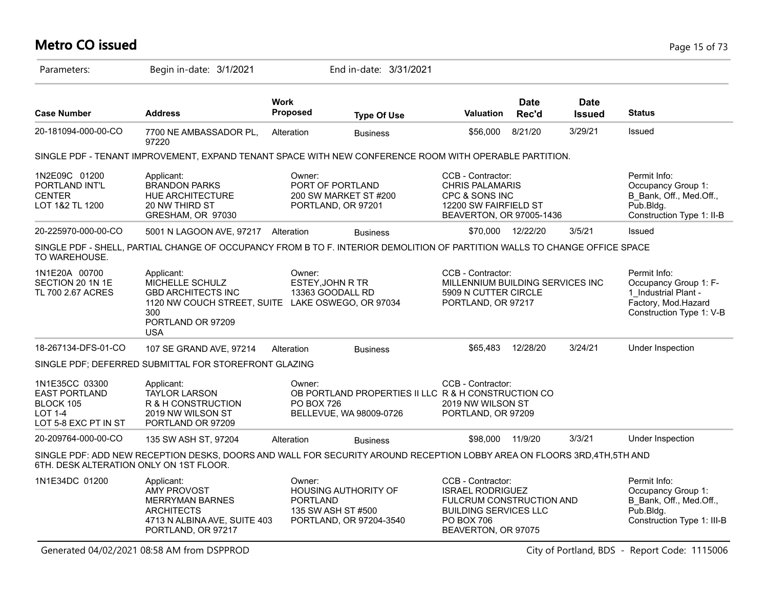# Metro CO issued

Parameters: Begin in-date: 3/1/2021 End in-date: 3/31/2021

| Case Number | Address | Work Proposed | Type Of Use | Valuation | Date Rec'd | Date Issued | Status |
|---|---|---|---|---|---|---|---|
| 20-181094-000-00-CO | 7700 NE AMBASSADOR PL, 97220 | Alteration | Business | $56,000 | 8/21/20 | 3/29/21 | Issued |

SINGLE PDF - TENANT IMPROVEMENT, EXPAND TENANT SPACE WITH NEW CONFERENCE ROOM WITH OPERABLE PARTITION.

| | Applicant | Owner | CCB - Contractor | Permit Info |
|---|---|---|---|---|
| 1N2E09C 01200 PORTLAND INT'L CENTER LOT 1&2 TL 1200 | BRANDON PARKS HUE ARCHITECTURE 20 NW THIRD ST GRESHAM, OR 97030 | PORT OF PORTLAND 200 SW MARKET ST #200 PORTLAND, OR 97201 | CHRIS PALAMARIS CPC & SONS INC 12200 SW FAIRFIELD ST BEAVERTON, OR 97005-1436 | Occupancy Group 1: B_Bank, Off., Med.Off., Pub.Bldg. Construction Type 1: II-B |

| Case Number | Address | Work Proposed | Type Of Use | Valuation | Date Rec'd | Date Issued | Status |
|---|---|---|---|---|---|---|---|
| 20-225970-000-00-CO | 5001 N LAGOON AVE, 97217 | Alteration | Business | $70,000 | 12/22/20 | 3/5/21 | Issued |

SINGLE PDF - SHELL, PARTIAL CHANGE OF OCCUPANCY FROM B TO F. INTERIOR DEMOLITION OF PARTITION WALLS TO CHANGE OFFICE SPACE TO WAREHOUSE.

| | Applicant | Owner | CCB - Contractor | Permit Info |
|---|---|---|---|---|
| 1N1E20A 00700 SECTION 20 1N 1E TL 700 2.67 ACRES | MICHELLE SCHULZ GBD ARCHITECTS INC 1120 NW COUCH STREET, SUITE 300 PORTLAND OR 97209 USA | ESTEY,JOHN R TR 13363 GOODALL RD LAKE OSWEGO, OR 97034 | MILLENNIUM BUILDING SERVICES INC 5909 N CUTTER CIRCLE PORTLAND, OR 97217 | Occupancy Group 1: F-1_Industrial Plant - Factory, Mod.Hazard Construction Type 1: V-B |

| Case Number | Address | Work Proposed | Type Of Use | Valuation | Date Rec'd | Date Issued | Status |
|---|---|---|---|---|---|---|---|
| 18-267134-DFS-01-CO | 107 SE GRAND AVE, 97214 | Alteration | Business | $65,483 | 12/28/20 | 3/24/21 | Under Inspection |

SINGLE PDF; DEFERRED SUBMITTAL FOR STOREFRONT GLAZING

| | Applicant | Owner | CCB - Contractor | Permit Info |
|---|---|---|---|---|
| 1N1E35CC 03300 EAST PORTLAND BLOCK 105 LOT 1-4 LOT 5-8 EXC PT IN ST | TAYLOR LARSON R & H CONSTRUCTION 2019 NW WILSON ST PORTLAND OR 97209 | OB PORTLAND PROPERTIES II LLC PO BOX 726 BELLEVUE, WA 98009-0726 | R & H CONSTRUCTION CO 2019 NW WILSON ST PORTLAND, OR 97209 | |

| Case Number | Address | Work Proposed | Type Of Use | Valuation | Date Rec'd | Date Issued | Status |
|---|---|---|---|---|---|---|---|
| 20-209764-000-00-CO | 135 SW ASH ST, 97204 | Alteration | Business | $98,000 | 11/9/20 | 3/3/21 | Under Inspection |

SINGLE PDF: ADD NEW RECEPTION DESKS, DOORS AND WALL FOR SECURITY AROUND RECEPTION LOBBY AREA ON FLOORS 3RD,4TH,5TH AND 6TH. DESK ALTERATION ONLY ON 1ST FLOOR.

| | Applicant | Owner | CCB - Contractor | Permit Info |
|---|---|---|---|---|
| 1N1E34DC 01200 | AMY PROVOST MERRYMAN BARNES ARCHITECTS 4713 N ALBINA AVE, SUITE 403 PORTLAND, OR 97217 | HOUSING AUTHORITY OF PORTLAND 135 SW ASH ST #500 PORTLAND, OR 97204-3540 | ISRAEL RODRIGUEZ FULCRUM CONSTRUCTION AND BUILDING SERVICES LLC PO BOX 706 BEAVERTON, OR 97075 | Occupancy Group 1: B_Bank, Off., Med.Off., Pub.Bldg. Construction Type 1: III-B |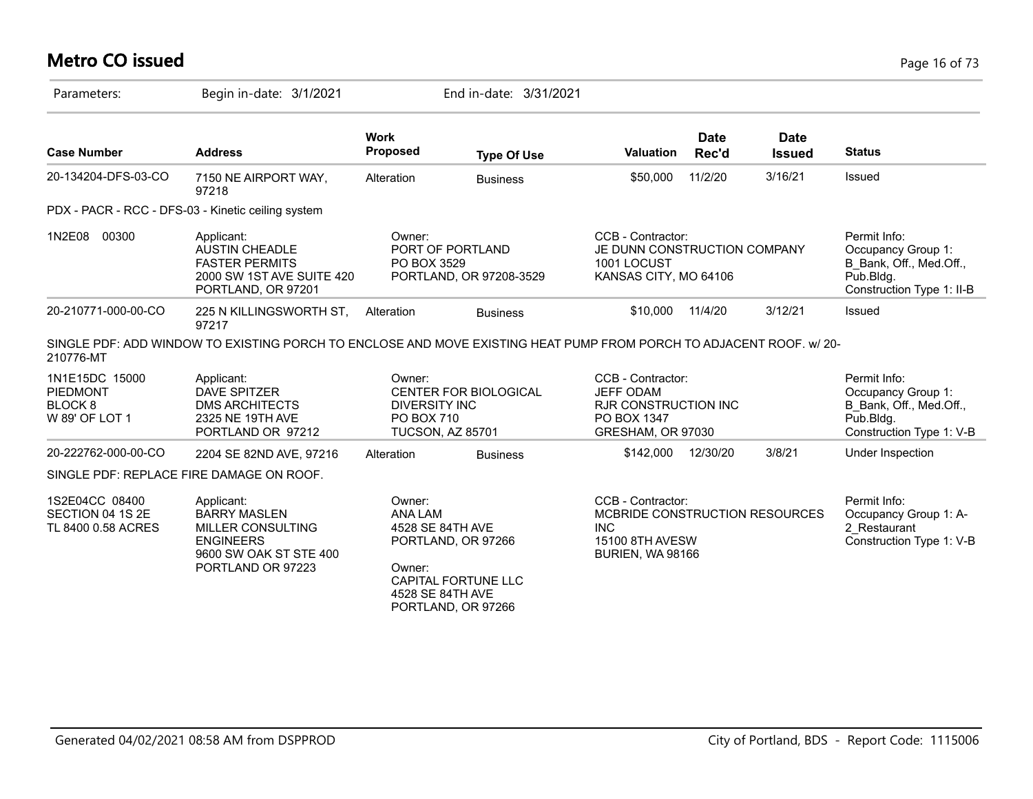# Metro CO issued

Parameters: Begin in-date: 3/1/2021 End in-date: 3/31/2021

| Case Number | Address | Work Proposed | Type Of Use | Valuation | Date Rec'd | Date Issued | Status |
|---|---|---|---|---|---|---|---|
| 20-134204-DFS-03-CO | 7150 NE AIRPORT WAY, 97218 | Alteration | Business | $50,000 | 11/2/20 | 3/16/21 | Issued |

PDX - PACR - RCC - DFS-03 - Kinetic ceiling system

| | | | | |
|---|---|---|---|---|
| 1N2E08 00300 | Applicant:<br>AUSTIN CHEADLE<br>FASTER PERMITS<br>2000 SW 1ST AVE SUITE 420<br>PORTLAND, OR 97201 | Owner:<br>PORT OF PORTLAND<br>PO BOX 3529<br>PORTLAND, OR 97208-3529 | CCB - Contractor:<br>JE DUNN CONSTRUCTION COMPANY<br>1001 LOCUST<br>KANSAS CITY, MO 64106 | Permit Info:<br>Occupancy Group 1: B_Bank, Off., Med.Off., Pub.Bldg.<br>Construction Type 1: II-B |

| Case Number | Address | Work Proposed | Type Of Use | Valuation | Date Rec'd | Date Issued | Status |
|---|---|---|---|---|---|---|---|
| 20-210771-000-00-CO | 225 N KILLINGSWORTH ST, 97217 | Alteration | Business | $10,000 | 11/4/20 | 3/12/21 | Issued |

SINGLE PDF: ADD WINDOW TO EXISTING PORCH TO ENCLOSE AND MOVE EXISTING HEAT PUMP FROM PORCH TO ADJACENT ROOF. w/ 20-210776-MT

| | | | | |
|---|---|---|---|---|
| 1N1E15DC 15000<br>PIEDMONT<br>BLOCK 8<br>W 89' OF LOT 1 | Applicant:<br>DAVE SPITZER<br>DMS ARCHITECTS<br>2325 NE 19TH AVE<br>PORTLAND OR 97212 | Owner:<br>CENTER FOR BIOLOGICAL DIVERSITY INC<br>PO BOX 710<br>TUCSON, AZ 85701 | CCB - Contractor:<br>JEFF ODAM<br>RJR CONSTRUCTION INC<br>PO BOX 1347<br>GRESHAM, OR 97030 | Permit Info:<br>Occupancy Group 1: B_Bank, Off., Med.Off., Pub.Bldg.<br>Construction Type 1: V-B |

| Case Number | Address | Work Proposed | Type Of Use | Valuation | Date Rec'd | Date Issued | Status |
|---|---|---|---|---|---|---|---|
| 20-222762-000-00-CO | 2204 SE 82ND AVE, 97216 | Alteration | Business | $142,000 | 12/30/20 | 3/8/21 | Under Inspection |

SINGLE PDF: REPLACE FIRE DAMAGE ON ROOF.

| | | | | |
|---|---|---|---|---|
| 1S2E04CC 08400<br>SECTION 04 1S 2E<br>TL 8400 0.58 ACRES | Applicant:<br>BARRY MASLEN<br>MILLER CONSULTING ENGINEERS<br>9600 SW OAK ST STE 400<br>PORTLAND OR 97223 | Owner:<br>ANA LAM<br>4528 SE 84TH AVE<br>PORTLAND, OR 97266<br><br>Owner:<br>CAPITAL FORTUNE LLC<br>4528 SE 84TH AVE<br>PORTLAND, OR 97266 | CCB - Contractor:<br>MCBRIDE CONSTRUCTION RESOURCES INC<br>15100 8TH AVESW<br>BURIEN, WA 98166 | Permit Info:<br>Occupancy Group 1: A-2_Restaurant<br>Construction Type 1: V-B |

Generated 04/02/2021 08:58 AM from DSPPROD City of Portland, BDS - Report Code: 1115006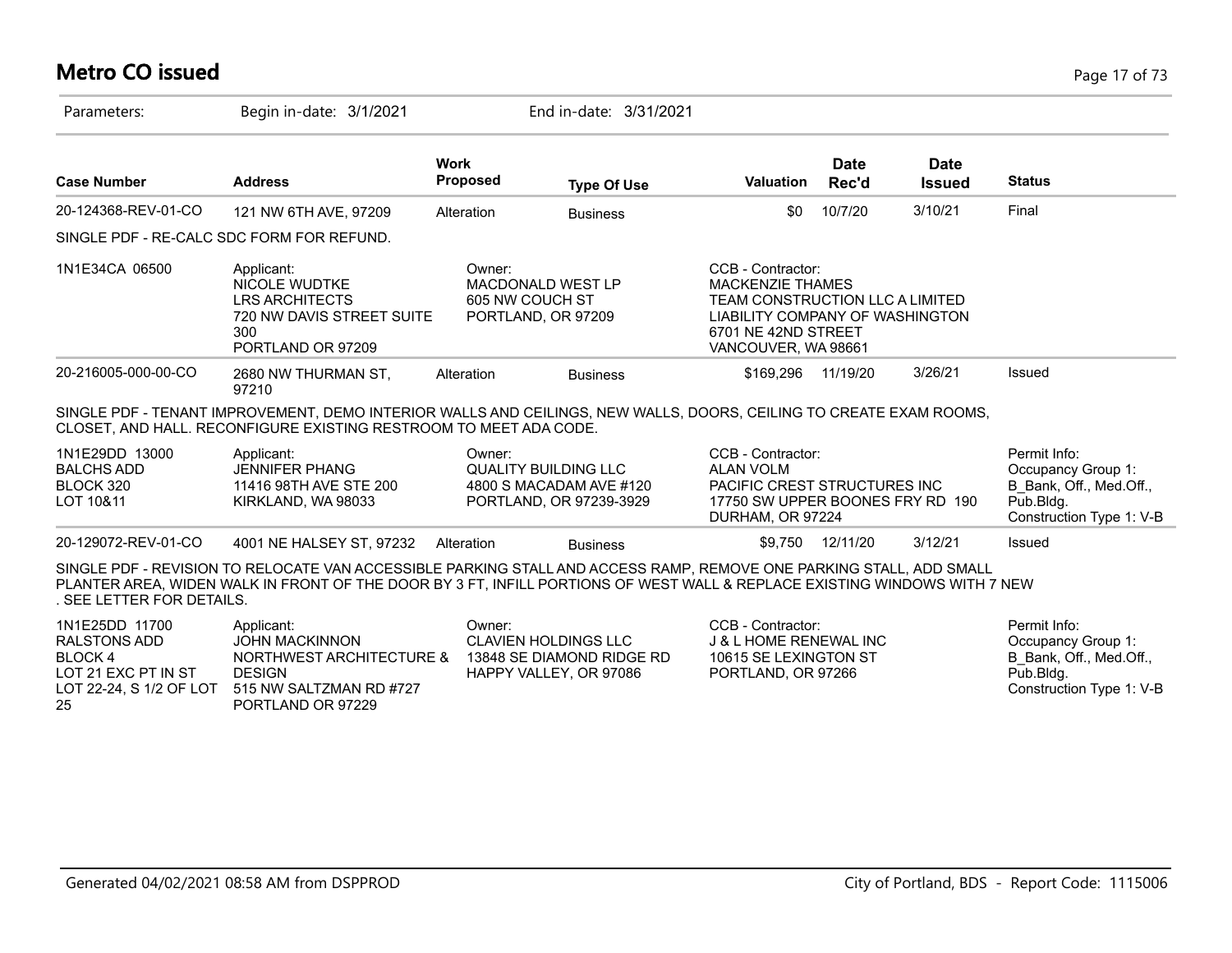# Metro CO issued

Parameters: Begin in-date: 3/1/2021 End in-date: 3/31/2021

| Case Number | Address | Work Proposed | Type Of Use | Valuation | Date Rec'd | Date Issued | Status |
|---|---|---|---|---|---|---|---|
| 20-124368-REV-01-CO | 121 NW 6TH AVE, 97209 | Alteration | Business | $0 | 10/7/20 | 3/10/21 | Final |

SINGLE PDF - RE-CALC SDC FORM FOR REFUND.

| | | | |
|---|---|---|---|
| 1N1E34CA 06500 | Applicant: NICOLE WUDTKE LRS ARCHITECTS 720 NW DAVIS STREET SUITE 300 PORTLAND OR 97209 | Owner: MACDONALD WEST LP 605 NW COUCH ST PORTLAND, OR 97209 | CCB - Contractor: MACKENZIE THAMES TEAM CONSTRUCTION LLC A LIMITED LIABILITY COMPANY OF WASHINGTON 6701 NE 42ND STREET VANCOUVER, WA 98661 |

| Case Number | Address | Work Proposed | Type Of Use | Valuation | Date Rec'd | Date Issued | Status |
|---|---|---|---|---|---|---|---|
| 20-216005-000-00-CO | 2680 NW THURMAN ST, 97210 | Alteration | Business | $169,296 | 11/19/20 | 3/26/21 | Issued |

SINGLE PDF - TENANT IMPROVEMENT, DEMO INTERIOR WALLS AND CEILINGS, NEW WALLS, DOORS, CEILING TO CREATE EXAM ROOMS, CLOSET, AND HALL. RECONFIGURE EXISTING RESTROOM TO MEET ADA CODE.

| | | | | |
|---|---|---|---|---|
| 1N1E29DD 13000 BALCHS ADD BLOCK 320 LOT 10&11 | Applicant: JENNIFER PHANG 11416 98TH AVE STE 200 KIRKLAND, WA 98033 | Owner: QUALITY BUILDING LLC 4800 S MACADAM AVE #120 PORTLAND, OR 97239-3929 | CCB - Contractor: ALAN VOLM PACIFIC CREST STRUCTURES INC 17750 SW UPPER BOONES FRY RD 190 DURHAM, OR 97224 | Permit Info: Occupancy Group 1: B_Bank, Off., Med.Off., Pub.Bldg. Construction Type 1: V-B |

| Case Number | Address | Work Proposed | Type Of Use | Valuation | Date Rec'd | Date Issued | Status |
|---|---|---|---|---|---|---|---|
| 20-129072-REV-01-CO | 4001 NE HALSEY ST, 97232 | Alteration | Business | $9,750 | 12/11/20 | 3/12/21 | Issued |

SINGLE PDF - REVISION TO RELOCATE VAN ACCESSIBLE PARKING STALL AND ACCESS RAMP, REMOVE ONE PARKING STALL, ADD SMALL PLANTER AREA, WIDEN WALK IN FRONT OF THE DOOR BY 3 FT, INFILL PORTIONS OF WEST WALL & REPLACE EXISTING WINDOWS WITH 7 NEW . SEE LETTER FOR DETAILS.

| | | | | |
|---|---|---|---|---|
| 1N1E25DD 11700 RALSTONS ADD BLOCK 4 LOT 21 EXC PT IN ST LOT 22-24, S 1/2 OF LOT 25 | Applicant: JOHN MACKINNON NORTHWEST ARCHITECTURE & DESIGN 515 NW SALTZMAN RD #727 PORTLAND OR 97229 | Owner: CLAVIEN HOLDINGS LLC 13848 SE DIAMOND RIDGE RD HAPPY VALLEY, OR 97086 | CCB - Contractor: J & L HOME RENEWAL INC 10615 SE LEXINGTON ST PORTLAND, OR 97266 | Permit Info: Occupancy Group 1: B_Bank, Off., Med.Off., Pub.Bldg. Construction Type 1: V-B |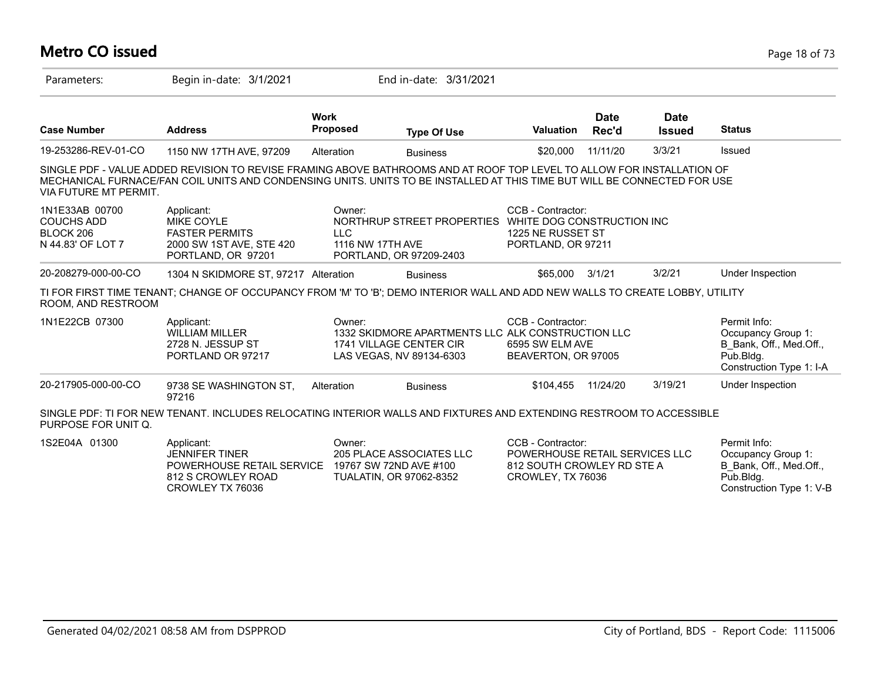# Metro CO issued

Parameters: Begin in-date: 3/1/2021 End in-date: 3/31/2021

| Case Number | Address | Work Proposed | Type Of Use | Valuation | Date Rec'd | Date Issued | Status |
|---|---|---|---|---|---|---|---|
| 19-253286-REV-01-CO | 1150 NW 17TH AVE, 97209 | Alteration | Business | $20,000 | 11/11/20 | 3/3/21 | Issued |

SINGLE PDF - VALUE ADDED REVISION TO REVISE FRAMING ABOVE BATHROOMS AND AT ROOF TOP LEVEL TO ALLOW FOR INSTALLATION OF MECHANICAL FURNACE/FAN COIL UNITS AND CONDENSING UNITS. UNITS TO BE INSTALLED AT THIS TIME BUT WILL BE CONNECTED FOR USE VIA FUTURE MT PERMIT.

1N1E33AB 00700
COUCHS ADD
BLOCK 206
N 44.83' OF LOT 7

Applicant:
MIKE COYLE
FASTER PERMITS
2000 SW 1ST AVE, STE 420
PORTLAND, OR 97201

Owner:
NORTHRUP STREET PROPERTIES LLC
1116 NW 17TH AVE
PORTLAND, OR 97209-2403

CCB - Contractor:
WHITE DOG CONSTRUCTION INC
1225 NE RUSSET ST
PORTLAND, OR 97211

| Case Number | Address | Work Proposed | Type Of Use | Valuation | Date Rec'd | Date Issued | Status |
|---|---|---|---|---|---|---|---|
| 20-208279-000-00-CO | 1304 N SKIDMORE ST, 97217 | Alteration | Business | $65,000 | 3/1/21 | 3/2/21 | Under Inspection |

TI FOR FIRST TIME TENANT; CHANGE OF OCCUPANCY FROM 'M' TO 'B'; DEMO INTERIOR WALL AND ADD NEW WALLS TO CREATE LOBBY, UTILITY ROOM, AND RESTROOM

1N1E22CB 07300

Applicant:
WILLIAM MILLER
2728 N. JESSUP ST
PORTLAND OR 97217

Owner:
1332 SKIDMORE APARTMENTS LLC
1741 VILLAGE CENTER CIR
LAS VEGAS, NV 89134-6303

CCB - Contractor:
ALK CONSTRUCTION LLC
6595 SW ELM AVE
BEAVERTON, OR 97005

Permit Info:
Occupancy Group 1: B_Bank, Off., Med.Off., Pub.Bldg.
Construction Type 1: I-A

| Case Number | Address | Work Proposed | Type Of Use | Valuation | Date Rec'd | Date Issued | Status |
|---|---|---|---|---|---|---|---|
| 20-217905-000-00-CO | 9738 SE WASHINGTON ST, 97216 | Alteration | Business | $104,455 | 11/24/20 | 3/19/21 | Under Inspection |

SINGLE PDF: TI FOR NEW TENANT. INCLUDES RELOCATING INTERIOR WALLS AND FIXTURES AND EXTENDING RESTROOM TO ACCESSIBLE PURPOSE FOR UNIT Q.

1S2E04A 01300

Applicant:
JENNIFER TINER
POWERHOUSE RETAIL SERVICE
812 S CROWLEY ROAD
CROWLEY TX 76036

Owner:
205 PLACE ASSOCIATES LLC
19767 SW 72ND AVE #100
TUALATIN, OR 97062-8352

CCB - Contractor:
POWERHOUSE RETAIL SERVICES LLC
812 SOUTH CROWLEY RD STE A
CROWLEY, TX 76036

Permit Info:
Occupancy Group 1: B_Bank, Off., Med.Off., Pub.Bldg.
Construction Type 1: V-B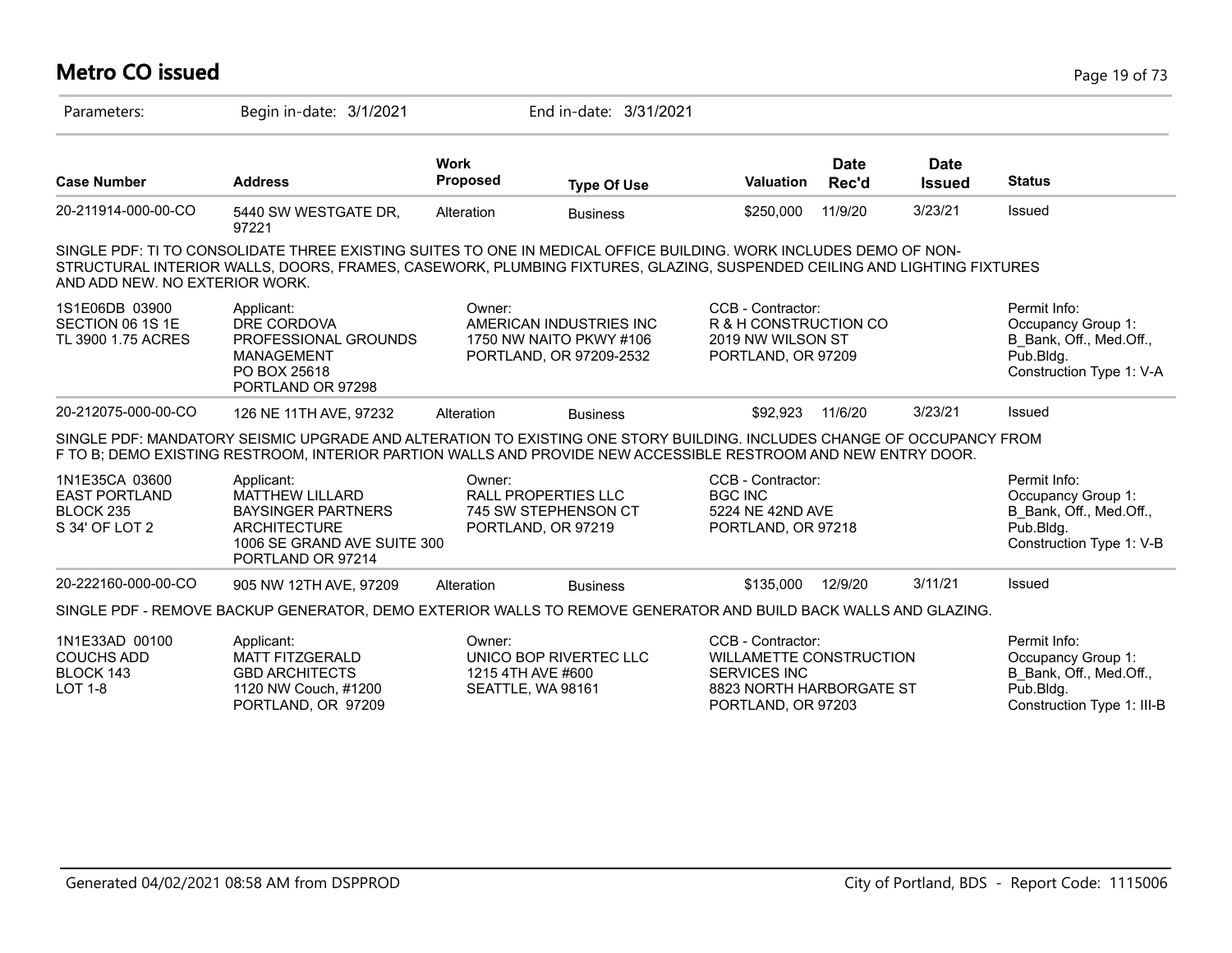# Metro CO issued

Parameters: Begin in-date: 3/1/2021 End in-date: 3/31/2021

| Case Number | Address | Work Proposed | Type Of Use | Valuation | Date Rec'd | Date Issued | Status |
|---|---|---|---|---|---|---|---|
| 20-211914-000-00-CO | 5440 SW WESTGATE DR, 97221 | Alteration | Business | $250,000 | 11/9/20 | 3/23/21 | Issued |

SINGLE PDF: TI TO CONSOLIDATE THREE EXISTING SUITES TO ONE IN MEDICAL OFFICE BUILDING. WORK INCLUDES DEMO OF NON-STRUCTURAL INTERIOR WALLS, DOORS, FRAMES, CASEWORK, PLUMBING FIXTURES, GLAZING, SUSPENDED CEILING AND LIGHTING FIXTURES AND ADD NEW. NO EXTERIOR WORK.

| Legal | Applicant | Owner | CCB - Contractor | Permit Info |
|---|---|---|---|---|
| 1S1E06DB 03900<br>SECTION 06 1S 1E<br>TL 3900 1.75 ACRES | Applicant:<br>DRE CORDOVA<br>PROFESSIONAL GROUNDS MANAGEMENT<br>PO BOX 25618<br>PORTLAND OR 97298 | Owner:<br>AMERICAN INDUSTRIES INC<br>1750 NW NAITO PKWY #106<br>PORTLAND, OR 97209-2532 | CCB - Contractor:<br>R & H CONSTRUCTION CO<br>2019 NW WILSON ST<br>PORTLAND, OR 97209 | Permit Info:<br>Occupancy Group 1: B_Bank, Off., Med.Off., Pub.Bldg.<br>Construction Type 1: V-A |

| Case Number | Address | Work Proposed | Type Of Use | Valuation | Date Rec'd | Date Issued | Status |
|---|---|---|---|---|---|---|---|
| 20-212075-000-00-CO | 126 NE 11TH AVE, 97232 | Alteration | Business | $92,923 | 11/6/20 | 3/23/21 | Issued |

SINGLE PDF: MANDATORY SEISMIC UPGRADE AND ALTERATION TO EXISTING ONE STORY BUILDING. INCLUDES CHANGE OF OCCUPANCY FROM F TO B; DEMO EXISTING RESTROOM, INTERIOR PARTION WALLS AND PROVIDE NEW ACCESSIBLE RESTROOM AND NEW ENTRY DOOR.

| Legal | Applicant | Owner | CCB - Contractor | Permit Info |
|---|---|---|---|---|
| 1N1E35CA 03600<br>EAST PORTLAND<br>BLOCK 235<br>S 34' OF LOT 2 | Applicant:<br>MATTHEW LILLARD<br>BAYSINGER PARTNERS ARCHITECTURE<br>1006 SE GRAND AVE SUITE 300<br>PORTLAND OR 97214 | Owner:<br>RALL PROPERTIES LLC<br>745 SW STEPHENSON CT<br>PORTLAND, OR 97219 | CCB - Contractor:<br>BGC INC<br>5224 NE 42ND AVE<br>PORTLAND, OR 97218 | Permit Info:<br>Occupancy Group 1: B_Bank, Off., Med.Off., Pub.Bldg.<br>Construction Type 1: V-B |

| Case Number | Address | Work Proposed | Type Of Use | Valuation | Date Rec'd | Date Issued | Status |
|---|---|---|---|---|---|---|---|
| 20-222160-000-00-CO | 905 NW 12TH AVE, 97209 | Alteration | Business | $135,000 | 12/9/20 | 3/11/21 | Issued |

SINGLE PDF - REMOVE BACKUP GENERATOR, DEMO EXTERIOR WALLS TO REMOVE GENERATOR AND BUILD BACK WALLS AND GLAZING.

| Legal | Applicant | Owner | CCB - Contractor | Permit Info |
|---|---|---|---|---|
| 1N1E33AD 00100<br>COUCHS ADD<br>BLOCK 143<br>LOT 1-8 | Applicant:<br>MATT FITZGERALD<br>GBD ARCHITECTS<br>1120 NW Couch, #1200<br>PORTLAND, OR 97209 | Owner:<br>UNICO BOP RIVERTEC LLC<br>1215 4TH AVE #600<br>SEATTLE, WA 98161 | CCB - Contractor:<br>WILLAMETTE CONSTRUCTION SERVICES INC<br>8823 NORTH HARBORGATE ST<br>PORTLAND, OR 97203 | Permit Info:<br>Occupancy Group 1: B_Bank, Off., Med.Off., Pub.Bldg.<br>Construction Type 1: III-B |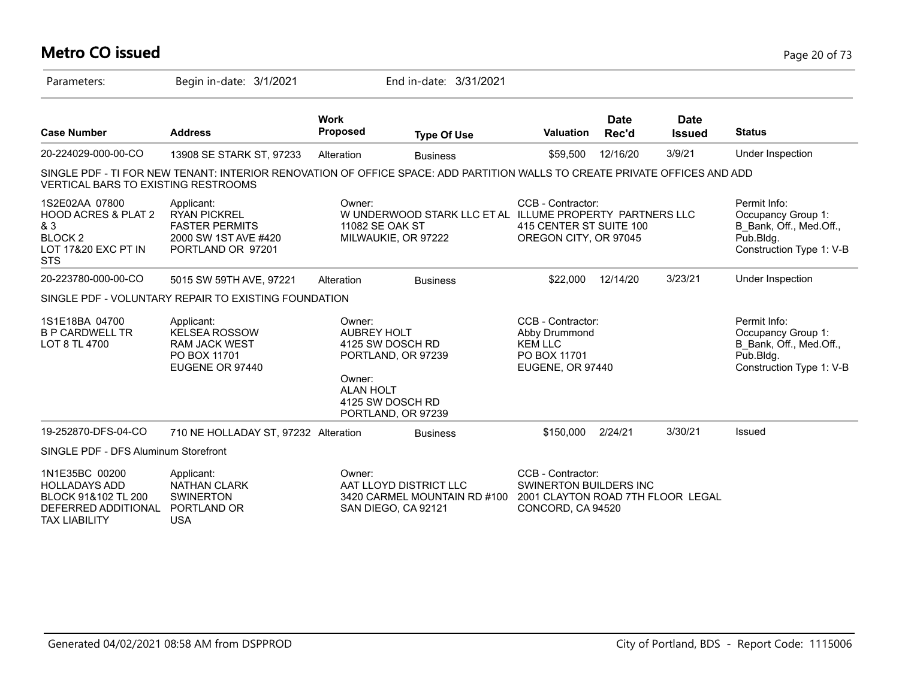# Metro CO issued

Parameters: Begin in-date: 3/1/2021 End in-date: 3/31/2021

| Case Number | Address | Work Proposed | Type Of Use | Valuation | Date Rec'd | Date Issued | Status |
|---|---|---|---|---|---|---|---|
| 20-224029-000-00-CO | 13908 SE STARK ST, 97233 | Alteration | Business | $59,500 | 12/16/20 | 3/9/21 | Under Inspection |

SINGLE PDF - TI FOR NEW TENANT: INTERIOR RENOVATION OF OFFICE SPACE: ADD PARTITION WALLS TO CREATE PRIVATE OFFICES AND ADD VERTICAL BARS TO EXISTING RESTROOMS

1S2E02AA 07800
HOOD ACRES & PLAT 2 & 3
BLOCK 2
LOT 17&20 EXC PT IN STS

Applicant:
RYAN PICKREL
FASTER PERMITS
2000 SW 1ST AVE #420
PORTLAND OR 97201

Owner:
W UNDERWOOD STARK LLC ET AL
11082 SE OAK ST
MILWAUKIE, OR 97222

CCB - Contractor:
ILLUME PROPERTY PARTNERS LLC
415 CENTER ST SUITE 100
OREGON CITY, OR 97045

Permit Info:
Occupancy Group 1: B_Bank, Off., Med.Off., Pub.Bldg.
Construction Type 1: V-B

| Case Number | Address | Work Proposed | Type Of Use | Valuation | Date Rec'd | Date Issued | Status |
|---|---|---|---|---|---|---|---|
| 20-223780-000-00-CO | 5015 SW 59TH AVE, 97221 | Alteration | Business | $22,000 | 12/14/20 | 3/23/21 | Under Inspection |

SINGLE PDF - VOLUNTARY REPAIR TO EXISTING FOUNDATION

1S1E18BA 04700
B P CARDWELL TR
LOT 8 TL 4700

Applicant:
KELSEA ROSSOW
RAM JACK WEST
PO BOX 11701
EUGENE OR 97440

Owner:
AUBREY HOLT
4125 SW DOSCH RD
PORTLAND, OR 97239

Owner:
ALAN HOLT
4125 SW DOSCH RD
PORTLAND, OR 97239

CCB - Contractor:
Abby Drummond
KEM LLC
PO BOX 11701
EUGENE, OR 97440

Permit Info:
Occupancy Group 1: B_Bank, Off., Med.Off., Pub.Bldg.
Construction Type 1: V-B

| Case Number | Address | Work Proposed | Type Of Use | Valuation | Date Rec'd | Date Issued | Status |
|---|---|---|---|---|---|---|---|
| 19-252870-DFS-04-CO | 710 NE HOLLADAY ST, 97232 | Alteration | Business | $150,000 | 2/24/21 | 3/30/21 | Issued |

SINGLE PDF - DFS Aluminum Storefront

1N1E35BC 00200
HOLLADAYS ADD
BLOCK 91&102 TL 200
DEFERRED ADDITIONAL TAX LIABILITY

Applicant:
NATHAN CLARK
SWINERTON
PORTLAND OR
USA

Owner:
AAT LLOYD DISTRICT LLC
3420 CARMEL MOUNTAIN RD #100
SAN DIEGO, CA 92121

CCB - Contractor:
SWINERTON BUILDERS INC
2001 CLAYTON ROAD 7TH FLOOR LEGAL
CONCORD, CA 94520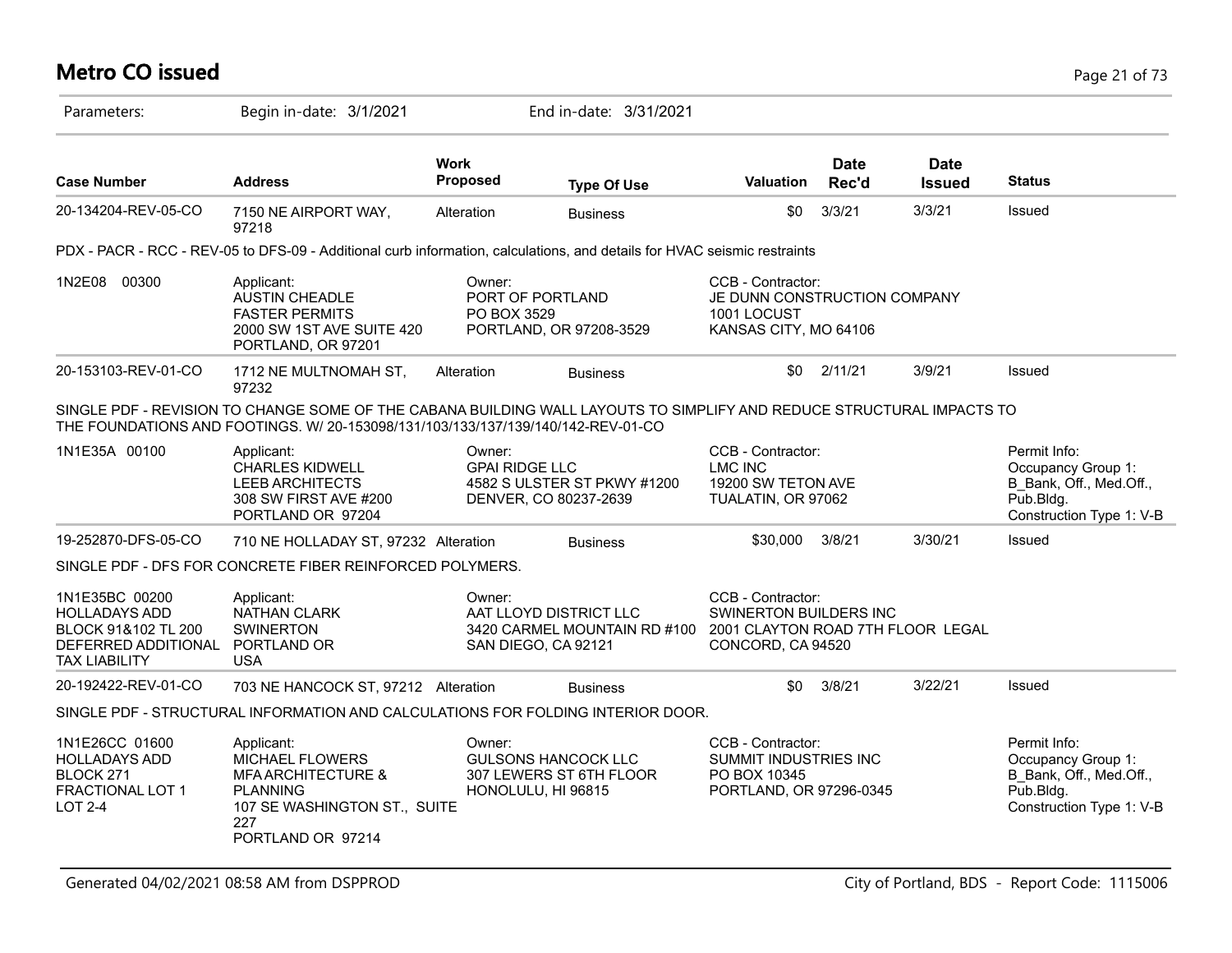# Metro CO issued

Parameters: Begin in-date: 3/1/2021 End in-date: 3/31/2021

| Case Number | Address | Work Proposed | Type Of Use | Valuation | Date Rec'd | Date Issued | Status |
|---|---|---|---|---|---|---|---|
| 20-134204-REV-05-CO | 7150 NE AIRPORT WAY, 97218 | Alteration | Business | $0 | 3/3/21 | 3/3/21 | Issued |

PDX - PACR - RCC - REV-05 to DFS-09 - Additional curb information, calculations, and details for HVAC seismic restraints

| | | | | |
|---|---|---|---|---|
| 1N2E08 00300 | Applicant:<br>AUSTIN CHEADLE<br>FASTER PERMITS<br>2000 SW 1ST AVE SUITE 420<br>PORTLAND, OR 97201 | Owner:<br>PORT OF PORTLAND<br>PO BOX 3529<br>PORTLAND, OR 97208-3529 | CCB - Contractor:<br>JE DUNN CONSTRUCTION COMPANY<br>1001 LOCUST<br>KANSAS CITY, MO 64106 | |

| Case Number | Address | Work Proposed | Type Of Use | Valuation | Date Rec'd | Date Issued | Status |
|---|---|---|---|---|---|---|---|
| 20-153103-REV-01-CO | 1712 NE MULTNOMAH ST, 97232 | Alteration | Business | $0 | 2/11/21 | 3/9/21 | Issued |

SINGLE PDF - REVISION TO CHANGE SOME OF THE CABANA BUILDING WALL LAYOUTS TO SIMPLIFY AND REDUCE STRUCTURAL IMPACTS TO THE FOUNDATIONS AND FOOTINGS. W/ 20-153098/131/103/133/137/139/140/142-REV-01-CO

| | | | | |
|---|---|---|---|---|
| 1N1E35A 00100 | Applicant:<br>CHARLES KIDWELL<br>LEEB ARCHITECTS<br>308 SW FIRST AVE #200<br>PORTLAND OR 97204 | Owner:<br>GPAI RIDGE LLC<br>4582 S ULSTER ST PKWY #1200<br>DENVER, CO 80237-2639 | CCB - Contractor:<br>LMC INC<br>19200 SW TETON AVE<br>TUALATIN, OR 97062 | Permit Info:<br>Occupancy Group 1: B_Bank, Off., Med.Off., Pub.Bldg.<br>Construction Type 1: V-B |

| Case Number | Address | Work Proposed | Type Of Use | Valuation | Date Rec'd | Date Issued | Status |
|---|---|---|---|---|---|---|---|
| 19-252870-DFS-05-CO | 710 NE HOLLADAY ST, 97232 | Alteration | Business | $30,000 | 3/8/21 | 3/30/21 | Issued |

SINGLE PDF - DFS FOR CONCRETE FIBER REINFORCED POLYMERS.

| | | | | |
|---|---|---|---|---|
| 1N1E35BC 00200<br>HOLLADAYS ADD<br>BLOCK 91&102 TL 200<br>DEFERRED ADDITIONAL TAX LIABILITY | Applicant:<br>NATHAN CLARK<br>SWINERTON<br>PORTLAND OR<br>USA | Owner:<br>AAT LLOYD DISTRICT LLC<br>3420 CARMEL MOUNTAIN RD #100<br>SAN DIEGO, CA 92121 | CCB - Contractor:<br>SWINERTON BUILDERS INC<br>2001 CLAYTON ROAD 7TH FLOOR LEGAL<br>CONCORD, CA 94520 | |

| Case Number | Address | Work Proposed | Type Of Use | Valuation | Date Rec'd | Date Issued | Status |
|---|---|---|---|---|---|---|---|
| 20-192422-REV-01-CO | 703 NE HANCOCK ST, 97212 | Alteration | Business | $0 | 3/8/21 | 3/22/21 | Issued |

SINGLE PDF - STRUCTURAL INFORMATION AND CALCULATIONS FOR FOLDING INTERIOR DOOR.

| | | | | |
|---|---|---|---|---|
| 1N1E26CC 01600<br>HOLLADAYS ADD<br>BLOCK 271<br>FRACTIONAL LOT 1<br>LOT 2-4 | Applicant:<br>MICHAEL FLOWERS<br>MFA ARCHITECTURE & PLANNING<br>107 SE WASHINGTON ST., SUITE 227<br>PORTLAND OR 97214 | Owner:<br>GULSONS HANCOCK LLC<br>307 LEWERS ST 6TH FLOOR<br>HONOLULU, HI 96815 | CCB - Contractor:<br>SUMMIT INDUSTRIES INC<br>PO BOX 10345<br>PORTLAND, OR 97296-0345 | Permit Info:<br>Occupancy Group 1: B_Bank, Off., Med.Off., Pub.Bldg.<br>Construction Type 1: V-B |

Generated 04/02/2021 08:58 AM from DSPPROD — City of Portland, BDS - Report Code: 1115006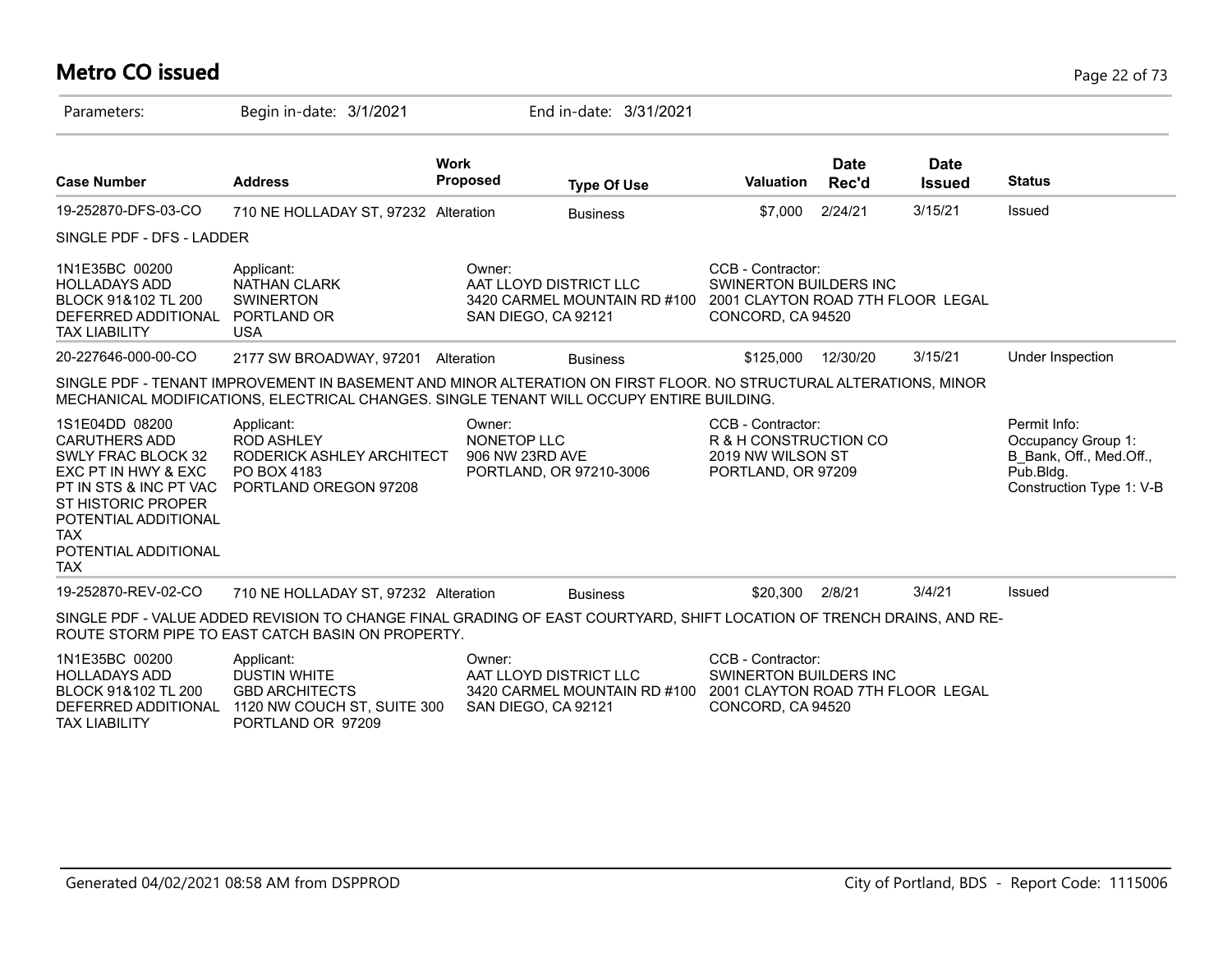# Metro CO issued

Parameters: Begin in-date: 3/1/2021 End in-date: 3/31/2021

| Case Number | Address | Work Proposed | Type Of Use | Valuation | Date Rec'd | Date Issued | Status |
|---|---|---|---|---|---|---|---|
| 19-252870-DFS-03-CO | 710 NE HOLLADAY ST, 97232 | Alteration | Business | $7,000 | 2/24/21 | 3/15/21 | Issued |

SINGLE PDF - DFS - LADDER

| Property | Applicant | Owner | CCB - Contractor |
|---|---|---|---|
| 1N1E35BC 00200<br>HOLLADAYS ADD<br>BLOCK 91&102 TL 200<br>DEFERRED ADDITIONAL TAX LIABILITY | Applicant:<br>NATHAN CLARK<br>SWINERTON<br>PORTLAND OR<br>USA | Owner:<br>AAT LLOYD DISTRICT LLC<br>3420 CARMEL MOUNTAIN RD #100<br>SAN DIEGO, CA 92121 | CCB - Contractor:<br>SWINERTON BUILDERS INC<br>2001 CLAYTON ROAD 7TH FLOOR LEGAL<br>CONCORD, CA 94520 |

| Case Number | Address | Work Proposed | Type Of Use | Valuation | Date Rec'd | Date Issued | Status |
|---|---|---|---|---|---|---|---|
| 20-227646-000-00-CO | 2177 SW BROADWAY, 97201 | Alteration | Business | $125,000 | 12/30/20 | 3/15/21 | Under Inspection |

SINGLE PDF - TENANT IMPROVEMENT IN BASEMENT AND MINOR ALTERATION ON FIRST FLOOR. NO STRUCTURAL ALTERATIONS, MINOR MECHANICAL MODIFICATIONS, ELECTRICAL CHANGES. SINGLE TENANT WILL OCCUPY ENTIRE BUILDING.

| Property | Applicant | Owner | CCB - Contractor | Permit Info |
|---|---|---|---|---|
| 1S1E04DD 08200<br>CARUTHERS ADD<br>SWLY FRAC BLOCK 32<br>EXC PT IN HWY & EXC PT IN STS & INC PT VAC ST HISTORIC PROPER<br>POTENTIAL ADDITIONAL TAX<br>POTENTIAL ADDITIONAL TAX | Applicant:<br>ROD ASHLEY<br>RODERICK ASHLEY ARCHITECT<br>PO BOX 4183<br>PORTLAND OREGON 97208 | Owner:<br>NONETOP LLC<br>906 NW 23RD AVE<br>PORTLAND, OR 97210-3006 | CCB - Contractor:<br>R & H CONSTRUCTION CO<br>2019 NW WILSON ST<br>PORTLAND, OR 97209 | Permit Info:<br>Occupancy Group 1: B_Bank, Off., Med.Off., Pub.Bldg.<br>Construction Type 1: V-B |

| Case Number | Address | Work Proposed | Type Of Use | Valuation | Date Rec'd | Date Issued | Status |
|---|---|---|---|---|---|---|---|
| 19-252870-REV-02-CO | 710 NE HOLLADAY ST, 97232 | Alteration | Business | $20,300 | 2/8/21 | 3/4/21 | Issued |

SINGLE PDF - VALUE ADDED REVISION TO CHANGE FINAL GRADING OF EAST COURTYARD, SHIFT LOCATION OF TRENCH DRAINS, AND RE-ROUTE STORM PIPE TO EAST CATCH BASIN ON PROPERTY.

| Property | Applicant | Owner | CCB - Contractor |
|---|---|---|---|
| 1N1E35BC 00200<br>HOLLADAYS ADD<br>BLOCK 91&102 TL 200<br>DEFERRED ADDITIONAL TAX LIABILITY | Applicant:<br>DUSTIN WHITE<br>GBD ARCHITECTS<br>1120 NW COUCH ST, SUITE 300<br>PORTLAND OR 97209 | Owner:<br>AAT LLOYD DISTRICT LLC<br>3420 CARMEL MOUNTAIN RD #100<br>SAN DIEGO, CA 92121 | CCB - Contractor:<br>SWINERTON BUILDERS INC<br>2001 CLAYTON ROAD 7TH FLOOR LEGAL<br>CONCORD, CA 94520 |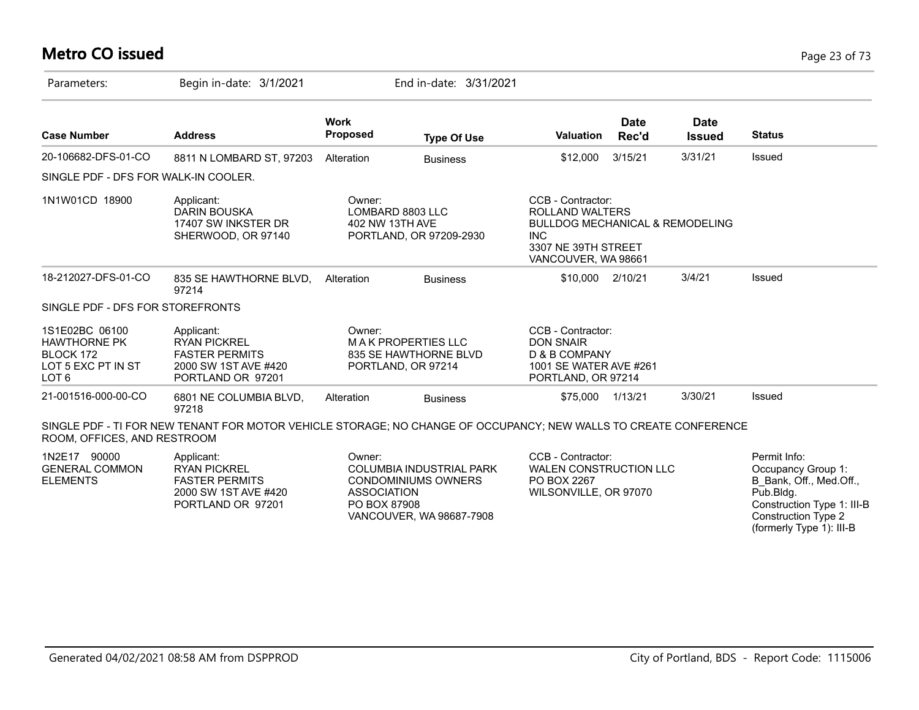# Metro CO issued

Parameters: Begin in-date: 3/1/2021 End in-date: 3/31/2021

| Case Number | Address | Work Proposed | Type Of Use | Valuation | Date Rec'd | Date Issued | Status |
|---|---|---|---|---|---|---|---|
| 20-106682-DFS-01-CO | 8811 N LOMBARD ST, 97203 | Alteration | Business | $12,000 | 3/15/21 | 3/31/21 | Issued |

SINGLE PDF - DFS FOR WALK-IN COOLER.

1N1W01CD 18900

Applicant:
DARIN BOUSKA
17407 SW INKSTER DR
SHERWOOD, OR 97140

Owner:
LOMBARD 8803 LLC
402 NW 13TH AVE
PORTLAND, OR 97209-2930

CCB - Contractor:
ROLLAND WALTERS
BULLDOG MECHANICAL & REMODELING INC
3307 NE 39TH STREET
VANCOUVER, WA 98661

| Case Number | Address | Work Proposed | Type Of Use | Valuation | Date Rec'd | Date Issued | Status |
|---|---|---|---|---|---|---|---|
| 18-212027-DFS-01-CO | 835 SE HAWTHORNE BLVD, 97214 | Alteration | Business | $10,000 | 2/10/21 | 3/4/21 | Issued |

SINGLE PDF - DFS FOR STOREFRONTS

1S1E02BC 06100
HAWTHORNE PK
BLOCK 172
LOT 5 EXC PT IN ST
LOT 6

Applicant:
RYAN PICKREL
FASTER PERMITS
2000 SW 1ST AVE #420
PORTLAND OR 97201

Owner:
M A K PROPERTIES LLC
835 SE HAWTHORNE BLVD
PORTLAND, OR 97214

CCB - Contractor:
DON SNAIR
D & B COMPANY
1001 SE WATER AVE #261
PORTLAND, OR 97214

| Case Number | Address | Work Proposed | Type Of Use | Valuation | Date Rec'd | Date Issued | Status |
|---|---|---|---|---|---|---|---|
| 21-001516-000-00-CO | 6801 NE COLUMBIA BLVD, 97218 | Alteration | Business | $75,000 | 1/13/21 | 3/30/21 | Issued |

SINGLE PDF - TI FOR NEW TENANT FOR MOTOR VEHICLE STORAGE; NO CHANGE OF OCCUPANCY; NEW WALLS TO CREATE CONFERENCE ROOM, OFFICES, AND RESTROOM

1N2E17 90000
GENERAL COMMON ELEMENTS

Applicant:
RYAN PICKREL
FASTER PERMITS
2000 SW 1ST AVE #420
PORTLAND OR 97201

Owner:
COLUMBIA INDUSTRIAL PARK CONDOMINIUMS OWNERS ASSOCIATION
PO BOX 87908
VANCOUVER, WA 98687-7908

CCB - Contractor:
WALEN CONSTRUCTION LLC
PO BOX 2267
WILSONVILLE, OR 97070

Permit Info:
Occupancy Group 1: B_Bank, Off., Med.Off., Pub.Bldg.
Construction Type 1: III-B
Construction Type 2 (formerly Type 1): III-B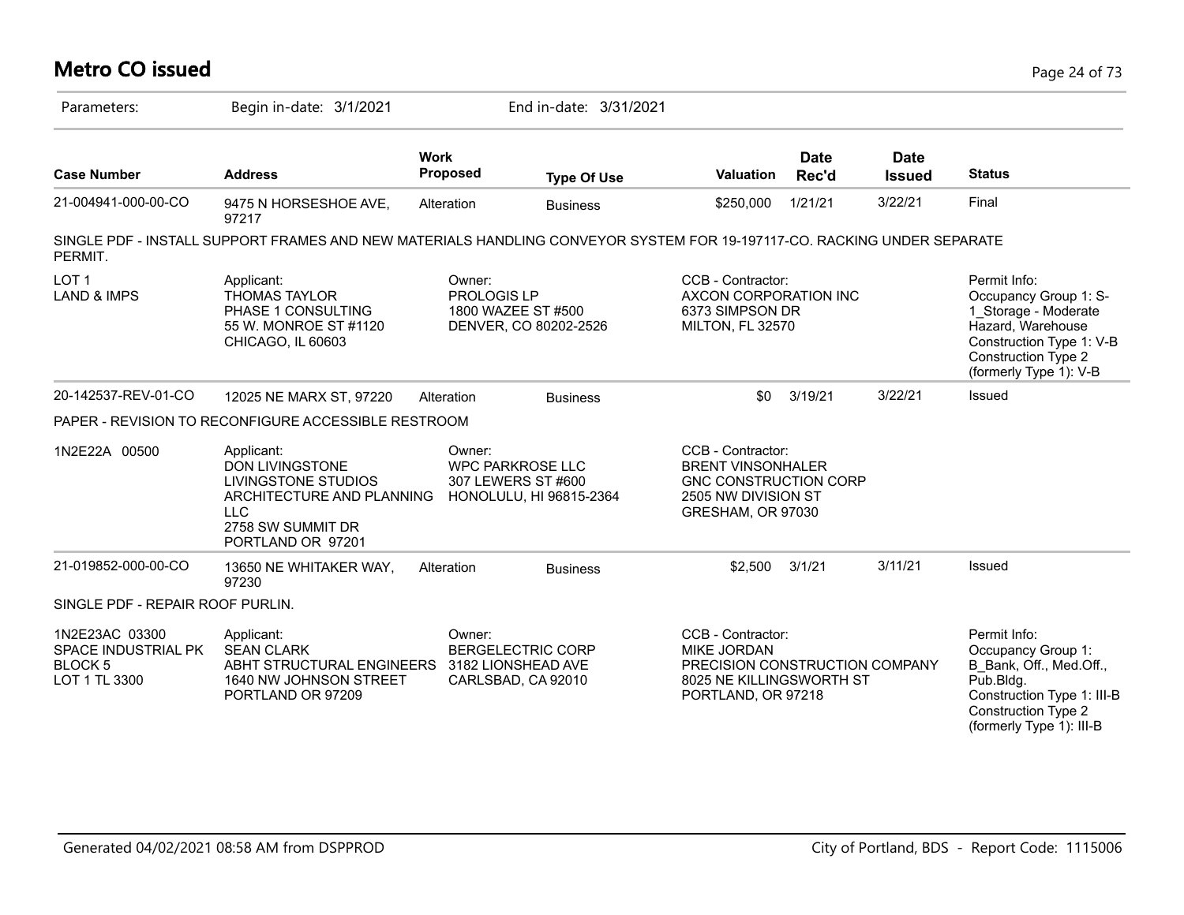# Metro CO issued

Parameters: Begin in-date: 3/1/2021 End in-date: 3/31/2021

| Case Number | Address | Work Proposed | Type Of Use | Valuation | Date Rec'd | Date Issued | Status |
|---|---|---|---|---|---|---|---|
| 21-004941-000-00-CO | 9475 N HORSESHOE AVE, 97217 | Alteration | Business | $250,000 | 1/21/21 | 3/22/21 | Final |

SINGLE PDF - INSTALL SUPPORT FRAMES AND NEW MATERIALS HANDLING CONVEYOR SYSTEM FOR 19-197117-CO. RACKING UNDER SEPARATE PERMIT.

LOT 1
LAND & IMPS

Applicant:
THOMAS TAYLOR
PHASE 1 CONSULTING
55 W. MONROE ST #1120
CHICAGO, IL 60603

Owner:
PROLOGIS LP
1800 WAZEE ST #500
DENVER, CO 80202-2526

CCB - Contractor:
AXCON CORPORATION INC
6373 SIMPSON DR
MILTON, FL 32570

Permit Info:
Occupancy Group 1: S-1_Storage - Moderate Hazard, Warehouse
Construction Type 1: V-B
Construction Type 2 (formerly Type 1): V-B

| Case Number | Address | Work Proposed | Type Of Use | Valuation | Date Rec'd | Date Issued | Status |
|---|---|---|---|---|---|---|---|
| 20-142537-REV-01-CO | 12025 NE MARX ST, 97220 | Alteration | Business | $0 | 3/19/21 | 3/22/21 | Issued |

PAPER - REVISION TO RECONFIGURE ACCESSIBLE RESTROOM

1N2E22A 00500

Applicant:
DON LIVINGSTONE
LIVINGSTONE STUDIOS ARCHITECTURE AND PLANNING LLC
2758 SW SUMMIT DR
PORTLAND OR 97201

Owner:
WPC PARKROSE LLC
307 LEWERS ST #600
HONOLULU, HI 96815-2364

CCB - Contractor:
BRENT VINSONHALER
GNC CONSTRUCTION CORP
2505 NW DIVISION ST
GRESHAM, OR 97030

| Case Number | Address | Work Proposed | Type Of Use | Valuation | Date Rec'd | Date Issued | Status |
|---|---|---|---|---|---|---|---|
| 21-019852-000-00-CO | 13650 NE WHITAKER WAY, 97230 | Alteration | Business | $2,500 | 3/1/21 | 3/11/21 | Issued |

SINGLE PDF - REPAIR ROOF PURLIN.

1N2E23AC 03300
SPACE INDUSTRIAL PK
BLOCK 5
LOT 1 TL 3300

Applicant:
SEAN CLARK
ABHT STRUCTURAL ENGINEERS
1640 NW JOHNSON STREET
PORTLAND OR 97209

Owner:
BERGELECTRIC CORP
3182 LIONSHEAD AVE
CARLSBAD, CA 92010

CCB - Contractor:
MIKE JORDAN
PRECISION CONSTRUCTION COMPANY
8025 NE KILLINGSWORTH ST
PORTLAND, OR 97218

Permit Info:
Occupancy Group 1: B_Bank, Off., Med.Off., Pub.Bldg.
Construction Type 1: III-B
Construction Type 2 (formerly Type 1): III-B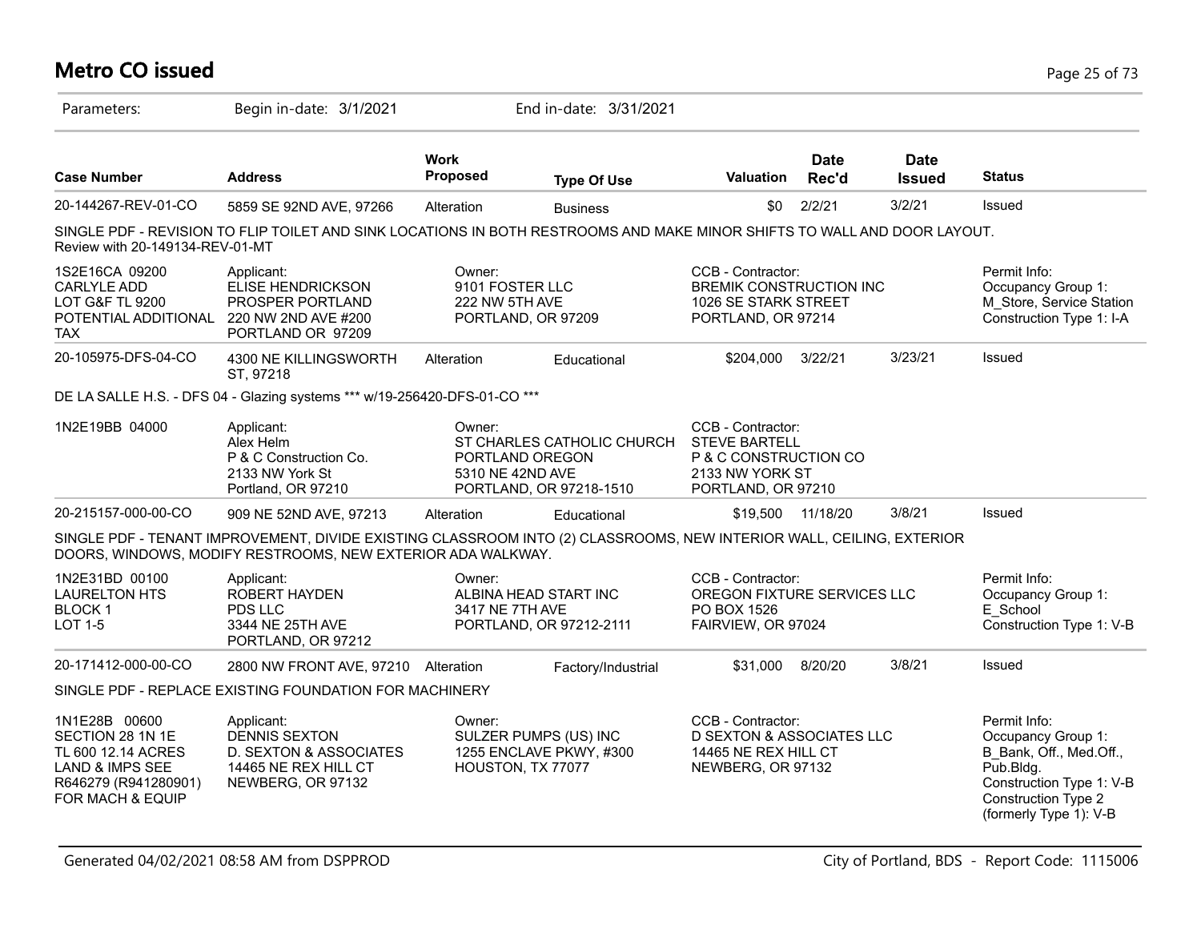# Metro CO issued

Parameters: Begin in-date: 3/1/2021 End in-date: 3/31/2021

| Case Number | Address | Work Proposed | Type Of Use | Valuation | Date Rec'd | Date Issued | Status |
|---|---|---|---|---|---|---|---|
| 20-144267-REV-01-CO | 5859 SE 92ND AVE, 97266 | Alteration | Business | $0 | 2/2/21 | 3/2/21 | Issued |

SINGLE PDF - REVISION TO FLIP TOILET AND SINK LOCATIONS IN BOTH RESTROOMS AND MAKE MINOR SHIFTS TO WALL AND DOOR LAYOUT. Review with 20-149134-REV-01-MT

1S2E16CA 09200
CARLYLE ADD
LOT G&F TL 9200
POTENTIAL ADDITIONAL TAX

Applicant:
ELISE HENDRICKSON
PROSPER PORTLAND
220 NW 2ND AVE #200
PORTLAND OR 97209

Owner:
9101 FOSTER LLC
222 NW 5TH AVE
PORTLAND, OR 97209

CCB - Contractor:
BREMIK CONSTRUCTION INC
1026 SE STARK STREET
PORTLAND, OR 97214

Permit Info:
Occupancy Group 1: M_Store, Service Station
Construction Type 1: I-A

| Case Number | Address | Work Proposed | Type Of Use | Valuation | Date Rec'd | Date Issued | Status |
|---|---|---|---|---|---|---|---|
| 20-105975-DFS-04-CO | 4300 NE KILLINGSWORTH ST, 97218 | Alteration | Educational | $204,000 | 3/22/21 | 3/23/21 | Issued |

DE LA SALLE H.S. - DFS 04 - Glazing systems *** w/19-256420-DFS-01-CO ***

1N2E19BB 04000

Applicant:
Alex Helm
P & C Construction Co.
2133 NW York St
Portland, OR 97210

Owner:
ST CHARLES CATHOLIC CHURCH
PORTLAND OREGON
5310 NE 42ND AVE
PORTLAND, OR 97218-1510

CCB - Contractor:
STEVE BARTELL
P & C CONSTRUCTION CO
2133 NW YORK ST
PORTLAND, OR 97210

| Case Number | Address | Work Proposed | Type Of Use | Valuation | Date Rec'd | Date Issued | Status |
|---|---|---|---|---|---|---|---|
| 20-215157-000-00-CO | 909 NE 52ND AVE, 97213 | Alteration | Educational | $19,500 | 11/18/20 | 3/8/21 | Issued |

SINGLE PDF - TENANT IMPROVEMENT, DIVIDE EXISTING CLASSROOM INTO (2) CLASSROOMS, NEW INTERIOR WALL, CEILING, EXTERIOR DOORS, WINDOWS, MODIFY RESTROOMS, NEW EXTERIOR ADA WALKWAY.

1N2E31BD 00100
LAURELTON HTS
BLOCK 1
LOT 1-5

Applicant:
ROBERT HAYDEN
PDS LLC
3344 NE 25TH AVE
PORTLAND, OR 97212

Owner:
ALBINA HEAD START INC
3417 NE 7TH AVE
PORTLAND, OR 97212-2111

CCB - Contractor:
OREGON FIXTURE SERVICES LLC
PO BOX 1526
FAIRVIEW, OR 97024

Permit Info:
Occupancy Group 1: E_School
Construction Type 1: V-B

| Case Number | Address | Work Proposed | Type Of Use | Valuation | Date Rec'd | Date Issued | Status |
|---|---|---|---|---|---|---|---|
| 20-171412-000-00-CO | 2800 NW FRONT AVE, 97210 | Alteration | Factory/Industrial | $31,000 | 8/20/20 | 3/8/21 | Issued |

SINGLE PDF - REPLACE EXISTING FOUNDATION FOR MACHINERY

1N1E28B 00600
SECTION 28 1N 1E
TL 600 12.14 ACRES
LAND & IMPS SEE R646279 (R941280901) FOR MACH & EQUIP

Applicant:
DENNIS SEXTON
D. SEXTON & ASSOCIATES
14465 NE REX HILL CT
NEWBERG, OR 97132

Owner:
SULZER PUMPS (US) INC
1255 ENCLAVE PKWY, #300
HOUSTON, TX 77077

CCB - Contractor:
D SEXTON & ASSOCIATES LLC
14465 NE REX HILL CT
NEWBERG, OR 97132

Permit Info:
Occupancy Group 1: B_Bank, Off., Med.Off., Pub.Bldg.
Construction Type 1: V-B
Construction Type 2 (formerly Type 1): V-B

Generated 04/02/2021 08:58 AM from DSPPROD — City of Portland, BDS - Report Code: 1115006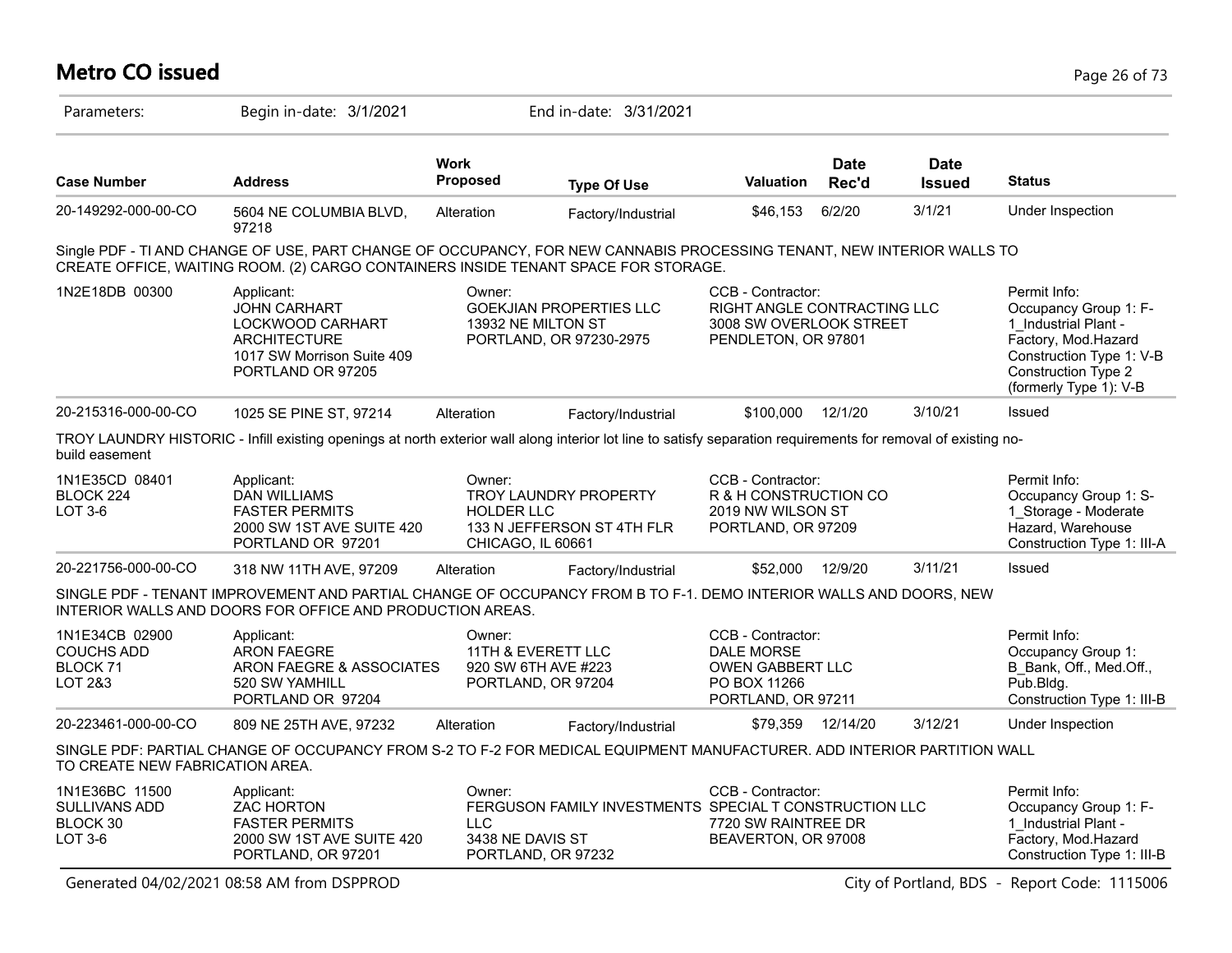# Metro CO issued

Parameters: Begin in-date: 3/1/2021 End in-date: 3/31/2021

| Case Number | Address | Work Proposed | Type Of Use | Valuation | Date Rec'd | Date Issued | Status |
|---|---|---|---|---|---|---|---|
| 20-149292-000-00-CO | 5604 NE COLUMBIA BLVD, 97218 | Alteration | Factory/Industrial | $46,153 | 6/2/20 | 3/1/21 | Under Inspection |

Single PDF - TI AND CHANGE OF USE, PART CHANGE OF OCCUPANCY, FOR NEW CANNABIS PROCESSING TENANT, NEW INTERIOR WALLS TO CREATE OFFICE, WAITING ROOM. (2) CARGO CONTAINERS INSIDE TENANT SPACE FOR STORAGE.

| | Applicant | Owner | CCB - Contractor | Permit Info |
|---|---|---|---|---|
| 1N2E18DB 00300 | JOHN CARHART<br>LOCKWOOD CARHART ARCHITECTURE<br>1017 SW Morrison Suite 409<br>PORTLAND OR 97205 | GOEKJIAN PROPERTIES LLC<br>13932 NE MILTON ST<br>PORTLAND, OR 97230-2975 | RIGHT ANGLE CONTRACTING LLC<br>3008 SW OVERLOOK STREET<br>PENDLETON, OR 97801 | Occupancy Group 1: F-1_Industrial Plant - Factory, Mod.Hazard<br>Construction Type 1: V-B<br>Construction Type 2 (formerly Type 1): V-B |

| Case Number | Address | Work Proposed | Type Of Use | Valuation | Date Rec'd | Date Issued | Status |
|---|---|---|---|---|---|---|---|
| 20-215316-000-00-CO | 1025 SE PINE ST, 97214 | Alteration | Factory/Industrial | $100,000 | 12/1/20 | 3/10/21 | Issued |

TROY LAUNDRY HISTORIC - Infill existing openings at north exterior wall along interior lot line to satisfy separation requirements for removal of existing no-build easement

| | Applicant | Owner | CCB - Contractor | Permit Info |
|---|---|---|---|---|
| 1N1E35CD 08401<br>BLOCK 224<br>LOT 3-6 | DAN WILLIAMS<br>FASTER PERMITS<br>2000 SW 1ST AVE SUITE 420<br>PORTLAND OR 97201 | TROY LAUNDRY PROPERTY HOLDER LLC<br>133 N JEFFERSON ST 4TH FLR<br>CHICAGO, IL 60661 | R & H CONSTRUCTION CO<br>2019 NW WILSON ST<br>PORTLAND, OR 97209 | Occupancy Group 1: S-1_Storage - Moderate Hazard, Warehouse<br>Construction Type 1: III-A |

| Case Number | Address | Work Proposed | Type Of Use | Valuation | Date Rec'd | Date Issued | Status |
|---|---|---|---|---|---|---|---|
| 20-221756-000-00-CO | 318 NW 11TH AVE, 97209 | Alteration | Factory/Industrial | $52,000 | 12/9/20 | 3/11/21 | Issued |

SINGLE PDF - TENANT IMPROVEMENT AND PARTIAL CHANGE OF OCCUPANCY FROM B TO F-1. DEMO INTERIOR WALLS AND DOORS, NEW INTERIOR WALLS AND DOORS FOR OFFICE AND PRODUCTION AREAS.

| | Applicant | Owner | CCB - Contractor | Permit Info |
|---|---|---|---|---|
| 1N1E34CB 02900<br>COUCHS ADD<br>BLOCK 71<br>LOT 2&3 | ARON FAEGRE<br>ARON FAEGRE & ASSOCIATES<br>520 SW YAMHILL<br>PORTLAND OR 97204 | 11TH & EVERETT LLC<br>920 SW 6TH AVE #223<br>PORTLAND, OR 97204 | DALE MORSE<br>OWEN GABBERT LLC<br>PO BOX 11266<br>PORTLAND, OR 97211 | Occupancy Group 1: B_Bank, Off., Med.Off., Pub.Bldg.<br>Construction Type 1: III-B |

| Case Number | Address | Work Proposed | Type Of Use | Valuation | Date Rec'd | Date Issued | Status |
|---|---|---|---|---|---|---|---|
| 20-223461-000-00-CO | 809 NE 25TH AVE, 97232 | Alteration | Factory/Industrial | $79,359 | 12/14/20 | 3/12/21 | Under Inspection |

SINGLE PDF: PARTIAL CHANGE OF OCCUPANCY FROM S-2 TO F-2 FOR MEDICAL EQUIPMENT MANUFACTURER. ADD INTERIOR PARTITION WALL TO CREATE NEW FABRICATION AREA.

| | Applicant | Owner | CCB - Contractor | Permit Info |
|---|---|---|---|---|
| 1N1E36BC 11500<br>SULLIVANS ADD<br>BLOCK 30<br>LOT 3-6 | ZAC HORTON<br>FASTER PERMITS<br>2000 SW 1ST AVE SUITE 420<br>PORTLAND, OR 97201 | FERGUSON FAMILY INVESTMENTS LLC<br>3438 NE DAVIS ST<br>PORTLAND, OR 97232 | SPECIAL T CONSTRUCTION LLC<br>7720 SW RAINTREE DR<br>BEAVERTON, OR 97008 | Occupancy Group 1: F-1_Industrial Plant - Factory, Mod.Hazard<br>Construction Type 1: III-B |

Generated 04/02/2021 08:58 AM from DSPPROD — City of Portland, BDS - Report Code: 1115006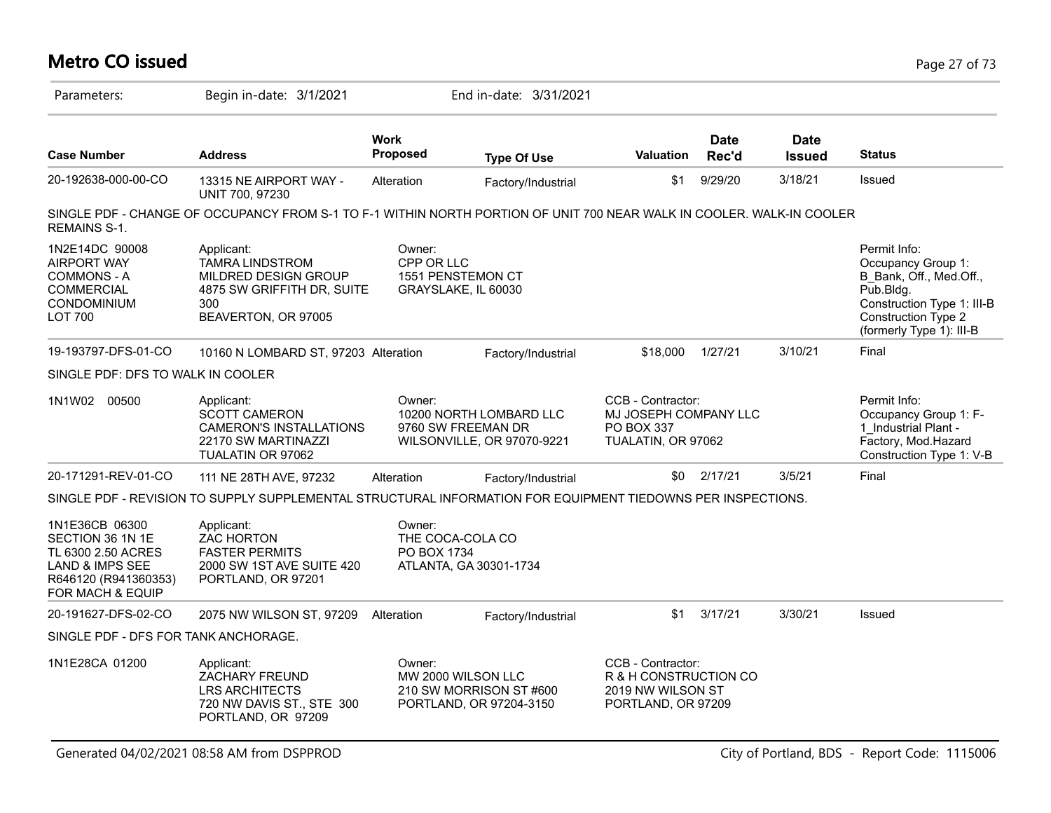# Metro CO issued

Parameters: Begin in-date: 3/1/2021 End in-date: 3/31/2021

| Case Number | Address | Work Proposed | Type Of Use | Valuation | Date Rec'd | Date Issued | Status |
|---|---|---|---|---|---|---|---|
| 20-192638-000-00-CO | 13315 NE AIRPORT WAY - UNIT 700, 97230 | Alteration | Factory/Industrial | $1 | 9/29/20 | 3/18/21 | Issued |

SINGLE PDF - CHANGE OF OCCUPANCY FROM S-1 TO F-1 WITHIN NORTH PORTION OF UNIT 700 NEAR WALK IN COOLER. WALK-IN COOLER REMAINS S-1.

1N2E14DC 90008
AIRPORT WAY COMMONS - A COMMERCIAL CONDOMINIUM
LOT 700

Applicant:
TAMRA LINDSTROM
MILDRED DESIGN GROUP
4875 SW GRIFFITH DR, SUITE 300
BEAVERTON, OR 97005

Owner:
CPP OR LLC
1551 PENSTEMON CT
GRAYSLAKE, IL 60030

Permit Info:
Occupancy Group 1: B_Bank, Off., Med.Off., Pub.Bldg.
Construction Type 1: III-B
Construction Type 2 (formerly Type 1): III-B

| Case Number | Address | Work Proposed | Type Of Use | Valuation | Date Rec'd | Date Issued | Status |
|---|---|---|---|---|---|---|---|
| 19-193797-DFS-01-CO | 10160 N LOMBARD ST, 97203 | Alteration | Factory/Industrial | $18,000 | 1/27/21 | 3/10/21 | Final |

SINGLE PDF: DFS TO WALK IN COOLER

1N1W02 00500

Applicant:
SCOTT CAMERON
CAMERON'S INSTALLATIONS
22170 SW MARTINAZZI
TUALATIN OR 97062

Owner:
10200 NORTH LOMBARD LLC
9760 SW FREEMAN DR
WILSONVILLE, OR 97070-9221

CCB - Contractor:
MJ JOSEPH COMPANY LLC
PO BOX 337
TUALATIN, OR 97062

Permit Info:
Occupancy Group 1: F-1_Industrial Plant - Factory, Mod.Hazard
Construction Type 1: V-B

| Case Number | Address | Work Proposed | Type Of Use | Valuation | Date Rec'd | Date Issued | Status |
|---|---|---|---|---|---|---|---|
| 20-171291-REV-01-CO | 111 NE 28TH AVE, 97232 | Alteration | Factory/Industrial | $0 | 2/17/21 | 3/5/21 | Final |

SINGLE PDF - REVISION TO SUPPLY SUPPLEMENTAL STRUCTURAL INFORMATION FOR EQUIPMENT TIEDOWNS PER INSPECTIONS.

1N1E36CB 06300
SECTION 36 1N 1E
TL 6300 2.50 ACRES
LAND & IMPS SEE R646120 (R941360353) FOR MACH & EQUIP

Applicant:
ZAC HORTON
FASTER PERMITS
2000 SW 1ST AVE SUITE 420
PORTLAND, OR 97201

Owner:
THE COCA-COLA CO
PO BOX 1734
ATLANTA, GA 30301-1734

| Case Number | Address | Work Proposed | Type Of Use | Valuation | Date Rec'd | Date Issued | Status |
|---|---|---|---|---|---|---|---|
| 20-191627-DFS-02-CO | 2075 NW WILSON ST, 97209 | Alteration | Factory/Industrial | $1 | 3/17/21 | 3/30/21 | Issued |

SINGLE PDF - DFS FOR TANK ANCHORAGE.

1N1E28CA 01200

Applicant:
ZACHARY FREUND
LRS ARCHITECTS
720 NW DAVIS ST., STE 300
PORTLAND, OR 97209

Owner:
MW 2000 WILSON LLC
210 SW MORRISON ST #600
PORTLAND, OR 97204-3150

CCB - Contractor:
R & H CONSTRUCTION CO
2019 NW WILSON ST
PORTLAND, OR 97209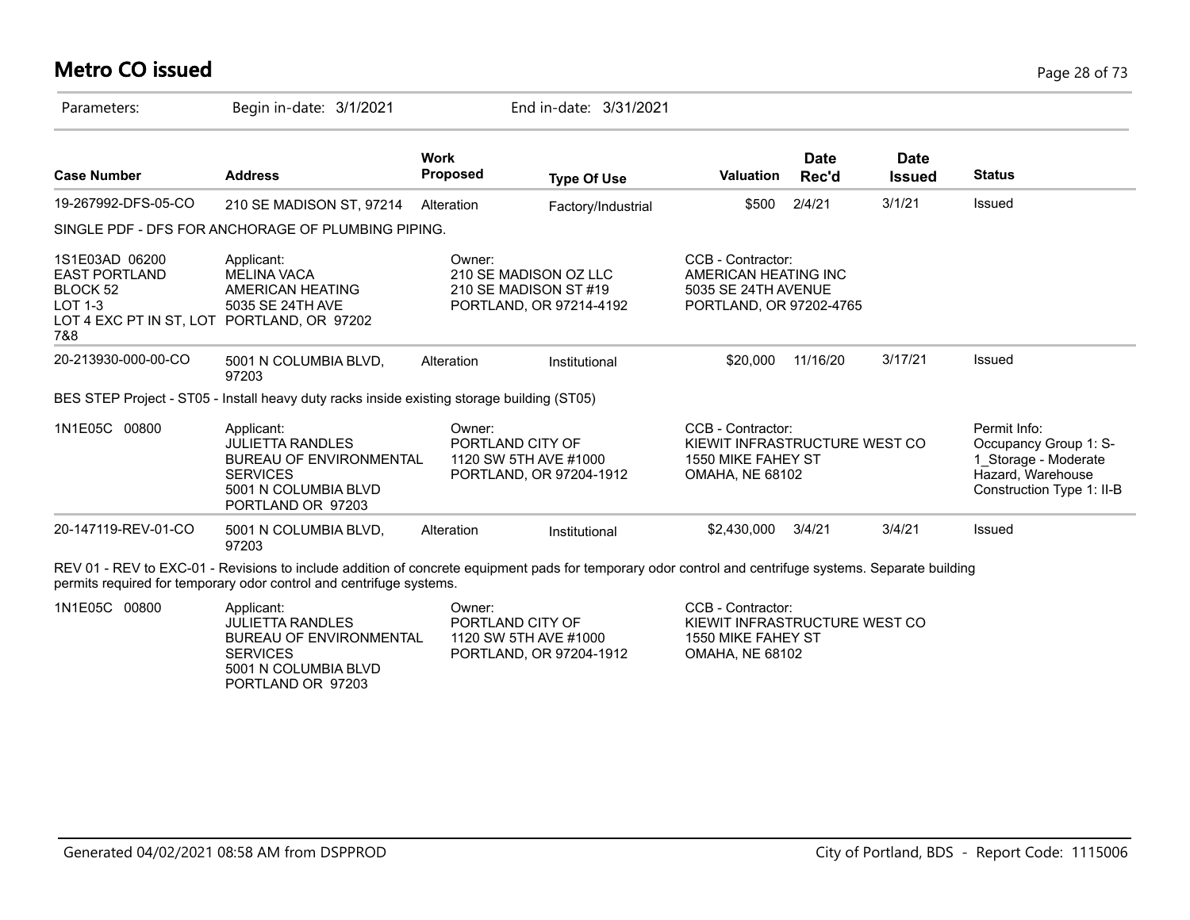# Metro CO issued

Parameters: Begin in-date: 3/1/2021 End in-date: 3/31/2021

| Case Number | Address | Work Proposed | Type Of Use | Valuation | Date Rec'd | Date Issued | Status |
|---|---|---|---|---|---|---|---|
| 19-267992-DFS-05-CO | 210 SE MADISON ST, 97214 | Alteration | Factory/Industrial | $500 | 2/4/21 | 3/1/21 | Issued |

SINGLE PDF - DFS FOR ANCHORAGE OF PLUMBING PIPING.

| | Applicant | Owner | CCB - Contractor |
|---|---|---|---|
| 1S1E03AD 06200<br>EAST PORTLAND<br>BLOCK 52<br>LOT 1-3<br>LOT 4 EXC PT IN ST, LOT 7&8 | MELINA VACA<br>AMERICAN HEATING<br>5035 SE 24TH AVE<br>PORTLAND, OR 97202 | 210 SE MADISON OZ LLC<br>210 SE MADISON ST #19<br>PORTLAND, OR 97214-4192 | AMERICAN HEATING INC<br>5035 SE 24TH AVENUE<br>PORTLAND, OR 97202-4765 |

| Case Number | Address | Work Proposed | Type Of Use | Valuation | Date Rec'd | Date Issued | Status |
|---|---|---|---|---|---|---|---|
| 20-213930-000-00-CO | 5001 N COLUMBIA BLVD, 97203 | Alteration | Institutional | $20,000 | 11/16/20 | 3/17/21 | Issued |

BES STEP Project - ST05 - Install heavy duty racks inside existing storage building (ST05)

| | Applicant | Owner | CCB - Contractor | Permit Info |
|---|---|---|---|---|
| 1N1E05C 00800 | JULIETTA RANDLES<br>BUREAU OF ENVIRONMENTAL SERVICES<br>5001 N COLUMBIA BLVD<br>PORTLAND OR 97203 | PORTLAND CITY OF<br>1120 SW 5TH AVE #1000<br>PORTLAND, OR 97204-1912 | KIEWIT INFRASTRUCTURE WEST CO<br>1550 MIKE FAHEY ST<br>OMAHA, NE 68102 | Occupancy Group 1: S-1_Storage - Moderate Hazard, Warehouse<br>Construction Type 1: II-B |

| Case Number | Address | Work Proposed | Type Of Use | Valuation | Date Rec'd | Date Issued | Status |
|---|---|---|---|---|---|---|---|
| 20-147119-REV-01-CO | 5001 N COLUMBIA BLVD, 97203 | Alteration | Institutional | $2,430,000 | 3/4/21 | 3/4/21 | Issued |

REV 01 - REV to EXC-01 - Revisions to include addition of concrete equipment pads for temporary odor control and centrifuge systems. Separate building permits required for temporary odor control and centrifuge systems.

| | Applicant | Owner | CCB - Contractor |
|---|---|---|---|
| 1N1E05C 00800 | JULIETTA RANDLES<br>BUREAU OF ENVIRONMENTAL SERVICES<br>5001 N COLUMBIA BLVD<br>PORTLAND OR 97203 | PORTLAND CITY OF<br>1120 SW 5TH AVE #1000<br>PORTLAND, OR 97204-1912 | KIEWIT INFRASTRUCTURE WEST CO<br>1550 MIKE FAHEY ST<br>OMAHA, NE 68102 |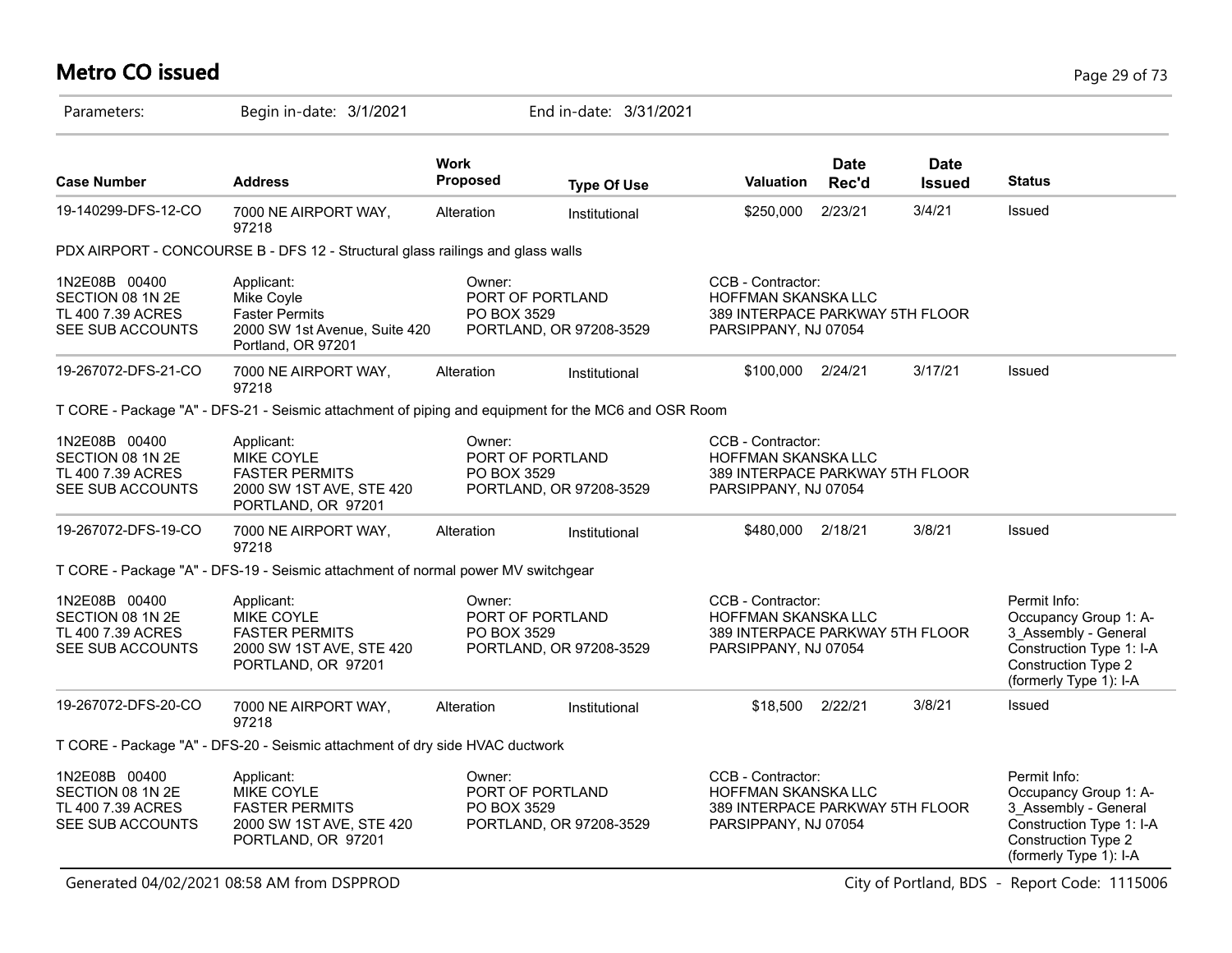# Metro CO issued

Parameters: Begin in-date: 3/1/2021 End in-date: 3/31/2021

| Case Number | Address | Work Proposed | Type Of Use | Valuation | Date Rec'd | Date Issued | Status |
|---|---|---|---|---|---|---|---|
| 19-140299-DFS-12-CO | 7000 NE AIRPORT WAY, 97218 | Alteration | Institutional | $250,000 | 2/23/21 | 3/4/21 | Issued |
| PDX AIRPORT - CONCOURSE B - DFS 12 - Structural glass railings and glass walls | | | | | | | |
| 1N2E08B 00400<br>SECTION 08 1N 2E<br>TL 400 7.39 ACRES<br>SEE SUB ACCOUNTS | Applicant:<br>Mike Coyle<br>Faster Permits<br>2000 SW 1st Avenue, Suite 420<br>Portland, OR 97201 | Owner:<br>PORT OF PORTLAND<br>PO BOX 3529<br>PORTLAND, OR 97208-3529 | | CCB - Contractor:<br>HOFFMAN SKANSKA LLC<br>389 INTERPACE PARKWAY 5TH FLOOR<br>PARSIPPANY, NJ 07054 | | | |
| 19-267072-DFS-21-CO | 7000 NE AIRPORT WAY, 97218 | Alteration | Institutional | $100,000 | 2/24/21 | 3/17/21 | Issued |
| T CORE - Package "A" - DFS-21 - Seismic attachment of piping and equipment for the MC6 and OSR Room | | | | | | | |
| 1N2E08B 00400<br>SECTION 08 1N 2E<br>TL 400 7.39 ACRES<br>SEE SUB ACCOUNTS | Applicant:<br>MIKE COYLE<br>FASTER PERMITS<br>2000 SW 1ST AVE, STE 420<br>PORTLAND, OR 97201 | Owner:<br>PORT OF PORTLAND<br>PO BOX 3529<br>PORTLAND, OR 97208-3529 | | CCB - Contractor:<br>HOFFMAN SKANSKA LLC<br>389 INTERPACE PARKWAY 5TH FLOOR<br>PARSIPPANY, NJ 07054 | | | |
| 19-267072-DFS-19-CO | 7000 NE AIRPORT WAY, 97218 | Alteration | Institutional | $480,000 | 2/18/21 | 3/8/21 | Issued |
| T CORE - Package "A" - DFS-19 - Seismic attachment of normal power MV switchgear | | | | | | | |
| 1N2E08B 00400<br>SECTION 08 1N 2E<br>TL 400 7.39 ACRES<br>SEE SUB ACCOUNTS | Applicant:<br>MIKE COYLE<br>FASTER PERMITS<br>2000 SW 1ST AVE, STE 420<br>PORTLAND, OR 97201 | Owner:<br>PORT OF PORTLAND<br>PO BOX 3529<br>PORTLAND, OR 97208-3529 | | CCB - Contractor:<br>HOFFMAN SKANSKA LLC<br>389 INTERPACE PARKWAY 5TH FLOOR<br>PARSIPPANY, NJ 07054 | | | Permit Info:<br>Occupancy Group 1: A-3_Assembly - General<br>Construction Type 1: I-A<br>Construction Type 2 (formerly Type 1): I-A |
| 19-267072-DFS-20-CO | 7000 NE AIRPORT WAY, 97218 | Alteration | Institutional | $18,500 | 2/22/21 | 3/8/21 | Issued |
| T CORE - Package "A" - DFS-20 - Seismic attachment of dry side HVAC ductwork | | | | | | | |
| 1N2E08B 00400<br>SECTION 08 1N 2E<br>TL 400 7.39 ACRES<br>SEE SUB ACCOUNTS | Applicant:<br>MIKE COYLE<br>FASTER PERMITS<br>2000 SW 1ST AVE, STE 420<br>PORTLAND, OR 97201 | Owner:<br>PORT OF PORTLAND<br>PO BOX 3529<br>PORTLAND, OR 97208-3529 | | CCB - Contractor:<br>HOFFMAN SKANSKA LLC<br>389 INTERPACE PARKWAY 5TH FLOOR<br>PARSIPPANY, NJ 07054 | | | Permit Info:<br>Occupancy Group 1: A-3_Assembly - General<br>Construction Type 1: I-A<br>Construction Type 2 (formerly Type 1): I-A |

Generated 04/02/2021 08:58 AM from DSPPROD City of Portland, BDS - Report Code: 1115006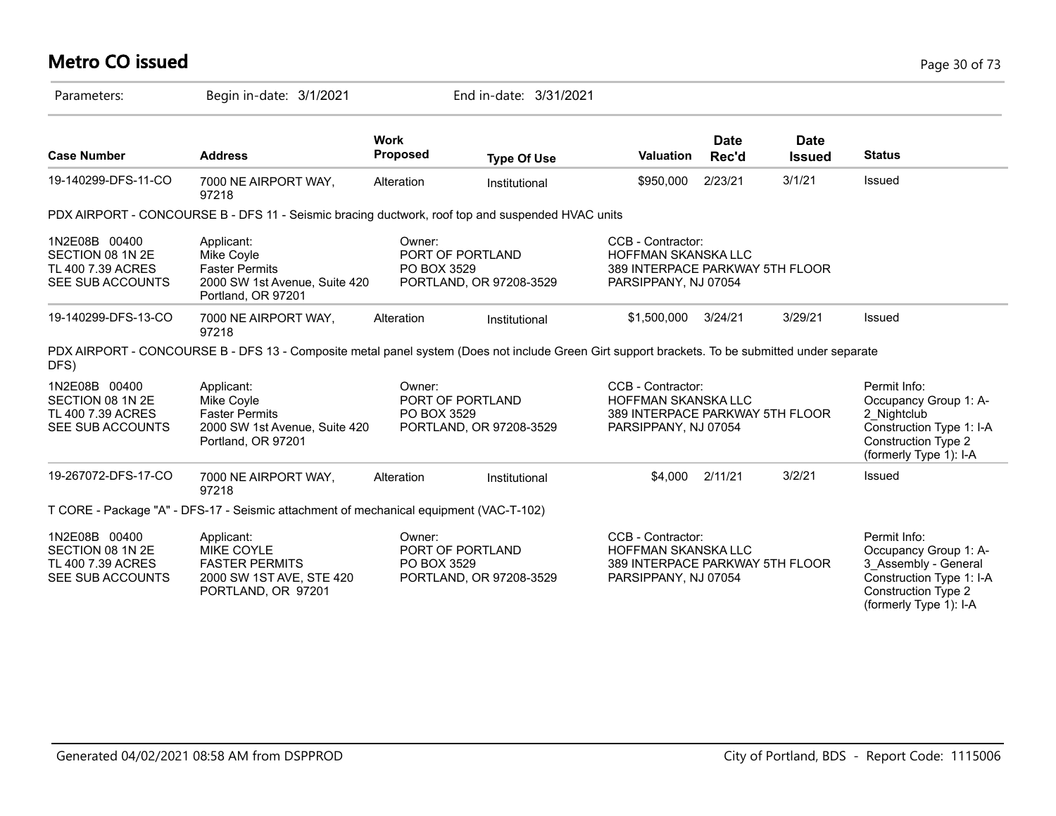# Metro CO issued

Parameters: Begin in-date: 3/1/2021 End in-date: 3/31/2021

| Case Number | Address | Work Proposed | Type Of Use | Valuation | Date Rec'd | Date Issued | Status |
|---|---|---|---|---|---|---|---|
| 19-140299-DFS-11-CO | 7000 NE AIRPORT WAY, 97218 | Alteration | Institutional | $950,000 | 2/23/21 | 3/1/21 | Issued |

PDX AIRPORT - CONCOURSE B - DFS 11 - Seismic bracing ductwork, roof top and suspended HVAC units

| | | | | |
|---|---|---|---|---|
| 1N2E08B 00400<br>SECTION 08 1N 2E<br>TL 400 7.39 ACRES<br>SEE SUB ACCOUNTS | Applicant:<br>Mike Coyle<br>Faster Permits<br>2000 SW 1st Avenue, Suite 420<br>Portland, OR 97201 | Owner:<br>PORT OF PORTLAND<br>PO BOX 3529<br>PORTLAND, OR 97208-3529 | CCB - Contractor:<br>HOFFMAN SKANSKA LLC<br>389 INTERPACE PARKWAY 5TH FLOOR<br>PARSIPPANY, NJ 07054 | |

| Case Number | Address | Work Proposed | Type Of Use | Valuation | Date Rec'd | Date Issued | Status |
|---|---|---|---|---|---|---|---|
| 19-140299-DFS-13-CO | 7000 NE AIRPORT WAY, 97218 | Alteration | Institutional | $1,500,000 | 3/24/21 | 3/29/21 | Issued |

PDX AIRPORT - CONCOURSE B - DFS 13 - Composite metal panel system (Does not include Green Girt support brackets. To be submitted under separate DFS)

| | | | | |
|---|---|---|---|---|
| 1N2E08B 00400<br>SECTION 08 1N 2E<br>TL 400 7.39 ACRES<br>SEE SUB ACCOUNTS | Applicant:<br>Mike Coyle<br>Faster Permits<br>2000 SW 1st Avenue, Suite 420<br>Portland, OR 97201 | Owner:<br>PORT OF PORTLAND<br>PO BOX 3529<br>PORTLAND, OR 97208-3529 | CCB - Contractor:<br>HOFFMAN SKANSKA LLC<br>389 INTERPACE PARKWAY 5TH FLOOR<br>PARSIPPANY, NJ 07054 | Permit Info:<br>Occupancy Group 1: A-2_Nightclub<br>Construction Type 1: I-A<br>Construction Type 2 (formerly Type 1): I-A |

| Case Number | Address | Work Proposed | Type Of Use | Valuation | Date Rec'd | Date Issued | Status |
|---|---|---|---|---|---|---|---|
| 19-267072-DFS-17-CO | 7000 NE AIRPORT WAY, 97218 | Alteration | Institutional | $4,000 | 2/11/21 | 3/2/21 | Issued |

T CORE - Package "A" - DFS-17 - Seismic attachment of mechanical equipment (VAC-T-102)

| | | | | |
|---|---|---|---|---|
| 1N2E08B 00400<br>SECTION 08 1N 2E<br>TL 400 7.39 ACRES<br>SEE SUB ACCOUNTS | Applicant:<br>MIKE COYLE<br>FASTER PERMITS<br>2000 SW 1ST AVE, STE 420<br>PORTLAND, OR 97201 | Owner:<br>PORT OF PORTLAND<br>PO BOX 3529<br>PORTLAND, OR 97208-3529 | CCB - Contractor:<br>HOFFMAN SKANSKA LLC<br>389 INTERPACE PARKWAY 5TH FLOOR<br>PARSIPPANY, NJ 07054 | Permit Info:<br>Occupancy Group 1: A-3_Assembly - General<br>Construction Type 1: I-A<br>Construction Type 2 (formerly Type 1): I-A |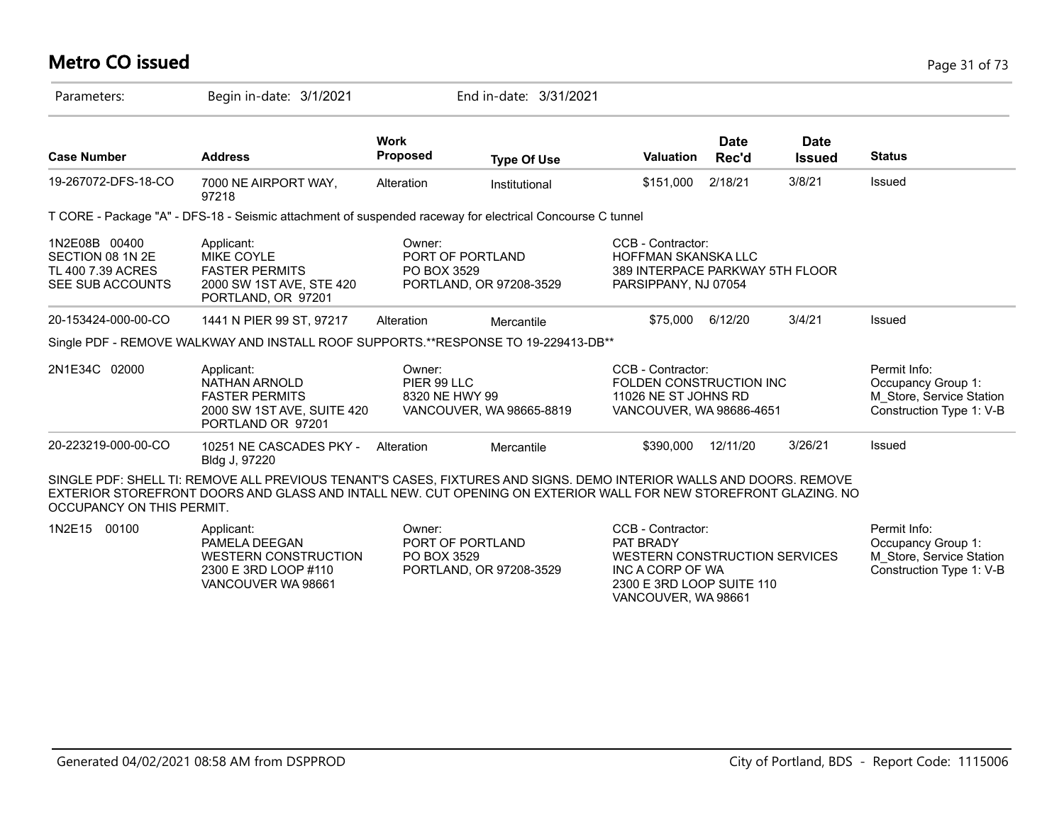# Metro CO issued

Parameters: Begin in-date: 3/1/2021 End in-date: 3/31/2021

| Case Number | Address | Work Proposed | Type Of Use | Valuation | Date Rec'd | Date Issued | Status |
|---|---|---|---|---|---|---|---|
| 19-267072-DFS-18-CO | 7000 NE AIRPORT WAY, 97218 | Alteration | Institutional | $151,000 | 2/18/21 | 3/8/21 | Issued |

T CORE - Package "A" - DFS-18 - Seismic attachment of suspended raceway for electrical Concourse C tunnel

| | Applicant | Owner | CCB - Contractor | Permit Info |
|---|---|---|---|---|
| 1N2E08B 00400<br>SECTION 08 1N 2E<br>TL 400 7.39 ACRES<br>SEE SUB ACCOUNTS | MIKE COYLE<br>FASTER PERMITS<br>2000 SW 1ST AVE, STE 420<br>PORTLAND, OR 97201 | PORT OF PORTLAND<br>PO BOX 3529<br>PORTLAND, OR 97208-3529 | HOFFMAN SKANSKA LLC<br>389 INTERPACE PARKWAY 5TH FLOOR<br>PARSIPPANY, NJ 07054 | |

| Case Number | Address | Work Proposed | Type Of Use | Valuation | Date Rec'd | Date Issued | Status |
|---|---|---|---|---|---|---|---|
| 20-153424-000-00-CO | 1441 N PIER 99 ST, 97217 | Alteration | Mercantile | $75,000 | 6/12/20 | 3/4/21 | Issued |

Single PDF - REMOVE WALKWAY AND INSTALL ROOF SUPPORTS.**RESPONSE TO 19-229413-DB**

| | Applicant | Owner | CCB - Contractor | Permit Info |
|---|---|---|---|---|
| 2N1E34C 02000 | NATHAN ARNOLD<br>FASTER PERMITS<br>2000 SW 1ST AVE, SUITE 420<br>PORTLAND OR 97201 | PIER 99 LLC<br>8320 NE HWY 99<br>VANCOUVER, WA 98665-8819 | FOLDEN CONSTRUCTION INC<br>11026 NE ST JOHNS RD<br>VANCOUVER, WA 98686-4651 | Occupancy Group 1: M_Store, Service Station<br>Construction Type 1: V-B |

| Case Number | Address | Work Proposed | Type Of Use | Valuation | Date Rec'd | Date Issued | Status |
|---|---|---|---|---|---|---|---|
| 20-223219-000-00-CO | 10251 NE CASCADES PKY - Bldg J, 97220 | Alteration | Mercantile | $390,000 | 12/11/20 | 3/26/21 | Issued |

SINGLE PDF: SHELL TI: REMOVE ALL PREVIOUS TENANT'S CASES, FIXTURES AND SIGNS. DEMO INTERIOR WALLS AND DOORS. REMOVE EXTERIOR STOREFRONT DOORS AND GLASS AND INTALL NEW. CUT OPENING ON EXTERIOR WALL FOR NEW STOREFRONT GLAZING. NO OCCUPANCY ON THIS PERMIT.

| | Applicant | Owner | CCB - Contractor | Permit Info |
|---|---|---|---|---|
| 1N2E15 00100 | PAMELA DEEGAN<br>WESTERN CONSTRUCTION<br>2300 E 3RD LOOP #110<br>VANCOUVER WA 98661 | PORT OF PORTLAND<br>PO BOX 3529<br>PORTLAND, OR 97208-3529 | PAT BRADY<br>WESTERN CONSTRUCTION SERVICES INC A CORP OF WA<br>2300 E 3RD LOOP SUITE 110<br>VANCOUVER, WA 98661 | Occupancy Group 1: M_Store, Service Station<br>Construction Type 1: V-B |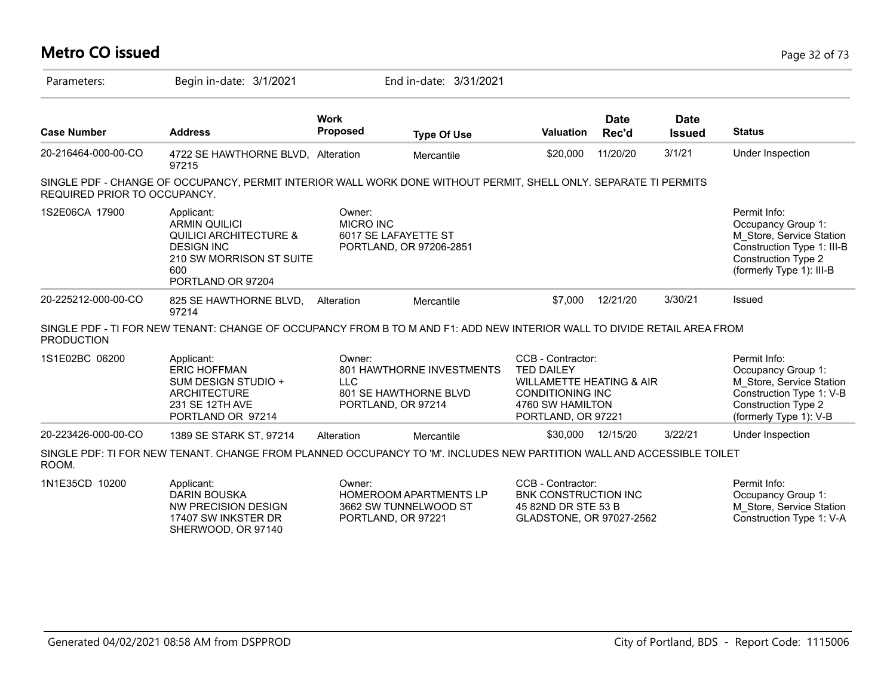# Metro CO issued

Parameters: Begin in-date: 3/1/2021 End in-date: 3/31/2021

| Case Number | Address | Work Proposed | Type Of Use | Valuation | Date Rec'd | Date Issued | Status |
|---|---|---|---|---|---|---|---|
| 20-216464-000-00-CO | 4722 SE HAWTHORNE BLVD, 97215 | Alteration | Mercantile | $20,000 | 11/20/20 | 3/1/21 | Under Inspection |

SINGLE PDF - CHANGE OF OCCUPANCY, PERMIT INTERIOR WALL WORK DONE WITHOUT PERMIT, SHELL ONLY. SEPARATE TI PERMITS REQUIRED PRIOR TO OCCUPANCY.

1S2E06CA 17900

Applicant:
ARMIN QUILICI
QUILICI ARCHITECTURE & DESIGN INC
210 SW MORRISON ST SUITE 600
PORTLAND OR 97204

Owner:
MICRO INC
6017 SE LAFAYETTE ST
PORTLAND, OR 97206-2851

Permit Info:
Occupancy Group 1: M_Store, Service Station
Construction Type 1: III-B
Construction Type 2 (formerly Type 1): III-B

| Case Number | Address | Work Proposed | Type Of Use | Valuation | Date Rec'd | Date Issued | Status |
|---|---|---|---|---|---|---|---|
| 20-225212-000-00-CO | 825 SE HAWTHORNE BLVD, 97214 | Alteration | Mercantile | $7,000 | 12/21/20 | 3/30/21 | Issued |

SINGLE PDF - TI FOR NEW TENANT: CHANGE OF OCCUPANCY FROM B TO M AND F1: ADD NEW INTERIOR WALL TO DIVIDE RETAIL AREA FROM PRODUCTION

1S1E02BC 06200

Applicant:
ERIC HOFFMAN
SUM DESIGN STUDIO + ARCHITECTURE
231 SE 12TH AVE
PORTLAND OR 97214

Owner:
801 HAWTHORNE INVESTMENTS LLC
801 SE HAWTHORNE BLVD
PORTLAND, OR 97214

CCB - Contractor:
TED DAILEY
WILLAMETTE HEATING & AIR CONDITIONING INC
4760 SW HAMILTON
PORTLAND, OR 97221

Permit Info:
Occupancy Group 1: M_Store, Service Station
Construction Type 1: V-B
Construction Type 2 (formerly Type 1): V-B

| Case Number | Address | Work Proposed | Type Of Use | Valuation | Date Rec'd | Date Issued | Status |
|---|---|---|---|---|---|---|---|
| 20-223426-000-00-CO | 1389 SE STARK ST, 97214 | Alteration | Mercantile | $30,000 | 12/15/20 | 3/22/21 | Under Inspection |

SINGLE PDF: TI FOR NEW TENANT. CHANGE FROM PLANNED OCCUPANCY TO 'M'. INCLUDES NEW PARTITION WALL AND ACCESSIBLE TOILET ROOM.

1N1E35CD 10200

Applicant:
DARIN BOUSKA
NW PRECISION DESIGN
17407 SW INKSTER DR
SHERWOOD, OR 97140

Owner:
HOMEROOM APARTMENTS LP
3662 SW TUNNELWOOD ST
PORTLAND, OR 97221

CCB - Contractor:
BNK CONSTRUCTION INC
45 82ND DR STE 53 B
GLADSTONE, OR 97027-2562

Permit Info:
Occupancy Group 1: M_Store, Service Station
Construction Type 1: V-A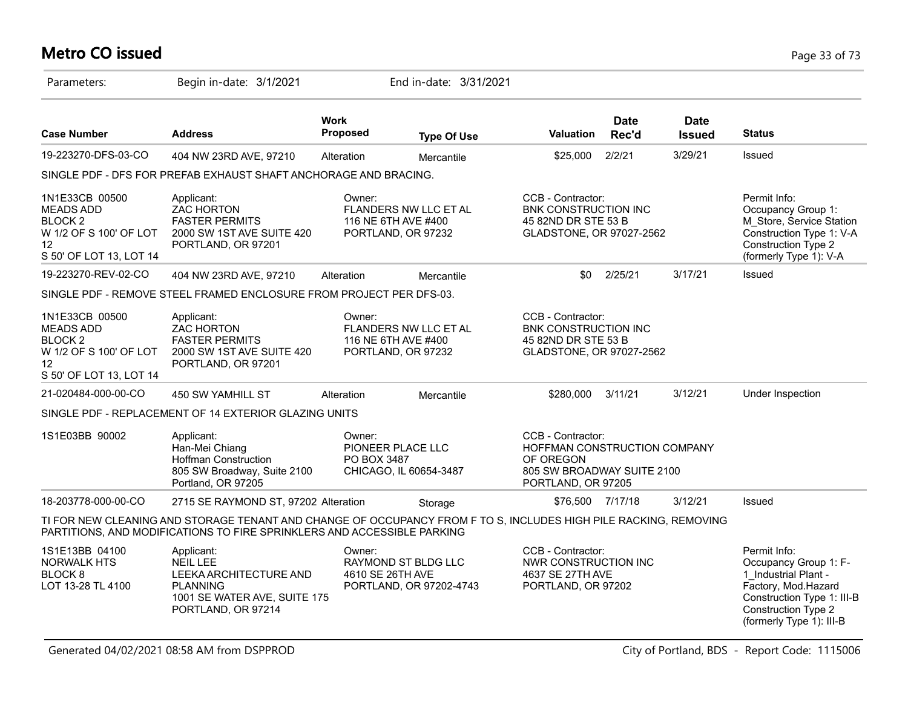# Metro CO issued

Parameters: Begin in-date: 3/1/2021 End in-date: 3/31/2021

| Case Number | Address | Work Proposed | Type Of Use | Valuation | Date Rec'd | Date Issued | Status |
|---|---|---|---|---|---|---|---|
| 19-223270-DFS-03-CO | 404 NW 23RD AVE, 97210 | Alteration | Mercantile | $25,000 | 2/2/21 | 3/29/21 | Issued |

SINGLE PDF - DFS FOR PREFAB EXHAUST SHAFT ANCHORAGE AND BRACING.

| | | | | |
|---|---|---|---|---|
| 1N1E33CB 00500<br>MEADS ADD<br>BLOCK 2<br>W 1/2 OF S 100' OF LOT 12<br>S 50' OF LOT 13, LOT 14 | Applicant:<br>ZAC HORTON<br>FASTER PERMITS<br>2000 SW 1ST AVE SUITE 420<br>PORTLAND, OR 97201 | Owner:<br>FLANDERS NW LLC ET AL<br>116 NE 6TH AVE #400<br>PORTLAND, OR 97232 | CCB - Contractor:<br>BNK CONSTRUCTION INC<br>45 82ND DR STE 53 B<br>GLADSTONE, OR 97027-2562 | Permit Info:<br>Occupancy Group 1: M_Store, Service Station<br>Construction Type 1: V-A<br>Construction Type 2 (formerly Type 1): V-A |

| Case Number | Address | Work Proposed | Type Of Use | Valuation | Date Rec'd | Date Issued | Status |
|---|---|---|---|---|---|---|---|
| 19-223270-REV-02-CO | 404 NW 23RD AVE, 97210 | Alteration | Mercantile | $0 | 2/25/21 | 3/17/21 | Issued |

SINGLE PDF - REMOVE STEEL FRAMED ENCLOSURE FROM PROJECT PER DFS-03.

| | | | |
|---|---|---|---|
| 1N1E33CB 00500<br>MEADS ADD<br>BLOCK 2<br>W 1/2 OF S 100' OF LOT 12<br>S 50' OF LOT 13, LOT 14 | Applicant:<br>ZAC HORTON<br>FASTER PERMITS<br>2000 SW 1ST AVE SUITE 420<br>PORTLAND, OR 97201 | Owner:<br>FLANDERS NW LLC ET AL<br>116 NE 6TH AVE #400<br>PORTLAND, OR 97232 | CCB - Contractor:<br>BNK CONSTRUCTION INC<br>45 82ND DR STE 53 B<br>GLADSTONE, OR 97027-2562 |

| Case Number | Address | Work Proposed | Type Of Use | Valuation | Date Rec'd | Date Issued | Status |
|---|---|---|---|---|---|---|---|
| 21-020484-000-00-CO | 450 SW YAMHILL ST | Alteration | Mercantile | $280,000 | 3/11/21 | 3/12/21 | Under Inspection |

SINGLE PDF - REPLACEMENT OF 14 EXTERIOR GLAZING UNITS

| | | | |
|---|---|---|---|
| 1S1E03BB 90002 | Applicant:<br>Han-Mei Chiang<br>Hoffman Construction<br>805 SW Broadway, Suite 2100<br>Portland, OR 97205 | Owner:<br>PIONEER PLACE LLC<br>PO BOX 3487<br>CHICAGO, IL 60654-3487 | CCB - Contractor:<br>HOFFMAN CONSTRUCTION COMPANY OF OREGON<br>805 SW BROADWAY SUITE 2100<br>PORTLAND, OR 97205 |

| Case Number | Address | Work Proposed | Type Of Use | Valuation | Date Rec'd | Date Issued | Status |
|---|---|---|---|---|---|---|---|
| 18-203778-000-00-CO | 2715 SE RAYMOND ST, 97202 | Alteration | Storage | $76,500 | 7/17/18 | 3/12/21 | Issued |

TI FOR NEW CLEANING AND STORAGE TENANT AND CHANGE OF OCCUPANCY FROM F TO S, INCLUDES HIGH PILE RACKING, REMOVING PARTITIONS, AND MODIFICATIONS TO FIRE SPRINKLERS AND ACCESSIBLE PARKING

| | | | | |
|---|---|---|---|---|
| 1S1E13BB 04100<br>NORWALK HTS<br>BLOCK 8<br>LOT 13-28 TL 4100 | Applicant:<br>NEIL LEE<br>LEEKA ARCHITECTURE AND PLANNING<br>1001 SE WATER AVE, SUITE 175<br>PORTLAND, OR 97214 | Owner:<br>RAYMOND ST BLDG LLC<br>4610 SE 26TH AVE<br>PORTLAND, OR 97202-4743 | CCB - Contractor:<br>NWR CONSTRUCTION INC<br>4637 SE 27TH AVE<br>PORTLAND, OR 97202 | Permit Info:<br>Occupancy Group 1: F-1_Industrial Plant - Factory, Mod.Hazard<br>Construction Type 1: III-B<br>Construction Type 2 (formerly Type 1): III-B |

Generated 04/02/2021 08:58 AM from DSPPROD

City of Portland, BDS - Report Code: 1115006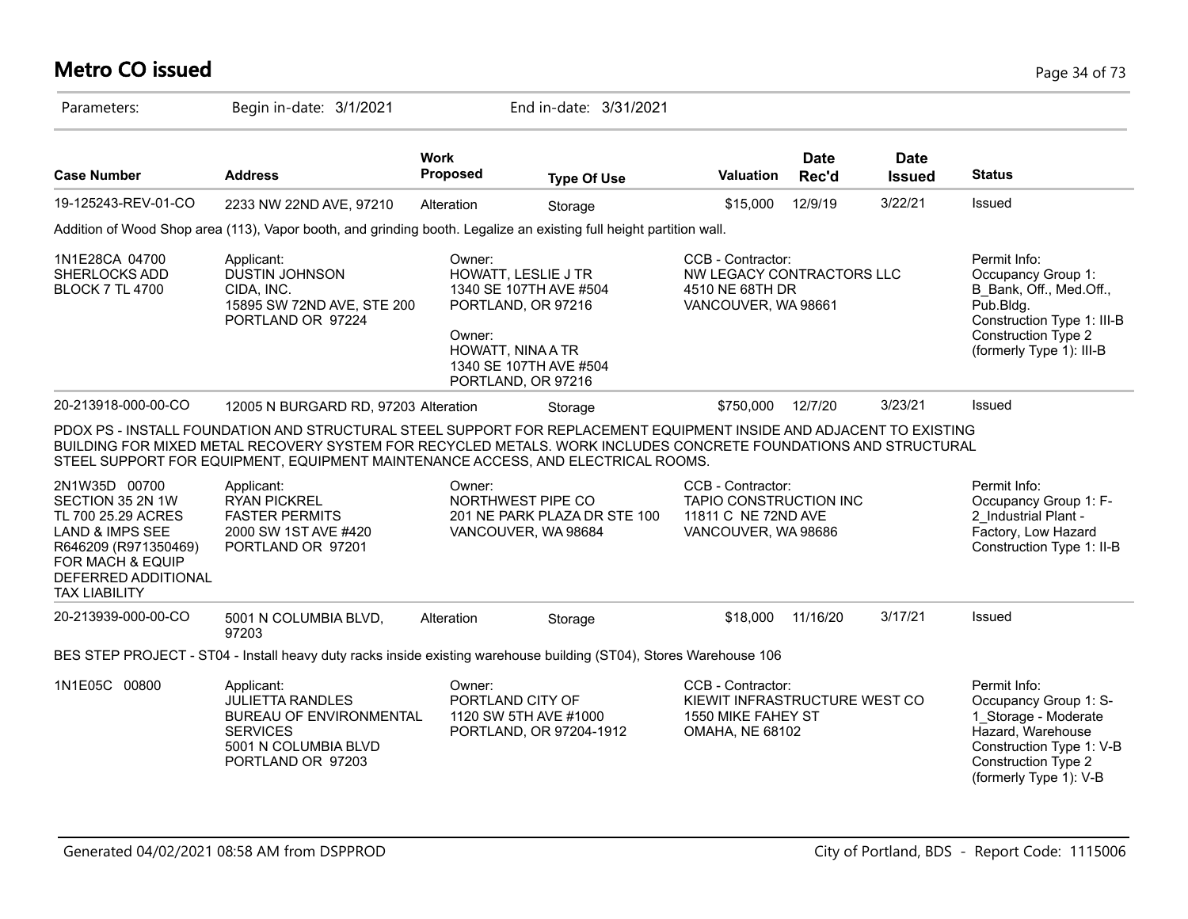# Metro CO issued

Parameters: Begin in-date: 3/1/2021 End in-date: 3/31/2021

| Case Number | Address | Work Proposed | Type Of Use | Valuation | Date Rec'd | Date Issued | Status |
|---|---|---|---|---|---|---|---|
| 19-125243-REV-01-CO | 2233 NW 22ND AVE, 97210 | Alteration | Storage | $15,000 | 12/9/19 | 3/22/21 | Issued |

Addition of Wood Shop area (113), Vapor booth, and grinding booth. Legalize an existing full height partition wall.

| | | | | |
|---|---|---|---|---|
| 1N1E28CA 04700<br>SHERLOCKS ADD<br>BLOCK 7 TL 4700 | Applicant:<br>DUSTIN JOHNSON<br>CIDA, INC.<br>15895 SW 72ND AVE, STE 200<br>PORTLAND OR 97224 | Owner:<br>HOWATT, LESLIE J TR<br>1340 SE 107TH AVE #504<br>PORTLAND, OR 97216<br><br>Owner:<br>HOWATT, NINA A TR<br>1340 SE 107TH AVE #504<br>PORTLAND, OR 97216 | CCB - Contractor:<br>NW LEGACY CONTRACTORS LLC<br>4510 NE 68TH DR<br>VANCOUVER, WA 98661 | Permit Info:<br>Occupancy Group 1: B_Bank, Off., Med.Off., Pub.Bldg.<br>Construction Type 1: III-B<br>Construction Type 2 (formerly Type 1): III-B |

| Case Number | Address | Work Proposed | Type Of Use | Valuation | Date Rec'd | Date Issued | Status |
|---|---|---|---|---|---|---|---|
| 20-213918-000-00-CO | 12005 N BURGARD RD, 97203 | Alteration | Storage | $750,000 | 12/7/20 | 3/23/21 | Issued |

PDOX PS - INSTALL FOUNDATION AND STRUCTURAL STEEL SUPPORT FOR REPLACEMENT EQUIPMENT INSIDE AND ADJACENT TO EXISTING BUILDING FOR MIXED METAL RECOVERY SYSTEM FOR RECYCLED METALS. WORK INCLUDES CONCRETE FOUNDATIONS AND STRUCTURAL STEEL SUPPORT FOR EQUIPMENT, EQUIPMENT MAINTENANCE ACCESS, AND ELECTRICAL ROOMS.

| | | | | |
|---|---|---|---|---|
| 2N1W35D 00700<br>SECTION 35 2N 1W<br>TL 700 25.29 ACRES<br>LAND & IMPS SEE<br>R646209 (R971350469)<br>FOR MACH & EQUIP<br>DEFERRED ADDITIONAL<br>TAX LIABILITY | Applicant:<br>RYAN PICKREL<br>FASTER PERMITS<br>2000 SW 1ST AVE #420<br>PORTLAND OR 97201 | Owner:<br>NORTHWEST PIPE CO<br>201 NE PARK PLAZA DR STE 100<br>VANCOUVER, WA 98684 | CCB - Contractor:<br>TAPIO CONSTRUCTION INC<br>11811 C NE 72ND AVE<br>VANCOUVER, WA 98686 | Permit Info:<br>Occupancy Group 1: F-2_Industrial Plant - Factory, Low Hazard<br>Construction Type 1: II-B |

| Case Number | Address | Work Proposed | Type Of Use | Valuation | Date Rec'd | Date Issued | Status |
|---|---|---|---|---|---|---|---|
| 20-213939-000-00-CO | 5001 N COLUMBIA BLVD, 97203 | Alteration | Storage | $18,000 | 11/16/20 | 3/17/21 | Issued |

BES STEP PROJECT - ST04 - Install heavy duty racks inside existing warehouse building (ST04), Stores Warehouse 106

| | | | | |
|---|---|---|---|---|
| 1N1E05C 00800 | Applicant:<br>JULIETTA RANDLES<br>BUREAU OF ENVIRONMENTAL SERVICES<br>5001 N COLUMBIA BLVD<br>PORTLAND OR 97203 | Owner:<br>PORTLAND CITY OF<br>1120 SW 5TH AVE #1000<br>PORTLAND, OR 97204-1912 | CCB - Contractor:<br>KIEWIT INFRASTRUCTURE WEST CO<br>1550 MIKE FAHEY ST<br>OMAHA, NE 68102 | Permit Info:<br>Occupancy Group 1: S-1_Storage - Moderate Hazard, Warehouse<br>Construction Type 1: V-B<br>Construction Type 2 (formerly Type 1): V-B |

Generated 04/02/2021 08:58 AM from DSPPROD — City of Portland, BDS - Report Code: 1115006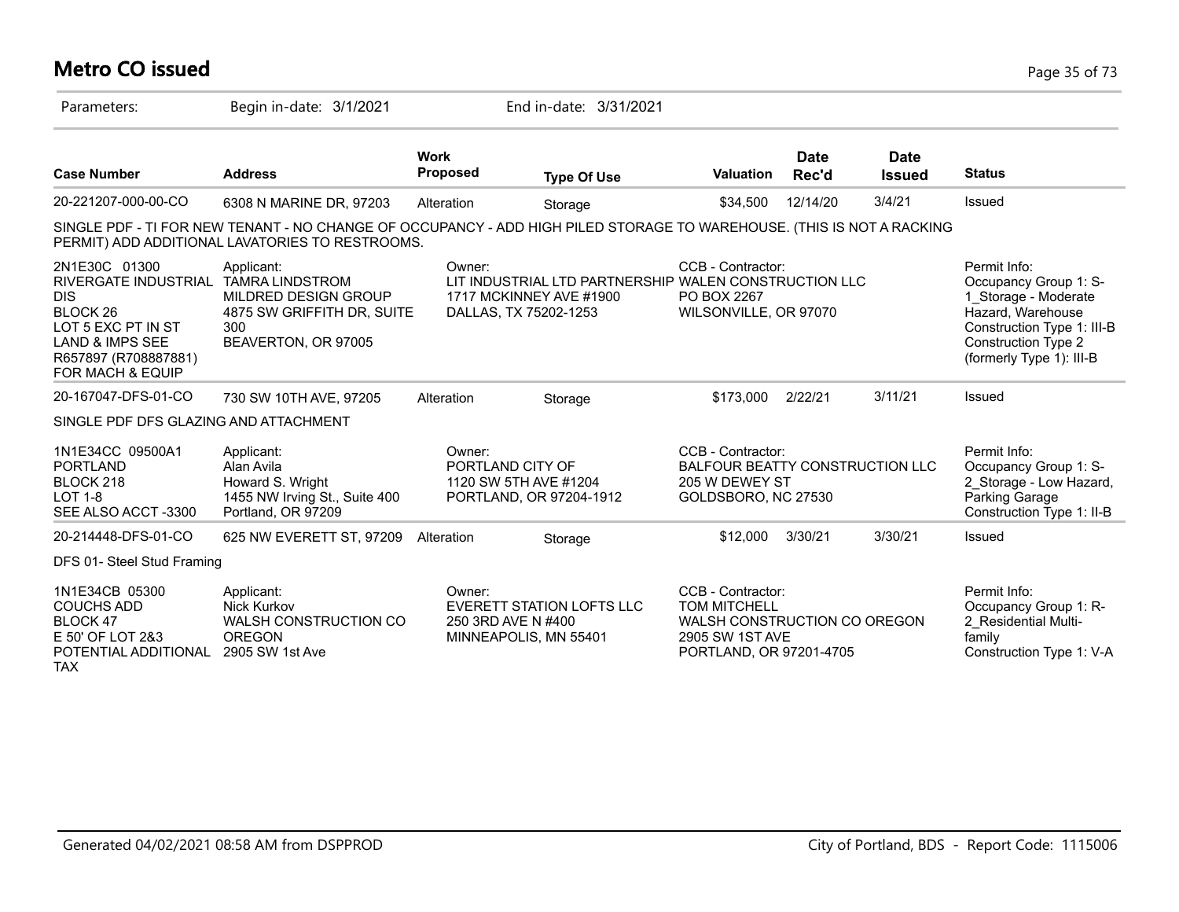# Metro CO issued

Parameters: Begin in-date: 3/1/2021 End in-date: 3/31/2021

| Case Number | Address | Work Proposed | Type Of Use | Valuation | Date Rec'd | Date Issued | Status |
|---|---|---|---|---|---|---|---|
| 20-221207-000-00-CO | 6308 N MARINE DR, 97203 | Alteration | Storage | $34,500 | 12/14/20 | 3/4/21 | Issued |

SINGLE PDF - TI FOR NEW TENANT - NO CHANGE OF OCCUPANCY - ADD HIGH PILED STORAGE TO WAREHOUSE. (THIS IS NOT A RACKING PERMIT) ADD ADDITIONAL LAVATORIES TO RESTROOMS.

| | | | | |
|---|---|---|---|---|
| 2N1E30C 01300<br>RIVERGATE INDUSTRIAL DIS<br>BLOCK 26<br>LOT 5 EXC PT IN ST<br>LAND & IMPS SEE R657897 (R708887881) FOR MACH & EQUIP | Applicant:<br>TAMRA LINDSTROM<br>MILDRED DESIGN GROUP<br>4875 SW GRIFFITH DR, SUITE 300<br>BEAVERTON, OR 97005 | Owner:<br>LIT INDUSTRIAL LTD PARTNERSHIP<br>1717 MCKINNEY AVE #1900<br>DALLAS, TX 75202-1253 | CCB - Contractor:<br>WALEN CONSTRUCTION LLC<br>PO BOX 2267<br>WILSONVILLE, OR 97070 | Permit Info:<br>Occupancy Group 1: S-1_Storage - Moderate Hazard, Warehouse<br>Construction Type 1: III-B<br>Construction Type 2 (formerly Type 1): III-B |

| Case Number | Address | Work Proposed | Type Of Use | Valuation | Date Rec'd | Date Issued | Status |
|---|---|---|---|---|---|---|---|
| 20-167047-DFS-01-CO | 730 SW 10TH AVE, 97205 | Alteration | Storage | $173,000 | 2/22/21 | 3/11/21 | Issued |

SINGLE PDF DFS GLAZING AND ATTACHMENT

| | | | | |
|---|---|---|---|---|
| 1N1E34CC 09500A1<br>PORTLAND<br>BLOCK 218<br>LOT 1-8<br>SEE ALSO ACCT -3300 | Applicant:<br>Alan Avila<br>Howard S. Wright<br>1455 NW Irving St., Suite 400<br>Portland, OR 97209 | Owner:<br>PORTLAND CITY OF<br>1120 SW 5TH AVE #1204<br>PORTLAND, OR 97204-1912 | CCB - Contractor:<br>BALFOUR BEATTY CONSTRUCTION LLC<br>205 W DEWEY ST<br>GOLDSBORO, NC 27530 | Permit Info:<br>Occupancy Group 1: S-2_Storage - Low Hazard, Parking Garage<br>Construction Type 1: II-B |

| Case Number | Address | Work Proposed | Type Of Use | Valuation | Date Rec'd | Date Issued | Status |
|---|---|---|---|---|---|---|---|
| 20-214448-DFS-01-CO | 625 NW EVERETT ST, 97209 | Alteration | Storage | $12,000 | 3/30/21 | 3/30/21 | Issued |

DFS 01- Steel Stud Framing

| | | | | |
|---|---|---|---|---|
| 1N1E34CB 05300<br>COUCHS ADD<br>BLOCK 47<br>E 50' OF LOT 2&3<br>POTENTIAL ADDITIONAL TAX | Applicant:<br>Nick Kurkov<br>WALSH CONSTRUCTION CO OREGON<br>2905 SW 1st Ave | Owner:<br>EVERETT STATION LOFTS LLC<br>250 3RD AVE N #400<br>MINNEAPOLIS, MN 55401 | CCB - Contractor:<br>TOM MITCHELL<br>WALSH CONSTRUCTION CO OREGON<br>2905 SW 1ST AVE<br>PORTLAND, OR 97201-4705 | Permit Info:<br>Occupancy Group 1: R-2_Residential Multi-family<br>Construction Type 1: V-A |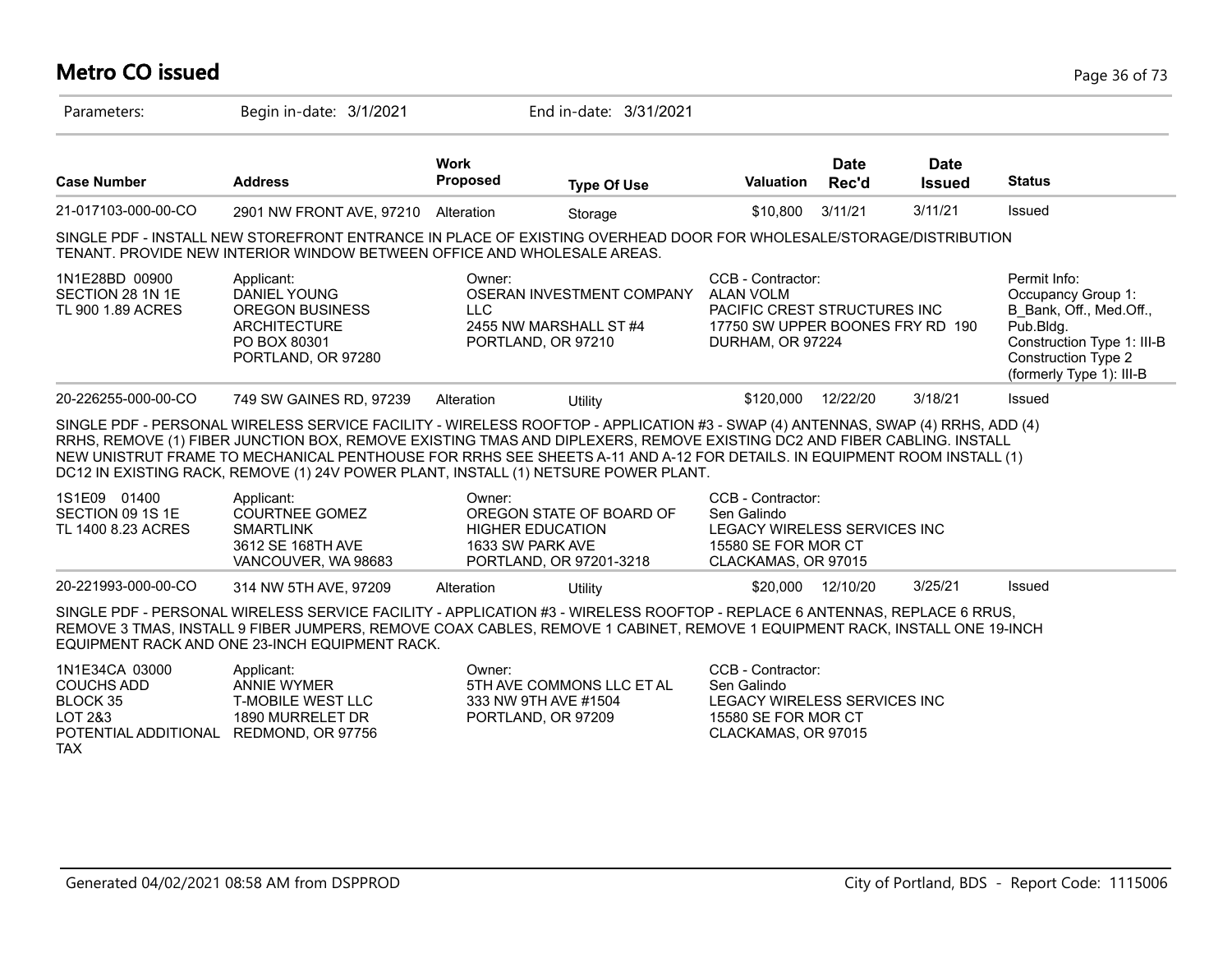# Metro CO issued

Parameters: Begin in-date: 3/1/2021 End in-date: 3/31/2021

| Case Number | Address | Work Proposed | Type Of Use | Valuation | Date Rec'd | Date Issued | Status |
|---|---|---|---|---|---|---|---|
| 21-017103-000-00-CO | 2901 NW FRONT AVE, 97210 | Alteration | Storage | $10,800 | 3/11/21 | 3/11/21 | Issued |

SINGLE PDF - INSTALL NEW STOREFRONT ENTRANCE IN PLACE OF EXISTING OVERHEAD DOOR FOR WHOLESALE/STORAGE/DISTRIBUTION TENANT. PROVIDE NEW INTERIOR WINDOW BETWEEN OFFICE AND WHOLESALE AREAS.

| | | | | |
|---|---|---|---|---|
| 1N1E28BD 00900<br>SECTION 28 1N 1E<br>TL 900 1.89 ACRES | Applicant:<br>DANIEL YOUNG<br>OREGON BUSINESS ARCHITECTURE<br>PO BOX 80301<br>PORTLAND, OR 97280 | Owner:<br>OSERAN INVESTMENT COMPANY LLC<br>2455 NW MARSHALL ST #4<br>PORTLAND, OR 97210 | CCB - Contractor:<br>ALAN VOLM<br>PACIFIC CREST STRUCTURES INC<br>17750 SW UPPER BOONES FRY RD 190<br>DURHAM, OR 97224 | Permit Info:<br>Occupancy Group 1: B_Bank, Off., Med.Off., Pub.Bldg.<br>Construction Type 1: III-B<br>Construction Type 2 (formerly Type 1): III-B |

| Case Number | Address | Work Proposed | Type Of Use | Valuation | Date Rec'd | Date Issued | Status |
|---|---|---|---|---|---|---|---|
| 20-226255-000-00-CO | 749 SW GAINES RD, 97239 | Alteration | Utility | $120,000 | 12/22/20 | 3/18/21 | Issued |

SINGLE PDF - PERSONAL WIRELESS SERVICE FACILITY - WIRELESS ROOFTOP - APPLICATION #3 - SWAP (4) ANTENNAS, SWAP (4) RRHS, ADD (4) RRHS, REMOVE (1) FIBER JUNCTION BOX, REMOVE EXISTING TMAS AND DIPLEXERS, REMOVE EXISTING DC2 AND FIBER CABLING. INSTALL NEW UNISTRUT FRAME TO MECHANICAL PENTHOUSE FOR RRHS SEE SHEETS A-11 AND A-12 FOR DETAILS. IN EQUIPMENT ROOM INSTALL (1) DC12 IN EXISTING RACK, REMOVE (1) 24V POWER PLANT, INSTALL (1) NETSURE POWER PLANT.

| | | | |
|---|---|---|---|
| 1S1E09 01400<br>SECTION 09 1S 1E<br>TL 1400 8.23 ACRES | Applicant:<br>COURTNEE GOMEZ<br>SMARTLINK<br>3612 SE 168TH AVE<br>VANCOUVER, WA 98683 | Owner:<br>OREGON STATE OF BOARD OF HIGHER EDUCATION<br>1633 SW PARK AVE<br>PORTLAND, OR 97201-3218 | CCB - Contractor:<br>Sen Galindo<br>LEGACY WIRELESS SERVICES INC<br>15580 SE FOR MOR CT<br>CLACKAMAS, OR 97015 |

| Case Number | Address | Work Proposed | Type Of Use | Valuation | Date Rec'd | Date Issued | Status |
|---|---|---|---|---|---|---|---|
| 20-221993-000-00-CO | 314 NW 5TH AVE, 97209 | Alteration | Utility | $20,000 | 12/10/20 | 3/25/21 | Issued |

SINGLE PDF - PERSONAL WIRELESS SERVICE FACILITY - APPLICATION #3 - WIRELESS ROOFTOP - REPLACE 6 ANTENNAS, REPLACE 6 RRUS, REMOVE 3 TMAS, INSTALL 9 FIBER JUMPERS, REMOVE COAX CABLES, REMOVE 1 CABINET, REMOVE 1 EQUIPMENT RACK, INSTALL ONE 19-INCH EQUIPMENT RACK AND ONE 23-INCH EQUIPMENT RACK.

| | | | |
|---|---|---|---|
| 1N1E34CA 03000<br>COUCHS ADD<br>BLOCK 35<br>LOT 2&3<br>POTENTIAL ADDITIONAL TAX | Applicant:<br>ANNIE WYMER<br>T-MOBILE WEST LLC<br>1890 MURRELET DR<br>REDMOND, OR 97756 | Owner:<br>5TH AVE COMMONS LLC ET AL<br>333 NW 9TH AVE #1504<br>PORTLAND, OR 97209 | CCB - Contractor:<br>Sen Galindo<br>LEGACY WIRELESS SERVICES INC<br>15580 SE FOR MOR CT<br>CLACKAMAS, OR 97015 |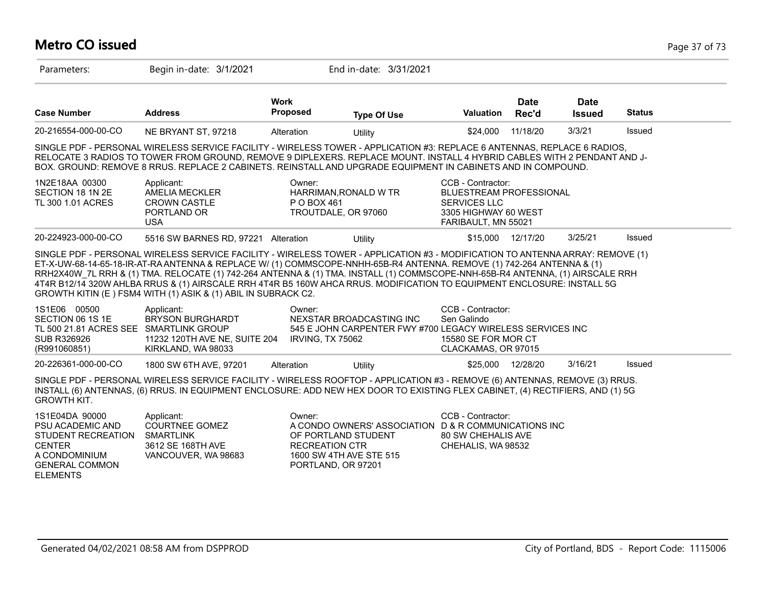# Metro CO issued

Parameters: Begin in-date: 3/1/2021 End in-date: 3/31/2021

| Case Number | Address | Work Proposed | Type Of Use | Valuation | Date Rec'd | Date Issued | Status |
|---|---|---|---|---|---|---|---|
| 20-216554-000-00-CO | NE BRYANT ST, 97218 | Alteration | Utility | $24,000 | 11/18/20 | 3/3/21 | Issued |

SINGLE PDF - PERSONAL WIRELESS SERVICE FACILITY - WIRELESS TOWER - APPLICATION #3: REPLACE 6 ANTENNAS, REPLACE 6 RADIOS, RELOCATE 3 RADIOS TO TOWER FROM GROUND, REMOVE 9 DIPLEXERS. REPLACE MOUNT. INSTALL 4 HYBRID CABLES WITH 2 PENDANT AND J-BOX. GROUND: REMOVE 8 RRUS. REPLACE 2 CABINETS. REINSTALL AND UPGRADE EQUIPMENT IN CABINETS AND IN COMPOUND.

1N2E18AA 00300
SECTION 18 1N 2E
TL 300 1.01 ACRES

Applicant:
AMELIA MECKLER
CROWN CASTLE
PORTLAND OR
USA

Owner:
HARRIMAN,RONALD W TR
P O BOX 461
TROUTDALE, OR 97060

CCB - Contractor:
BLUESTREAM PROFESSIONAL SERVICES LLC
3305 HIGHWAY 60 WEST
FARIBAULT, MN 55021

| Case Number | Address | Work Proposed | Type Of Use | Valuation | Date Rec'd | Date Issued | Status |
|---|---|---|---|---|---|---|---|
| 20-224923-000-00-CO | 5516 SW BARNES RD, 97221 | Alteration | Utility | $15,000 | 12/17/20 | 3/25/21 | Issued |

SINGLE PDF - PERSONAL WIRELESS SERVICE FACILITY - WIRELESS TOWER - APPLICATION #3 - MODIFICATION TO ANTENNA ARRAY: REMOVE (1) ET-X-UW-68-14-65-18-IR-AT-RA ANTENNA & REPLACE W/ (1) COMMSCOPE-NNHH-65B-R4 ANTENNA. REMOVE (1) 742-264 ANTENNA & (1) RRH2X40W_7L RRH & (1) TMA. RELOCATE (1) 742-264 ANTENNA & (1) TMA. INSTALL (1) COMMSCOPE-NNH-65B-R4 ANTENNA, (1) AIRSCALE RRH 4T4R B12/14 320W AHLBA RRUS & (1) AIRSCALE RRH 4T4R B5 160W AHCA RRUS. MODIFICATION TO EQUIPMENT ENCLOSURE: INSTALL 5G GROWTH KITIN (E ) FSM4 WITH (1) ASIK & (1) ABIL IN SUBRACK C2.

1S1E06 00500
SECTION 06 1S 1E
TL 500 21.81 ACRES SEE SUB R326926 (R991060851)

Applicant:
BRYSON BURGHARDT
SMARTLINK GROUP
11232 120TH AVE NE, SUITE 204
KIRKLAND, WA 98033

Owner:
NEXSTAR BROADCASTING INC
545 E JOHN CARPENTER FWY #700
IRVING, TX 75062

CCB - Contractor:
Sen Galindo
LEGACY WIRELESS SERVICES INC
15580 SE FOR MOR CT
CLACKAMAS, OR 97015

| Case Number | Address | Work Proposed | Type Of Use | Valuation | Date Rec'd | Date Issued | Status |
|---|---|---|---|---|---|---|---|
| 20-226361-000-00-CO | 1800 SW 6TH AVE, 97201 | Alteration | Utility | $25,000 | 12/28/20 | 3/16/21 | Issued |

SINGLE PDF - PERSONAL WIRELESS SERVICE FACILITY - WIRELESS ROOFTOP - APPLICATION #3 - REMOVE (6) ANTENNAS, REMOVE (3) RRUS. INSTALL (6) ANTENNAS, (6) RRUS. IN EQUIPMENT ENCLOSURE: ADD NEW HEX DOOR TO EXISTING FLEX CABINET, (4) RECTIFIERS, AND (1) 5G GROWTH KIT.

1S1E04DA 90000
PSU ACADEMIC AND STUDENT RECREATION CENTER
A CONDOMINIUM
GENERAL COMMON ELEMENTS

Applicant:
COURTNEE GOMEZ
SMARTLINK
3612 SE 168TH AVE
VANCOUVER, WA 98683

Owner:
A CONDO OWNERS' ASSOCIATION OF PORTLAND STUDENT RECREATION CTR
1600 SW 4TH AVE STE 515
PORTLAND, OR 97201

CCB - Contractor:
D & R COMMUNICATIONS INC
80 SW CHEHALIS AVE
CHEHALIS, WA 98532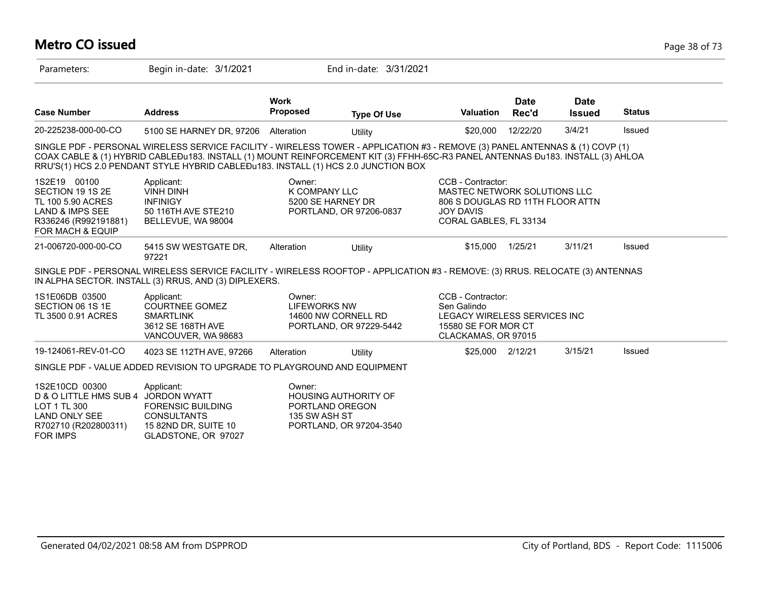# Metro CO issued

Parameters: Begin in-date: 3/1/2021 End in-date: 3/31/2021

| Case Number | Address | Work Proposed | Type Of Use | Valuation | Date Rec'd | Date Issued | Status |
|---|---|---|---|---|---|---|---|
| 20-225238-000-00-CO | 5100 SE HARNEY DR, 97206 | Alteration | Utility | $20,000 | 12/22/20 | 3/4/21 | Issued |

SINGLE PDF - PERSONAL WIRELESS SERVICE FACILITY - WIRELESS TOWER - APPLICATION #3 - REMOVE (3) PANEL ANTENNAS & (1) COVP (1) COAX CABLE & (1) HYBRID CABLEĐu183. INSTALL (1) MOUNT REINFORCEMENT KIT (3) FFHH-65C-R3 PANEL ANTENNAS Đu183. INSTALL (3) AHLOA RRU'S(1) HCS 2.0 PENDANT STYLE HYBRID CABLEĐu183. INSTALL (1) HCS 2.0 JUNCTION BOX

1S2E19 00100
SECTION 19 1S 2E
TL 100 5.90 ACRES
LAND & IMPS SEE
R336246 (R992191881)
FOR MACH & EQUIP

Applicant:
VINH DINH
INFINIGY
50 116TH AVE STE210
BELLEVUE, WA 98004

Owner:
K COMPANY LLC
5200 SE HARNEY DR
PORTLAND, OR 97206-0837

CCB - Contractor:
MASTEC NETWORK SOLUTIONS LLC
806 S DOUGLAS RD 11TH FLOOR ATTN
JOY DAVIS
CORAL GABLES, FL 33134

| Case Number | Address | Work Proposed | Type Of Use | Valuation | Date Rec'd | Date Issued | Status |
|---|---|---|---|---|---|---|---|
| 21-006720-000-00-CO | 5415 SW WESTGATE DR, 97221 | Alteration | Utility | $15,000 | 1/25/21 | 3/11/21 | Issued |

SINGLE PDF - PERSONAL WIRELESS SERVICE FACILITY - WIRELESS ROOFTOP - APPLICATION #3 - REMOVE: (3) RRUS. RELOCATE (3) ANTENNAS IN ALPHA SECTOR. INSTALL (3) RRUS, AND (3) DIPLEXERS.

1S1E06DB 03500
SECTION 06 1S 1E
TL 3500 0.91 ACRES

Applicant:
COURTNEE GOMEZ
SMARTLINK
3612 SE 168TH AVE
VANCOUVER, WA 98683

Owner:
LIFEWORKS NW
14600 NW CORNELL RD
PORTLAND, OR 97229-5442

CCB - Contractor:
Sen Galindo
LEGACY WIRELESS SERVICES INC
15580 SE FOR MOR CT
CLACKAMAS, OR 97015

| Case Number | Address | Work Proposed | Type Of Use | Valuation | Date Rec'd | Date Issued | Status |
|---|---|---|---|---|---|---|---|
| 19-124061-REV-01-CO | 4023 SE 112TH AVE, 97266 | Alteration | Utility | $25,000 | 2/12/21 | 3/15/21 | Issued |

SINGLE PDF - VALUE ADDED REVISION TO UPGRADE TO PLAYGROUND AND EQUIPMENT

1S2E10CD 00300
D & O LITTLE HMS SUB 4
LOT 1 TL 300
LAND ONLY SEE
R702710 (R202800311)
FOR IMPS

Applicant:
JORDON WYATT
FORENSIC BUILDING
CONSULTANTS
15 82ND DR, SUITE 10
GLADSTONE, OR 97027

Owner:
HOUSING AUTHORITY OF
PORTLAND OREGON
135 SW ASH ST
PORTLAND, OR 97204-3540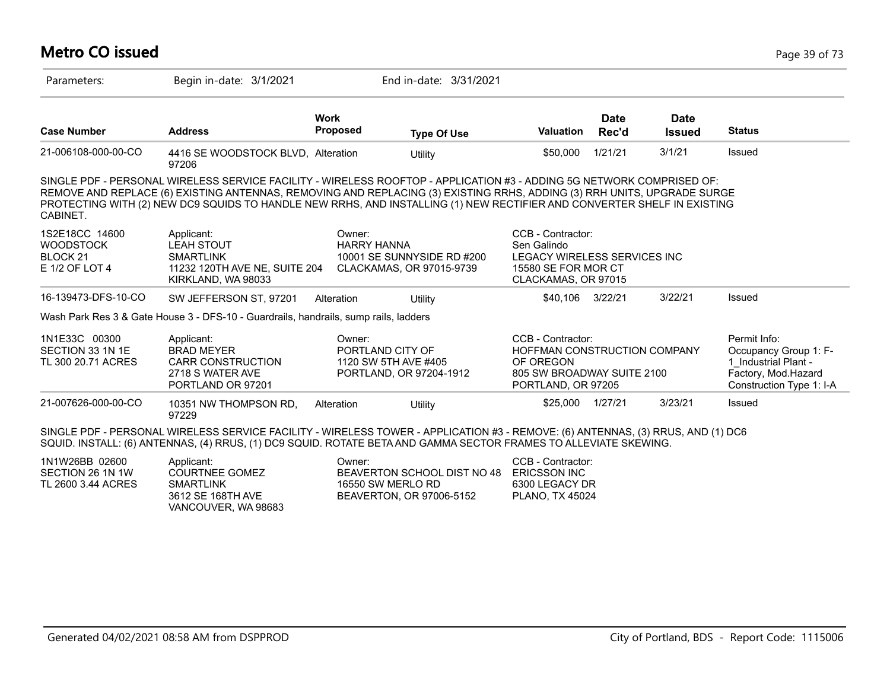# Metro CO issued

Parameters: Begin in-date: 3/1/2021 End in-date: 3/31/2021

| Case Number | Address | Work Proposed | Type Of Use | Valuation | Date Rec'd | Date Issued | Status |
|---|---|---|---|---|---|---|---|
| 21-006108-000-00-CO | 4416 SE WOODSTOCK BLVD, 97206 | Alteration | Utility | $50,000 | 1/21/21 | 3/1/21 | Issued |

SINGLE PDF - PERSONAL WIRELESS SERVICE FACILITY - WIRELESS ROOFTOP - APPLICATION #3 - ADDING 5G NETWORK COMPRISED OF: REMOVE AND REPLACE (6) EXISTING ANTENNAS, REMOVING AND REPLACING (3) EXISTING RRHS, ADDING (3) RRH UNITS, UPGRADE SURGE PROTECTING WITH (2) NEW DC9 SQUIDS TO HANDLE NEW RRHS, AND INSTALLING (1) NEW RECTIFIER AND CONVERTER SHELF IN EXISTING CABINET.

| | Applicant | Owner | CCB - Contractor |
|---|---|---|---|
| 1S2E18CC 14600<br>WOODSTOCK<br>BLOCK 21<br>E 1/2 OF LOT 4 | LEAH STOUT<br>SMARTLINK<br>11232 120TH AVE NE, SUITE 204<br>KIRKLAND, WA 98033 | HARRY HANNA<br>10001 SE SUNNYSIDE RD #200<br>CLACKAMAS, OR 97015-9739 | Sen Galindo<br>LEGACY WIRELESS SERVICES INC<br>15580 SE FOR MOR CT<br>CLACKAMAS, OR 97015 |

| Case Number | Address | Work Proposed | Type Of Use | Valuation | Date Rec'd | Date Issued | Status |
|---|---|---|---|---|---|---|---|
| 16-139473-DFS-10-CO | SW JEFFERSON ST, 97201 | Alteration | Utility | $40,106 | 3/22/21 | 3/22/21 | Issued |

Wash Park Res 3 & Gate House 3 - DFS-10 - Guardrails, handrails, sump rails, ladders

| | Applicant | Owner | CCB - Contractor | Permit Info |
|---|---|---|---|---|
| 1N1E33C 00300<br>SECTION 33 1N 1E<br>TL 300 20.71 ACRES | BRAD MEYER<br>CARR CONSTRUCTION<br>2718 S WATER AVE<br>PORTLAND OR 97201 | PORTLAND CITY OF<br>1120 SW 5TH AVE #405<br>PORTLAND, OR 97204-1912 | HOFFMAN CONSTRUCTION COMPANY OF OREGON<br>805 SW BROADWAY SUITE 2100<br>PORTLAND, OR 97205 | Occupancy Group 1: F-1_Industrial Plant - Factory, Mod.Hazard<br>Construction Type 1: I-A |

| Case Number | Address | Work Proposed | Type Of Use | Valuation | Date Rec'd | Date Issued | Status |
|---|---|---|---|---|---|---|---|
| 21-007626-000-00-CO | 10351 NW THOMPSON RD, 97229 | Alteration | Utility | $25,000 | 1/27/21 | 3/23/21 | Issued |

SINGLE PDF - PERSONAL WIRELESS SERVICE FACILITY - WIRELESS TOWER - APPLICATION #3 - REMOVE: (6) ANTENNAS, (3) RRUS, AND (1) DC6 SQUID. INSTALL: (6) ANTENNAS, (4) RRUS, (1) DC9 SQUID. ROTATE BETA AND GAMMA SECTOR FRAMES TO ALLEVIATE SKEWING.

| | Applicant | Owner | CCB - Contractor |
|---|---|---|---|
| 1N1W26BB 02600<br>SECTION 26 1N 1W<br>TL 2600 3.44 ACRES | COURTNEE GOMEZ<br>SMARTLINK<br>3612 SE 168TH AVE<br>VANCOUVER, WA 98683 | BEAVERTON SCHOOL DIST NO 48<br>16550 SW MERLO RD<br>BEAVERTON, OR 97006-5152 | ERICSSON INC<br>6300 LEGACY DR<br>PLANO, TX 45024 |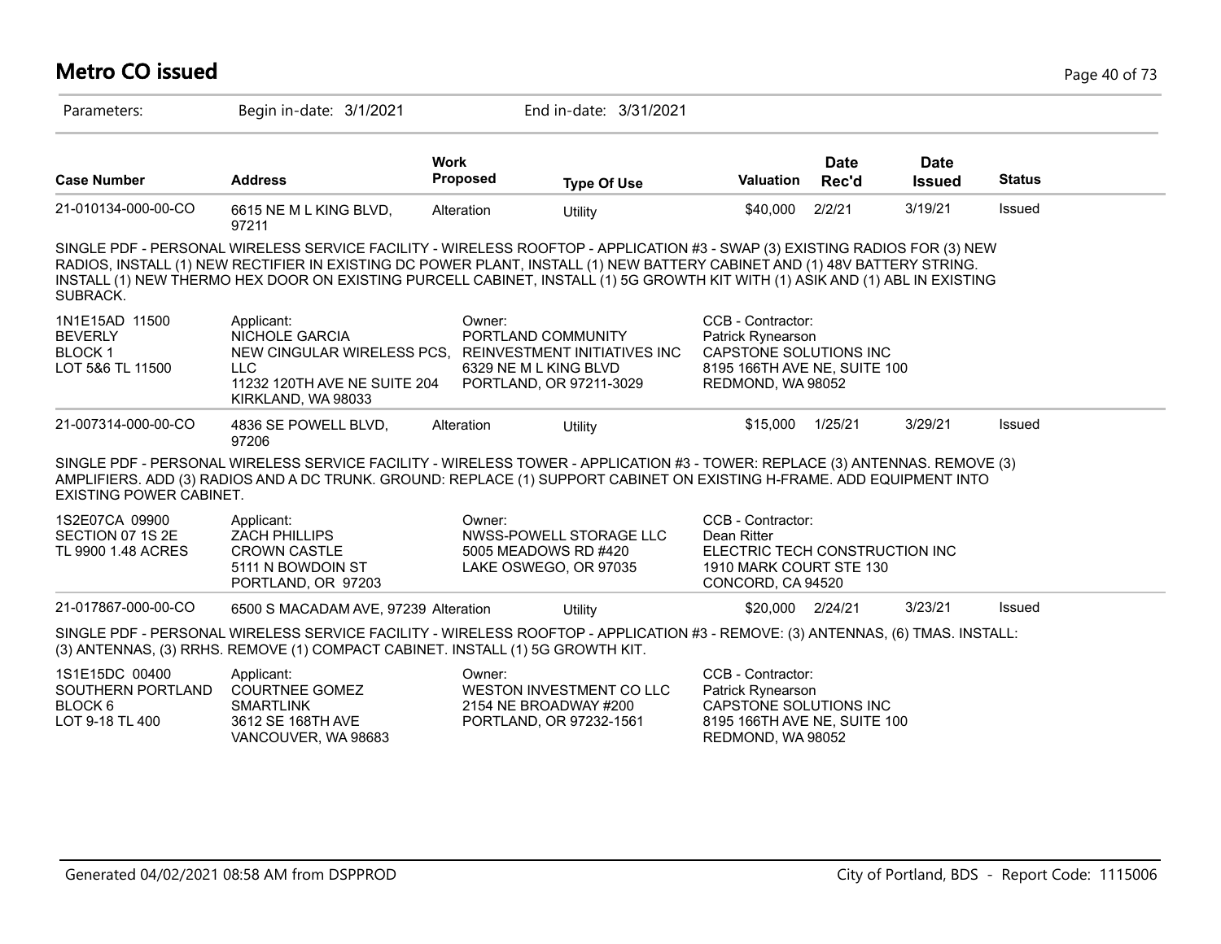# Metro CO issued

Parameters: Begin in-date: 3/1/2021 End in-date: 3/31/2021

| Case Number | Address | Work Proposed | Type Of Use | Valuation | Date Rec'd | Date Issued | Status |
|---|---|---|---|---|---|---|---|
| 21-010134-000-00-CO | 6615 NE M L KING BLVD, 97211 | Alteration | Utility | $40,000 | 2/2/21 | 3/19/21 | Issued |

SINGLE PDF - PERSONAL WIRELESS SERVICE FACILITY - WIRELESS ROOFTOP - APPLICATION #3 - SWAP (3) EXISTING RADIOS FOR (3) NEW RADIOS, INSTALL (1) NEW RECTIFIER IN EXISTING DC POWER PLANT, INSTALL (1) NEW BATTERY CABINET AND (1) 48V BATTERY STRING. INSTALL (1) NEW THERMO HEX DOOR ON EXISTING PURCELL CABINET, INSTALL (1) 5G GROWTH KIT WITH (1) ASIK AND (1) ABL IN EXISTING SUBRACK.

1N1E15AD 11500
BEVERLY
BLOCK 1
LOT 5&6 TL 11500

Applicant:
NICHOLE GARCIA
NEW CINGULAR WIRELESS PCS, LLC
11232 120TH AVE NE SUITE 204
KIRKLAND, WA 98033

Owner:
PORTLAND COMMUNITY REINVESTMENT INITIATIVES INC
6329 NE M L KING BLVD
PORTLAND, OR 97211-3029

CCB - Contractor:
Patrick Rynearson
CAPSTONE SOLUTIONS INC
8195 166TH AVE NE, SUITE 100
REDMOND, WA 98052

| Case Number | Address | Work Proposed | Type Of Use | Valuation | Date Rec'd | Date Issued | Status |
|---|---|---|---|---|---|---|---|
| 21-007314-000-00-CO | 4836 SE POWELL BLVD, 97206 | Alteration | Utility | $15,000 | 1/25/21 | 3/29/21 | Issued |

SINGLE PDF - PERSONAL WIRELESS SERVICE FACILITY - WIRELESS TOWER - APPLICATION #3 - TOWER: REPLACE (3) ANTENNAS. REMOVE (3) AMPLIFIERS. ADD (3) RADIOS AND A DC TRUNK. GROUND: REPLACE (1) SUPPORT CABINET ON EXISTING H-FRAME. ADD EQUIPMENT INTO EXISTING POWER CABINET.

1S2E07CA 09900
SECTION 07 1S 2E
TL 9900 1.48 ACRES

Applicant:
ZACH PHILLIPS
CROWN CASTLE
5111 N BOWDOIN ST
PORTLAND, OR 97203

Owner:
NWSS-POWELL STORAGE LLC
5005 MEADOWS RD #420
LAKE OSWEGO, OR 97035

CCB - Contractor:
Dean Ritter
ELECTRIC TECH CONSTRUCTION INC
1910 MARK COURT STE 130
CONCORD, CA 94520

| Case Number | Address | Work Proposed | Type Of Use | Valuation | Date Rec'd | Date Issued | Status |
|---|---|---|---|---|---|---|---|
| 21-017867-000-00-CO | 6500 S MACADAM AVE, 97239 | Alteration | Utility | $20,000 | 2/24/21 | 3/23/21 | Issued |

SINGLE PDF - PERSONAL WIRELESS SERVICE FACILITY - WIRELESS ROOFTOP - APPLICATION #3 - REMOVE: (3) ANTENNAS, (6) TMAS. INSTALL: (3) ANTENNAS, (3) RRHS. REMOVE (1) COMPACT CABINET. INSTALL (1) 5G GROWTH KIT.

1S1E15DC 00400
SOUTHERN PORTLAND
BLOCK 6
LOT 9-18 TL 400

Applicant:
COURTNEE GOMEZ
SMARTLINK
3612 SE 168TH AVE
VANCOUVER, WA 98683

Owner:
WESTON INVESTMENT CO LLC
2154 NE BROADWAY #200
PORTLAND, OR 97232-1561

CCB - Contractor:
Patrick Rynearson
CAPSTONE SOLUTIONS INC
8195 166TH AVE NE, SUITE 100
REDMOND, WA 98052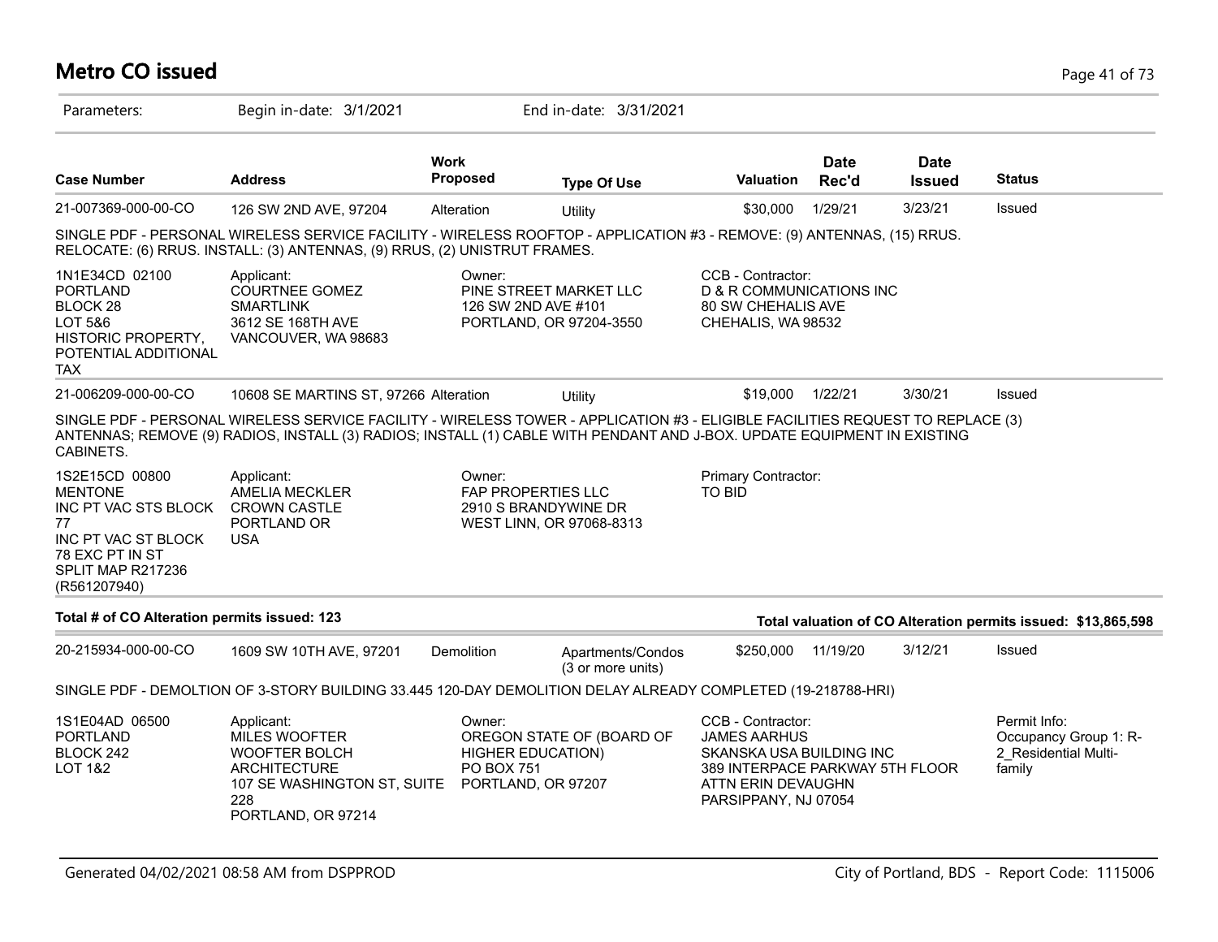# Metro CO issued

Parameters: Begin in-date: 3/1/2021 End in-date: 3/31/2021

| Case Number | Address | Work Proposed | Type Of Use | Valuation | Date Rec'd | Date Issued | Status |
|---|---|---|---|---|---|---|---|
| 21-007369-000-00-CO | 126 SW 2ND AVE, 97204 | Alteration | Utility | $30,000 | 1/29/21 | 3/23/21 | Issued |

SINGLE PDF - PERSONAL WIRELESS SERVICE FACILITY - WIRELESS ROOFTOP - APPLICATION #3 - REMOVE: (9) ANTENNAS, (15) RRUS. RELOCATE: (6) RRUS. INSTALL: (3) ANTENNAS, (9) RRUS, (2) UNISTRUT FRAMES.

1N1E34CD 02100
PORTLAND
BLOCK 28
LOT 5&6
HISTORIC PROPERTY, POTENTIAL ADDITIONAL TAX

Applicant:
COURTNEE GOMEZ
SMARTLINK
3612 SE 168TH AVE
VANCOUVER, WA 98683

Owner:
PINE STREET MARKET LLC
126 SW 2ND AVE #101
PORTLAND, OR 97204-3550

CCB - Contractor:
D & R COMMUNICATIONS INC
80 SW CHEHALIS AVE
CHEHALIS, WA 98532

| Case Number | Address | Work Proposed | Type Of Use | Valuation | Date Rec'd | Date Issued | Status |
|---|---|---|---|---|---|---|---|
| 21-006209-000-00-CO | 10608 SE MARTINS ST, 97266 | Alteration | Utility | $19,000 | 1/22/21 | 3/30/21 | Issued |

SINGLE PDF - PERSONAL WIRELESS SERVICE FACILITY - WIRELESS TOWER - APPLICATION #3 - ELIGIBLE FACILITIES REQUEST TO REPLACE (3) ANTENNAS; REMOVE (9) RADIOS, INSTALL (3) RADIOS; INSTALL (1) CABLE WITH PENDANT AND J-BOX. UPDATE EQUIPMENT IN EXISTING CABINETS.

1S2E15CD 00800
MENTONE
INC PT VAC STS BLOCK 77
INC PT VAC ST BLOCK 78 EXC PT IN ST
SPLIT MAP R217236 (R561207940)

Applicant:
AMELIA MECKLER
CROWN CASTLE
PORTLAND OR
USA

Owner:
FAP PROPERTIES LLC
2910 S BRANDYWINE DR
WEST LINN, OR 97068-8313

Primary Contractor:
TO BID

**Total # of CO Alteration permits issued: 123**

**Total valuation of CO Alteration permits issued: $13,865,598**

| Case Number | Address | Work Proposed | Type Of Use | Valuation | Date Rec'd | Date Issued | Status |
|---|---|---|---|---|---|---|---|
| 20-215934-000-00-CO | 1609 SW 10TH AVE, 97201 | Demolition | Apartments/Condos (3 or more units) | $250,000 | 11/19/20 | 3/12/21 | Issued |

SINGLE PDF - DEMOLTION OF 3-STORY BUILDING 33.445 120-DAY DEMOLITION DELAY ALREADY COMPLETED (19-218788-HRI)

1S1E04AD 06500
PORTLAND
BLOCK 242
LOT 1&2

Applicant:
MILES WOOFTER
WOOFTER BOLCH ARCHITECTURE
107 SE WASHINGTON ST, SUITE 228
PORTLAND, OR 97214

Owner:
OREGON STATE OF (BOARD OF HIGHER EDUCATION)
PO BOX 751
PORTLAND, OR 97207

CCB - Contractor:
JAMES AARHUS
SKANSKA USA BUILDING INC
389 INTERPACE PARKWAY 5TH FLOOR
ATTN ERIN DEVAUGHN
PARSIPPANY, NJ 07054

Permit Info:
Occupancy Group 1: R-2_Residential Multi-family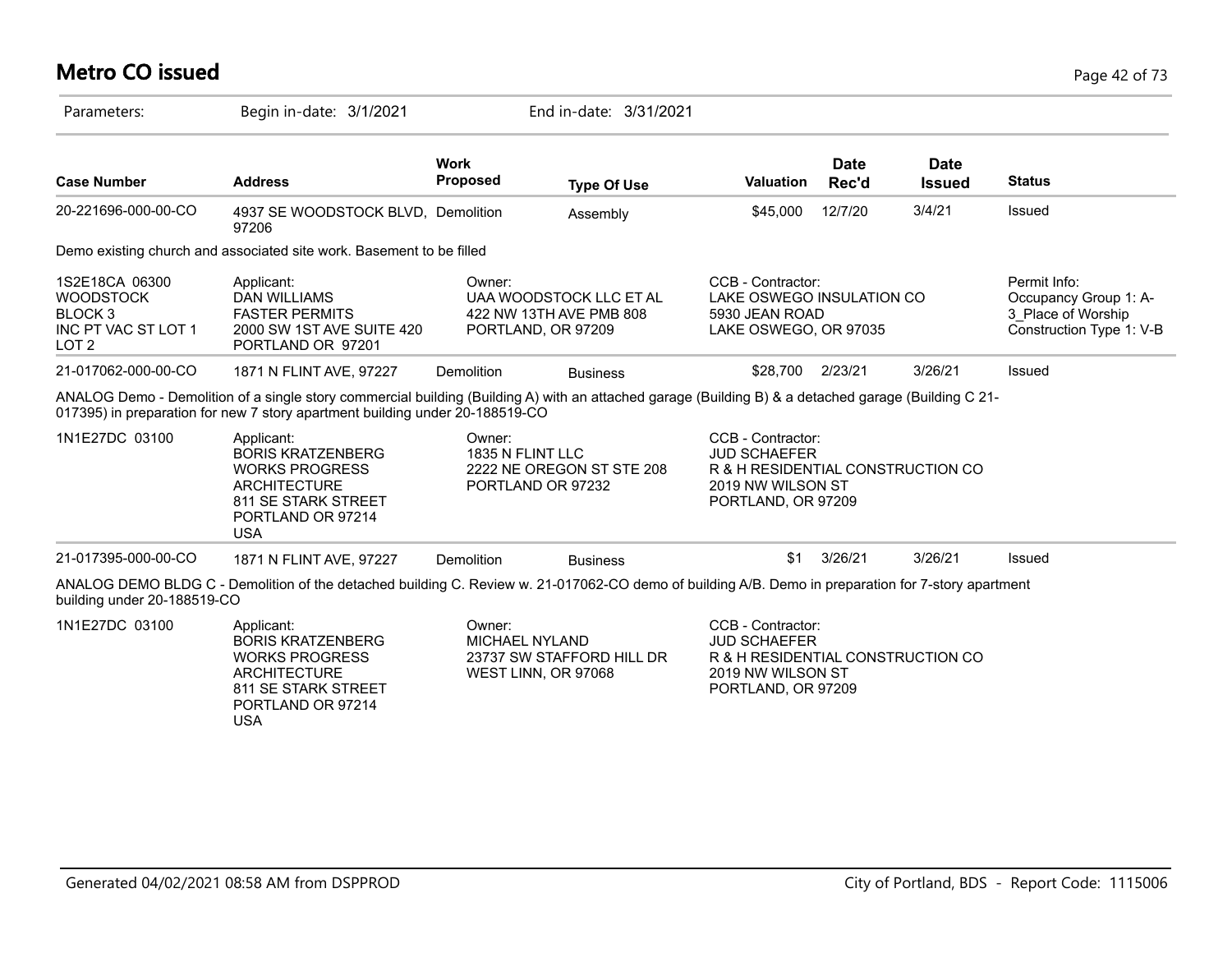# Metro CO issued

Parameters: Begin in-date: 3/1/2021 End in-date: 3/31/2021

| Case Number | Address | Work Proposed | Type Of Use | Valuation | Date Rec'd | Date Issued | Status |
|---|---|---|---|---|---|---|---|
| 20-221696-000-00-CO | 4937 SE WOODSTOCK BLVD, 97206 | Demolition | Assembly | $45,000 | 12/7/20 | 3/4/21 | Issued |

Demo existing church and associated site work. Basement to be filled

| | Applicant | Owner | CCB - Contractor | Permit Info |
|---|---|---|---|---|
| 1S2E18CA 06300 WOODSTOCK BLOCK 3 INC PT VAC ST LOT 1 LOT 2 | DAN WILLIAMS FASTER PERMITS 2000 SW 1ST AVE SUITE 420 PORTLAND OR 97201 | UAA WOODSTOCK LLC ET AL 422 NW 13TH AVE PMB 808 PORTLAND, OR 97209 | LAKE OSWEGO INSULATION CO 5930 JEAN ROAD LAKE OSWEGO, OR 97035 | Occupancy Group 1: A-3_Place of Worship Construction Type 1: V-B |

| Case Number | Address | Work Proposed | Type Of Use | Valuation | Date Rec'd | Date Issued | Status |
|---|---|---|---|---|---|---|---|
| 21-017062-000-00-CO | 1871 N FLINT AVE, 97227 | Demolition | Business | $28,700 | 2/23/21 | 3/26/21 | Issued |

ANALOG Demo - Demolition of a single story commercial building (Building A) with an attached garage (Building B) & a detached garage (Building C 21-017395) in preparation for new 7 story apartment building under 20-188519-CO

| | Applicant | Owner | CCB - Contractor |
|---|---|---|---|
| 1N1E27DC 03100 | BORIS KRATZENBERG WORKS PROGRESS ARCHITECTURE 811 SE STARK STREET PORTLAND OR 97214 USA | 1835 N FLINT LLC 2222 NE OREGON ST STE 208 PORTLAND OR 97232 | JUD SCHAEFER R & H RESIDENTIAL CONSTRUCTION CO 2019 NW WILSON ST PORTLAND, OR 97209 |

| Case Number | Address | Work Proposed | Type Of Use | Valuation | Date Rec'd | Date Issued | Status |
|---|---|---|---|---|---|---|---|
| 21-017395-000-00-CO | 1871 N FLINT AVE, 97227 | Demolition | Business | $1 | 3/26/21 | 3/26/21 | Issued |

ANALOG DEMO BLDG C - Demolition of the detached building C. Review w. 21-017062-CO demo of building A/B. Demo in preparation for 7-story apartment building under 20-188519-CO

| | Applicant | Owner | CCB - Contractor |
|---|---|---|---|
| 1N1E27DC 03100 | BORIS KRATZENBERG WORKS PROGRESS ARCHITECTURE 811 SE STARK STREET PORTLAND OR 97214 USA | MICHAEL NYLAND 23737 SW STAFFORD HILL DR WEST LINN, OR 97068 | JUD SCHAEFER R & H RESIDENTIAL CONSTRUCTION CO 2019 NW WILSON ST PORTLAND, OR 97209 |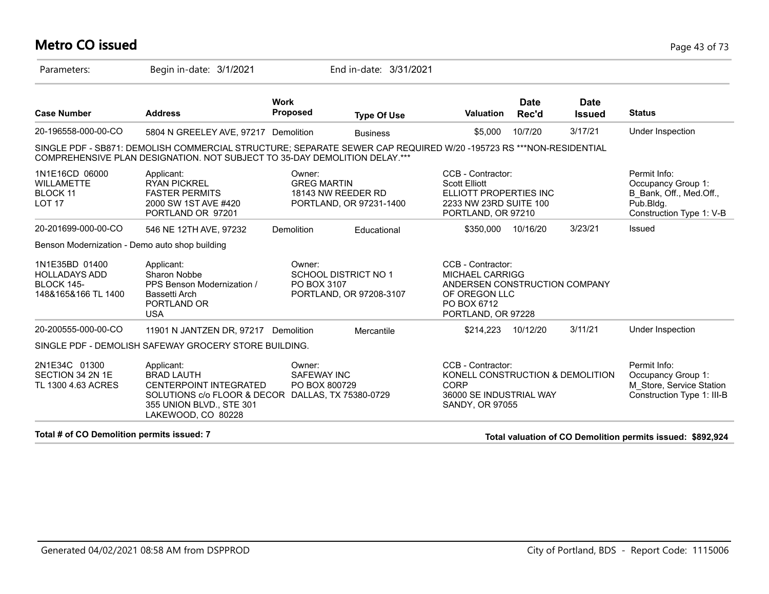# Metro CO issued

Parameters: Begin in-date: 3/1/2021 End in-date: 3/31/2021

| Case Number | Address | Work Proposed | Type Of Use | Valuation | Date Rec'd | Date Issued | Status |
|---|---|---|---|---|---|---|---|
| 20-196558-000-00-CO | 5804 N GREELEY AVE, 97217 | Demolition | Business | $5,000 | 10/7/20 | 3/17/21 | Under Inspection |

SINGLE PDF - SB871: DEMOLISH COMMERCIAL STRUCTURE; SEPARATE SEWER CAP REQUIRED W/20 -195723 RS ***NON-RESIDENTIAL COMPREHENSIVE PLAN DESIGNATION. NOT SUBJECT TO 35-DAY DEMOLITION DELAY.***

| | Applicant | Owner | CCB - Contractor | Permit Info |
|---|---|---|---|---|
| 1N1E16CD 06000<br>WILLAMETTE<br>BLOCK 11<br>LOT 17 | RYAN PICKREL<br>FASTER PERMITS<br>2000 SW 1ST AVE #420<br>PORTLAND OR 97201 | GREG MARTIN<br>18143 NW REEDER RD<br>PORTLAND, OR 97231-1400 | Scott Elliott<br>ELLIOTT PROPERTIES INC<br>2233 NW 23RD SUITE 100<br>PORTLAND, OR 97210 | Occupancy Group 1: B_Bank, Off., Med.Off., Pub.Bldg.<br>Construction Type 1: V-B |

| Case Number | Address | Work Proposed | Type Of Use | Valuation | Date Rec'd | Date Issued | Status |
|---|---|---|---|---|---|---|---|
| 20-201699-000-00-CO | 546 NE 12TH AVE, 97232 | Demolition | Educational | $350,000 | 10/16/20 | 3/23/21 | Issued |

Benson Modernization - Demo auto shop building

| | Applicant | Owner | CCB - Contractor | Permit Info |
|---|---|---|---|---|
| 1N1E35BD 01400<br>HOLLADAYS ADD<br>BLOCK 145-148&165&166 TL 1400 | Sharon Nobbe<br>PPS Benson Modernization / Bassetti Arch<br>PORTLAND OR<br>USA | SCHOOL DISTRICT NO 1<br>PO BOX 3107<br>PORTLAND, OR 97208-3107 | MICHAEL CARRIGG<br>ANDERSEN CONSTRUCTION COMPANY OF OREGON LLC<br>PO BOX 6712<br>PORTLAND, OR 97228 | |

| Case Number | Address | Work Proposed | Type Of Use | Valuation | Date Rec'd | Date Issued | Status |
|---|---|---|---|---|---|---|---|
| 20-200555-000-00-CO | 11901 N JANTZEN DR, 97217 | Demolition | Mercantile | $214,223 | 10/12/20 | 3/11/21 | Under Inspection |

SINGLE PDF - DEMOLISH SAFEWAY GROCERY STORE BUILDING.

| | Applicant | Owner | CCB - Contractor | Permit Info |
|---|---|---|---|---|
| 2N1E34C 01300<br>SECTION 34 2N 1E<br>TL 1300 4.63 ACRES | BRAD LAUTH<br>CENTERPOINT INTEGRATED SOLUTIONS c/o FLOOR & DECOR<br>355 UNION BLVD., STE 301<br>LAKEWOOD, CO 80228 | SAFEWAY INC<br>PO BOX 800729<br>DALLAS, TX 75380-0729 | KONELL CONSTRUCTION & DEMOLITION CORP<br>36000 SE INDUSTRIAL WAY<br>SANDY, OR 97055 | Occupancy Group 1: M_Store, Service Station<br>Construction Type 1: III-B |

**Total # of CO Demolition permits issued: 7**

**Total valuation of CO Demolition permits issued: $892,924**

Generated 04/02/2021 08:58 AM from DSPPROD

City of Portland, BDS - Report Code: 1115006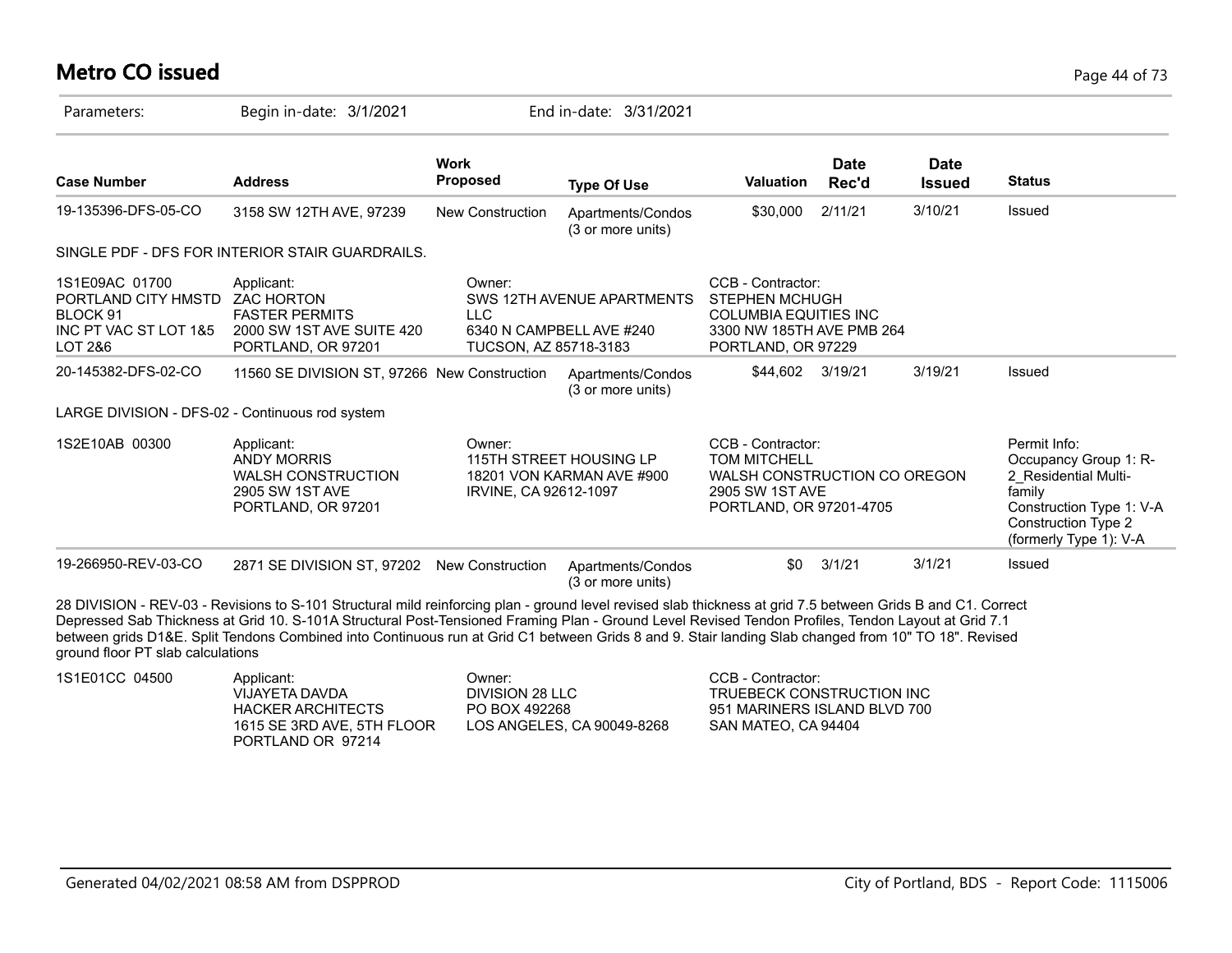# Metro CO issued

Parameters: Begin in-date: 3/1/2021 End in-date: 3/31/2021

| Case Number | Address | Work Proposed | Type Of Use | Valuation | Date Rec'd | Date Issued | Status |
|---|---|---|---|---|---|---|---|
| 19-135396-DFS-05-CO | 3158 SW 12TH AVE, 97239 | New Construction | Apartments/Condos (3 or more units) | $30,000 | 2/11/21 | 3/10/21 | Issued |

SINGLE PDF - DFS FOR INTERIOR STAIR GUARDRAILS.

| | | | |
|---|---|---|---|
| 1S1E09AC 01700<br>PORTLAND CITY HMSTD<br>BLOCK 91<br>INC PT VAC ST LOT 1&5<br>LOT 2&6 | Applicant:<br>ZAC HORTON<br>FASTER PERMITS<br>2000 SW 1ST AVE SUITE 420<br>PORTLAND, OR 97201 | Owner:<br>SWS 12TH AVENUE APARTMENTS LLC<br>6340 N CAMPBELL AVE #240<br>TUCSON, AZ 85718-3183 | CCB - Contractor:<br>STEPHEN MCHUGH<br>COLUMBIA EQUITIES INC<br>3300 NW 185TH AVE PMB 264<br>PORTLAND, OR 97229 |

| Case Number | Address | Work Proposed | Type Of Use | Valuation | Date Rec'd | Date Issued | Status |
|---|---|---|---|---|---|---|---|
| 20-145382-DFS-02-CO | 11560 SE DIVISION ST, 97266 | New Construction | Apartments/Condos (3 or more units) | $44,602 | 3/19/21 | 3/19/21 | Issued |

LARGE DIVISION - DFS-02 - Continuous rod system

| | | | | |
|---|---|---|---|---|
| 1S2E10AB 00300 | Applicant:<br>ANDY MORRIS<br>WALSH CONSTRUCTION<br>2905 SW 1ST AVE<br>PORTLAND, OR 97201 | Owner:<br>115TH STREET HOUSING LP<br>18201 VON KARMAN AVE #900<br>IRVINE, CA 92612-1097 | CCB - Contractor:<br>TOM MITCHELL<br>WALSH CONSTRUCTION CO OREGON<br>2905 SW 1ST AVE<br>PORTLAND, OR 97201-4705 | Permit Info:<br>Occupancy Group 1: R-2_Residential Multi-family<br>Construction Type 1: V-A<br>Construction Type 2 (formerly Type 1): V-A |

| Case Number | Address | Work Proposed | Type Of Use | Valuation | Date Rec'd | Date Issued | Status |
|---|---|---|---|---|---|---|---|
| 19-266950-REV-03-CO | 2871 SE DIVISION ST, 97202 | New Construction | Apartments/Condos (3 or more units) | $0 | 3/1/21 | 3/1/21 | Issued |

28 DIVISION - REV-03 - Revisions to S-101 Structural mild reinforcing plan - ground level revised slab thickness at grid 7.5 between Grids B and C1. Correct Depressed Sab Thickness at Grid 10. S-101A Structural Post-Tensioned Framing Plan - Ground Level Revised Tendon Profiles, Tendon Layout at Grid 7.1 between grids D1&E. Split Tendons Combined into Continuous run at Grid C1 between Grids 8 and 9. Stair landing Slab changed from 10" TO 18". Revised ground floor PT slab calculations

| | | | |
|---|---|---|---|
| 1S1E01CC 04500 | Applicant:<br>VIJAYETA DAVDA<br>HACKER ARCHITECTS<br>1615 SE 3RD AVE, 5TH FLOOR<br>PORTLAND OR 97214 | Owner:<br>DIVISION 28 LLC<br>PO BOX 492268<br>LOS ANGELES, CA 90049-8268 | CCB - Contractor:<br>TRUEBECK CONSTRUCTION INC<br>951 MARINERS ISLAND BLVD 700<br>SAN MATEO, CA 94404 |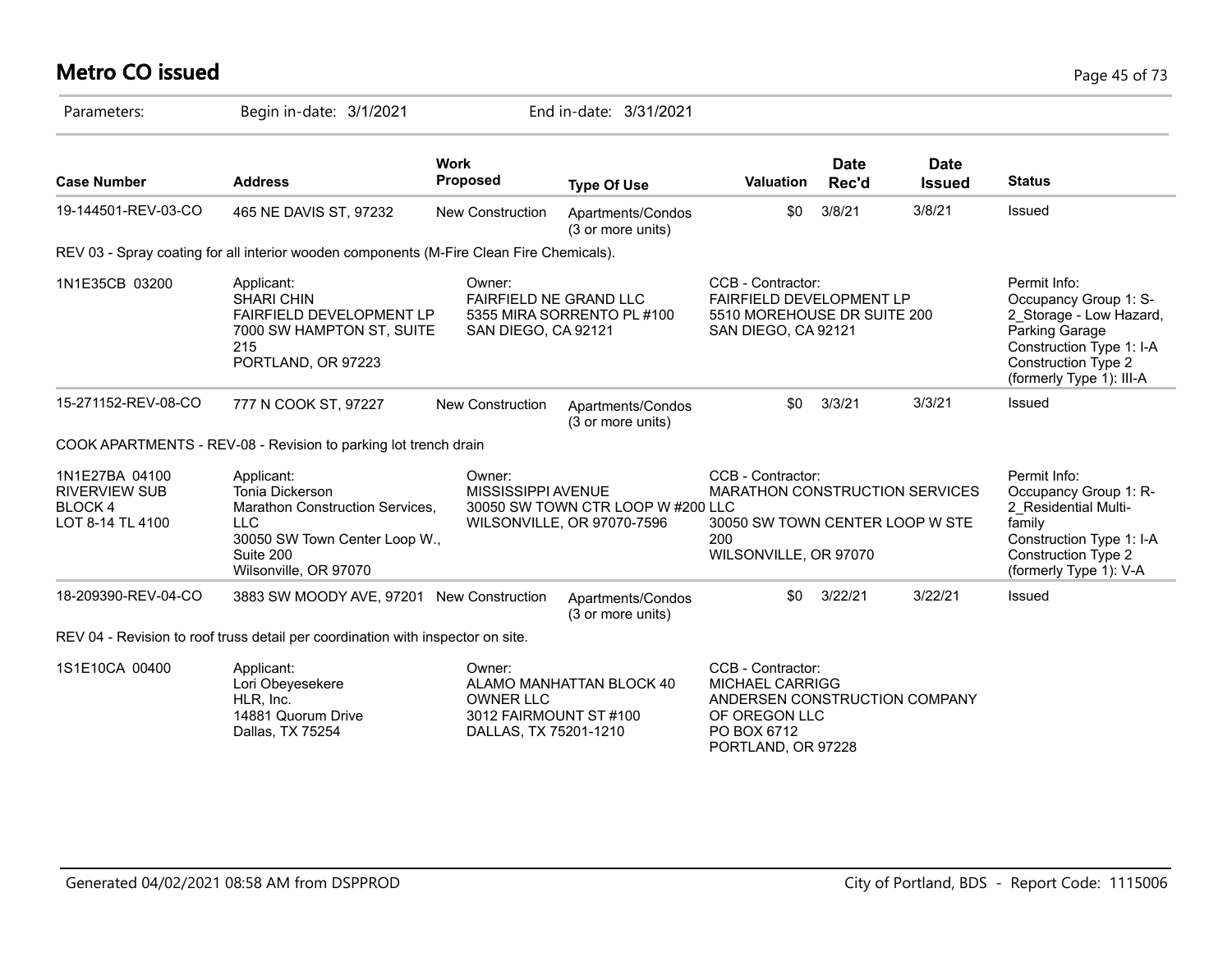# Metro CO issued

Parameters: Begin in-date: 3/1/2021 End in-date: 3/31/2021

| Case Number | Address | Work Proposed | Type Of Use | Valuation | Date Rec'd | Date Issued | Status |
|---|---|---|---|---|---|---|---|
| 19-144501-REV-03-CO | 465 NE DAVIS ST, 97232 | New Construction | Apartments/Condos (3 or more units) | $0 | 3/8/21 | 3/8/21 | Issued |

REV 03 - Spray coating for all interior wooden components (M-Fire Clean Fire Chemicals).

| | | | | |
|---|---|---|---|---|
| 1N1E35CB 03200 | Applicant:<br>SHARI CHIN<br>FAIRFIELD DEVELOPMENT LP<br>7000 SW HAMPTON ST, SUITE 215<br>PORTLAND, OR 97223 | Owner:<br>FAIRFIELD NE GRAND LLC<br>5355 MIRA SORRENTO PL #100<br>SAN DIEGO, CA 92121 | CCB - Contractor:<br>FAIRFIELD DEVELOPMENT LP<br>5510 MOREHOUSE DR SUITE 200<br>SAN DIEGO, CA 92121 | Permit Info:<br>Occupancy Group 1: S-2_Storage - Low Hazard, Parking Garage<br>Construction Type 1: I-A<br>Construction Type 2 (formerly Type 1): III-A |

| Case Number | Address | Work Proposed | Type Of Use | Valuation | Date Rec'd | Date Issued | Status |
|---|---|---|---|---|---|---|---|
| 15-271152-REV-08-CO | 777 N COOK ST, 97227 | New Construction | Apartments/Condos (3 or more units) | $0 | 3/3/21 | 3/3/21 | Issued |

COOK APARTMENTS - REV-08 - Revision to parking lot trench drain

| | | | | |
|---|---|---|---|---|
| 1N1E27BA 04100<br>RIVERVIEW SUB<br>BLOCK 4<br>LOT 8-14 TL 4100 | Applicant:<br>Tonia Dickerson<br>Marathon Construction Services, LLC<br>30050 SW Town Center Loop W., Suite 200<br>Wilsonville, OR 97070 | Owner:<br>MISSISSIPPI AVENUE<br>30050 SW TOWN CTR LOOP W #200<br>WILSONVILLE, OR 97070-7596 | CCB - Contractor:<br>MARATHON CONSTRUCTION SERVICES LLC<br>30050 SW TOWN CENTER LOOP W STE 200<br>WILSONVILLE, OR 97070 | Permit Info:<br>Occupancy Group 1: R-2_Residential Multi-family<br>Construction Type 1: I-A<br>Construction Type 2 (formerly Type 1): V-A |

| Case Number | Address | Work Proposed | Type Of Use | Valuation | Date Rec'd | Date Issued | Status |
|---|---|---|---|---|---|---|---|
| 18-209390-REV-04-CO | 3883 SW MOODY AVE, 97201 | New Construction | Apartments/Condos (3 or more units) | $0 | 3/22/21 | 3/22/21 | Issued |

REV 04 - Revision to roof truss detail per coordination with inspector on site.

| | | | |
|---|---|---|---|
| 1S1E10CA 00400 | Applicant:<br>Lori Obeyesekere<br>HLR, Inc.<br>14881 Quorum Drive<br>Dallas, TX 75254 | Owner:<br>ALAMO MANHATTAN BLOCK 40 OWNER LLC<br>3012 FAIRMOUNT ST #100<br>DALLAS, TX 75201-1210 | CCB - Contractor:<br>MICHAEL CARRIGG<br>ANDERSEN CONSTRUCTION COMPANY OF OREGON LLC<br>PO BOX 6712<br>PORTLAND, OR 97228 |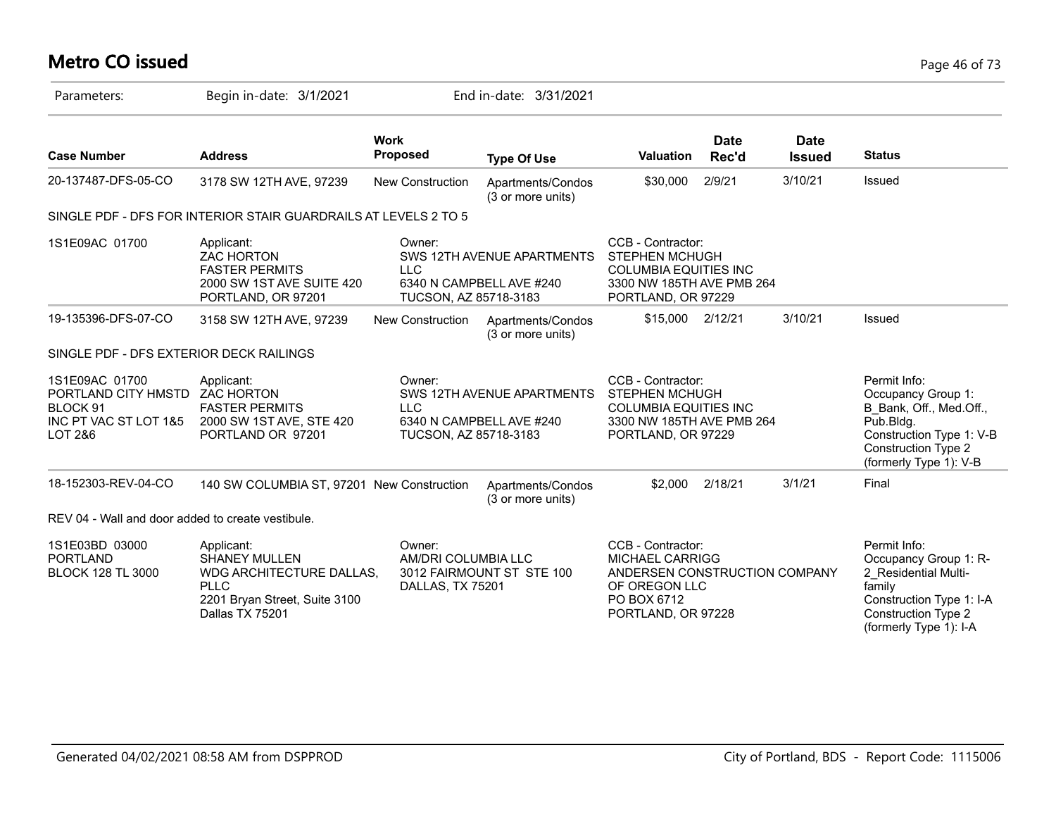# Metro CO issued

Parameters: Begin in-date: 3/1/2021 End in-date: 3/31/2021

| Case Number | Address | Work Proposed | Type Of Use | Valuation | Date Rec'd | Date Issued | Status |
|---|---|---|---|---|---|---|---|
| 20-137487-DFS-05-CO | 3178 SW 12TH AVE, 97239 | New Construction | Apartments/Condos (3 or more units) | $30,000 | 2/9/21 | 3/10/21 | Issued |

SINGLE PDF - DFS FOR INTERIOR STAIR GUARDRAILS AT LEVELS 2 TO 5

| | | | | |
|---|---|---|---|---|
| 1S1E09AC 01700 | Applicant: ZAC HORTON FASTER PERMITS 2000 SW 1ST AVE SUITE 420 PORTLAND, OR 97201 | Owner: SWS 12TH AVENUE APARTMENTS LLC 6340 N CAMPBELL AVE #240 TUCSON, AZ 85718-3183 | CCB - Contractor: STEPHEN MCHUGH COLUMBIA EQUITIES INC 3300 NW 185TH AVE PMB 264 PORTLAND, OR 97229 | |

| Case Number | Address | Work Proposed | Type Of Use | Valuation | Date Rec'd | Date Issued | Status |
|---|---|---|---|---|---|---|---|
| 19-135396-DFS-07-CO | 3158 SW 12TH AVE, 97239 | New Construction | Apartments/Condos (3 or more units) | $15,000 | 2/12/21 | 3/10/21 | Issued |

SINGLE PDF - DFS EXTERIOR DECK RAILINGS

| | | | | |
|---|---|---|---|---|
| 1S1E09AC 01700 PORTLAND CITY HMSTD BLOCK 91 INC PT VAC ST LOT 1&5 LOT 2&6 | Applicant: ZAC HORTON FASTER PERMITS 2000 SW 1ST AVE, STE 420 PORTLAND OR 97201 | Owner: SWS 12TH AVENUE APARTMENTS LLC 6340 N CAMPBELL AVE #240 TUCSON, AZ 85718-3183 | CCB - Contractor: STEPHEN MCHUGH COLUMBIA EQUITIES INC 3300 NW 185TH AVE PMB 264 PORTLAND, OR 97229 | Permit Info: Occupancy Group 1: B_Bank, Off., Med.Off., Pub.Bldg. Construction Type 1: V-B Construction Type 2 (formerly Type 1): V-B |

| Case Number | Address | Work Proposed | Type Of Use | Valuation | Date Rec'd | Date Issued | Status |
|---|---|---|---|---|---|---|---|
| 18-152303-REV-04-CO | 140 SW COLUMBIA ST, 97201 | New Construction | Apartments/Condos (3 or more units) | $2,000 | 2/18/21 | 3/1/21 | Final |

REV 04 - Wall and door added to create vestibule.

| | | | | |
|---|---|---|---|---|
| 1S1E03BD 03000 PORTLAND BLOCK 128 TL 3000 | Applicant: SHANEY MULLEN WDG ARCHITECTURE DALLAS, PLLC 2201 Bryan Street, Suite 3100 Dallas TX 75201 | Owner: AM/DRI COLUMBIA LLC 3012 FAIRMOUNT ST STE 100 DALLAS, TX 75201 | CCB - Contractor: MICHAEL CARRIGG ANDERSEN CONSTRUCTION COMPANY OF OREGON LLC PO BOX 6712 PORTLAND, OR 97228 | Permit Info: Occupancy Group 1: R-2_Residential Multi-family Construction Type 1: I-A Construction Type 2 (formerly Type 1): I-A |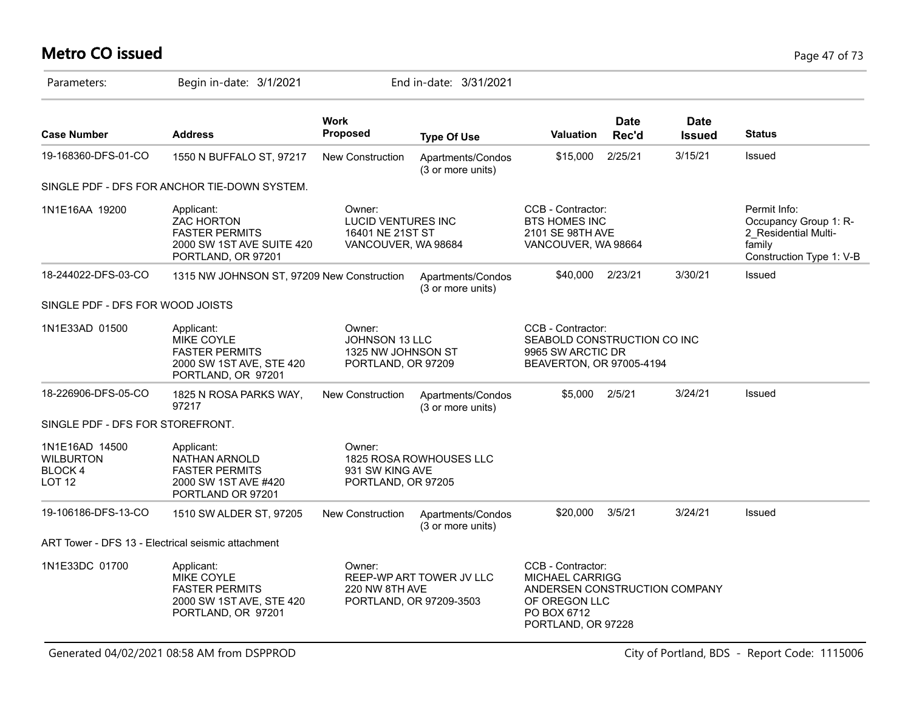# Metro CO issued

Parameters: Begin in-date: 3/1/2021 End in-date: 3/31/2021

| Case Number | Address | Work Proposed | Type Of Use | Valuation | Date Rec'd | Date Issued | Status |
|---|---|---|---|---|---|---|---|
| 19-168360-DFS-01-CO | 1550 N BUFFALO ST, 97217 | New Construction | Apartments/Condos (3 or more units) | $15,000 | 2/25/21 | 3/15/21 | Issued |
| SINGLE PDF - DFS FOR ANCHOR TIE-DOWN SYSTEM. | | | | | | | |
| 1N1E16AA 19200 | Applicant: ZAC HORTON FASTER PERMITS 2000 SW 1ST AVE SUITE 420 PORTLAND, OR 97201 | Owner: LUCID VENTURES INC 16401 NE 21ST ST VANCOUVER, WA 98684 | | CCB - Contractor: BTS HOMES INC 2101 SE 98TH AVE VANCOUVER, WA 98664 | | | Permit Info: Occupancy Group 1: R-2_Residential Multi-family Construction Type 1: V-B |
| 18-244022-DFS-03-CO | 1315 NW JOHNSON ST, 97209 | New Construction | Apartments/Condos (3 or more units) | $40,000 | 2/23/21 | 3/30/21 | Issued |
| SINGLE PDF - DFS FOR WOOD JOISTS | | | | | | | |
| 1N1E33AD 01500 | Applicant: MIKE COYLE FASTER PERMITS 2000 SW 1ST AVE, STE 420 PORTLAND, OR 97201 | Owner: JOHNSON 13 LLC 1325 NW JOHNSON ST PORTLAND, OR 97209 | | CCB - Contractor: SEABOLD CONSTRUCTION CO INC 9965 SW ARCTIC DR BEAVERTON, OR 97005-4194 | | | |
| 18-226906-DFS-05-CO | 1825 N ROSA PARKS WAY, 97217 | New Construction | Apartments/Condos (3 or more units) | $5,000 | 2/5/21 | 3/24/21 | Issued |
| SINGLE PDF - DFS FOR STOREFRONT. | | | | | | | |
| 1N1E16AD 14500 WILBURTON BLOCK 4 LOT 12 | Applicant: NATHAN ARNOLD FASTER PERMITS 2000 SW 1ST AVE #420 PORTLAND OR 97201 | Owner: 1825 ROSA ROWHOUSES LLC 931 SW KING AVE PORTLAND, OR 97205 | | | | | |
| 19-106186-DFS-13-CO | 1510 SW ALDER ST, 97205 | New Construction | Apartments/Condos (3 or more units) | $20,000 | 3/5/21 | 3/24/21 | Issued |
| ART Tower - DFS 13 - Electrical seismic attachment | | | | | | | |
| 1N1E33DC 01700 | Applicant: MIKE COYLE FASTER PERMITS 2000 SW 1ST AVE, STE 420 PORTLAND, OR 97201 | Owner: REEP-WP ART TOWER JV LLC 220 NW 8TH AVE PORTLAND, OR 97209-3503 | | CCB - Contractor: MICHAEL CARRIGG ANDERSEN CONSTRUCTION COMPANY OF OREGON LLC PO BOX 6712 PORTLAND, OR 97228 | | | |

Generated 04/02/2021 08:58 AM from DSPPROD — City of Portland, BDS - Report Code: 1115006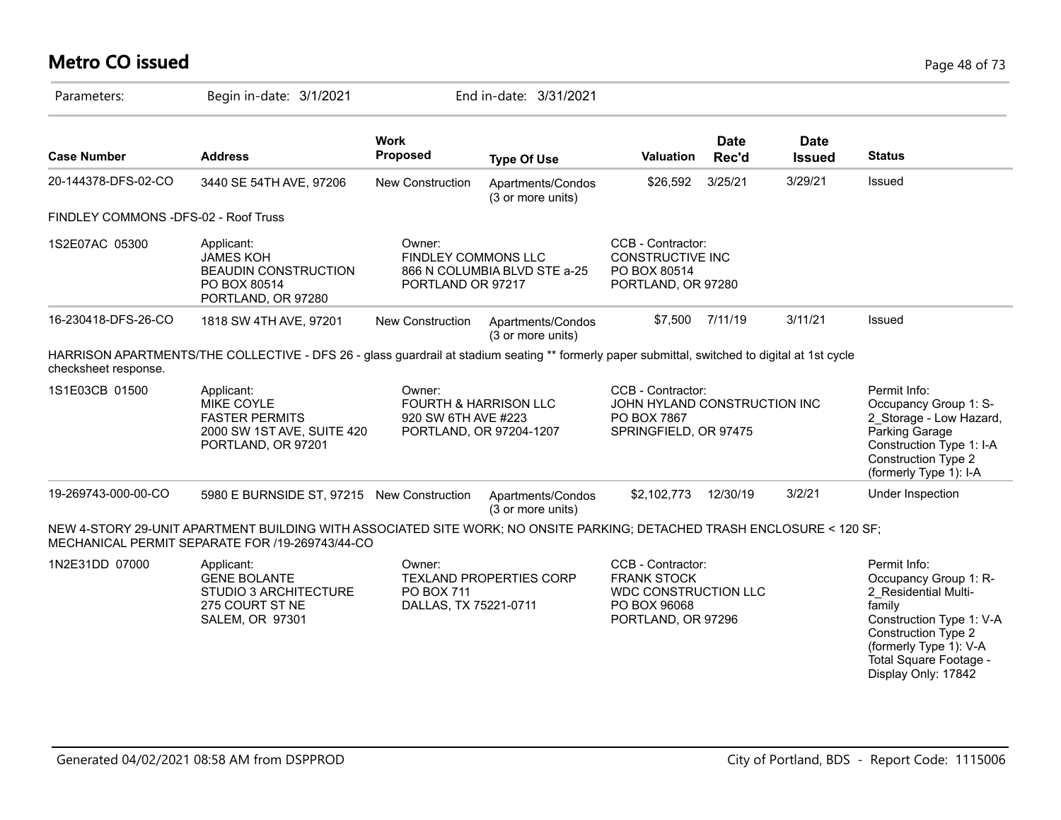# Metro CO issued

Parameters: Begin in-date: 3/1/2021 End in-date: 3/31/2021

| Case Number | Address | Work Proposed | Type Of Use | Valuation | Date Rec'd | Date Issued | Status |
|---|---|---|---|---|---|---|---|
| 20-144378-DFS-02-CO | 3440 SE 54TH AVE, 97206 | New Construction | Apartments/Condos (3 or more units) | $26,592 | 3/25/21 | 3/29/21 | Issued |

FINDLEY COMMONS -DFS-02 - Roof Truss

| | | | | |
|---|---|---|---|---|
| 1S2E07AC 05300 | Applicant:<br>JAMES KOH<br>BEAUDIN CONSTRUCTION<br>PO BOX 80514<br>PORTLAND, OR 97280 | Owner:<br>FINDLEY COMMONS LLC<br>866 N COLUMBIA BLVD STE a-25<br>PORTLAND OR 97217 | CCB - Contractor:<br>CONSTRUCTIVE INC<br>PO BOX 80514<br>PORTLAND, OR 97280 | |

| Case Number | Address | Work Proposed | Type Of Use | Valuation | Date Rec'd | Date Issued | Status |
|---|---|---|---|---|---|---|---|
| 16-230418-DFS-26-CO | 1818 SW 4TH AVE, 97201 | New Construction | Apartments/Condos (3 or more units) | $7,500 | 7/11/19 | 3/11/21 | Issued |

HARRISON APARTMENTS/THE COLLECTIVE - DFS 26 - glass guardrail at stadium seating ** formerly paper submittal, switched to digital at 1st cycle checksheet response.

| | | | | |
|---|---|---|---|---|
| 1S1E03CB 01500 | Applicant:<br>MIKE COYLE<br>FASTER PERMITS<br>2000 SW 1ST AVE, SUITE 420<br>PORTLAND, OR 97201 | Owner:<br>FOURTH & HARRISON LLC<br>920 SW 6TH AVE #223<br>PORTLAND, OR 97204-1207 | CCB - Contractor:<br>JOHN HYLAND CONSTRUCTION INC<br>PO BOX 7867<br>SPRINGFIELD, OR 97475 | Permit Info:<br>Occupancy Group 1: S-2_Storage - Low Hazard, Parking Garage<br>Construction Type 1: I-A<br>Construction Type 2 (formerly Type 1): I-A |

| Case Number | Address | Work Proposed | Type Of Use | Valuation | Date Rec'd | Date Issued | Status |
|---|---|---|---|---|---|---|---|
| 19-269743-000-00-CO | 5980 E BURNSIDE ST, 97215 | New Construction | Apartments/Condos (3 or more units) | $2,102,773 | 12/30/19 | 3/2/21 | Under Inspection |

NEW 4-STORY 29-UNIT APARTMENT BUILDING WITH ASSOCIATED SITE WORK; NO ONSITE PARKING; DETACHED TRASH ENCLOSURE < 120 SF; MECHANICAL PERMIT SEPARATE FOR /19-269743/44-CO

| | | | | |
|---|---|---|---|---|
| 1N2E31DD 07000 | Applicant:<br>GENE BOLANTE<br>STUDIO 3 ARCHITECTURE<br>275 COURT ST NE<br>SALEM, OR 97301 | Owner:<br>TEXLAND PROPERTIES CORP<br>PO BOX 711<br>DALLAS, TX 75221-0711 | CCB - Contractor:<br>FRANK STOCK<br>WDC CONSTRUCTION LLC<br>PO BOX 96068<br>PORTLAND, OR 97296 | Permit Info:<br>Occupancy Group 1: R-2_Residential Multi-family<br>Construction Type 1: V-A<br>Construction Type 2 (formerly Type 1): V-A<br>Total Square Footage - Display Only: 17842 |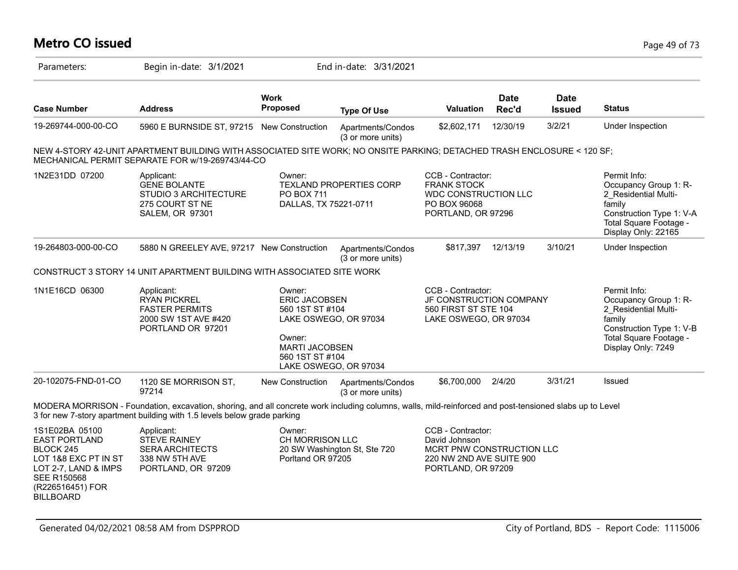# Metro CO issued

Parameters: Begin in-date: 3/1/2021 End in-date: 3/31/2021

| Case Number | Address | Work Proposed | Type Of Use | Valuation | Date Rec'd | Date Issued | Status |
|---|---|---|---|---|---|---|---|
| 19-269744-000-00-CO | 5960 E BURNSIDE ST, 97215 | New Construction | Apartments/Condos (3 or more units) | $2,602,171 | 12/30/19 | 3/2/21 | Under Inspection |

NEW 4-STORY 42-UNIT APARTMENT BUILDING WITH ASSOCIATED SITE WORK; NO ONSITE PARKING; DETACHED TRASH ENCLOSURE < 120 SF; MECHANICAL PERMIT SEPARATE FOR w/19-269743/44-CO

| | | | | |
|---|---|---|---|---|
| 1N2E31DD 07200 | Applicant:<br>GENE BOLANTE<br>STUDIO 3 ARCHITECTURE<br>275 COURT ST NE<br>SALEM, OR 97301 | Owner:<br>TEXLAND PROPERTIES CORP<br>PO BOX 711<br>DALLAS, TX 75221-0711 | CCB - Contractor:<br>FRANK STOCK<br>WDC CONSTRUCTION LLC<br>PO BOX 96068<br>PORTLAND, OR 97296 | Permit Info:<br>Occupancy Group 1: R-2_Residential Multi-family<br>Construction Type 1: V-A<br>Total Square Footage - Display Only: 22165 |

| Case Number | Address | Work Proposed | Type Of Use | Valuation | Date Rec'd | Date Issued | Status |
|---|---|---|---|---|---|---|---|
| 19-264803-000-00-CO | 5880 N GREELEY AVE, 97217 | New Construction | Apartments/Condos (3 or more units) | $817,397 | 12/13/19 | 3/10/21 | Under Inspection |

CONSTRUCT 3 STORY 14 UNIT APARTMENT BUILDING WITH ASSOCIATED SITE WORK

| | | | | |
|---|---|---|---|---|
| 1N1E16CD 06300 | Applicant:<br>RYAN PICKREL<br>FASTER PERMITS<br>2000 SW 1ST AVE #420<br>PORTLAND OR 97201 | Owner:<br>ERIC JACOBSEN<br>560 1ST ST #104<br>LAKE OSWEGO, OR 97034<br><br>Owner:<br>MARTI JACOBSEN<br>560 1ST ST #104<br>LAKE OSWEGO, OR 97034 | CCB - Contractor:<br>JF CONSTRUCTION COMPANY<br>560 FIRST ST STE 104<br>LAKE OSWEGO, OR 97034 | Permit Info:<br>Occupancy Group 1: R-2_Residential Multi-family<br>Construction Type 1: V-B<br>Total Square Footage - Display Only: 7249 |

| Case Number | Address | Work Proposed | Type Of Use | Valuation | Date Rec'd | Date Issued | Status |
|---|---|---|---|---|---|---|---|
| 20-102075-FND-01-CO | 1120 SE MORRISON ST, 97214 | New Construction | Apartments/Condos (3 or more units) | $6,700,000 | 2/4/20 | 3/31/21 | Issued |

MODERA MORRISON - Foundation, excavation, shoring, and all concrete work including columns, walls, mild-reinforced and post-tensioned slabs up to Level 3 for new 7-story apartment building with 1.5 levels below grade parking

| | | | | |
|---|---|---|---|---|
| 1S1E02BA 05100<br>EAST PORTLAND<br>BLOCK 245<br>LOT 1&8 EXC PT IN ST<br>LOT 2-7, LAND & IMPS<br>SEE R150568<br>(R226516451) FOR<br>BILLBOARD | Applicant:<br>STEVE RAINEY<br>SERA ARCHITECTS<br>338 NW 5TH AVE<br>PORTLAND, OR 97209 | Owner:<br>CH MORRISON LLC<br>20 SW Washington St, Ste 720<br>Portland OR 97205 | CCB - Contractor:<br>David Johnson<br>MCRT PNW CONSTRUCTION LLC<br>220 NW 2ND AVE SUITE 900<br>PORTLAND, OR 97209 | |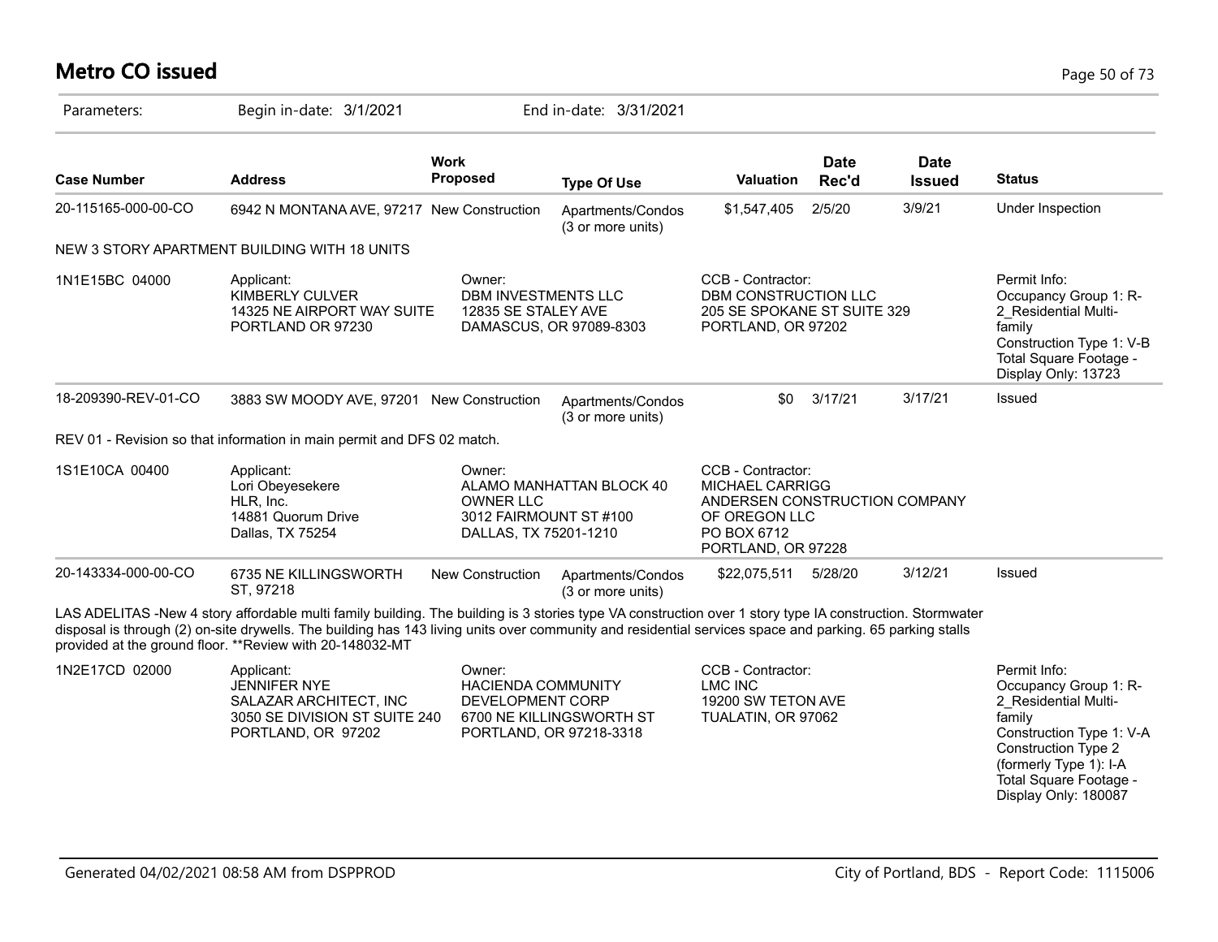# Metro CO issued

Parameters: Begin in-date: 3/1/2021 End in-date: 3/31/2021

| Case Number | Address | Work Proposed | Type Of Use | Valuation | Date Rec'd | Date Issued | Status |
|---|---|---|---|---|---|---|---|
| 20-115165-000-00-CO | 6942 N MONTANA AVE, 97217 | New Construction | Apartments/Condos (3 or more units) | $1,547,405 | 2/5/20 | 3/9/21 | Under Inspection |

NEW 3 STORY APARTMENT BUILDING WITH 18 UNITS

| | Applicant | Owner | CCB - Contractor | Permit Info |
|---|---|---|---|---|
| 1N1E15BC 04000 | KIMBERLY CULVER<br>14325 NE AIRPORT WAY SUITE<br>PORTLAND OR 97230 | DBM INVESTMENTS LLC<br>12835 SE STALEY AVE<br>DAMASCUS, OR 97089-8303 | DBM CONSTRUCTION LLC<br>205 SE SPOKANE ST SUITE 329<br>PORTLAND, OR 97202 | Occupancy Group 1: R-2_Residential Multi-family<br>Construction Type 1: V-B<br>Total Square Footage - Display Only: 13723 |

| Case Number | Address | Work Proposed | Type Of Use | Valuation | Date Rec'd | Date Issued | Status |
|---|---|---|---|---|---|---|---|
| 18-209390-REV-01-CO | 3883 SW MOODY AVE, 97201 | New Construction | Apartments/Condos (3 or more units) | $0 | 3/17/21 | 3/17/21 | Issued |

REV 01 - Revision so that information in main permit and DFS 02 match.

| | Applicant | Owner | CCB - Contractor |
|---|---|---|---|
| 1S1E10CA 00400 | Lori Obeyesekere<br>HLR, Inc.<br>14881 Quorum Drive<br>Dallas, TX 75254 | ALAMO MANHATTAN BLOCK 40 OWNER LLC<br>3012 FAIRMOUNT ST #100<br>DALLAS, TX 75201-1210 | MICHAEL CARRIGG<br>ANDERSEN CONSTRUCTION COMPANY OF OREGON LLC<br>PO BOX 6712<br>PORTLAND, OR 97228 |

| Case Number | Address | Work Proposed | Type Of Use | Valuation | Date Rec'd | Date Issued | Status |
|---|---|---|---|---|---|---|---|
| 20-143334-000-00-CO | 6735 NE KILLINGSWORTH ST, 97218 | New Construction | Apartments/Condos (3 or more units) | $22,075,511 | 5/28/20 | 3/12/21 | Issued |

LAS ADELITAS -New 4 story affordable multi family building. The building is 3 stories type VA construction over 1 story type IA construction. Stormwater disposal is through (2) on-site drywells. The building has 143 living units over community and residential services space and parking. 65 parking stalls provided at the ground floor. **Review with 20-148032-MT

| | Applicant | Owner | CCB - Contractor | Permit Info |
|---|---|---|---|---|
| 1N2E17CD 02000 | JENNIFER NYE<br>SALAZAR ARCHITECT, INC<br>3050 SE DIVISION ST SUITE 240<br>PORTLAND, OR 97202 | HACIENDA COMMUNITY DEVELOPMENT CORP<br>6700 NE KILLINGSWORTH ST<br>PORTLAND, OR 97218-3318 | LMC INC<br>19200 SW TETON AVE<br>TUALATIN, OR 97062 | Occupancy Group 1: R-2_Residential Multi-family<br>Construction Type 1: V-A<br>Construction Type 2 (formerly Type 1): I-A<br>Total Square Footage - Display Only: 180087 |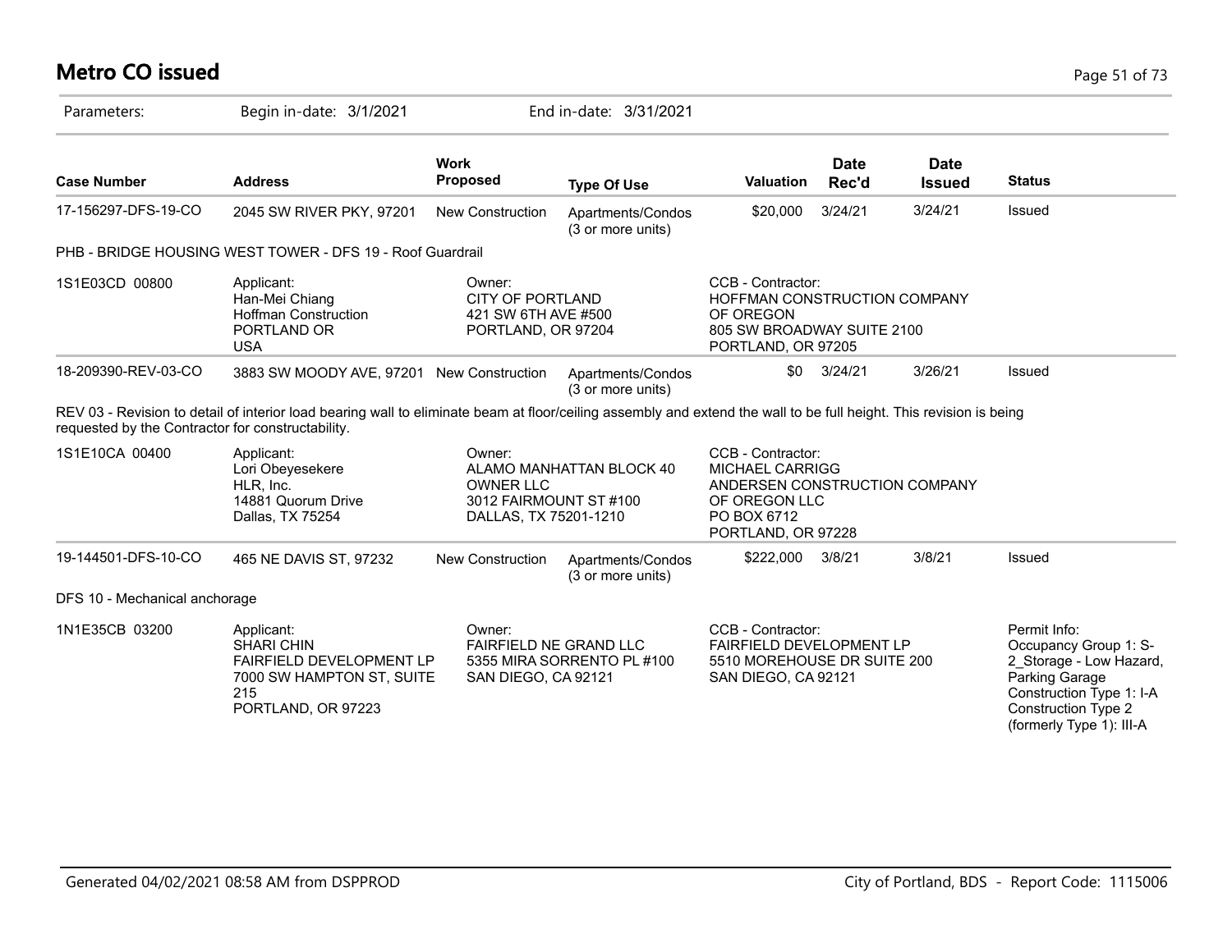# Metro CO issued

Parameters: Begin in-date: 3/1/2021 End in-date: 3/31/2021

| Case Number | Address | Work Proposed | Type Of Use | Valuation | Date Rec'd | Date Issued | Status |
|---|---|---|---|---|---|---|---|
| 17-156297-DFS-19-CO | 2045 SW RIVER PKY, 97201 | New Construction | Apartments/Condos (3 or more units) | $20,000 | 3/24/21 | 3/24/21 | Issued |

PHB - BRIDGE HOUSING WEST TOWER - DFS 19 - Roof Guardrail

| | | | |
|---|---|---|---|
| 1S1E03CD 00800 | Applicant:<br>Han-Mei Chiang<br>Hoffman Construction<br>PORTLAND OR<br>USA | Owner:<br>CITY OF PORTLAND<br>421 SW 6TH AVE #500<br>PORTLAND, OR 97204 | CCB - Contractor:<br>HOFFMAN CONSTRUCTION COMPANY OF OREGON<br>805 SW BROADWAY SUITE 2100<br>PORTLAND, OR 97205 |

| Case Number | Address | Work Proposed | Type Of Use | Valuation | Date Rec'd | Date Issued | Status |
|---|---|---|---|---|---|---|---|
| 18-209390-REV-03-CO | 3883 SW MOODY AVE, 97201 | New Construction | Apartments/Condos (3 or more units) | $0 | 3/24/21 | 3/26/21 | Issued |

REV 03 - Revision to detail of interior load bearing wall to eliminate beam at floor/ceiling assembly and extend the wall to be full height. This revision is being requested by the Contractor for constructability.

| | | | |
|---|---|---|---|
| 1S1E10CA 00400 | Applicant:<br>Lori Obeyesekere<br>HLR, Inc.<br>14881 Quorum Drive<br>Dallas, TX 75254 | Owner:<br>ALAMO MANHATTAN BLOCK 40 OWNER LLC<br>3012 FAIRMOUNT ST #100<br>DALLAS, TX 75201-1210 | CCB - Contractor:<br>MICHAEL CARRIGG<br>ANDERSEN CONSTRUCTION COMPANY OF OREGON LLC<br>PO BOX 6712<br>PORTLAND, OR 97228 |

| Case Number | Address | Work Proposed | Type Of Use | Valuation | Date Rec'd | Date Issued | Status |
|---|---|---|---|---|---|---|---|
| 19-144501-DFS-10-CO | 465 NE DAVIS ST, 97232 | New Construction | Apartments/Condos (3 or more units) | $222,000 | 3/8/21 | 3/8/21 | Issued |

DFS 10 - Mechanical anchorage

| | | | | |
|---|---|---|---|---|
| 1N1E35CB 03200 | Applicant:<br>SHARI CHIN<br>FAIRFIELD DEVELOPMENT LP<br>7000 SW HAMPTON ST, SUITE 215<br>PORTLAND, OR 97223 | Owner:<br>FAIRFIELD NE GRAND LLC<br>5355 MIRA SORRENTO PL #100<br>SAN DIEGO, CA 92121 | CCB - Contractor:<br>FAIRFIELD DEVELOPMENT LP<br>5510 MOREHOUSE DR SUITE 200<br>SAN DIEGO, CA 92121 | Permit Info:<br>Occupancy Group 1: S-2_Storage - Low Hazard, Parking Garage<br>Construction Type 1: I-A<br>Construction Type 2 (formerly Type 1): III-A |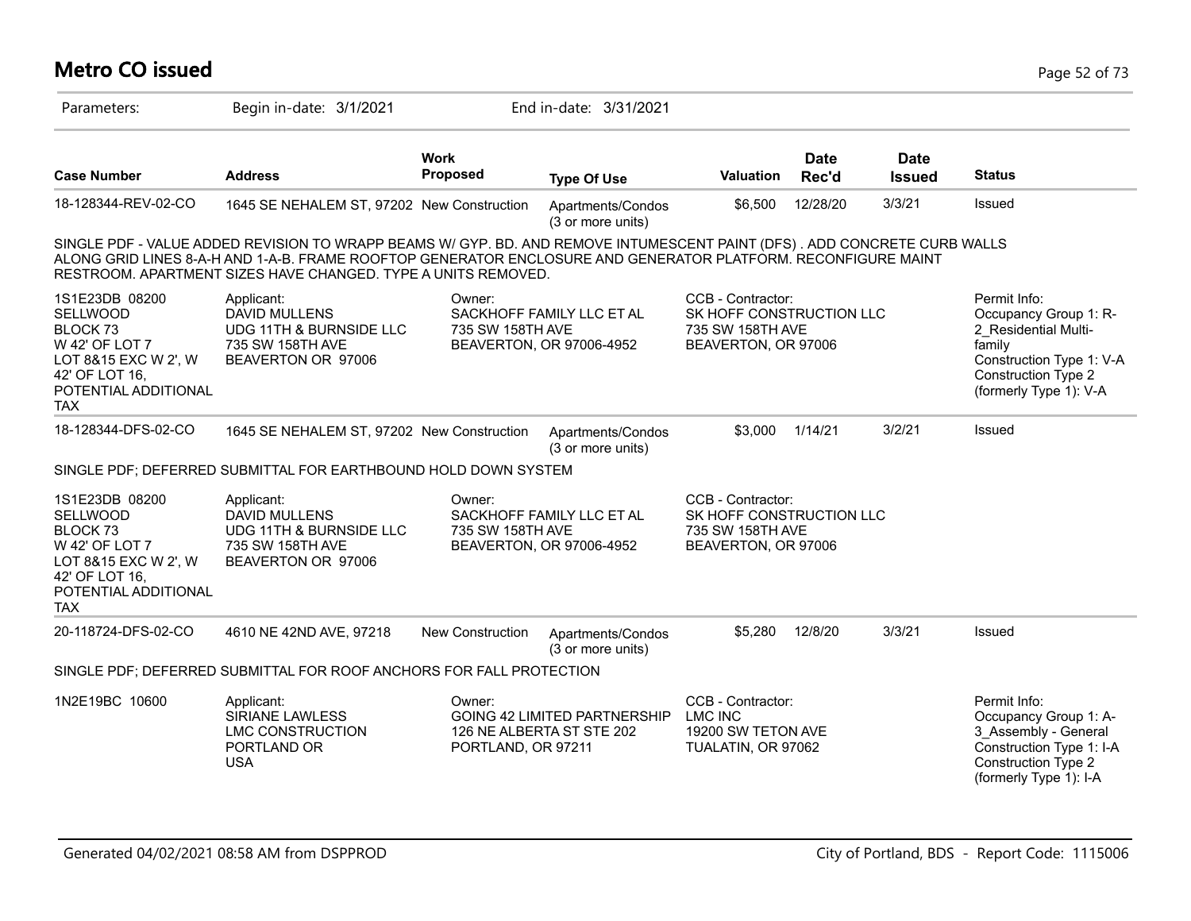# Metro CO issued

Parameters: Begin in-date: 3/1/2021 End in-date: 3/31/2021

| Case Number | Address | Work Proposed | Type Of Use | Valuation | Date Rec'd | Date Issued | Status |
|---|---|---|---|---|---|---|---|
| 18-128344-REV-02-CO | 1645 SE NEHALEM ST, 97202 | New Construction | Apartments/Condos (3 or more units) | $6,500 | 12/28/20 | 3/3/21 | Issued |

SINGLE PDF - VALUE ADDED REVISION TO WRAPP BEAMS W/ GYP. BD. AND REMOVE INTUMESCENT PAINT (DFS) . ADD CONCRETE CURB WALLS ALONG GRID LINES 8-A-H AND 1-A-B. FRAME ROOFTOP GENERATOR ENCLOSURE AND GENERATOR PLATFORM. RECONFIGURE MAINT RESTROOM. APARTMENT SIZES HAVE CHANGED. TYPE A UNITS REMOVED.

1S1E23DB 08200 SELLWOOD BLOCK 73 W 42' OF LOT 7 LOT 8&15 EXC W 2', W 42' OF LOT 16, POTENTIAL ADDITIONAL TAX

Applicant: DAVID MULLENS, UDG 11TH & BURNSIDE LLC, 735 SW 158TH AVE, BEAVERTON OR 97006

Owner: SACKHOFF FAMILY LLC ET AL, 735 SW 158TH AVE, BEAVERTON, OR 97006-4952

CCB - Contractor: SK HOFF CONSTRUCTION LLC, 735 SW 158TH AVE, BEAVERTON, OR 97006

Permit Info: Occupancy Group 1: R-2_Residential Multi-family; Construction Type 1: V-A; Construction Type 2 (formerly Type 1): V-A

| Case Number | Address | Work Proposed | Type Of Use | Valuation | Date Rec'd | Date Issued | Status |
|---|---|---|---|---|---|---|---|
| 18-128344-DFS-02-CO | 1645 SE NEHALEM ST, 97202 | New Construction | Apartments/Condos (3 or more units) | $3,000 | 1/14/21 | 3/2/21 | Issued |

SINGLE PDF; DEFERRED SUBMITTAL FOR EARTHBOUND HOLD DOWN SYSTEM

1S1E23DB 08200 SELLWOOD BLOCK 73 W 42' OF LOT 7 LOT 8&15 EXC W 2', W 42' OF LOT 16, POTENTIAL ADDITIONAL TAX

Applicant: DAVID MULLENS, UDG 11TH & BURNSIDE LLC, 735 SW 158TH AVE, BEAVERTON OR 97006

Owner: SACKHOFF FAMILY LLC ET AL, 735 SW 158TH AVE, BEAVERTON, OR 97006-4952

CCB - Contractor: SK HOFF CONSTRUCTION LLC, 735 SW 158TH AVE, BEAVERTON, OR 97006

| Case Number | Address | Work Proposed | Type Of Use | Valuation | Date Rec'd | Date Issued | Status |
|---|---|---|---|---|---|---|---|
| 20-118724-DFS-02-CO | 4610 NE 42ND AVE, 97218 | New Construction | Apartments/Condos (3 or more units) | $5,280 | 12/8/20 | 3/3/21 | Issued |

SINGLE PDF; DEFERRED SUBMITTAL FOR ROOF ANCHORS FOR FALL PROTECTION

1N2E19BC 10600

Applicant: SIRIANE LAWLESS, LMC CONSTRUCTION, PORTLAND OR, USA

Owner: GOING 42 LIMITED PARTNERSHIP, 126 NE ALBERTA ST STE 202, PORTLAND, OR 97211

CCB - Contractor: LMC INC, 19200 SW TETON AVE, TUALATIN, OR 97062

Permit Info: Occupancy Group 1: A-3_Assembly - General; Construction Type 1: I-A; Construction Type 2 (formerly Type 1): I-A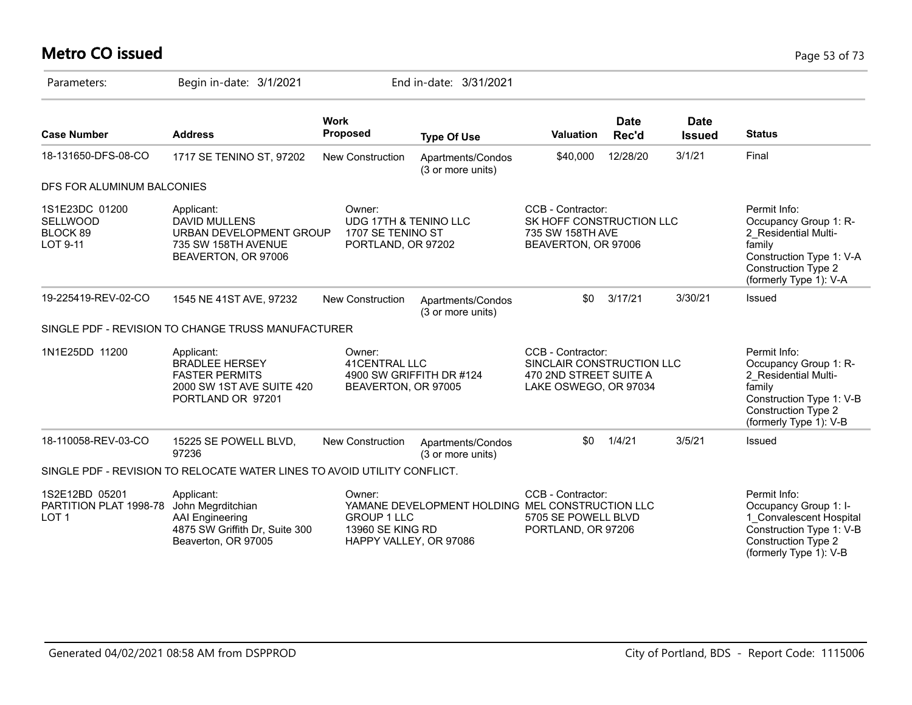# Metro CO issued

Parameters: Begin in-date: 3/1/2021 End in-date: 3/31/2021

| Case Number | Address | Work Proposed | Type Of Use | Valuation | Date Rec'd | Date Issued | Status |
|---|---|---|---|---|---|---|---|
| 18-131650-DFS-08-CO | 1717 SE TENINO ST, 97202 | New Construction | Apartments/Condos (3 or more units) | $40,000 | 12/28/20 | 3/1/21 | Final |

DFS FOR ALUMINUM BALCONIES

| | | | | |
|---|---|---|---|---|
| 1S1E23DC 01200<br>SELLWOOD<br>BLOCK 89<br>LOT 9-11 | Applicant:<br>DAVID MULLENS<br>URBAN DEVELOPMENT GROUP<br>735 SW 158TH AVENUE<br>BEAVERTON, OR 97006 | Owner:<br>UDG 17TH & TENINO LLC<br>1707 SE TENINO ST<br>PORTLAND, OR 97202 | CCB - Contractor:<br>SK HOFF CONSTRUCTION LLC<br>735 SW 158TH AVE<br>BEAVERTON, OR 97006 | Permit Info:<br>Occupancy Group 1: R-2_Residential Multi-family<br>Construction Type 1: V-A<br>Construction Type 2 (formerly Type 1): V-A |

| Case Number | Address | Work Proposed | Type Of Use | Valuation | Date Rec'd | Date Issued | Status |
|---|---|---|---|---|---|---|---|
| 19-225419-REV-02-CO | 1545 NE 41ST AVE, 97232 | New Construction | Apartments/Condos (3 or more units) | $0 | 3/17/21 | 3/30/21 | Issued |

SINGLE PDF - REVISION TO CHANGE TRUSS MANUFACTURER

| | | | | |
|---|---|---|---|---|
| 1N1E25DD 11200 | Applicant:<br>BRADLEE HERSEY<br>FASTER PERMITS<br>2000 SW 1ST AVE SUITE 420<br>PORTLAND OR 97201 | Owner:<br>41CENTRAL LLC<br>4900 SW GRIFFITH DR #124<br>BEAVERTON, OR 97005 | CCB - Contractor:<br>SINCLAIR CONSTRUCTION LLC<br>470 2ND STREET SUITE A<br>LAKE OSWEGO, OR 97034 | Permit Info:<br>Occupancy Group 1: R-2_Residential Multi-family<br>Construction Type 1: V-B<br>Construction Type 2 (formerly Type 1): V-B |

| Case Number | Address | Work Proposed | Type Of Use | Valuation | Date Rec'd | Date Issued | Status |
|---|---|---|---|---|---|---|---|
| 18-110058-REV-03-CO | 15225 SE POWELL BLVD, 97236 | New Construction | Apartments/Condos (3 or more units) | $0 | 1/4/21 | 3/5/21 | Issued |

SINGLE PDF - REVISION TO RELOCATE WATER LINES TO AVOID UTILITY CONFLICT.

| | | | | |
|---|---|---|---|---|
| 1S2E12BD 05201<br>PARTITION PLAT 1998-78<br>LOT 1 | Applicant:<br>John Megrditchian<br>AAI Engineering<br>4875 SW Griffith Dr, Suite 300<br>Beaverton, OR 97005 | Owner:<br>YAMANE DEVELOPMENT HOLDING GROUP 1 LLC<br>13960 SE KING RD<br>HAPPY VALLEY, OR 97086 | CCB - Contractor:<br>MEL CONSTRUCTION LLC<br>5705 SE POWELL BLVD<br>PORTLAND, OR 97206 | Permit Info:<br>Occupancy Group 1: I-1_Convalescent Hospital<br>Construction Type 1: V-B<br>Construction Type 2 (formerly Type 1): V-B |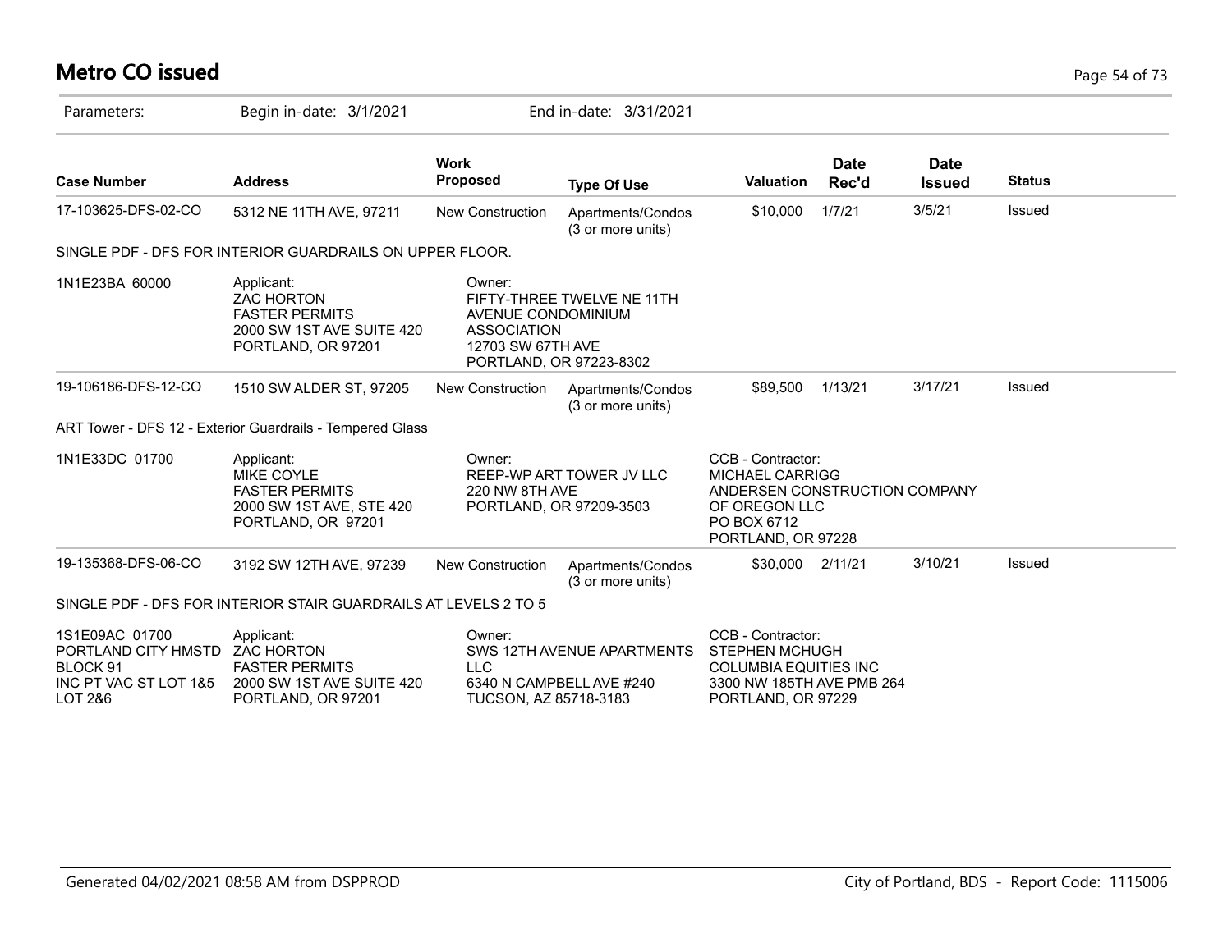# Metro CO issued

Parameters: Begin in-date: 3/1/2021 End in-date: 3/31/2021

| Case Number | Address | Work Proposed | Type Of Use | Valuation | Date Rec'd | Date Issued | Status |
|---|---|---|---|---|---|---|---|
| 17-103625-DFS-02-CO | 5312 NE 11TH AVE, 97211 | New Construction | Apartments/Condos (3 or more units) | $10,000 | 1/7/21 | 3/5/21 | Issued |

SINGLE PDF - DFS FOR INTERIOR GUARDRAILS ON UPPER FLOOR.

1N1E23BA 60000

Applicant:
ZAC HORTON
FASTER PERMITS
2000 SW 1ST AVE SUITE 420
PORTLAND, OR 97201

Owner:
FIFTY-THREE TWELVE NE 11TH AVENUE CONDOMINIUM ASSOCIATION
12703 SW 67TH AVE
PORTLAND, OR 97223-8302

| Case Number | Address | Work Proposed | Type Of Use | Valuation | Date Rec'd | Date Issued | Status |
|---|---|---|---|---|---|---|---|
| 19-106186-DFS-12-CO | 1510 SW ALDER ST, 97205 | New Construction | Apartments/Condos (3 or more units) | $89,500 | 1/13/21 | 3/17/21 | Issued |

ART Tower - DFS 12 - Exterior Guardrails - Tempered Glass

1N1E33DC 01700

Applicant:
MIKE COYLE
FASTER PERMITS
2000 SW 1ST AVE, STE 420
PORTLAND, OR 97201

Owner:
REEP-WP ART TOWER JV LLC
220 NW 8TH AVE
PORTLAND, OR 97209-3503

CCB - Contractor:
MICHAEL CARRIGG
ANDERSEN CONSTRUCTION COMPANY OF OREGON LLC
PO BOX 6712
PORTLAND, OR 97228

| Case Number | Address | Work Proposed | Type Of Use | Valuation | Date Rec'd | Date Issued | Status |
|---|---|---|---|---|---|---|---|
| 19-135368-DFS-06-CO | 3192 SW 12TH AVE, 97239 | New Construction | Apartments/Condos (3 or more units) | $30,000 | 2/11/21 | 3/10/21 | Issued |

SINGLE PDF - DFS FOR INTERIOR STAIR GUARDRAILS AT LEVELS 2 TO 5

1S1E09AC 01700
PORTLAND CITY HMSTD
BLOCK 91
INC PT VAC ST LOT 1&5
LOT 2&6

Applicant:
ZAC HORTON
FASTER PERMITS
2000 SW 1ST AVE SUITE 420
PORTLAND, OR 97201

Owner:
SWS 12TH AVENUE APARTMENTS LLC
6340 N CAMPBELL AVE #240
TUCSON, AZ 85718-3183

CCB - Contractor:
STEPHEN MCHUGH
COLUMBIA EQUITIES INC
3300 NW 185TH AVE PMB 264
PORTLAND, OR 97229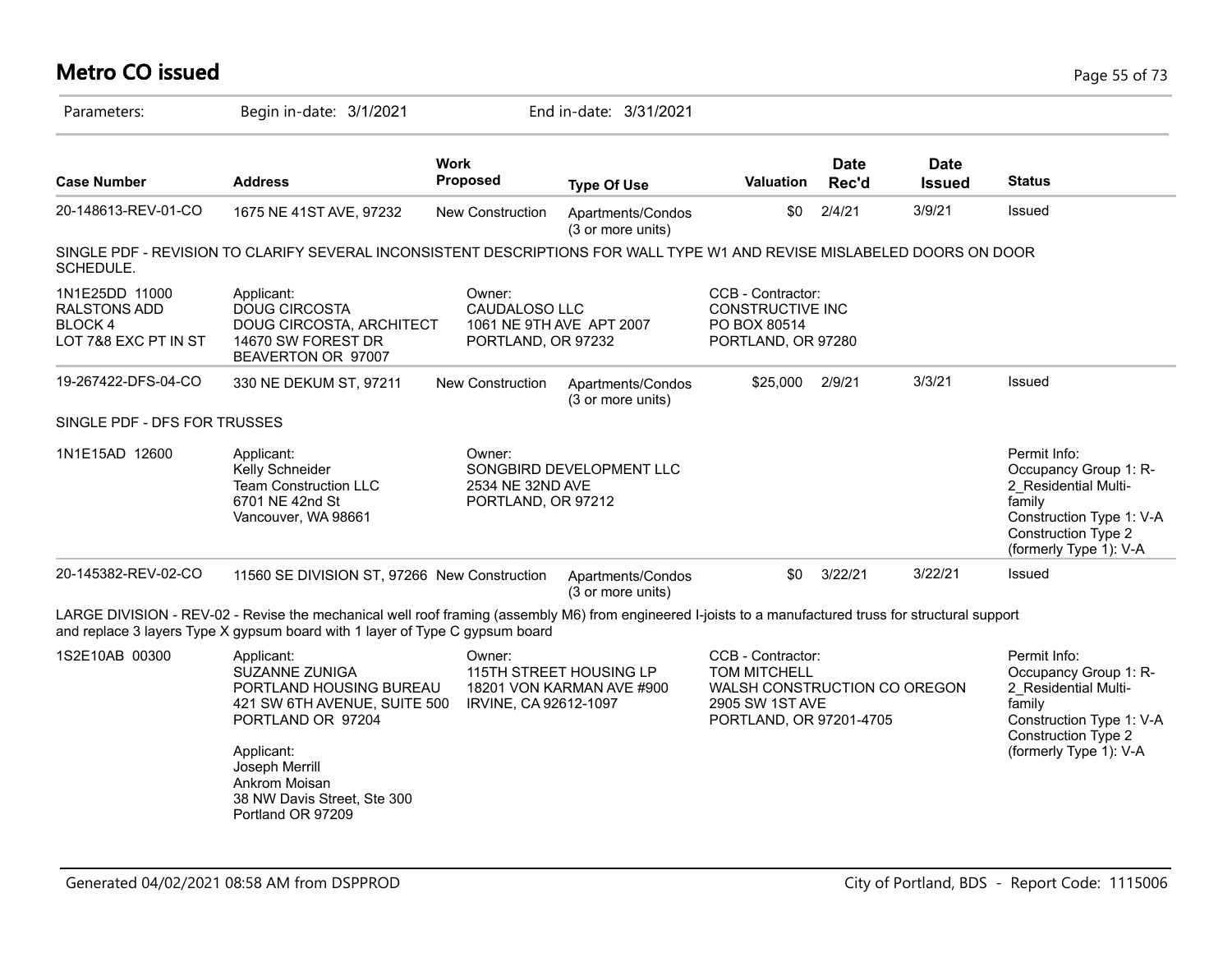# Metro CO issued

Parameters: Begin in-date: 3/1/2021 End in-date: 3/31/2021

| Case Number | Address | Work Proposed | Type Of Use | Valuation | Date Rec'd | Date Issued | Status |
|---|---|---|---|---|---|---|---|
| 20-148613-REV-01-CO | 1675 NE 41ST AVE, 97232 | New Construction | Apartments/Condos (3 or more units) | $0 | 2/4/21 | 3/9/21 | Issued |

SINGLE PDF - REVISION TO CLARIFY SEVERAL INCONSISTENT DESCRIPTIONS FOR WALL TYPE W1 AND REVISE MISLABELED DOORS ON DOOR SCHEDULE.

1N1E25DD 11000
RALSTONS ADD
BLOCK 4
LOT 7&8 EXC PT IN ST

Applicant:
DOUG CIRCOSTA
DOUG CIRCOSTA, ARCHITECT
14670 SW FOREST DR
BEAVERTON OR 97007

Owner:
CAUDALOSO LLC
1061 NE 9TH AVE APT 2007
PORTLAND, OR 97232

CCB - Contractor:
CONSTRUCTIVE INC
PO BOX 80514
PORTLAND, OR 97280

| Case Number | Address | Work Proposed | Type Of Use | Valuation | Date Rec'd | Date Issued | Status |
|---|---|---|---|---|---|---|---|
| 19-267422-DFS-04-CO | 330 NE DEKUM ST, 97211 | New Construction | Apartments/Condos (3 or more units) | $25,000 | 2/9/21 | 3/3/21 | Issued |

SINGLE PDF - DFS FOR TRUSSES

1N1E15AD 12600

Applicant:
Kelly Schneider
Team Construction LLC
6701 NE 42nd St
Vancouver, WA 98661

Owner:
SONGBIRD DEVELOPMENT LLC
2534 NE 32ND AVE
PORTLAND, OR 97212

Permit Info:
Occupancy Group 1: R-2_Residential Multi-family
Construction Type 1: V-A
Construction Type 2 (formerly Type 1): V-A

| Case Number | Address | Work Proposed | Type Of Use | Valuation | Date Rec'd | Date Issued | Status |
|---|---|---|---|---|---|---|---|
| 20-145382-REV-02-CO | 11560 SE DIVISION ST, 97266 | New Construction | Apartments/Condos (3 or more units) | $0 | 3/22/21 | 3/22/21 | Issued |

LARGE DIVISION - REV-02 - Revise the mechanical well roof framing (assembly M6) from engineered I-joists to a manufactured truss for structural support and replace 3 layers Type X gypsum board with 1 layer of Type C gypsum board

1S2E10AB 00300

Applicant:
SUZANNE ZUNIGA
PORTLAND HOUSING BUREAU
421 SW 6TH AVENUE, SUITE 500
PORTLAND OR 97204

Applicant:
Joseph Merrill
Ankrom Moisan
38 NW Davis Street, Ste 300
Portland OR 97209

Owner:
115TH STREET HOUSING LP
18201 VON KARMAN AVE #900
IRVINE, CA 92612-1097

CCB - Contractor:
TOM MITCHELL
WALSH CONSTRUCTION CO OREGON
2905 SW 1ST AVE
PORTLAND, OR 97201-4705

Permit Info:
Occupancy Group 1: R-2_Residential Multi-family
Construction Type 1: V-A
Construction Type 2 (formerly Type 1): V-A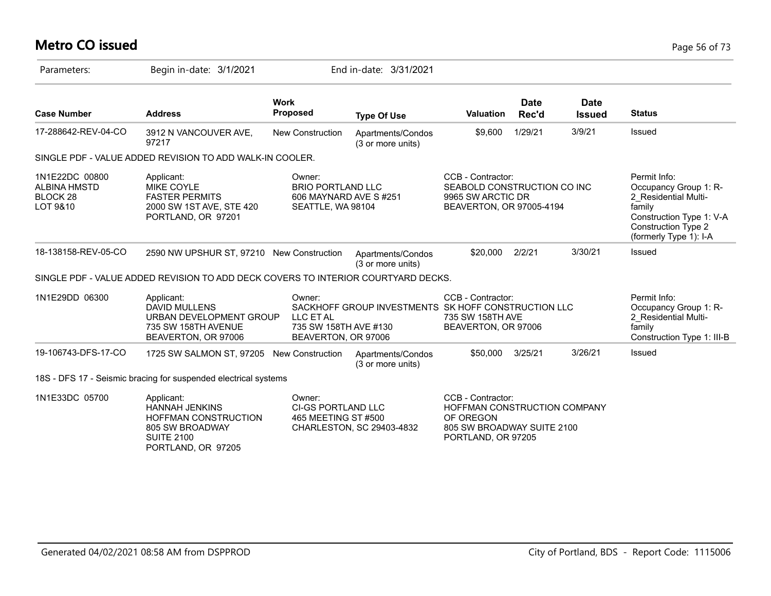# Metro CO issued

Parameters: Begin in-date: 3/1/2021 End in-date: 3/31/2021

| Case Number | Address | Work Proposed | Type Of Use | Valuation | Date Rec'd | Date Issued | Status |
|---|---|---|---|---|---|---|---|
| 17-288642-REV-04-CO | 3912 N VANCOUVER AVE, 97217 | New Construction | Apartments/Condos (3 or more units) | $9,600 | 1/29/21 | 3/9/21 | Issued |

SINGLE PDF - VALUE ADDED REVISION TO ADD WALK-IN COOLER.

| | Applicant | Owner | CCB - Contractor | Permit Info |
|---|---|---|---|---|
| 1N1E22DC 00800 ALBINA HMSTD BLOCK 28 LOT 9&10 | MIKE COYLE FASTER PERMITS 2000 SW 1ST AVE, STE 420 PORTLAND, OR 97201 | BRIO PORTLAND LLC 606 MAYNARD AVE S #251 SEATTLE, WA 98104 | SEABOLD CONSTRUCTION CO INC 9965 SW ARCTIC DR BEAVERTON, OR 97005-4194 | Occupancy Group 1: R-2_Residential Multi-family Construction Type 1: V-A Construction Type 2 (formerly Type 1): I-A |

| Case Number | Address | Work Proposed | Type Of Use | Valuation | Date Rec'd | Date Issued | Status |
|---|---|---|---|---|---|---|---|
| 18-138158-REV-05-CO | 2590 NW UPSHUR ST, 97210 | New Construction | Apartments/Condos (3 or more units) | $20,000 | 2/2/21 | 3/30/21 | Issued |

SINGLE PDF - VALUE ADDED REVISION TO ADD DECK COVERS TO INTERIOR COURTYARD DECKS.

| | Applicant | Owner | CCB - Contractor | Permit Info |
|---|---|---|---|---|
| 1N1E29DD 06300 | DAVID MULLENS URBAN DEVELOPMENT GROUP 735 SW 158TH AVENUE BEAVERTON, OR 97006 | SACKHOFF GROUP INVESTMENTS LLC ET AL 735 SW 158TH AVE #130 BEAVERTON, OR 97006 | SK HOFF CONSTRUCTION LLC 735 SW 158TH AVE BEAVERTON, OR 97006 | Occupancy Group 1: R-2_Residential Multi-family Construction Type 1: III-B |

| Case Number | Address | Work Proposed | Type Of Use | Valuation | Date Rec'd | Date Issued | Status |
|---|---|---|---|---|---|---|---|
| 19-106743-DFS-17-CO | 1725 SW SALMON ST, 97205 | New Construction | Apartments/Condos (3 or more units) | $50,000 | 3/25/21 | 3/26/21 | Issued |

18S - DFS 17 - Seismic bracing for suspended electrical systems

| | Applicant | Owner | CCB - Contractor |
|---|---|---|---|
| 1N1E33DC 05700 | HANNAH JENKINS HOFFMAN CONSTRUCTION 805 SW BROADWAY SUITE 2100 PORTLAND, OR 97205 | CI-GS PORTLAND LLC 465 MEETING ST #500 CHARLESTON, SC 29403-4832 | HOFFMAN CONSTRUCTION COMPANY OF OREGON 805 SW BROADWAY SUITE 2100 PORTLAND, OR 97205 |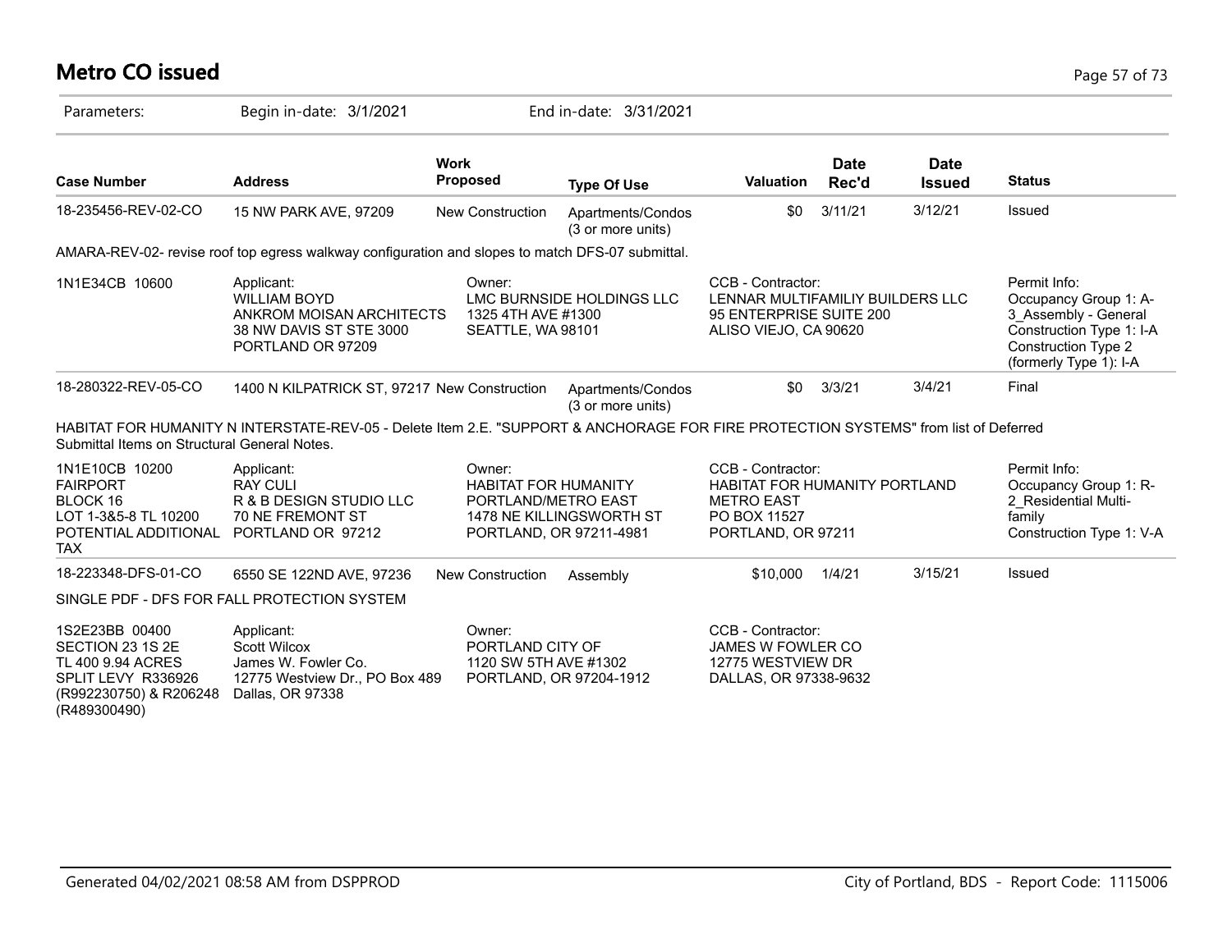# Metro CO issued

Parameters: Begin in-date: 3/1/2021 End in-date: 3/31/2021

| Case Number | Address | Work Proposed | Type Of Use | Valuation | Date Rec'd | Date Issued | Status |
|---|---|---|---|---|---|---|---|
| 18-235456-REV-02-CO | 15 NW PARK AVE, 97209 | New Construction | Apartments/Condos (3 or more units) | $0 | 3/11/21 | 3/12/21 | Issued |

AMARA-REV-02- revise roof top egress walkway configuration and slopes to match DFS-07 submittal.

| | | | | |
|---|---|---|---|---|
| 1N1E34CB 10600 | Applicant: WILLIAM BOYD ANKROM MOISAN ARCHITECTS 38 NW DAVIS ST STE 3000 PORTLAND OR 97209 | Owner: LMC BURNSIDE HOLDINGS LLC 1325 4TH AVE #1300 SEATTLE, WA 98101 | CCB - Contractor: LENNAR MULTIFAMILIY BUILDERS LLC 95 ENTERPRISE SUITE 200 ALISO VIEJO, CA 90620 | Permit Info: Occupancy Group 1: A-3_Assembly - General Construction Type 1: I-A Construction Type 2 (formerly Type 1): I-A |

| Case Number | Address | Work Proposed | Type Of Use | Valuation | Date Rec'd | Date Issued | Status |
|---|---|---|---|---|---|---|---|
| 18-280322-REV-05-CO | 1400 N KILPATRICK ST, 97217 | New Construction | Apartments/Condos (3 or more units) | $0 | 3/3/21 | 3/4/21 | Final |

HABITAT FOR HUMANITY N INTERSTATE-REV-05 - Delete Item 2.E. "SUPPORT & ANCHORAGE FOR FIRE PROTECTION SYSTEMS" from list of Deferred Submittal Items on Structural General Notes.

| | | | | |
|---|---|---|---|---|
| 1N1E10CB 10200 FAIRPORT BLOCK 16 LOT 1-3&5-8 TL 10200 POTENTIAL ADDITIONAL TAX | Applicant: RAY CULI R & B DESIGN STUDIO LLC 70 NE FREMONT ST PORTLAND OR 97212 | Owner: HABITAT FOR HUMANITY PORTLAND/METRO EAST 1478 NE KILLINGSWORTH ST PORTLAND, OR 97211-4981 | CCB - Contractor: HABITAT FOR HUMANITY PORTLAND METRO EAST PO BOX 11527 PORTLAND, OR 97211 | Permit Info: Occupancy Group 1: R-2_Residential Multi-family Construction Type 1: V-A |

| Case Number | Address | Work Proposed | Type Of Use | Valuation | Date Rec'd | Date Issued | Status |
|---|---|---|---|---|---|---|---|
| 18-223348-DFS-01-CO | 6550 SE 122ND AVE, 97236 | New Construction | Assembly | $10,000 | 1/4/21 | 3/15/21 | Issued |

SINGLE PDF - DFS FOR FALL PROTECTION SYSTEM

| | | | |
|---|---|---|---|
| 1S2E23BB 00400 SECTION 23 1S 2E TL 400 9.94 ACRES SPLIT LEVY R336926 (R992230750) & R206248 (R489300490) | Applicant: Scott Wilcox James W. Fowler Co. 12775 Westview Dr., PO Box 489 Dallas, OR 97338 | Owner: PORTLAND CITY OF 1120 SW 5TH AVE #1302 PORTLAND, OR 97204-1912 | CCB - Contractor: JAMES W FOWLER CO 12775 WESTVIEW DR DALLAS, OR 97338-9632 |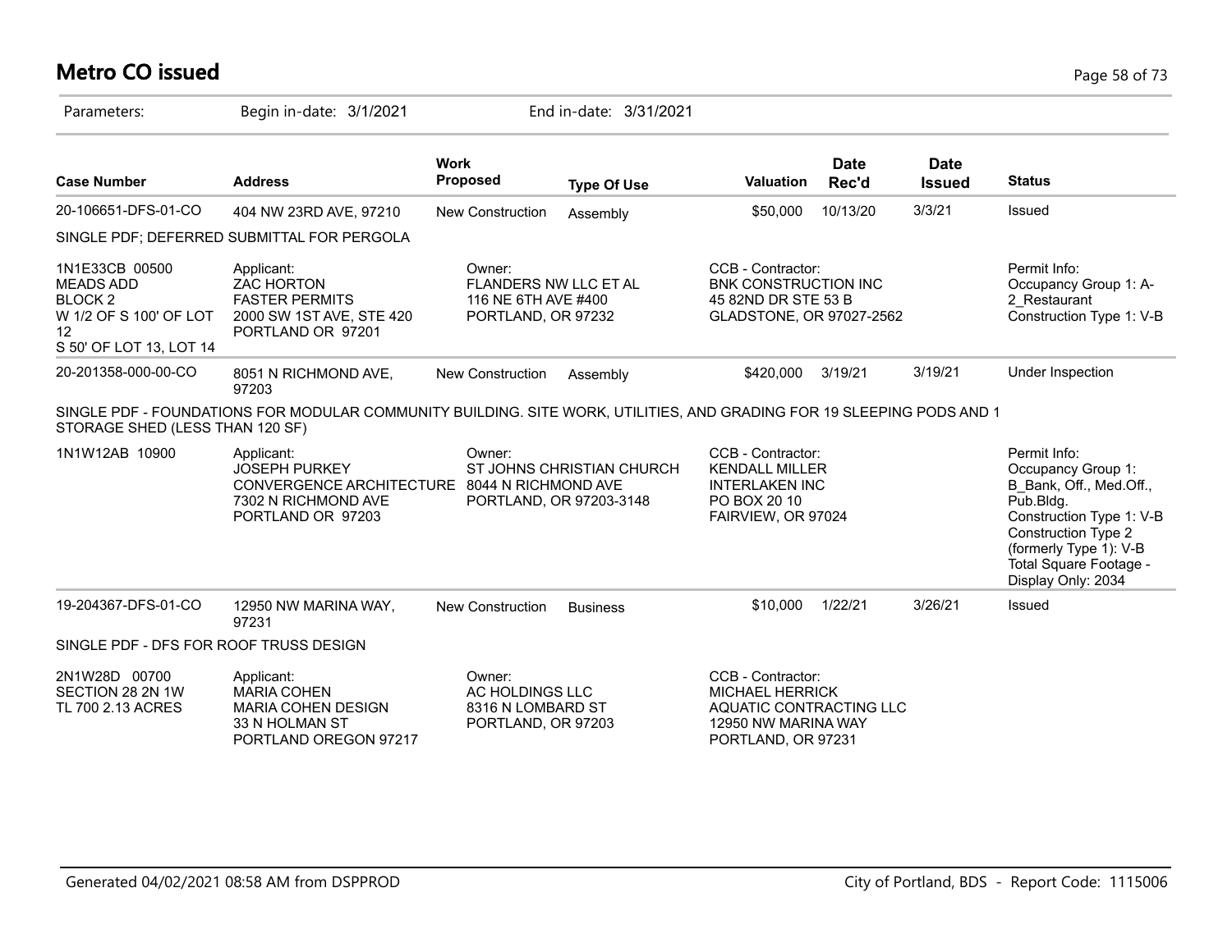# Metro CO issued

Parameters: Begin in-date: 3/1/2021 End in-date: 3/31/2021

| Case Number | Address | Work Proposed | Type Of Use | Valuation | Date Rec'd | Date Issued | Status |
|---|---|---|---|---|---|---|---|
| 20-106651-DFS-01-CO | 404 NW 23RD AVE, 97210 | New Construction | Assembly | $50,000 | 10/13/20 | 3/3/21 | Issued |
| SINGLE PDF; DEFERRED SUBMITTAL FOR PERGOLA | | | | | | | |
| 1N1E33CB 00500 MEADS ADD BLOCK 2 W 1/2 OF S 100' OF LOT 12 S 50' OF LOT 13, LOT 14 | Applicant: ZAC HORTON FASTER PERMITS 2000 SW 1ST AVE, STE 420 PORTLAND OR 97201 | Owner: FLANDERS NW LLC ET AL 116 NE 6TH AVE #400 PORTLAND, OR 97232 | | CCB - Contractor: BNK CONSTRUCTION INC 45 82ND DR STE 53 B GLADSTONE, OR 97027-2562 | | | Permit Info: Occupancy Group 1: A-2_Restaurant Construction Type 1: V-B |
| 20-201358-000-00-CO | 8051 N RICHMOND AVE, 97203 | New Construction | Assembly | $420,000 | 3/19/21 | 3/19/21 | Under Inspection |
| SINGLE PDF - FOUNDATIONS FOR MODULAR COMMUNITY BUILDING. SITE WORK, UTILITIES, AND GRADING FOR 19 SLEEPING PODS AND 1 STORAGE SHED (LESS THAN 120 SF) | | | | | | | |
| 1N1W12AB 10900 | Applicant: JOSEPH PURKEY CONVERGENCE ARCHITECTURE 7302 N RICHMOND AVE PORTLAND OR 97203 | Owner: ST JOHNS CHRISTIAN CHURCH 8044 N RICHMOND AVE PORTLAND, OR 97203-3148 | | CCB - Contractor: KENDALL MILLER INTERLAKEN INC PO BOX 20 10 FAIRVIEW, OR 97024 | | | Permit Info: Occupancy Group 1: B_Bank, Off., Med.Off., Pub.Bldg. Construction Type 1: V-B Construction Type 2 (formerly Type 1): V-B Total Square Footage - Display Only: 2034 |
| 19-204367-DFS-01-CO | 12950 NW MARINA WAY, 97231 | New Construction | Business | $10,000 | 1/22/21 | 3/26/21 | Issued |
| SINGLE PDF - DFS FOR ROOF TRUSS DESIGN | | | | | | | |
| 2N1W28D 00700 SECTION 28 2N 1W TL 700 2.13 ACRES | Applicant: MARIA COHEN MARIA COHEN DESIGN 33 N HOLMAN ST PORTLAND OREGON 97217 | Owner: AC HOLDINGS LLC 8316 N LOMBARD ST PORTLAND, OR 97203 | | CCB - Contractor: MICHAEL HERRICK AQUATIC CONTRACTING LLC 12950 NW MARINA WAY PORTLAND, OR 97231 | | | |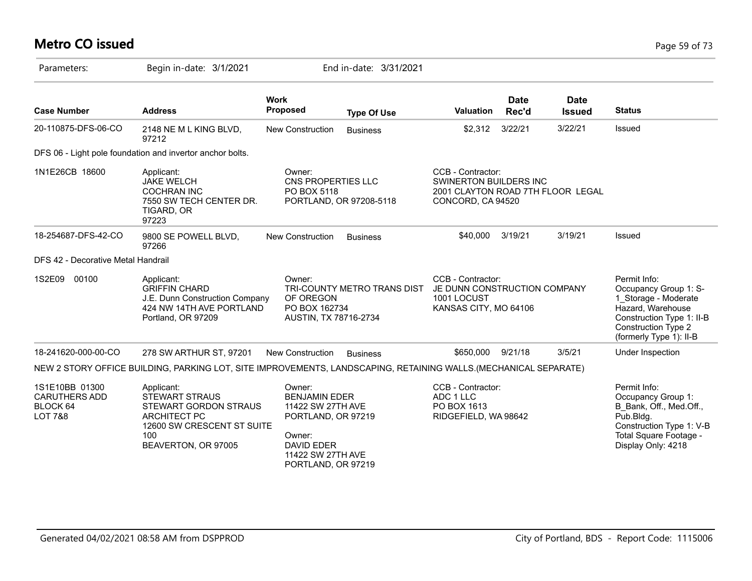# Metro CO issued

Parameters: Begin in-date: 3/1/2021 End in-date: 3/31/2021

| Case Number | Address | Work Proposed | Type Of Use | Valuation | Date Rec'd | Date Issued | Status |
|---|---|---|---|---|---|---|---|
| 20-110875-DFS-06-CO | 2148 NE M L KING BLVD, 97212 | New Construction | Business | $2,312 | 3/22/21 | 3/22/21 | Issued |

DFS 06 - Light pole foundation and invertor anchor bolts.

| | Applicant | Owner | CCB - Contractor | |
|---|---|---|---|---|
| 1N1E26CB 18600 | JAKE WELCH<br>COCHRAN INC<br>7550 SW TECH CENTER DR.<br>TIGARD, OR<br>97223 | CNS PROPERTIES LLC<br>PO BOX 5118<br>PORTLAND, OR 97208-5118 | SWINERTON BUILDERS INC<br>2001 CLAYTON ROAD 7TH FLOOR LEGAL<br>CONCORD, CA 94520 | |

| Case Number | Address | Work Proposed | Type Of Use | Valuation | Date Rec'd | Date Issued | Status |
|---|---|---|---|---|---|---|---|
| 18-254687-DFS-42-CO | 9800 SE POWELL BLVD, 97266 | New Construction | Business | $40,000 | 3/19/21 | 3/19/21 | Issued |

DFS 42 - Decorative Metal Handrail

| | Applicant | Owner | CCB - Contractor | Permit Info |
|---|---|---|---|---|
| 1S2E09 00100 | GRIFFIN CHARD<br>J.E. Dunn Construction Company<br>424 NW 14TH AVE PORTLAND<br>Portland, OR 97209 | TRI-COUNTY METRO TRANS DIST OF OREGON<br>PO BOX 162734<br>AUSTIN, TX 78716-2734 | JE DUNN CONSTRUCTION COMPANY<br>1001 LOCUST<br>KANSAS CITY, MO 64106 | Occupancy Group 1: S-1_Storage - Moderate Hazard, Warehouse<br>Construction Type 1: II-B<br>Construction Type 2 (formerly Type 1): II-B |

| Case Number | Address | Work Proposed | Type Of Use | Valuation | Date Rec'd | Date Issued | Status |
|---|---|---|---|---|---|---|---|
| 18-241620-000-00-CO | 278 SW ARTHUR ST, 97201 | New Construction | Business | $650,000 | 9/21/18 | 3/5/21 | Under Inspection |

NEW 2 STORY OFFICE BUILDING, PARKING LOT, SITE IMPROVEMENTS, LANDSCAPING, RETAINING WALLS.(MECHANICAL SEPARATE)

| | Applicant | Owner | CCB - Contractor | Permit Info |
|---|---|---|---|---|
| 1S1E10BB 01300<br>CARUTHERS ADD<br>BLOCK 64<br>LOT 7&8 | STEWART STRAUS<br>STEWART GORDON STRAUS ARCHITECT PC<br>12600 SW CRESCENT ST SUITE 100<br>BEAVERTON, OR 97005 | BENJAMIN EDER<br>11422 SW 27TH AVE<br>PORTLAND, OR 97219<br><br>Owner:<br>DAVID EDER<br>11422 SW 27TH AVE<br>PORTLAND, OR 97219 | ADC 1 LLC<br>PO BOX 1613<br>RIDGEFIELD, WA 98642 | Occupancy Group 1: B_Bank, Off., Med.Off., Pub.Bldg.<br>Construction Type 1: V-B<br>Total Square Footage - Display Only: 4218 |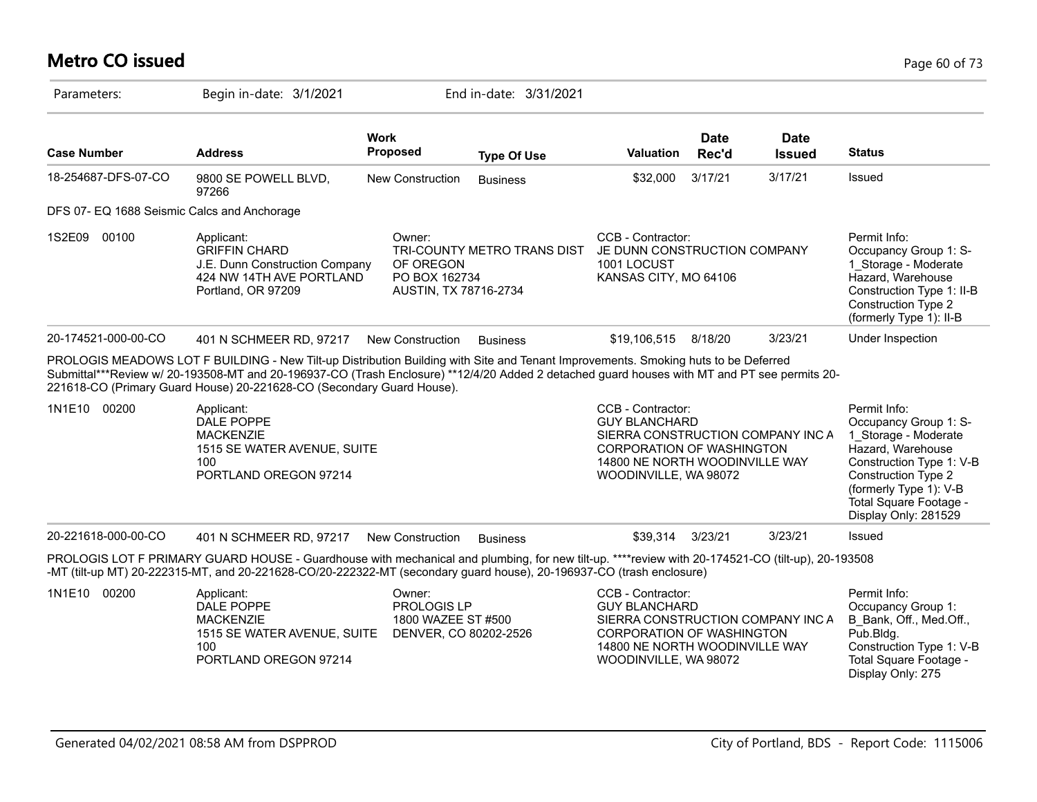# Metro CO issued

Parameters: Begin in-date: 3/1/2021 End in-date: 3/31/2021

| Case Number | Address | Work Proposed | Type Of Use | Valuation | Date Rec'd | Date Issued | Status |
|---|---|---|---|---|---|---|---|
| 18-254687-DFS-07-CO | 9800 SE POWELL BLVD, 97266 | New Construction | Business | $32,000 | 3/17/21 | 3/17/21 | Issued |

DFS 07- EQ 1688 Seismic Calcs and Anchorage

1S2E09 00100

Applicant:
GRIFFIN CHARD
J.E. Dunn Construction Company
424 NW 14TH AVE PORTLAND
Portland, OR 97209

Owner:
TRI-COUNTY METRO TRANS DIST OF OREGON
PO BOX 162734
AUSTIN, TX 78716-2734

CCB - Contractor:
JE DUNN CONSTRUCTION COMPANY
1001 LOCUST
KANSAS CITY, MO 64106

Permit Info:
Occupancy Group 1: S-1_Storage - Moderate Hazard, Warehouse
Construction Type 1: II-B
Construction Type 2 (formerly Type 1): II-B

| Case Number | Address | Work Proposed | Type Of Use | Valuation | Date Rec'd | Date Issued | Status |
|---|---|---|---|---|---|---|---|
| 20-174521-000-00-CO | 401 N SCHMEER RD, 97217 | New Construction | Business | $19,106,515 | 8/18/20 | 3/23/21 | Under Inspection |

PROLOGIS MEADOWS LOT F BUILDING - New Tilt-up Distribution Building with Site and Tenant Improvements. Smoking huts to be Deferred Submittal***Review w/ 20-193508-MT and 20-196937-CO (Trash Enclosure) **12/4/20 Added 2 detached guard houses with MT and PT see permits 20-221618-CO (Primary Guard House) 20-221628-CO (Secondary Guard House).

1N1E10 00200

Applicant:
DALE POPPE
MACKENZIE
1515 SE WATER AVENUE, SUITE 100
PORTLAND OREGON 97214

CCB - Contractor:
GUY BLANCHARD
SIERRA CONSTRUCTION COMPANY INC A CORPORATION OF WASHINGTON
14800 NE NORTH WOODINVILLE WAY
WOODINVILLE, WA 98072

Permit Info:
Occupancy Group 1: S-1_Storage - Moderate Hazard, Warehouse
Construction Type 1: V-B
Construction Type 2 (formerly Type 1): V-B
Total Square Footage - Display Only: 281529

| Case Number | Address | Work Proposed | Type Of Use | Valuation | Date Rec'd | Date Issued | Status |
|---|---|---|---|---|---|---|---|
| 20-221618-000-00-CO | 401 N SCHMEER RD, 97217 | New Construction | Business | $39,314 | 3/23/21 | 3/23/21 | Issued |

PROLOGIS LOT F PRIMARY GUARD HOUSE - Guardhouse with mechanical and plumbing, for new tilt-up. ****review with 20-174521-CO (tilt-up), 20-193508-MT (tilt-up MT) 20-222315-MT, and 20-221628-CO/20-222322-MT (secondary guard house), 20-196937-CO (trash enclosure)

1N1E10 00200

Applicant:
DALE POPPE
MACKENZIE
1515 SE WATER AVENUE, SUITE 100
PORTLAND OREGON 97214

Owner:
PROLOGIS LP
1800 WAZEE ST #500
DENVER, CO 80202-2526

CCB - Contractor:
GUY BLANCHARD
SIERRA CONSTRUCTION COMPANY INC A CORPORATION OF WASHINGTON
14800 NE NORTH WOODINVILLE WAY
WOODINVILLE, WA 98072

Permit Info:
Occupancy Group 1: B_Bank, Off., Med.Off., Pub.Bldg.
Construction Type 1: V-B
Total Square Footage - Display Only: 275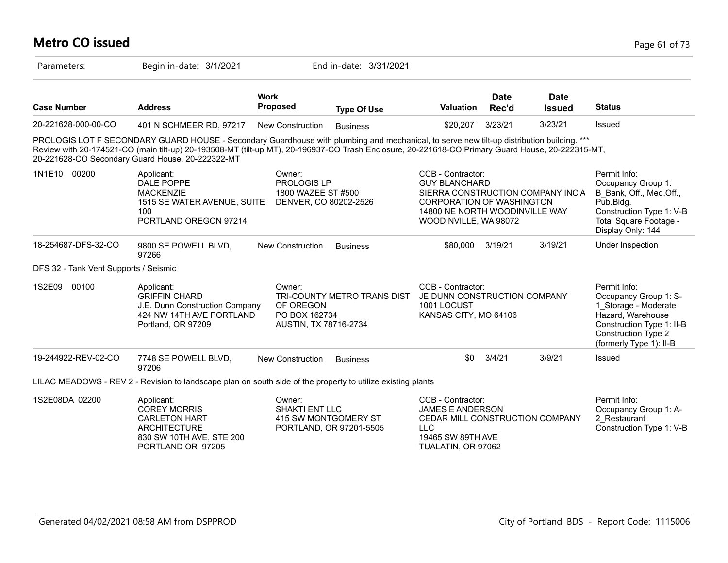# Metro CO issued

Parameters: Begin in-date: 3/1/2021 End in-date: 3/31/2021

| Case Number | Address | Work Proposed | Type Of Use | Valuation | Date Rec'd | Date Issued | Status |
|---|---|---|---|---|---|---|---|
| 20-221628-000-00-CO | 401 N SCHMEER RD, 97217 | New Construction | Business | $20,207 | 3/23/21 | 3/23/21 | Issued |

PROLOGIS LOT F SECONDARY GUARD HOUSE - Secondary Guardhouse with plumbing and mechanical, to serve new tilt-up distribution building. *** Review with 20-174521-CO (main tilt-up) 20-193508-MT (tilt-up MT), 20-196937-CO Trash Enclosure, 20-221618-CO Primary Guard House, 20-222315-MT, 20-221628-CO Secondary Guard House, 20-222322-MT

1N1E10 00200

Applicant:
DALE POPPE
MACKENZIE
1515 SE WATER AVENUE, SUITE 100
PORTLAND OREGON 97214

Owner:
PROLOGIS LP
1800 WAZEE ST #500
DENVER, CO 80202-2526

CCB - Contractor:
GUY BLANCHARD
SIERRA CONSTRUCTION COMPANY INC A CORPORATION OF WASHINGTON
14800 NE NORTH WOODINVILLE WAY
WOODINVILLE, WA 98072

Permit Info:
Occupancy Group 1: B_Bank, Off., Med.Off., Pub.Bldg.
Construction Type 1: V-B
Total Square Footage - Display Only: 144

| Case Number | Address | Work Proposed | Type Of Use | Valuation | Date Rec'd | Date Issued | Status |
|---|---|---|---|---|---|---|---|
| 18-254687-DFS-32-CO | 9800 SE POWELL BLVD, 97266 | New Construction | Business | $80,000 | 3/19/21 | 3/19/21 | Under Inspection |

DFS 32 - Tank Vent Supports / Seismic

1S2E09 00100

Applicant:
GRIFFIN CHARD
J.E. Dunn Construction Company
424 NW 14TH AVE PORTLAND
Portland, OR 97209

Owner:
TRI-COUNTY METRO TRANS DIST OF OREGON
PO BOX 162734
AUSTIN, TX 78716-2734

CCB - Contractor:
JE DUNN CONSTRUCTION COMPANY
1001 LOCUST
KANSAS CITY, MO 64106

Permit Info:
Occupancy Group 1: S-1_Storage - Moderate Hazard, Warehouse
Construction Type 1: II-B
Construction Type 2 (formerly Type 1): II-B

| Case Number | Address | Work Proposed | Type Of Use | Valuation | Date Rec'd | Date Issued | Status |
|---|---|---|---|---|---|---|---|
| 19-244922-REV-02-CO | 7748 SE POWELL BLVD, 97206 | New Construction | Business | $0 | 3/4/21 | 3/9/21 | Issued |

LILAC MEADOWS - REV 2 - Revision to landscape plan on south side of the property to utilize existing plants

1S2E08DA 02200

Applicant:
COREY MORRIS
CARLETON HART ARCHITECTURE
830 SW 10TH AVE, STE 200
PORTLAND OR 97205

Owner:
SHAKTI ENT LLC
415 SW MONTGOMERY ST
PORTLAND, OR 97201-5505

CCB - Contractor:
JAMES E ANDERSON
CEDAR MILL CONSTRUCTION COMPANY LLC
19465 SW 89TH AVE
TUALATIN, OR 97062

Permit Info:
Occupancy Group 1: A-2_Restaurant
Construction Type 1: V-B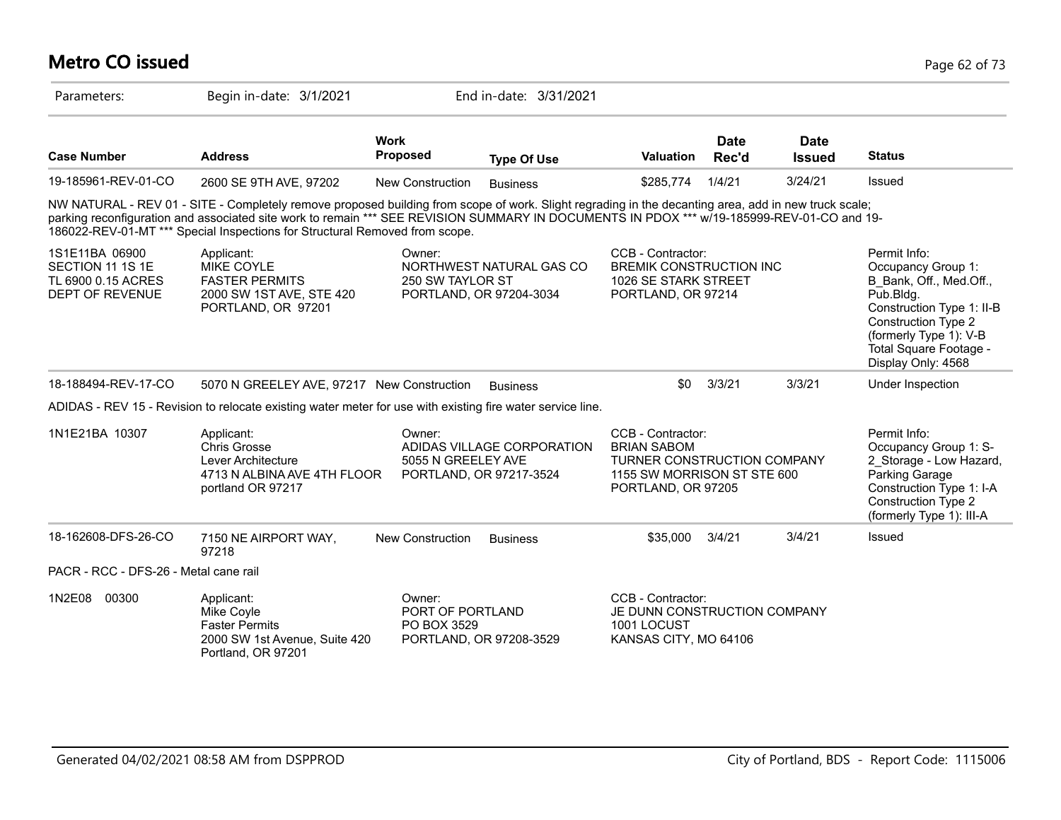# Metro CO issued

Parameters: Begin in-date: 3/1/2021 End in-date: 3/31/2021

| Case Number | Address | Work Proposed | Type Of Use | Valuation | Date Rec'd | Date Issued | Status |
|---|---|---|---|---|---|---|---|
| 19-185961-REV-01-CO | 2600 SE 9TH AVE, 97202 | New Construction | Business | $285,774 | 1/4/21 | 3/24/21 | Issued |

NW NATURAL - REV 01 - SITE - Completely remove proposed building from scope of work. Slight regrading in the decanting area, add in new truck scale; parking reconfiguration and associated site work to remain *** SEE REVISION SUMMARY IN DOCUMENTS IN PDOX *** w/19-185999-REV-01-CO and 19-186022-REV-01-MT *** Special Inspections for Structural Removed from scope.

| | Applicant | Owner | CCB - Contractor | Permit Info |
|---|---|---|---|---|
| 1S1E11BA 06900 SECTION 11 1S 1E TL 6900 0.15 ACRES DEPT OF REVENUE | MIKE COYLE FASTER PERMITS 2000 SW 1ST AVE, STE 420 PORTLAND, OR 97201 | NORTHWEST NATURAL GAS CO 250 SW TAYLOR ST PORTLAND, OR 97204-3034 | BREMIK CONSTRUCTION INC 1026 SE STARK STREET PORTLAND, OR 97214 | Occupancy Group 1: B_Bank, Off., Med.Off., Pub.Bldg. Construction Type 1: II-B Construction Type 2 (formerly Type 1): V-B Total Square Footage - Display Only: 4568 |

| Case Number | Address | Work Proposed | Type Of Use | Valuation | Date Rec'd | Date Issued | Status |
|---|---|---|---|---|---|---|---|
| 18-188494-REV-17-CO | 5070 N GREELEY AVE, 97217 | New Construction | Business | $0 | 3/3/21 | 3/3/21 | Under Inspection |

ADIDAS - REV 15 - Revision to relocate existing water meter for use with existing fire water service line.

| | Applicant | Owner | CCB - Contractor | Permit Info |
|---|---|---|---|---|
| 1N1E21BA 10307 | Chris Grosse Lever Architecture 4713 N ALBINA AVE 4TH FLOOR portland OR 97217 | ADIDAS VILLAGE CORPORATION 5055 N GREELEY AVE PORTLAND, OR 97217-3524 | BRIAN SABOM TURNER CONSTRUCTION COMPANY 1155 SW MORRISON ST STE 600 PORTLAND, OR 97205 | Occupancy Group 1: S-2_Storage - Low Hazard, Parking Garage Construction Type 1: I-A Construction Type 2 (formerly Type 1): III-A |

| Case Number | Address | Work Proposed | Type Of Use | Valuation | Date Rec'd | Date Issued | Status |
|---|---|---|---|---|---|---|---|
| 18-162608-DFS-26-CO | 7150 NE AIRPORT WAY, 97218 | New Construction | Business | $35,000 | 3/4/21 | 3/4/21 | Issued |

PACR - RCC - DFS-26 - Metal cane rail

| | Applicant | Owner | CCB - Contractor |
|---|---|---|---|
| 1N2E08 00300 | Mike Coyle Faster Permits 2000 SW 1st Avenue, Suite 420 Portland, OR 97201 | PORT OF PORTLAND PO BOX 3529 PORTLAND, OR 97208-3529 | JE DUNN CONSTRUCTION COMPANY 1001 LOCUST KANSAS CITY, MO 64106 |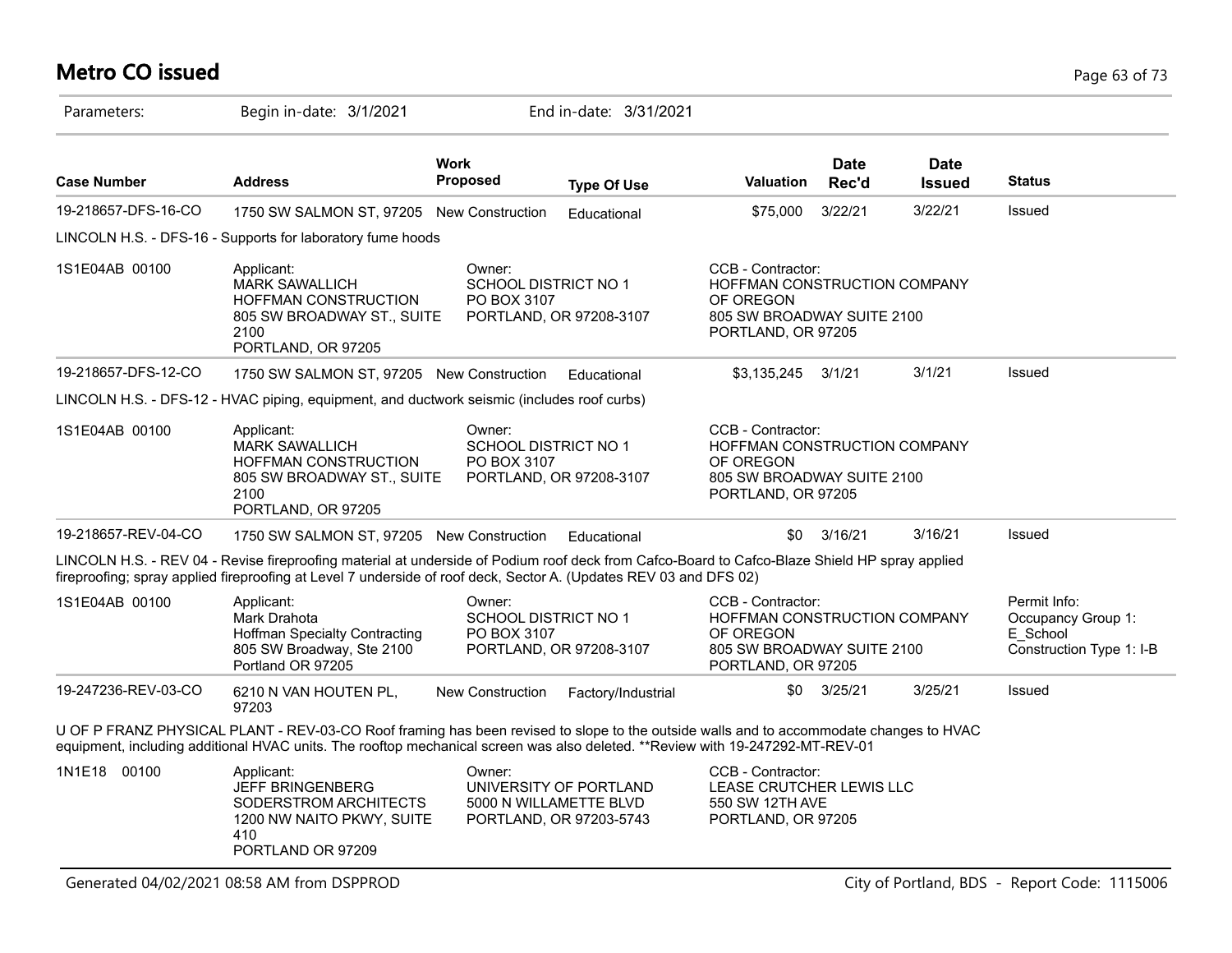# Metro CO issued

Parameters: Begin in-date: 3/1/2021 End in-date: 3/31/2021

| Case Number | Address | Work Proposed | Type Of Use | Valuation | Date Rec'd | Date Issued | Status |
|---|---|---|---|---|---|---|---|
| 19-218657-DFS-16-CO | 1750 SW SALMON ST, 97205 | New Construction | Educational | $75,000 | 3/22/21 | 3/22/21 | Issued |
| LINCOLN H.S. - DFS-16 - Supports for laboratory fume hoods | | | | | | | |
| 1S1E04AB 00100 | Applicant: MARK SAWALLICH HOFFMAN CONSTRUCTION 805 SW BROADWAY ST., SUITE 2100 PORTLAND, OR 97205 | Owner: SCHOOL DISTRICT NO 1 PO BOX 3107 PORTLAND, OR 97208-3107 | | CCB - Contractor: HOFFMAN CONSTRUCTION COMPANY OF OREGON 805 SW BROADWAY SUITE 2100 PORTLAND, OR 97205 | | | |
| 19-218657-DFS-12-CO | 1750 SW SALMON ST, 97205 | New Construction | Educational | $3,135,245 | 3/1/21 | 3/1/21 | Issued |
| LINCOLN H.S. - DFS-12 - HVAC piping, equipment, and ductwork seismic (includes roof curbs) | | | | | | | |
| 1S1E04AB 00100 | Applicant: MARK SAWALLICH HOFFMAN CONSTRUCTION 805 SW BROADWAY ST., SUITE 2100 PORTLAND, OR 97205 | Owner: SCHOOL DISTRICT NO 1 PO BOX 3107 PORTLAND, OR 97208-3107 | | CCB - Contractor: HOFFMAN CONSTRUCTION COMPANY OF OREGON 805 SW BROADWAY SUITE 2100 PORTLAND, OR 97205 | | | |
| 19-218657-REV-04-CO | 1750 SW SALMON ST, 97205 | New Construction | Educational | $0 | 3/16/21 | 3/16/21 | Issued |
| LINCOLN H.S. - REV 04 - Revise fireproofing material at underside of Podium roof deck from Cafco-Board to Cafco-Blaze Shield HP spray applied fireproofing; spray applied fireproofing at Level 7 underside of roof deck, Sector A. (Updates REV 03 and DFS 02) | | | | | | | |
| 1S1E04AB 00100 | Applicant: Mark Drahota Hoffman Specialty Contracting 805 SW Broadway, Ste 2100 Portland OR 97205 | Owner: SCHOOL DISTRICT NO 1 PO BOX 3107 PORTLAND, OR 97208-3107 | | CCB - Contractor: HOFFMAN CONSTRUCTION COMPANY OF OREGON 805 SW BROADWAY SUITE 2100 PORTLAND, OR 97205 | | | Permit Info: Occupancy Group 1: E_School Construction Type 1: I-B |
| 19-247236-REV-03-CO | 6210 N VAN HOUTEN PL, 97203 | New Construction | Factory/Industrial | $0 | 3/25/21 | 3/25/21 | Issued |
| U OF P FRANZ PHYSICAL PLANT - REV-03-CO Roof framing has been revised to slope to the outside walls and to accommodate changes to HVAC equipment, including additional HVAC units. The rooftop mechanical screen was also deleted. **Review with 19-247292-MT-REV-01 | | | | | | | |
| 1N1E18 00100 | Applicant: JEFF BRINGENBERG SODERSTROM ARCHITECTS 1200 NW NAITO PKWY, SUITE 410 PORTLAND OR 97209 | Owner: UNIVERSITY OF PORTLAND 5000 N WILLAMETTE BLVD PORTLAND, OR 97203-5743 | | CCB - Contractor: LEASE CRUTCHER LEWIS LLC 550 SW 12TH AVE PORTLAND, OR 97205 | | | |

Generated 04/02/2021 08:58 AM from DSPPROD — City of Portland, BDS - Report Code: 1115006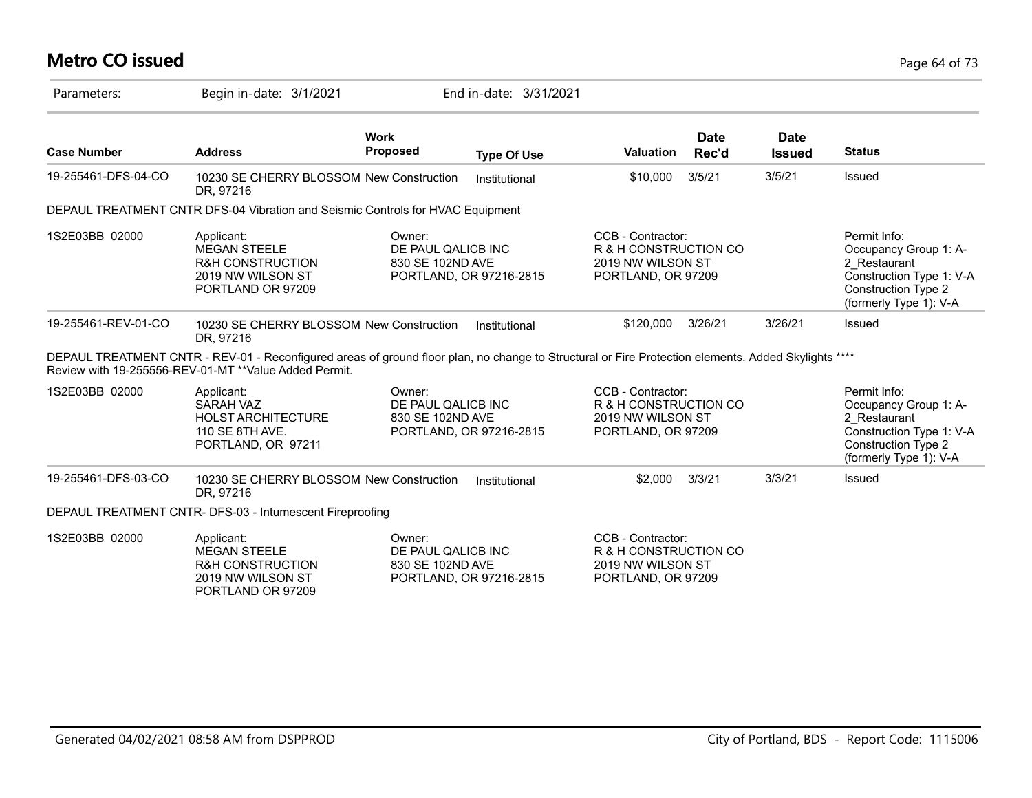# Metro CO issued

Parameters: Begin in-date: 3/1/2021 End in-date: 3/31/2021

| Case Number | Address | Work Proposed | Type Of Use | Valuation | Date Rec'd | Date Issued | Status |
|---|---|---|---|---|---|---|---|
| 19-255461-DFS-04-CO | 10230 SE CHERRY BLOSSOM DR, 97216 | New Construction | Institutional | $10,000 | 3/5/21 | 3/5/21 | Issued |
| DEPAUL TREATMENT CNTR DFS-04 Vibration and Seismic Controls for HVAC Equipment | | | | | | | |
| 1S2E03BB 02000 | Applicant: MEGAN STEELE R&H CONSTRUCTION 2019 NW WILSON ST PORTLAND OR 97209 | Owner: DE PAUL QALICB INC 830 SE 102ND AVE PORTLAND, OR 97216-2815 | | CCB - Contractor: R & H CONSTRUCTION CO 2019 NW WILSON ST PORTLAND, OR 97209 | | | Permit Info: Occupancy Group 1: A-2_Restaurant Construction Type 1: V-A Construction Type 2 (formerly Type 1): V-A |
| 19-255461-REV-01-CO | 10230 SE CHERRY BLOSSOM DR, 97216 | New Construction | Institutional | $120,000 | 3/26/21 | 3/26/21 | Issued |
| DEPAUL TREATMENT CNTR - REV-01 - Reconfigured areas of ground floor plan, no change to Structural or Fire Protection elements. Added Skylights **** Review with 19-255556-REV-01-MT **Value Added Permit. | | | | | | | |
| 1S2E03BB 02000 | Applicant: SARAH VAZ HOLST ARCHITECTURE 110 SE 8TH AVE. PORTLAND, OR 97211 | Owner: DE PAUL QALICB INC 830 SE 102ND AVE PORTLAND, OR 97216-2815 | | CCB - Contractor: R & H CONSTRUCTION CO 2019 NW WILSON ST PORTLAND, OR 97209 | | | Permit Info: Occupancy Group 1: A-2_Restaurant Construction Type 1: V-A Construction Type 2 (formerly Type 1): V-A |
| 19-255461-DFS-03-CO | 10230 SE CHERRY BLOSSOM DR, 97216 | New Construction | Institutional | $2,000 | 3/3/21 | 3/3/21 | Issued |
| DEPAUL TREATMENT CNTR- DFS-03 - Intumescent Fireproofing | | | | | | | |
| 1S2E03BB 02000 | Applicant: MEGAN STEELE R&H CONSTRUCTION 2019 NW WILSON ST PORTLAND OR 97209 | Owner: DE PAUL QALICB INC 830 SE 102ND AVE PORTLAND, OR 97216-2815 | | CCB - Contractor: R & H CONSTRUCTION CO 2019 NW WILSON ST PORTLAND, OR 97209 | | | |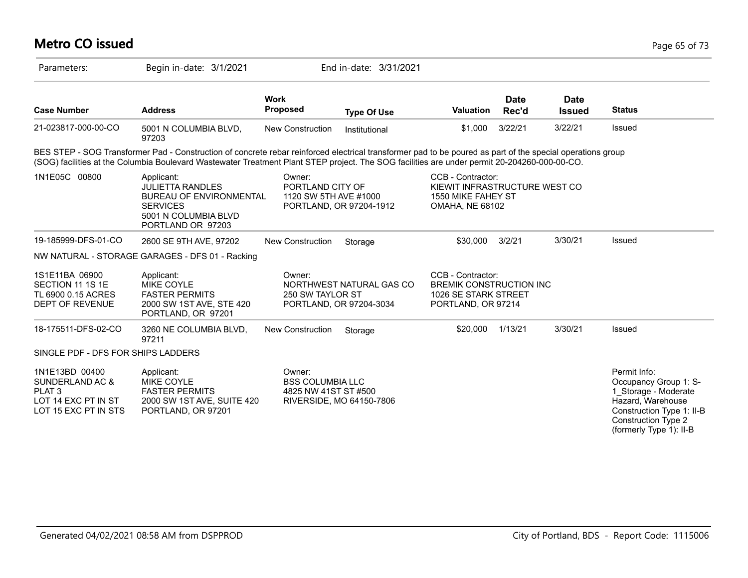# Metro CO issued

Parameters: Begin in-date: 3/1/2021 End in-date: 3/31/2021

| Case Number | Address | Work Proposed | Type Of Use | Valuation | Date Rec'd | Date Issued | Status |
|---|---|---|---|---|---|---|---|
| 21-023817-000-00-CO | 5001 N COLUMBIA BLVD, 97203 | New Construction | Institutional | $1,000 | 3/22/21 | 3/22/21 | Issued |

BES STEP - SOG Transformer Pad - Construction of concrete rebar reinforced electrical transformer pad to be poured as part of the special operations group (SOG) facilities at the Columbia Boulevard Wastewater Treatment Plant STEP project. The SOG facilities are under permit 20-204260-000-00-CO.

| | | | | |
|---|---|---|---|---|
| 1N1E05C 00800 | Applicant:<br>JULIETTA RANDLES<br>BUREAU OF ENVIRONMENTAL SERVICES<br>5001 N COLUMBIA BLVD<br>PORTLAND OR 97203 | Owner:<br>PORTLAND CITY OF<br>1120 SW 5TH AVE #1000<br>PORTLAND, OR 97204-1912 | CCB - Contractor:<br>KIEWIT INFRASTRUCTURE WEST CO<br>1550 MIKE FAHEY ST<br>OMAHA, NE 68102 | |

| Case Number | Address | Work Proposed | Type Of Use | Valuation | Date Rec'd | Date Issued | Status |
|---|---|---|---|---|---|---|---|
| 19-185999-DFS-01-CO | 2600 SE 9TH AVE, 97202 | New Construction | Storage | $30,000 | 3/2/21 | 3/30/21 | Issued |

NW NATURAL - STORAGE GARAGES - DFS 01 - Racking

| | | | | |
|---|---|---|---|---|
| 1S1E11BA 06900<br>SECTION 11 1S 1E<br>TL 6900 0.15 ACRES<br>DEPT OF REVENUE | Applicant:<br>MIKE COYLE<br>FASTER PERMITS<br>2000 SW 1ST AVE, STE 420<br>PORTLAND, OR 97201 | Owner:<br>NORTHWEST NATURAL GAS CO<br>250 SW TAYLOR ST<br>PORTLAND, OR 97204-3034 | CCB - Contractor:<br>BREMIK CONSTRUCTION INC<br>1026 SE STARK STREET<br>PORTLAND, OR 97214 | |

| Case Number | Address | Work Proposed | Type Of Use | Valuation | Date Rec'd | Date Issued | Status |
|---|---|---|---|---|---|---|---|
| 18-175511-DFS-02-CO | 3260 NE COLUMBIA BLVD, 97211 | New Construction | Storage | $20,000 | 1/13/21 | 3/30/21 | Issued |

SINGLE PDF - DFS FOR SHIPS LADDERS

| | | | | |
|---|---|---|---|---|
| 1N1E13BD 00400<br>SUNDERLAND AC &<br>PLAT 3<br>LOT 14 EXC PT IN ST<br>LOT 15 EXC PT IN STS | Applicant:<br>MIKE COYLE<br>FASTER PERMITS<br>2000 SW 1ST AVE, SUITE 420<br>PORTLAND, OR 97201 | Owner:<br>BSS COLUMBIA LLC<br>4825 NW 41ST ST #500<br>RIVERSIDE, MO 64150-7806 | | Permit Info:<br>Occupancy Group 1: S-1_Storage - Moderate Hazard, Warehouse<br>Construction Type 1: II-B<br>Construction Type 2 (formerly Type 1): II-B |

Generated 04/02/2021 08:58 AM from DSPPROD City of Portland, BDS - Report Code: 1115006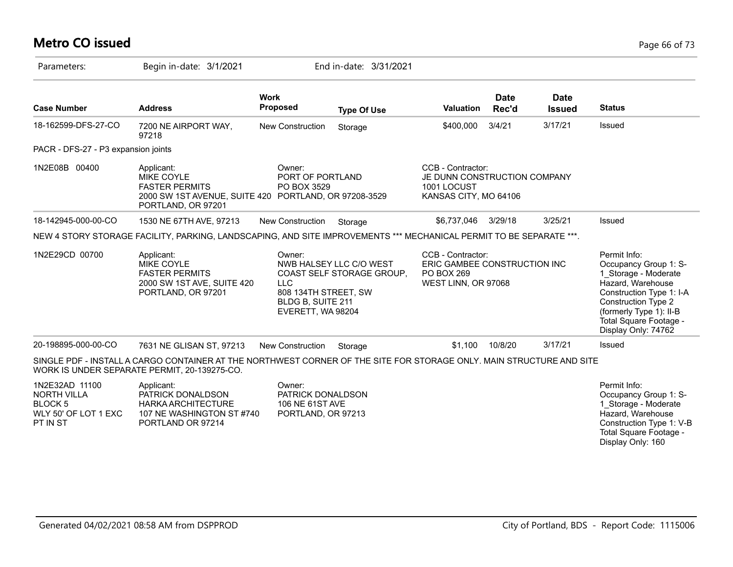# Metro CO issued

Parameters: Begin in-date: 3/1/2021 End in-date: 3/31/2021

| Case Number | Address | Work Proposed | Type Of Use | Valuation | Date Rec'd | Date Issued | Status |
|---|---|---|---|---|---|---|---|
| 18-162599-DFS-27-CO | 7200 NE AIRPORT WAY, 97218 | New Construction | Storage | $400,000 | 3/4/21 | 3/17/21 | Issued |
| PACR - DFS-27 - P3 expansion joints | | | | | | | |
| 1N2E08B 00400 | Applicant: MIKE COYLE FASTER PERMITS 2000 SW 1ST AVENUE, SUITE 420 PORTLAND, OR 97201 | Owner: PORT OF PORTLAND PO BOX 3529 PORTLAND, OR 97208-3529 | | CCB - Contractor: JE DUNN CONSTRUCTION COMPANY 1001 LOCUST KANSAS CITY, MO 64106 | | | |
| 18-142945-000-00-CO | 1530 NE 67TH AVE, 97213 | New Construction | Storage | $6,737,046 | 3/29/18 | 3/25/21 | Issued |
| NEW 4 STORY STORAGE FACILITY, PARKING, LANDSCAPING, AND SITE IMPROVEMENTS *** MECHANICAL PERMIT TO BE SEPARATE ***. | | | | | | | |
| 1N2E29CD 00700 | Applicant: MIKE COYLE FASTER PERMITS 2000 SW 1ST AVE, SUITE 420 PORTLAND, OR 97201 | Owner: NWB HALSEY LLC C/O WEST COAST SELF STORAGE GROUP, LLC 808 134TH STREET, SW BLDG B, SUITE 211 EVERETT, WA 98204 | | CCB - Contractor: ERIC GAMBEE CONSTRUCTION INC PO BOX 269 WEST LINN, OR 97068 | | | Permit Info: Occupancy Group 1: S-1_Storage - Moderate Hazard, Warehouse Construction Type 1: I-A Construction Type 2 (formerly Type 1): II-B Total Square Footage - Display Only: 74762 |
| 20-198895-000-00-CO | 7631 NE GLISAN ST, 97213 | New Construction | Storage | $1,100 | 10/8/20 | 3/17/21 | Issued |
| SINGLE PDF - INSTALL A CARGO CONTAINER AT THE NORTHWEST CORNER OF THE SITE FOR STORAGE ONLY. MAIN STRUCTURE AND SITE WORK IS UNDER SEPARATE PERMIT, 20-139275-CO. | | | | | | | |
| 1N2E32AD 11100 NORTH VILLA BLOCK 5 WLY 50' OF LOT 1 EXC PT IN ST | Applicant: PATRICK DONALDSON HARKA ARCHITECTURE 107 NE WASHINGTON ST #740 PORTLAND OR 97214 | Owner: PATRICK DONALDSON 106 NE 61ST AVE PORTLAND, OR 97213 | | | | | Permit Info: Occupancy Group 1: S-1_Storage - Moderate Hazard, Warehouse Construction Type 1: V-B Total Square Footage - Display Only: 160 |

Generated 04/02/2021 08:58 AM from DSPPROD

City of Portland, BDS - Report Code: 1115006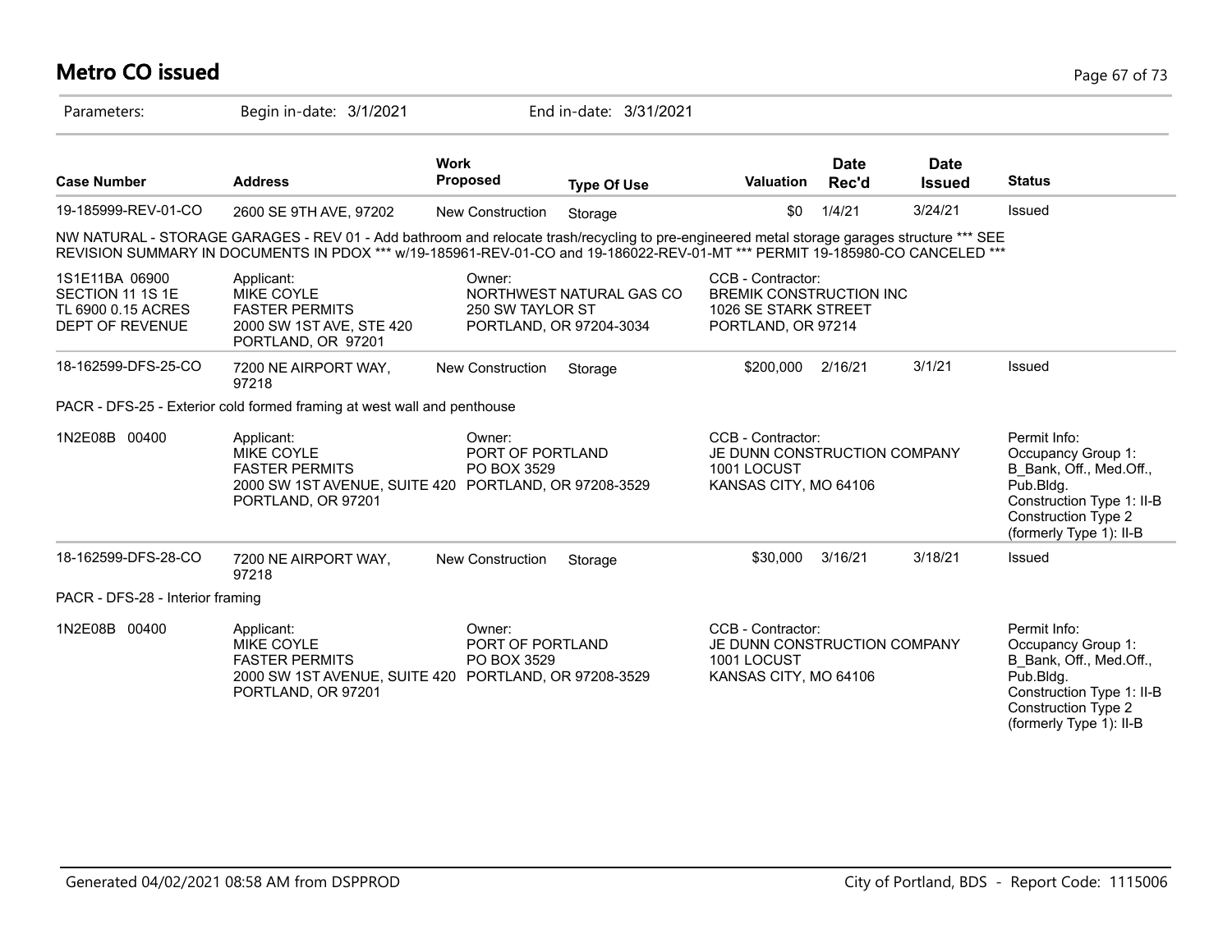# Metro CO issued

Parameters: Begin in-date: 3/1/2021 End in-date: 3/31/2021

| Case Number | Address | Work Proposed | Type Of Use | Valuation | Date Rec'd | Date Issued | Status |
|---|---|---|---|---|---|---|---|
| 19-185999-REV-01-CO | 2600 SE 9TH AVE, 97202 | New Construction | Storage | $0 | 1/4/21 | 3/24/21 | Issued |

NW NATURAL - STORAGE GARAGES - REV 01 - Add bathroom and relocate trash/recycling to pre-engineered metal storage garages structure *** SEE REVISION SUMMARY IN DOCUMENTS IN PDOX *** w/19-185961-REV-01-CO and 19-186022-REV-01-MT *** PERMIT 19-185980-CO CANCELED ***

| | | | | |
|---|---|---|---|---|
| 1S1E11BA 06900<br>SECTION 11 1S 1E<br>TL 6900 0.15 ACRES<br>DEPT OF REVENUE | Applicant:<br>MIKE COYLE<br>FASTER PERMITS<br>2000 SW 1ST AVE, STE 420<br>PORTLAND, OR 97201 | Owner:<br>NORTHWEST NATURAL GAS CO<br>250 SW TAYLOR ST<br>PORTLAND, OR 97204-3034 | CCB - Contractor:<br>BREMIK CONSTRUCTION INC<br>1026 SE STARK STREET<br>PORTLAND, OR 97214 | |

| Case Number | Address | Work Proposed | Type Of Use | Valuation | Date Rec'd | Date Issued | Status |
|---|---|---|---|---|---|---|---|
| 18-162599-DFS-25-CO | 7200 NE AIRPORT WAY, 97218 | New Construction | Storage | $200,000 | 2/16/21 | 3/1/21 | Issued |

PACR - DFS-25 - Exterior cold formed framing at west wall and penthouse

| | | | | |
|---|---|---|---|---|
| 1N2E08B 00400 | Applicant:<br>MIKE COYLE<br>FASTER PERMITS<br>2000 SW 1ST AVENUE, SUITE 420<br>PORTLAND, OR 97201 | Owner:<br>PORT OF PORTLAND<br>PO BOX 3529<br>PORTLAND, OR 97208-3529 | CCB - Contractor:<br>JE DUNN CONSTRUCTION COMPANY<br>1001 LOCUST<br>KANSAS CITY, MO 64106 | Permit Info:<br>Occupancy Group 1: B_Bank, Off., Med.Off., Pub.Bldg.<br>Construction Type 1: II-B<br>Construction Type 2 (formerly Type 1): II-B |

| Case Number | Address | Work Proposed | Type Of Use | Valuation | Date Rec'd | Date Issued | Status |
|---|---|---|---|---|---|---|---|
| 18-162599-DFS-28-CO | 7200 NE AIRPORT WAY, 97218 | New Construction | Storage | $30,000 | 3/16/21 | 3/18/21 | Issued |

PACR - DFS-28 - Interior framing

| | | | | |
|---|---|---|---|---|
| 1N2E08B 00400 | Applicant:<br>MIKE COYLE<br>FASTER PERMITS<br>2000 SW 1ST AVENUE, SUITE 420<br>PORTLAND, OR 97201 | Owner:<br>PORT OF PORTLAND<br>PO BOX 3529<br>PORTLAND, OR 97208-3529 | CCB - Contractor:<br>JE DUNN CONSTRUCTION COMPANY<br>1001 LOCUST<br>KANSAS CITY, MO 64106 | Permit Info:<br>Occupancy Group 1: B_Bank, Off., Med.Off., Pub.Bldg.<br>Construction Type 1: II-B<br>Construction Type 2 (formerly Type 1): II-B |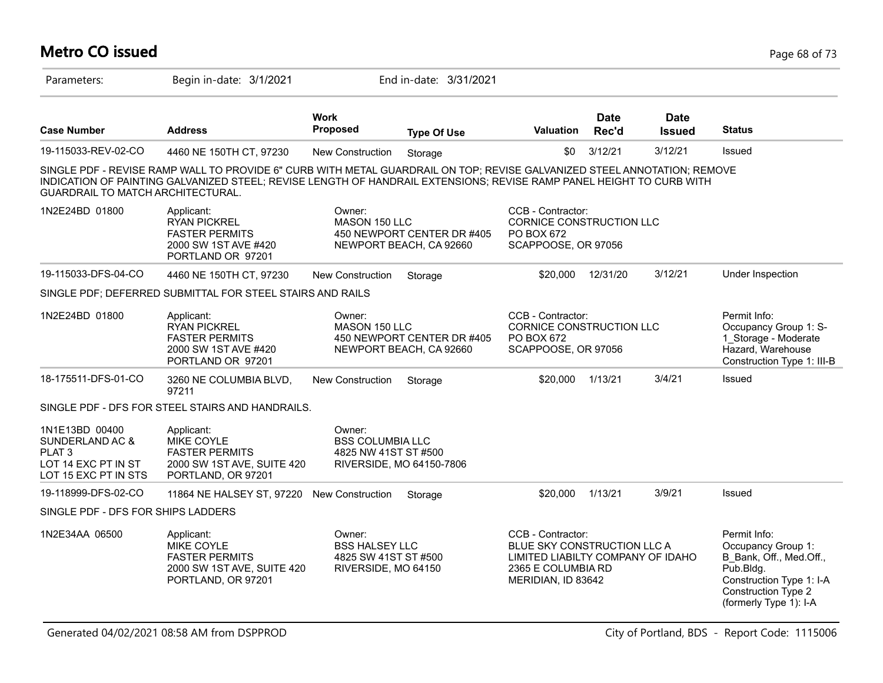# Metro CO issued

Parameters: Begin in-date: 3/1/2021 End in-date: 3/31/2021

| Case Number | Address | Work Proposed | Type Of Use | Valuation | Date Rec'd | Date Issued | Status |
|---|---|---|---|---|---|---|---|
| 19-115033-REV-02-CO | 4460 NE 150TH CT, 97230 | New Construction | Storage | $0 | 3/12/21 | 3/12/21 | Issued |

SINGLE PDF - REVISE RAMP WALL TO PROVIDE 6" CURB WITH METAL GUARDRAIL ON TOP; REVISE GALVANIZED STEEL ANNOTATION; REMOVE INDICATION OF PAINTING GALVANIZED STEEL; REVISE LENGTH OF HANDRAIL EXTENSIONS; REVISE RAMP PANEL HEIGHT TO CURB WITH GUARDRAIL TO MATCH ARCHITECTURAL.

1N2E24BD 01800

Applicant: RYAN PICKREL, FASTER PERMITS, 2000 SW 1ST AVE #420, PORTLAND OR 97201

Owner: MASON 150 LLC, 450 NEWPORT CENTER DR #405, NEWPORT BEACH, CA 92660

CCB - Contractor: CORNICE CONSTRUCTION LLC, PO BOX 672, SCAPPOOSE, OR 97056

| Case Number | Address | Work Proposed | Type Of Use | Valuation | Date Rec'd | Date Issued | Status |
|---|---|---|---|---|---|---|---|
| 19-115033-DFS-04-CO | 4460 NE 150TH CT, 97230 | New Construction | Storage | $20,000 | 12/31/20 | 3/12/21 | Under Inspection |

SINGLE PDF; DEFERRED SUBMITTAL FOR STEEL STAIRS AND RAILS

1N2E24BD 01800

Applicant: RYAN PICKREL, FASTER PERMITS, 2000 SW 1ST AVE #420, PORTLAND OR 97201

Owner: MASON 150 LLC, 450 NEWPORT CENTER DR #405, NEWPORT BEACH, CA 92660

CCB - Contractor: CORNICE CONSTRUCTION LLC, PO BOX 672, SCAPPOOSE, OR 97056

Permit Info: Occupancy Group 1: S-1_Storage - Moderate Hazard, Warehouse; Construction Type 1: III-B

| Case Number | Address | Work Proposed | Type Of Use | Valuation | Date Rec'd | Date Issued | Status |
|---|---|---|---|---|---|---|---|
| 18-175511-DFS-01-CO | 3260 NE COLUMBIA BLVD, 97211 | New Construction | Storage | $20,000 | 1/13/21 | 3/4/21 | Issued |

SINGLE PDF - DFS FOR STEEL STAIRS AND HANDRAILS.

1N1E13BD 00400, SUNDERLAND AC & PLAT 3, LOT 14 EXC PT IN ST, LOT 15 EXC PT IN STS

Applicant: MIKE COYLE, FASTER PERMITS, 2000 SW 1ST AVE, SUITE 420, PORTLAND, OR 97201

Owner: BSS COLUMBIA LLC, 4825 NW 41ST ST #500, RIVERSIDE, MO 64150-7806

| Case Number | Address | Work Proposed | Type Of Use | Valuation | Date Rec'd | Date Issued | Status |
|---|---|---|---|---|---|---|---|
| 19-118999-DFS-02-CO | 11864 NE HALSEY ST, 97220 | New Construction | Storage | $20,000 | 1/13/21 | 3/9/21 | Issued |

SINGLE PDF - DFS FOR SHIPS LADDERS

1N2E34AA 06500

Applicant: MIKE COYLE, FASTER PERMITS, 2000 SW 1ST AVE, SUITE 420, PORTLAND, OR 97201

Owner: BSS HALSEY LLC, 4825 SW 41ST ST #500, RIVERSIDE, MO 64150

CCB - Contractor: BLUE SKY CONSTRUCTION LLC A LIMITED LIABILTY COMPANY OF IDAHO, 2365 E COLUMBIA RD, MERIDIAN, ID 83642

Permit Info: Occupancy Group 1: B_Bank, Off., Med.Off., Pub.Bldg.; Construction Type 1: I-A; Construction Type 2 (formerly Type 1): I-A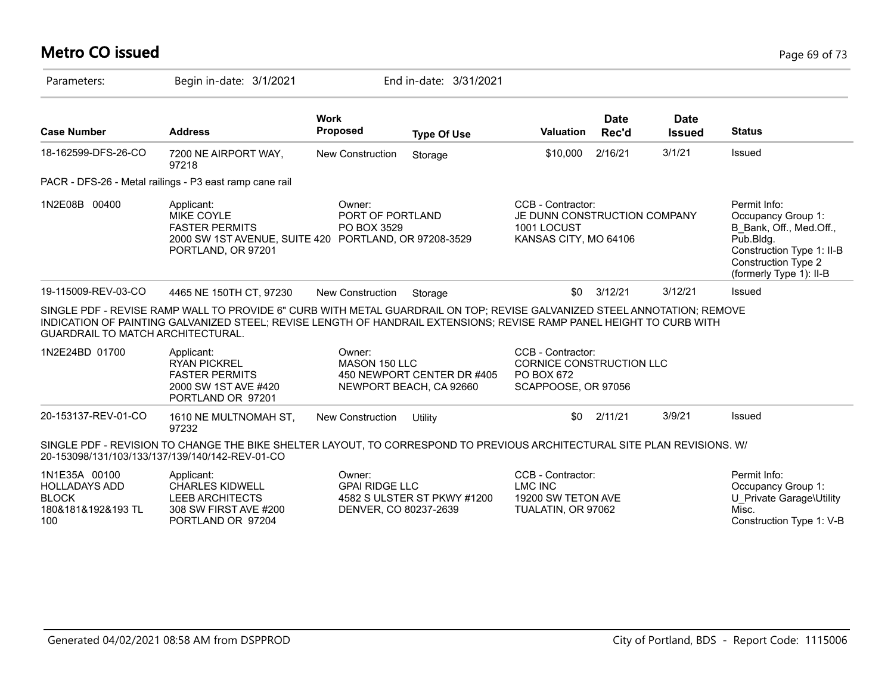# Metro CO issued

Parameters: Begin in-date: 3/1/2021 End in-date: 3/31/2021

| Case Number | Address | Work Proposed | Type Of Use | Valuation | Date Rec'd | Date Issued | Status |
|---|---|---|---|---|---|---|---|
| 18-162599-DFS-26-CO | 7200 NE AIRPORT WAY, 97218 | New Construction | Storage | $10,000 | 2/16/21 | 3/1/21 | Issued |

PACR - DFS-26 - Metal railings - P3 east ramp cane rail

| | Applicant | Owner | CCB - Contractor | Permit Info |
|---|---|---|---|---|
| 1N2E08B 00400 | MIKE COYLE<br>FASTER PERMITS<br>2000 SW 1ST AVENUE, SUITE 420<br>PORTLAND, OR 97201 | PORT OF PORTLAND<br>PO BOX 3529<br>PORTLAND, OR 97208-3529 | JE DUNN CONSTRUCTION COMPANY<br>1001 LOCUST<br>KANSAS CITY, MO 64106 | Occupancy Group 1: B_Bank, Off., Med.Off., Pub.Bldg.<br>Construction Type 1: II-B<br>Construction Type 2 (formerly Type 1): II-B |

| Case Number | Address | Work Proposed | Type Of Use | Valuation | Date Rec'd | Date Issued | Status |
|---|---|---|---|---|---|---|---|
| 19-115009-REV-03-CO | 4465 NE 150TH CT, 97230 | New Construction | Storage | $0 | 3/12/21 | 3/12/21 | Issued |

SINGLE PDF - REVISE RAMP WALL TO PROVIDE 6" CURB WITH METAL GUARDRAIL ON TOP; REVISE GALVANIZED STEEL ANNOTATION; REMOVE INDICATION OF PAINTING GALVANIZED STEEL; REVISE LENGTH OF HANDRAIL EXTENSIONS; REVISE RAMP PANEL HEIGHT TO CURB WITH GUARDRAIL TO MATCH ARCHITECTURAL.

| | Applicant | Owner | CCB - Contractor |
|---|---|---|---|
| 1N2E24BD 01700 | RYAN PICKREL<br>FASTER PERMITS<br>2000 SW 1ST AVE #420<br>PORTLAND OR 97201 | MASON 150 LLC<br>450 NEWPORT CENTER DR #405<br>NEWPORT BEACH, CA 92660 | CORNICE CONSTRUCTION LLC<br>PO BOX 672<br>SCAPPOOSE, OR 97056 |

| Case Number | Address | Work Proposed | Type Of Use | Valuation | Date Rec'd | Date Issued | Status |
|---|---|---|---|---|---|---|---|
| 20-153137-REV-01-CO | 1610 NE MULTNOMAH ST, 97232 | New Construction | Utility | $0 | 2/11/21 | 3/9/21 | Issued |

SINGLE PDF - REVISION TO CHANGE THE BIKE SHELTER LAYOUT, TO CORRESPOND TO PREVIOUS ARCHITECTURAL SITE PLAN REVISIONS. W/ 20-153098/131/103/133/137/139/140/142-REV-01-CO

| | Applicant | Owner | CCB - Contractor | Permit Info |
|---|---|---|---|---|
| 1N1E35A 00100<br>HOLLADAYS ADD<br>BLOCK 180&181&192&193 TL 100 | CHARLES KIDWELL<br>LEEB ARCHITECTS<br>308 SW FIRST AVE #200<br>PORTLAND OR 97204 | GPAI RIDGE LLC<br>4582 S ULSTER ST PKWY #1200<br>DENVER, CO 80237-2639 | LMC INC<br>19200 SW TETON AVE<br>TUALATIN, OR 97062 | Occupancy Group 1: U_Private Garage\Utility Misc.<br>Construction Type 1: V-B |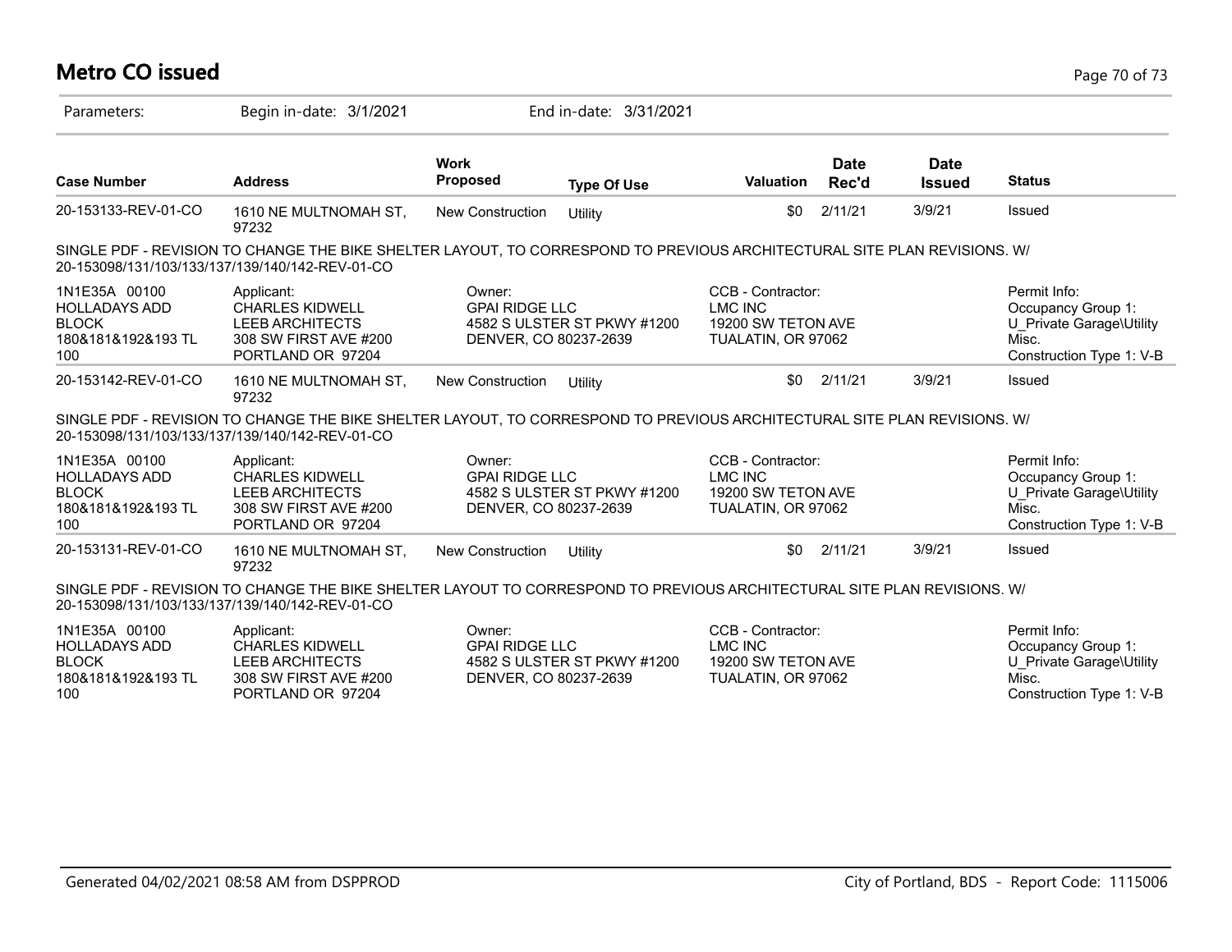# Metro CO issued

Parameters: Begin in-date: 3/1/2021 End in-date: 3/31/2021

| Case Number | Address | Work Proposed | Type Of Use | Valuation | Date Rec'd | Date Issued | Status |
|---|---|---|---|---|---|---|---|
| 20-153133-REV-01-CO | 1610 NE MULTNOMAH ST, 97232 | New Construction | Utility | $0 | 2/11/21 | 3/9/21 | Issued |

SINGLE PDF - REVISION TO CHANGE THE BIKE SHELTER LAYOUT, TO CORRESPOND TO PREVIOUS ARCHITECTURAL SITE PLAN REVISIONS. W/ 20-153098/131/103/133/137/139/140/142-REV-01-CO

| | Applicant: | Owner: | CCB - Contractor: | Permit Info: |
|---|---|---|---|---|
| 1N1E35A 00100 | CHARLES KIDWELL | GPAI RIDGE LLC | LMC INC | Occupancy Group 1: |
| HOLLADAYS ADD | LEEB ARCHITECTS | 4582 S ULSTER ST PKWY #1200 | 19200 SW TETON AVE | U_Private Garage\Utility |
| BLOCK | 308 SW FIRST AVE #200 | DENVER, CO 80237-2639 | TUALATIN, OR 97062 | Misc. |
| 180&181&192&193 TL 100 | PORTLAND OR 97204 | | | Construction Type 1: V-B |

| Case Number | Address | Work Proposed | Type Of Use | Valuation | Date Rec'd | Date Issued | Status |
|---|---|---|---|---|---|---|---|
| 20-153142-REV-01-CO | 1610 NE MULTNOMAH ST, 97232 | New Construction | Utility | $0 | 2/11/21 | 3/9/21 | Issued |

SINGLE PDF - REVISION TO CHANGE THE BIKE SHELTER LAYOUT, TO CORRESPOND TO PREVIOUS ARCHITECTURAL SITE PLAN REVISIONS. W/ 20-153098/131/103/133/137/139/140/142-REV-01-CO

| | Applicant: | Owner: | CCB - Contractor: | Permit Info: |
|---|---|---|---|---|
| 1N1E35A 00100 | CHARLES KIDWELL | GPAI RIDGE LLC | LMC INC | Occupancy Group 1: |
| HOLLADAYS ADD | LEEB ARCHITECTS | 4582 S ULSTER ST PKWY #1200 | 19200 SW TETON AVE | U_Private Garage\Utility |
| BLOCK | 308 SW FIRST AVE #200 | DENVER, CO 80237-2639 | TUALATIN, OR 97062 | Misc. |
| 180&181&192&193 TL 100 | PORTLAND OR 97204 | | | Construction Type 1: V-B |

| Case Number | Address | Work Proposed | Type Of Use | Valuation | Date Rec'd | Date Issued | Status |
|---|---|---|---|---|---|---|---|
| 20-153131-REV-01-CO | 1610 NE MULTNOMAH ST, 97232 | New Construction | Utility | $0 | 2/11/21 | 3/9/21 | Issued |

SINGLE PDF - REVISION TO CHANGE THE BIKE SHELTER LAYOUT TO CORRESPOND TO PREVIOUS ARCHITECTURAL SITE PLAN REVISIONS. W/ 20-153098/131/103/133/137/139/140/142-REV-01-CO

| | Applicant: | Owner: | CCB - Contractor: | Permit Info: |
|---|---|---|---|---|
| 1N1E35A 00100 | CHARLES KIDWELL | GPAI RIDGE LLC | LMC INC | Occupancy Group 1: |
| HOLLADAYS ADD | LEEB ARCHITECTS | 4582 S ULSTER ST PKWY #1200 | 19200 SW TETON AVE | U_Private Garage\Utility |
| BLOCK | 308 SW FIRST AVE #200 | DENVER, CO 80237-2639 | TUALATIN, OR 97062 | Misc. |
| 180&181&192&193 TL 100 | PORTLAND OR 97204 | | | Construction Type 1: V-B |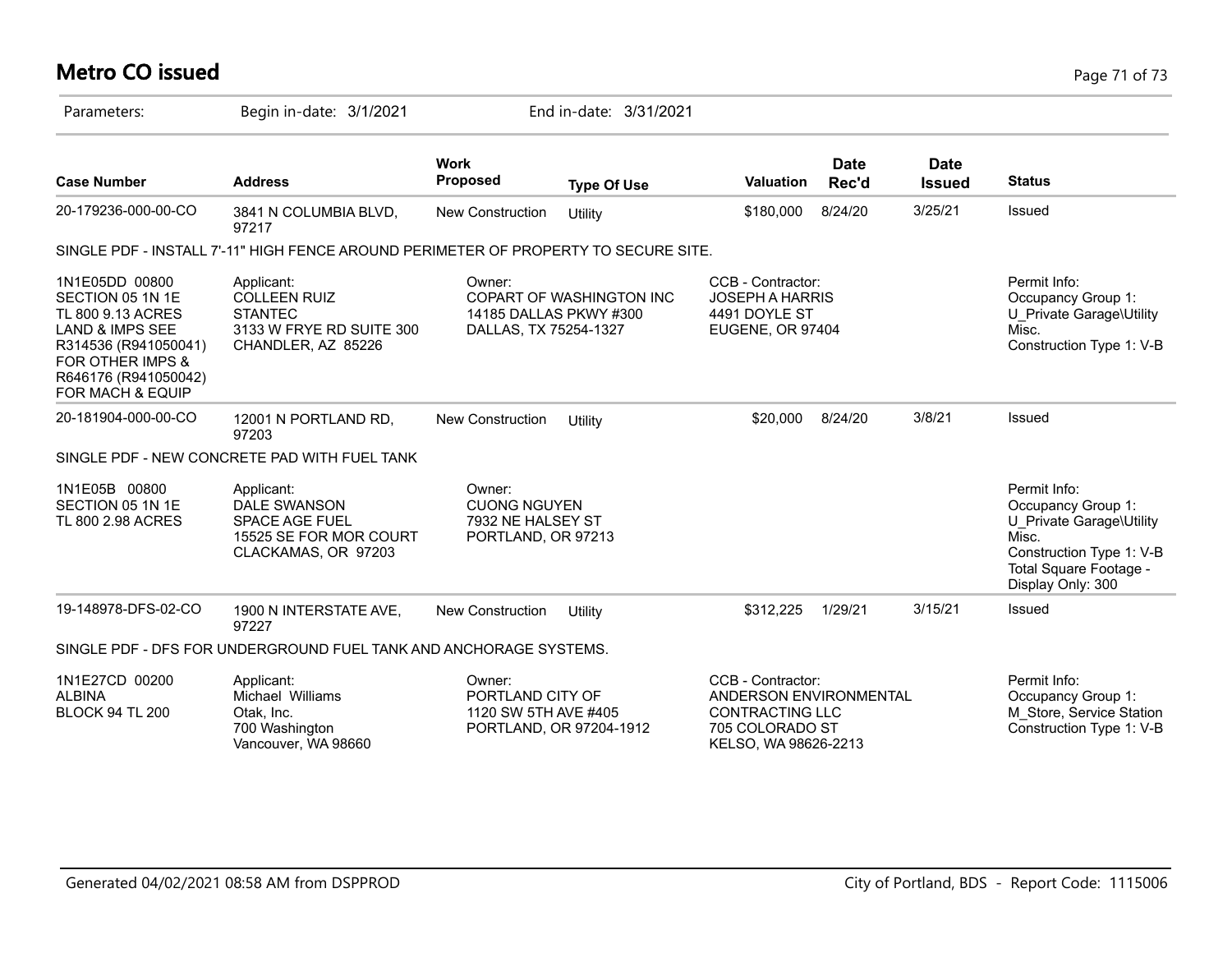# Metro CO issued

Parameters: Begin in-date: 3/1/2021 End in-date: 3/31/2021

| Case Number | Address | Work Proposed | Type Of Use | Valuation | Date Rec'd | Date Issued | Status |
|---|---|---|---|---|---|---|---|
| 20-179236-000-00-CO | 3841 N COLUMBIA BLVD, 97217 | New Construction | Utility | $180,000 | 8/24/20 | 3/25/21 | Issued |

SINGLE PDF - INSTALL 7'-11" HIGH FENCE AROUND PERIMETER OF PROPERTY TO SECURE SITE.

| | | | | |
|---|---|---|---|---|
| 1N1E05DD 00800<br>SECTION 05 1N 1E<br>TL 800 9.13 ACRES<br>LAND & IMPS SEE<br>R314536 (R941050041)<br>FOR OTHER IMPS &<br>R646176 (R941050042)<br>FOR MACH & EQUIP | Applicant:<br>COLLEEN RUIZ<br>STANTEC<br>3133 W FRYE RD SUITE 300<br>CHANDLER, AZ 85226 | Owner:<br>COPART OF WASHINGTON INC<br>14185 DALLAS PKWY #300<br>DALLAS, TX 75254-1327 | CCB - Contractor:<br>JOSEPH A HARRIS<br>4491 DOYLE ST<br>EUGENE, OR 97404 | Permit Info:<br>Occupancy Group 1:<br>U_Private Garage\Utility Misc.<br>Construction Type 1: V-B |

| Case Number | Address | Work Proposed | Type Of Use | Valuation | Date Rec'd | Date Issued | Status |
|---|---|---|---|---|---|---|---|
| 20-181904-000-00-CO | 12001 N PORTLAND RD, 97203 | New Construction | Utility | $20,000 | 8/24/20 | 3/8/21 | Issued |

SINGLE PDF - NEW CONCRETE PAD WITH FUEL TANK

| | | | | |
|---|---|---|---|---|
| 1N1E05B 00800<br>SECTION 05 1N 1E<br>TL 800 2.98 ACRES | Applicant:<br>DALE SWANSON<br>SPACE AGE FUEL<br>15525 SE FOR MOR COURT<br>CLACKAMAS, OR 97203 | Owner:<br>CUONG NGUYEN<br>7932 NE HALSEY ST<br>PORTLAND, OR 97213 | | Permit Info:<br>Occupancy Group 1:<br>U_Private Garage\Utility Misc.<br>Construction Type 1: V-B<br>Total Square Footage - Display Only: 300 |

| Case Number | Address | Work Proposed | Type Of Use | Valuation | Date Rec'd | Date Issued | Status |
|---|---|---|---|---|---|---|---|
| 19-148978-DFS-02-CO | 1900 N INTERSTATE AVE, 97227 | New Construction | Utility | $312,225 | 1/29/21 | 3/15/21 | Issued |

SINGLE PDF - DFS FOR UNDERGROUND FUEL TANK AND ANCHORAGE SYSTEMS.

| | | | | |
|---|---|---|---|---|
| 1N1E27CD 00200<br>ALBINA<br>BLOCK 94 TL 200 | Applicant:<br>Michael Williams<br>Otak, Inc.<br>700 Washington<br>Vancouver, WA 98660 | Owner:<br>PORTLAND CITY OF<br>1120 SW 5TH AVE #405<br>PORTLAND, OR 97204-1912 | CCB - Contractor:<br>ANDERSON ENVIRONMENTAL CONTRACTING LLC<br>705 COLORADO ST<br>KELSO, WA 98626-2213 | Permit Info:<br>Occupancy Group 1:<br>M_Store, Service Station<br>Construction Type 1: V-B |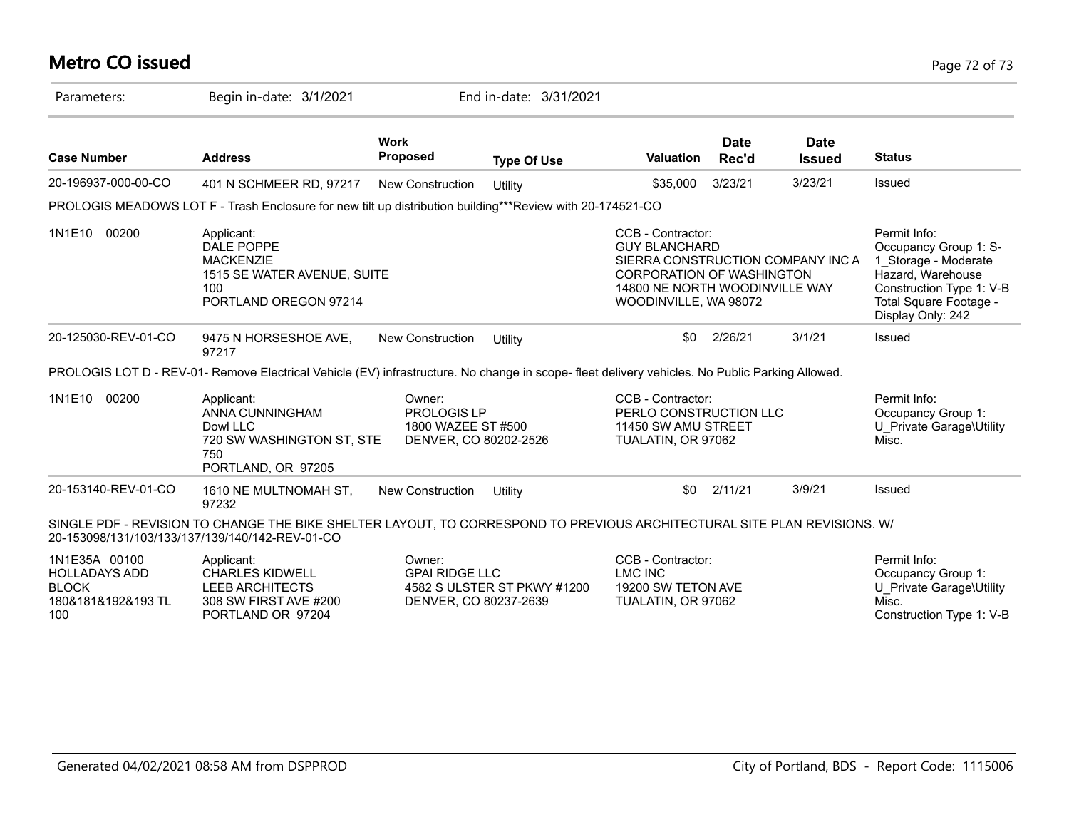# Metro CO issued

Parameters: Begin in-date: 3/1/2021 End in-date: 3/31/2021

| Case Number | Address | Work Proposed | Type Of Use | Valuation | Date Rec'd | Date Issued | Status |
|---|---|---|---|---|---|---|---|
| 20-196937-000-00-CO | 401 N SCHMEER RD, 97217 | New Construction | Utility | $35,000 | 3/23/21 | 3/23/21 | Issued |

PROLOGIS MEADOWS LOT F - Trash Enclosure for new tilt up distribution building***Review with 20-174521-CO

| | | | | |
|---|---|---|---|---|
| 1N1E10 00200 | Applicant:<br>DALE POPPE<br>MACKENZIE<br>1515 SE WATER AVENUE, SUITE 100<br>PORTLAND OREGON 97214 | | CCB - Contractor:<br>GUY BLANCHARD<br>SIERRA CONSTRUCTION COMPANY INC A CORPORATION OF WASHINGTON<br>14800 NE NORTH WOODINVILLE WAY<br>WOODINVILLE, WA 98072 | Permit Info:<br>Occupancy Group 1: S-1_Storage - Moderate Hazard, Warehouse<br>Construction Type 1: V-B<br>Total Square Footage - Display Only: 242 |

| Case Number | Address | Work Proposed | Type Of Use | Valuation | Date Rec'd | Date Issued | Status |
|---|---|---|---|---|---|---|---|
| 20-125030-REV-01-CO | 9475 N HORSESHOE AVE, 97217 | New Construction | Utility | $0 | 2/26/21 | 3/1/21 | Issued |

PROLOGIS LOT D - REV-01- Remove Electrical Vehicle (EV) infrastructure. No change in scope- fleet delivery vehicles. No Public Parking Allowed.

| | | | | |
|---|---|---|---|---|
| 1N1E10 00200 | Applicant:<br>ANNA CUNNINGHAM<br>Dowl LLC<br>720 SW WASHINGTON ST, STE 750<br>PORTLAND, OR 97205 | Owner:<br>PROLOGIS LP<br>1800 WAZEE ST #500<br>DENVER, CO 80202-2526 | CCB - Contractor:<br>PERLO CONSTRUCTION LLC<br>11450 SW AMU STREET<br>TUALATIN, OR 97062 | Permit Info:<br>Occupancy Group 1: U_Private Garage\Utility Misc. |

| Case Number | Address | Work Proposed | Type Of Use | Valuation | Date Rec'd | Date Issued | Status |
|---|---|---|---|---|---|---|---|
| 20-153140-REV-01-CO | 1610 NE MULTNOMAH ST, 97232 | New Construction | Utility | $0 | 2/11/21 | 3/9/21 | Issued |

SINGLE PDF - REVISION TO CHANGE THE BIKE SHELTER LAYOUT, TO CORRESPOND TO PREVIOUS ARCHITECTURAL SITE PLAN REVISIONS. W/ 20-153098/131/103/133/137/139/140/142-REV-01-CO

| | | | | |
|---|---|---|---|---|
| 1N1E35A 00100<br>HOLLADAYS ADD<br>BLOCK<br>180&181&192&193 TL 100 | Applicant:<br>CHARLES KIDWELL<br>LEEB ARCHITECTS<br>308 SW FIRST AVE #200<br>PORTLAND OR 97204 | Owner:<br>GPAI RIDGE LLC<br>4582 S ULSTER ST PKWY #1200<br>DENVER, CO 80237-2639 | CCB - Contractor:<br>LMC INC<br>19200 SW TETON AVE<br>TUALATIN, OR 97062 | Permit Info:<br>Occupancy Group 1: U_Private Garage\Utility Misc.<br>Construction Type 1: V-B |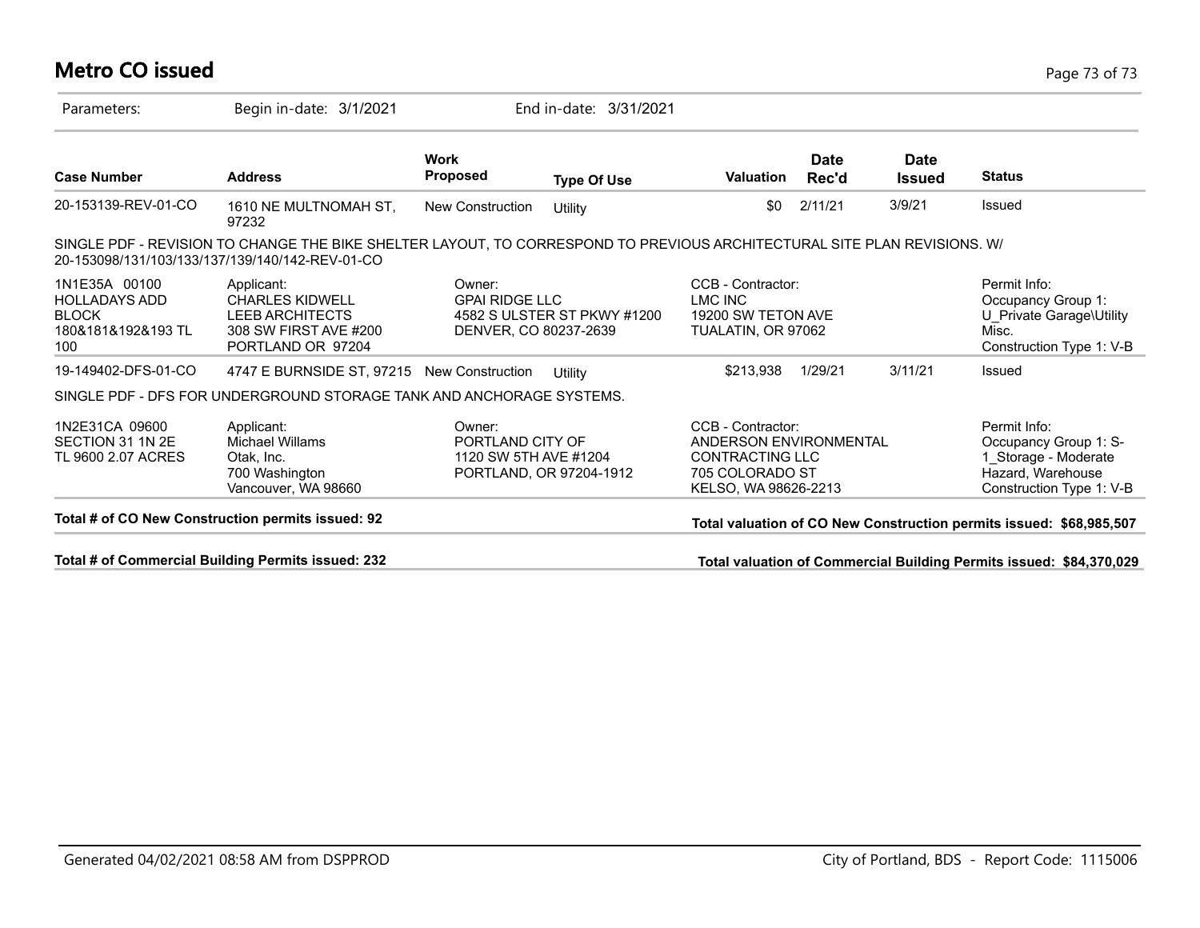# Metro CO issued

Parameters: Begin in-date: 3/1/2021 End in-date: 3/31/2021

| Case Number | Address | Work Proposed | Type Of Use | Valuation | Date Rec'd | Date Issued | Status |
|---|---|---|---|---|---|---|---|
| 20-153139-REV-01-CO | 1610 NE MULTNOMAH ST, 97232 | New Construction | Utility | $0 | 2/11/21 | 3/9/21 | Issued |

SINGLE PDF - REVISION TO CHANGE THE BIKE SHELTER LAYOUT, TO CORRESPOND TO PREVIOUS ARCHITECTURAL SITE PLAN REVISIONS. W/ 20-153098/131/103/133/137/139/140/142-REV-01-CO

| | | | | |
|---|---|---|---|---|
| 1N1E35A 00100<br>HOLLADAYS ADD<br>BLOCK<br>180&181&192&193 TL<br>100 | Applicant:<br>CHARLES KIDWELL<br>LEEB ARCHITECTS<br>308 SW FIRST AVE #200<br>PORTLAND OR 97204 | Owner:<br>GPAI RIDGE LLC<br>4582 S ULSTER ST PKWY #1200<br>DENVER, CO 80237-2639 | CCB - Contractor:<br>LMC INC<br>19200 SW TETON AVE<br>TUALATIN, OR 97062 | Permit Info:<br>Occupancy Group 1:<br>U_Private Garage\Utility<br>Misc.<br>Construction Type 1: V-B |

| Case Number | Address | Work Proposed | Type Of Use | Valuation | Date Rec'd | Date Issued | Status |
|---|---|---|---|---|---|---|---|
| 19-149402-DFS-01-CO | 4747 E BURNSIDE ST, 97215 | New Construction | Utility | $213,938 | 1/29/21 | 3/11/21 | Issued |

SINGLE PDF - DFS FOR UNDERGROUND STORAGE TANK AND ANCHORAGE SYSTEMS.

| | | | | |
|---|---|---|---|---|
| 1N2E31CA 09600<br>SECTION 31 1N 2E<br>TL 9600 2.07 ACRES | Applicant:<br>Michael Willams<br>Otak, Inc.<br>700 Washington<br>Vancouver, WA 98660 | Owner:<br>PORTLAND CITY OF<br>1120 SW 5TH AVE #1204<br>PORTLAND, OR 97204-1912 | CCB - Contractor:<br>ANDERSON ENVIRONMENTAL<br>CONTRACTING LLC<br>705 COLORADO ST<br>KELSO, WA 98626-2213 | Permit Info:<br>Occupancy Group 1: S-1_Storage - Moderate<br>Hazard, Warehouse<br>Construction Type 1: V-B |

**Total # of CO New Construction permits issued: 92**

**Total valuation of CO New Construction permits issued: $68,985,507**

**Total # of Commercial Building Permits issued: 232**

**Total valuation of Commercial Building Permits issued: $84,370,029**

Generated 04/02/2021 08:58 AM from DSPPROD

City of Portland, BDS - Report Code: 1115006